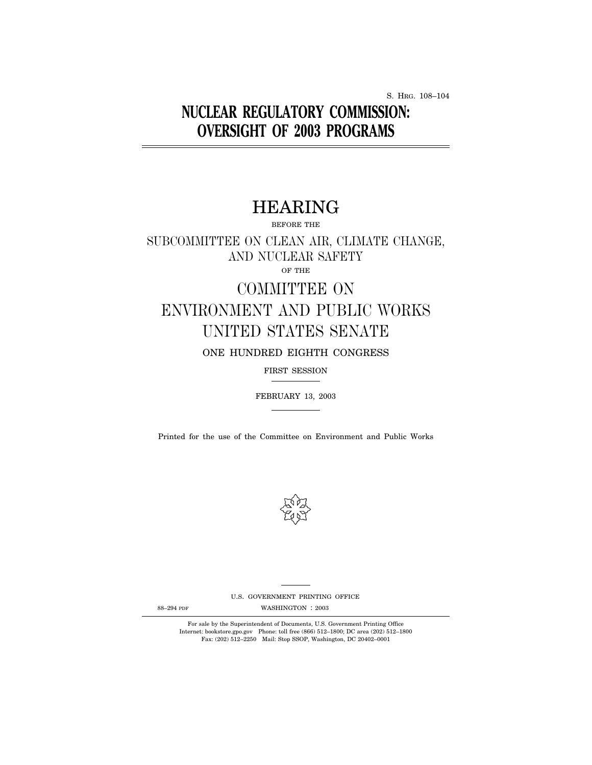S. HRG. 108–104

# NUCLEAR REGULATORY COMMISSION: OVERSIGHT OF 2003 PROGRAMS

## HEARING

BEFORE THE

SUBCOMMITTEE ON CLEAN AIR, CLIMATE CHANGE, AND NUCLEAR SAFETY

OF THE

COMMITTEE ON ENVIRONMENT AND PUBLIC WORKS UNITED STATES SENATE

ONE HUNDRED EIGHTH CONGRESS

FIRST SESSION

FEBRUARY 13, 2003

Printed for the use of the Committee on Environment and Public Works

U.S. GOVERNMENT PRINTING OFFICE

88–294 PDF WASHINGTON : 2003

For sale by the Superintendent of Documents, U.S. Government Printing Office
Internet: bookstore.gpo.gov Phone: toll free (866) 512–1800; DC area (202) 512–1800
Fax: (202) 512–2250 Mail: Stop SSOP, Washington, DC 20402–0001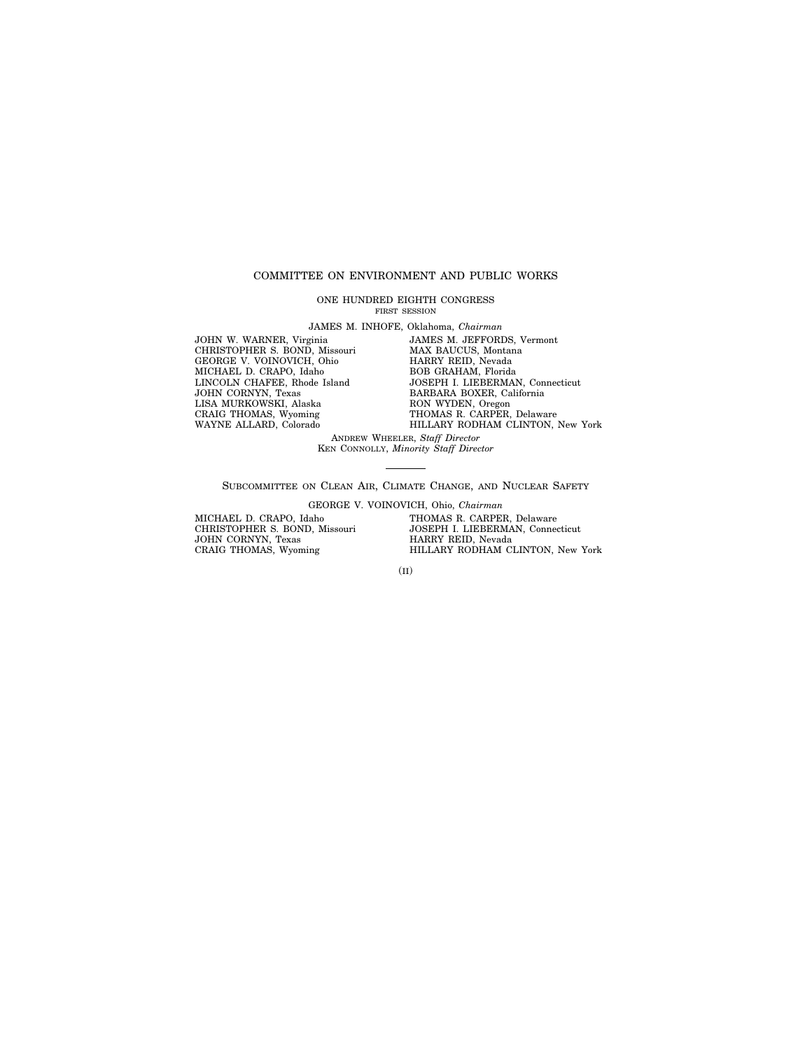# COMMITTEE ON ENVIRONMENT AND PUBLIC WORKS

ONE HUNDRED EIGHTH CONGRESS
FIRST SESSION

JAMES M. INHOFE, Oklahoma, *Chairman*

JOHN W. WARNER, Virginia
CHRISTOPHER S. BOND, Missouri
GEORGE V. VOINOVICH, Ohio
MICHAEL D. CRAPO, Idaho
LINCOLN CHAFEE, Rhode Island
JOHN CORNYN, Texas
LISA MURKOWSKI, Alaska
CRAIG THOMAS, Wyoming
WAYNE ALLARD, Colorado

JAMES M. JEFFORDS, Vermont
MAX BAUCUS, Montana
HARRY REID, Nevada
BOB GRAHAM, Florida
JOSEPH I. LIEBERMAN, Connecticut
BARBARA BOXER, California
RON WYDEN, Oregon
THOMAS R. CARPER, Delaware
HILLARY RODHAM CLINTON, New York

ANDREW WHEELER, *Staff Director*
KEN CONNOLLY, *Minority Staff Director*

---

## SUBCOMMITTEE ON CLEAN AIR, CLIMATE CHANGE, AND NUCLEAR SAFETY

GEORGE V. VOINOVICH, Ohio, *Chairman*

MICHAEL D. CRAPO, Idaho
CHRISTOPHER S. BOND, Missouri
JOHN CORNYN, Texas
CRAIG THOMAS, Wyoming

THOMAS R. CARPER, Delaware
JOSEPH I. LIEBERMAN, Connecticut
HARRY REID, Nevada
HILLARY RODHAM CLINTON, New York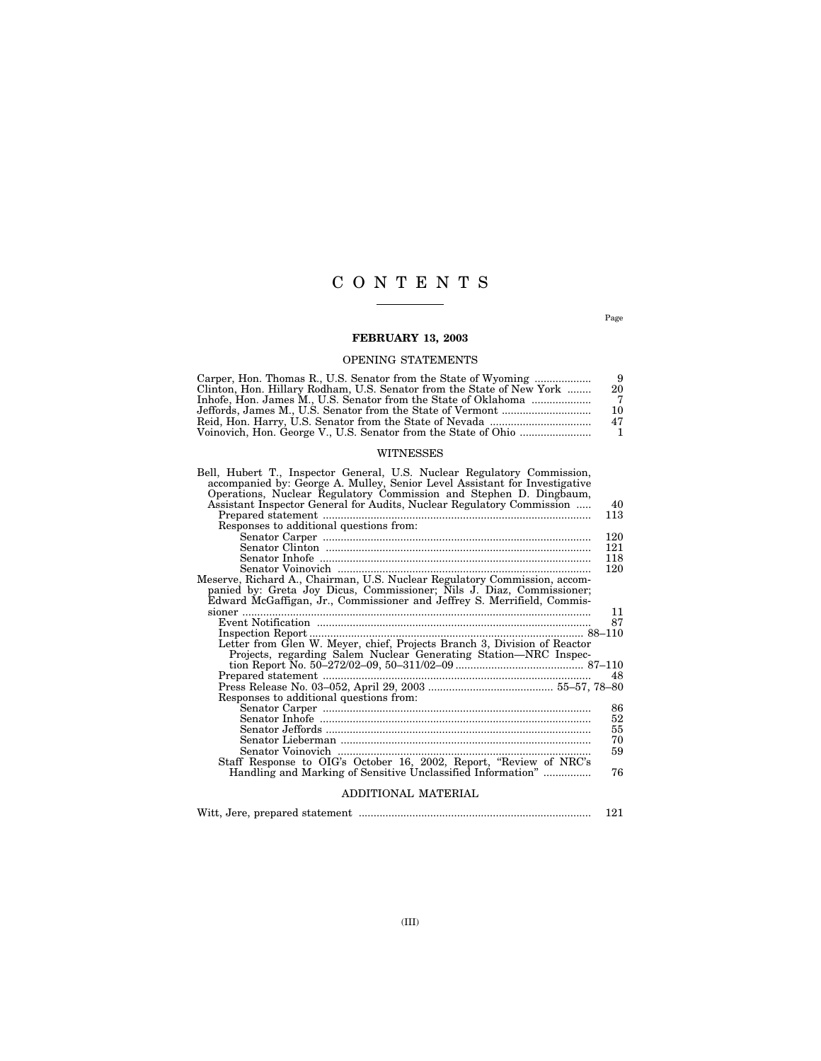# CONTENTS

Page

## FEBRUARY 13, 2003

### OPENING STATEMENTS

Carper, Hon. Thomas R., U.S. Senator from the State of Wyoming .................. 9
Clinton, Hon. Hillary Rodham, U.S. Senator from the State of New York ........ 20
Inhofe, Hon. James M., U.S. Senator from the State of Oklahoma .................... 7
Jeffords, James M., U.S. Senator from the State of Vermont .............................. 10
Reid, Hon. Harry, U.S. Senator from the State of Nevada .................................. 47
Voinovich, Hon. George V., U.S. Senator from the State of Ohio ........................ 1

### WITNESSES

Bell, Hubert T., Inspector General, U.S. Nuclear Regulatory Commission, accompanied by: George A. Mulley, Senior Level Assistant for Investigative Operations, Nuclear Regulatory Commission and Stephen D. Dingbaum, Assistant Inspector General for Audits, Nuclear Regulatory Commission ..... 40
 Prepared statement .......................................................................................... 113
 Responses to additional questions from:
  Senator Carper .......................................................................................... 120
  Senator Clinton ......................................................................................... 121
  Senator Inhofe ........................................................................................... 118
  Senator Voinovich ..................................................................................... 120
Meserve, Richard A., Chairman, U.S. Nuclear Regulatory Commission, accompanied by: Greta Joy Dicus, Commissioner; Nils J. Diaz, Commissioner; Edward McGaffigan, Jr., Commissioner and Jeffrey S. Merrifield, Commissioner ..................................................................................................................... 11
 Event Notification ............................................................................................ 87
 Inspection Report ............................................................................................ 88–110
 Letter from Glen W. Meyer, chief, Projects Branch 3, Division of Reactor Projects, regarding Salem Nuclear Generating Station—NRC Inspection Report No. 50–272/02–09, 50–311/02–09 ........................................... 87–110
 Prepared statement .......................................................................................... 48
 Press Release No. 03–052, April 29, 2003 .......................................... 55–57, 78–80
 Responses to additional questions from:
  Senator Carper .......................................................................................... 86
  Senator Inhofe ........................................................................................... 52
  Senator Jeffords ........................................................................................ 55
  Senator Lieberman .................................................................................... 70
  Senator Voinovich ..................................................................................... 59
 Staff Response to OIG's October 16, 2002, Report, "Review of NRC's Handling and Marking of Sensitive Unclassified Information" ................ 76

### ADDITIONAL MATERIAL

Witt, Jere, prepared statement .............................................................................. 121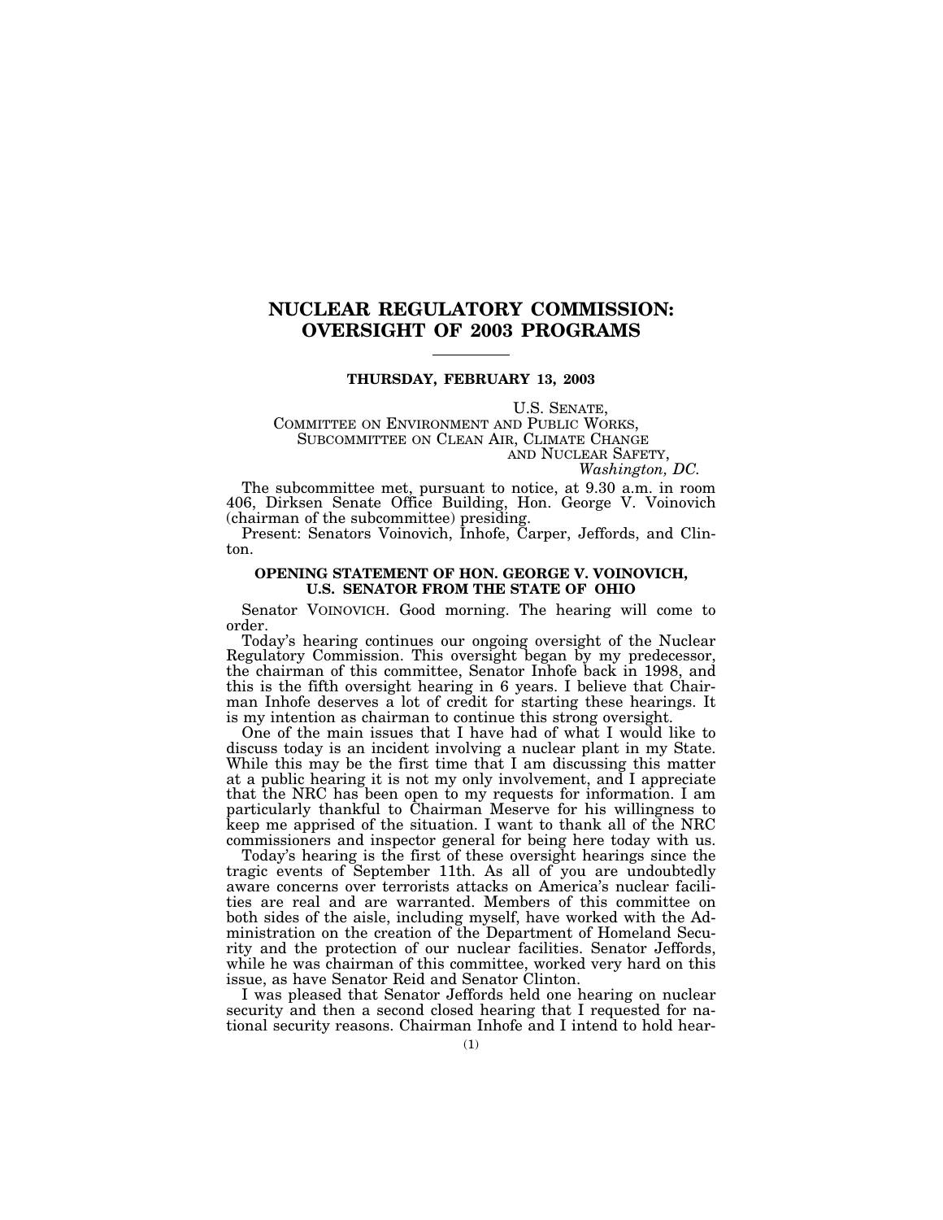# NUCLEAR REGULATORY COMMISSION: OVERSIGHT OF 2003 PROGRAMS

---

**THURSDAY, FEBRUARY 13, 2003**

U.S. SENATE,
COMMITTEE ON ENVIRONMENT AND PUBLIC WORKS,
SUBCOMMITTEE ON CLEAN AIR, CLIMATE CHANGE
AND NUCLEAR SAFETY,
*Washington, DC.*

The subcommittee met, pursuant to notice, at 9.30 a.m. in room 406, Dirksen Senate Office Building, Hon. George V. Voinovich (chairman of the subcommittee) presiding.

Present: Senators Voinovich, Inhofe, Carper, Jeffords, and Clinton.

## OPENING STATEMENT OF HON. GEORGE V. VOINOVICH, U.S. SENATOR FROM THE STATE OF OHIO

Senator VOINOVICH. Good morning. The hearing will come to order.

Today's hearing continues our ongoing oversight of the Nuclear Regulatory Commission. This oversight began by my predecessor, the chairman of this committee, Senator Inhofe back in 1998, and this is the fifth oversight hearing in 6 years. I believe that Chairman Inhofe deserves a lot of credit for starting these hearings. It is my intention as chairman to continue this strong oversight.

One of the main issues that I have had of what I would like to discuss today is an incident involving a nuclear plant in my State. While this may be the first time that I am discussing this matter at a public hearing it is not my only involvement, and I appreciate that the NRC has been open to my requests for information. I am particularly thankful to Chairman Meserve for his willingness to keep me apprised of the situation. I want to thank all of the NRC commissioners and inspector general for being here today with us.

Today's hearing is the first of these oversight hearings since the tragic events of September 11th. As all of you are undoubtedly aware concerns over terrorists attacks on America's nuclear facilities are real and are warranted. Members of this committee on both sides of the aisle, including myself, have worked with the Administration on the creation of the Department of Homeland Security and the protection of our nuclear facilities. Senator Jeffords, while he was chairman of this committee, worked very hard on this issue, as have Senator Reid and Senator Clinton.

I was pleased that Senator Jeffords held one hearing on nuclear security and then a second closed hearing that I requested for national security reasons. Chairman Inhofe and I intend to hold hear-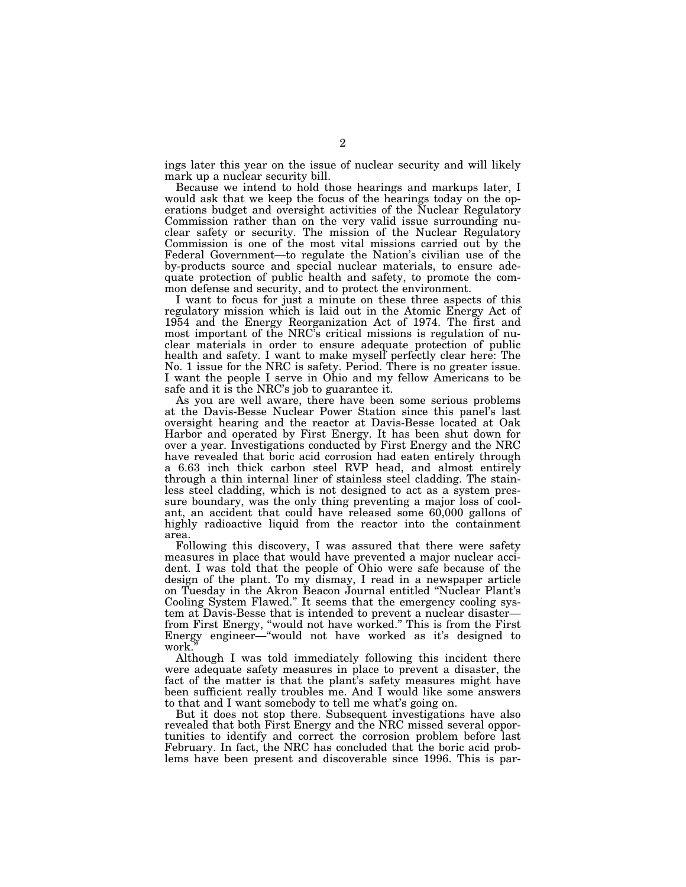ings later this year on the issue of nuclear security and will likely mark up a nuclear security bill.

Because we intend to hold those hearings and markups later, I would ask that we keep the focus of the hearings today on the operations budget and oversight activities of the Nuclear Regulatory Commission rather than on the very valid issue surrounding nuclear safety or security. The mission of the Nuclear Regulatory Commission is one of the most vital missions carried out by the Federal Government—to regulate the Nation's civilian use of the by-products source and special nuclear materials, to ensure adequate protection of public health and safety, to promote the common defense and security, and to protect the environment.

I want to focus for just a minute on these three aspects of this regulatory mission which is laid out in the Atomic Energy Act of 1954 and the Energy Reorganization Act of 1974. The first and most important of the NRC's critical missions is regulation of nuclear materials in order to ensure adequate protection of public health and safety. I want to make myself perfectly clear here: The No. 1 issue for the NRC is safety. Period. There is no greater issue. I want the people I serve in Ohio and my fellow Americans to be safe and it is the NRC's job to guarantee it.

As you are well aware, there have been some serious problems at the Davis-Besse Nuclear Power Station since this panel's last oversight hearing and the reactor at Davis-Besse located at Oak Harbor and operated by First Energy. It has been shut down for over a year. Investigations conducted by First Energy and the NRC have revealed that boric acid corrosion had eaten entirely through a 6.63 inch thick carbon steel RVP head, and almost entirely through a thin internal liner of stainless steel cladding. The stainless steel cladding, which is not designed to act as a system pressure boundary, was the only thing preventing a major loss of coolant, an accident that could have released some 60,000 gallons of highly radioactive liquid from the reactor into the containment area.

Following this discovery, I was assured that there were safety measures in place that would have prevented a major nuclear accident. I was told that the people of Ohio were safe because of the design of the plant. To my dismay, I read in a newspaper article on Tuesday in the Akron Beacon Journal entitled "Nuclear Plant's Cooling System Flawed." It seems that the emergency cooling system at Davis-Besse that is intended to prevent a nuclear disaster—from First Energy, "would not have worked." This is from the First Energy engineer—"would not have worked as it's designed to work."

Although I was told immediately following this incident there were adequate safety measures in place to prevent a disaster, the fact of the matter is that the plant's safety measures might have been sufficient really troubles me. And I would like some answers to that and I want somebody to tell me what's going on.

But it does not stop there. Subsequent investigations have also revealed that both First Energy and the NRC missed several opportunities to identify and correct the corrosion problem before last February. In fact, the NRC has concluded that the boric acid problems have been present and discoverable since 1996. This is par-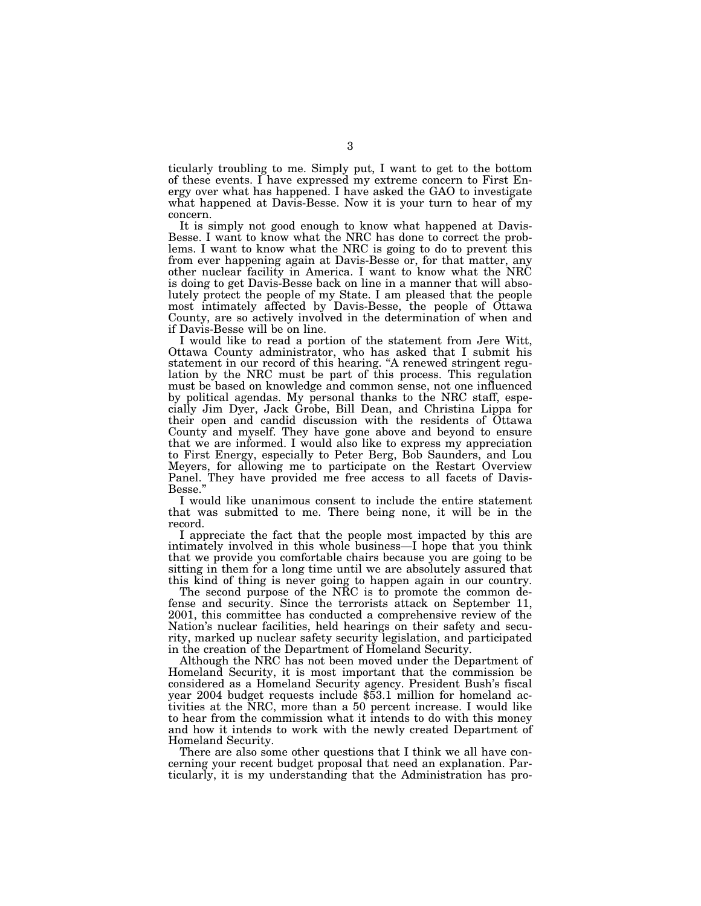ticularly troubling to me. Simply put, I want to get to the bottom of these events. I have expressed my extreme concern to First Energy over what has happened. I have asked the GAO to investigate what happened at Davis-Besse. Now it is your turn to hear of my concern.

It is simply not good enough to know what happened at Davis-Besse. I want to know what the NRC has done to correct the problems. I want to know what the NRC is going to do to prevent this from ever happening again at Davis-Besse or, for that matter, any other nuclear facility in America. I want to know what the NRC is doing to get Davis-Besse back on line in a manner that will absolutely protect the people of my State. I am pleased that the people most intimately affected by Davis-Besse, the people of Ottawa County, are so actively involved in the determination of when and if Davis-Besse will be on line.

I would like to read a portion of the statement from Jere Witt, Ottawa County administrator, who has asked that I submit his statement in our record of this hearing. "A renewed stringent regulation by the NRC must be part of this process. This regulation must be based on knowledge and common sense, not one influenced by political agendas. My personal thanks to the NRC staff, especially Jim Dyer, Jack Grobe, Bill Dean, and Christina Lippa for their open and candid discussion with the residents of Ottawa County and myself. They have gone above and beyond to ensure that we are informed. I would also like to express my appreciation to First Energy, especially to Peter Berg, Bob Saunders, and Lou Meyers, for allowing me to participate on the Restart Overview Panel. They have provided me free access to all facets of Davis-Besse."

I would like unanimous consent to include the entire statement that was submitted to me. There being none, it will be in the record.

I appreciate the fact that the people most impacted by this are intimately involved in this whole business—I hope that you think that we provide you comfortable chairs because you are going to be sitting in them for a long time until we are absolutely assured that this kind of thing is never going to happen again in our country.

The second purpose of the NRC is to promote the common defense and security. Since the terrorists attack on September 11, 2001, this committee has conducted a comprehensive review of the Nation's nuclear facilities, held hearings on their safety and security, marked up nuclear safety security legislation, and participated in the creation of the Department of Homeland Security.

Although the NRC has not been moved under the Department of Homeland Security, it is most important that the commission be considered as a Homeland Security agency. President Bush's fiscal year 2004 budget requests include $53.1 million for homeland activities at the NRC, more than a 50 percent increase. I would like to hear from the commission what it intends to do with this money and how it intends to work with the newly created Department of Homeland Security.

There are also some other questions that I think we all have concerning your recent budget proposal that need an explanation. Particularly, it is my understanding that the Administration has pro-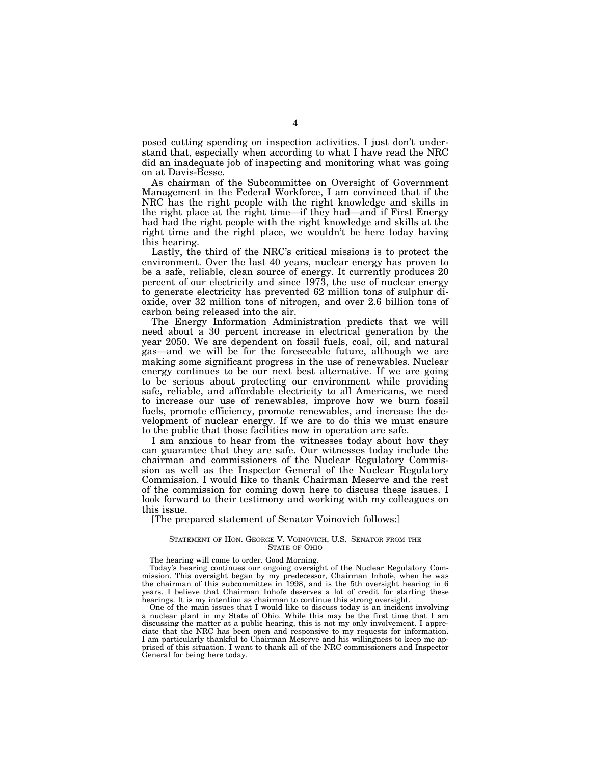posed cutting spending on inspection activities. I just don't understand that, especially when according to what I have read the NRC did an inadequate job of inspecting and monitoring what was going on at Davis-Besse.

As chairman of the Subcommittee on Oversight of Government Management in the Federal Workforce, I am convinced that if the NRC has the right people with the right knowledge and skills in the right place at the right time—if they had—and if First Energy had had the right people with the right knowledge and skills at the right time and the right place, we wouldn't be here today having this hearing.

Lastly, the third of the NRC's critical missions is to protect the environment. Over the last 40 years, nuclear energy has proven to be a safe, reliable, clean source of energy. It currently produces 20 percent of our electricity and since 1973, the use of nuclear energy to generate electricity has prevented 62 million tons of sulphur dioxide, over 32 million tons of nitrogen, and over 2.6 billion tons of carbon being released into the air.

The Energy Information Administration predicts that we will need about a 30 percent increase in electrical generation by the year 2050. We are dependent on fossil fuels, coal, oil, and natural gas—and we will be for the foreseeable future, although we are making some significant progress in the use of renewables. Nuclear energy continues to be our next best alternative. If we are going to be serious about protecting our environment while providing safe, reliable, and affordable electricity to all Americans, we need to increase our use of renewables, improve how we burn fossil fuels, promote efficiency, promote renewables, and increase the development of nuclear energy. If we are to do this we must ensure to the public that those facilities now in operation are safe.

I am anxious to hear from the witnesses today about how they can guarantee that they are safe. Our witnesses today include the chairman and commissioners of the Nuclear Regulatory Commission as well as the Inspector General of the Nuclear Regulatory Commission. I would like to thank Chairman Meserve and the rest of the commission for coming down here to discuss these issues. I look forward to their testimony and working with my colleagues on this issue.

[The prepared statement of Senator Voinovich follows:]

STATEMENT OF HON. GEORGE V. VOINOVICH, U.S. SENATOR FROM THE STATE OF OHIO

The hearing will come to order. Good Morning.

Today's hearing continues our ongoing oversight of the Nuclear Regulatory Commission. This oversight began by my predecessor, Chairman Inhofe, when he was the chairman of this subcommittee in 1998, and is the 5th oversight hearing in 6 years. I believe that Chairman Inhofe deserves a lot of credit for starting these hearings. It is my intention as chairman to continue this strong oversight.

One of the main issues that I would like to discuss today is an incident involving a nuclear plant in my State of Ohio. While this may be the first time that I am discussing the matter at a public hearing, this is not my only involvement. I appreciate that the NRC has been open and responsive to my requests for information. I am particularly thankful to Chairman Meserve and his willingness to keep me apprised of this situation. I want to thank all of the NRC commissioners and Inspector General for being here today.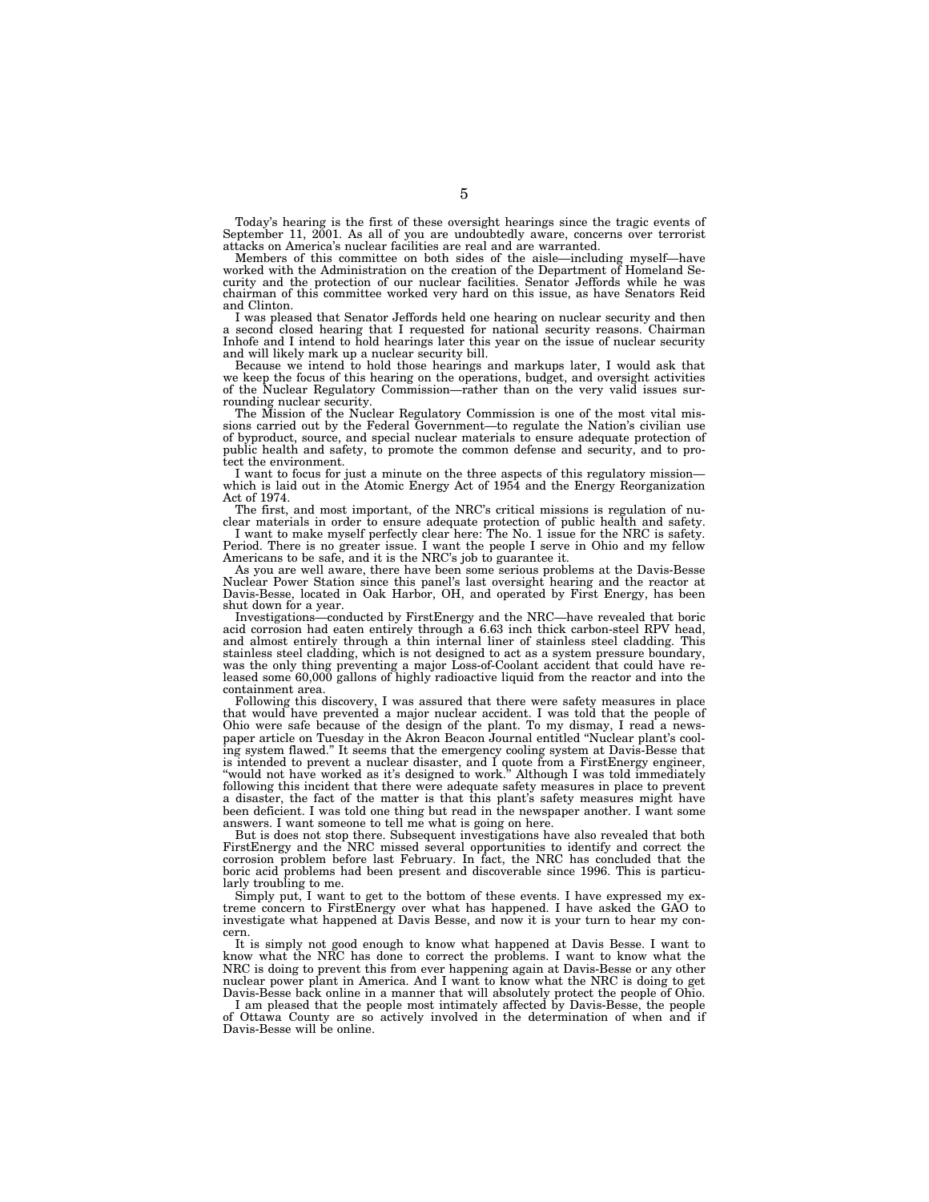Today's hearing is the first of these oversight hearings since the tragic events of September 11, 2001. As all of you are undoubtedly aware, concerns over terrorist attacks on America's nuclear facilities are real and are warranted.

Members of this committee on both sides of the aisle—including myself—have worked with the Administration on the creation of the Department of Homeland Security and the protection of our nuclear facilities. Senator Jeffords while he was chairman of this committee worked very hard on this issue, as have Senators Reid and Clinton.

I was pleased that Senator Jeffords held one hearing on nuclear security and then a second closed hearing that I requested for national security reasons. Chairman Inhofe and I intend to hold hearings later this year on the issue of nuclear security and will likely mark up a nuclear security bill.

Because we intend to hold those hearings and markups later, I would ask that we keep the focus of this hearing on the operations, budget, and oversight activities of the Nuclear Regulatory Commission—rather than on the very valid issues surrounding nuclear security.

The Mission of the Nuclear Regulatory Commission is one of the most vital missions carried out by the Federal Government—to regulate the Nation's civilian use of byproduct, source, and special nuclear materials to ensure adequate protection of public health and safety, to promote the common defense and security, and to protect the environment.

I want to focus for just a minute on the three aspects of this regulatory mission—which is laid out in the Atomic Energy Act of 1954 and the Energy Reorganization Act of 1974.

The first, and most important, of the NRC's critical missions is regulation of nuclear materials in order to ensure adequate protection of public health and safety.

I want to make myself perfectly clear here: The No. 1 issue for the NRC is safety. Period. There is no greater issue. I want the people I serve in Ohio and my fellow Americans to be safe, and it is the NRC's job to guarantee it.

As you are well aware, there have been some serious problems at the Davis-Besse Nuclear Power Station since this panel's last oversight hearing and the reactor at Davis-Besse, located in Oak Harbor, OH, and operated by First Energy, has been shut down for a year.

Investigations—conducted by FirstEnergy and the NRC—have revealed that boric acid corrosion had eaten entirely through a 6.63 inch thick carbon-steel RPV head, and almost entirely through a thin internal liner of stainless steel cladding. This stainless steel cladding, which is not designed to act as a system pressure boundary, was the only thing preventing a major Loss-of-Coolant accident that could have released some 60,000 gallons of highly radioactive liquid from the reactor and into the containment area.

Following this discovery, I was assured that there were safety measures in place that would have prevented a major nuclear accident. I was told that the people of Ohio were safe because of the design of the plant. To my dismay, I read a newspaper article on Tuesday in the Akron Beacon Journal entitled "Nuclear plant's cooling system flawed." It seems that the emergency cooling system at Davis-Besse that is intended to prevent a nuclear disaster, and I quote from a FirstEnergy engineer, "would not have worked as it's designed to work." Although I was told immediately following this incident that there were adequate safety measures in place to prevent a disaster, the fact of the matter is that this plant's safety measures might have been deficient. I was told one thing but read in the newspaper another. I want some answers. I want someone to tell me what is going on here.

But is does not stop there. Subsequent investigations have also revealed that both FirstEnergy and the NRC missed several opportunities to identify and correct the corrosion problem before last February. In fact, the NRC has concluded that the boric acid problems had been present and discoverable since 1996. This is particularly troubling to me.

Simply put, I want to get to the bottom of these events. I have expressed my extreme concern to FirstEnergy over what has happened. I have asked the GAO to investigate what happened at Davis Besse, and now it is your turn to hear my concern.

It is simply not good enough to know what happened at Davis Besse. I want to know what the NRC has done to correct the problems. I want to know what the NRC is doing to prevent this from ever happening again at Davis-Besse or any other nuclear power plant in America. And I want to know what the NRC is doing to get Davis-Besse back online in a manner that will absolutely protect the people of Ohio.

I am pleased that the people most intimately affected by Davis-Besse, the people of Ottawa County are so actively involved in the determination of when and if Davis-Besse will be online.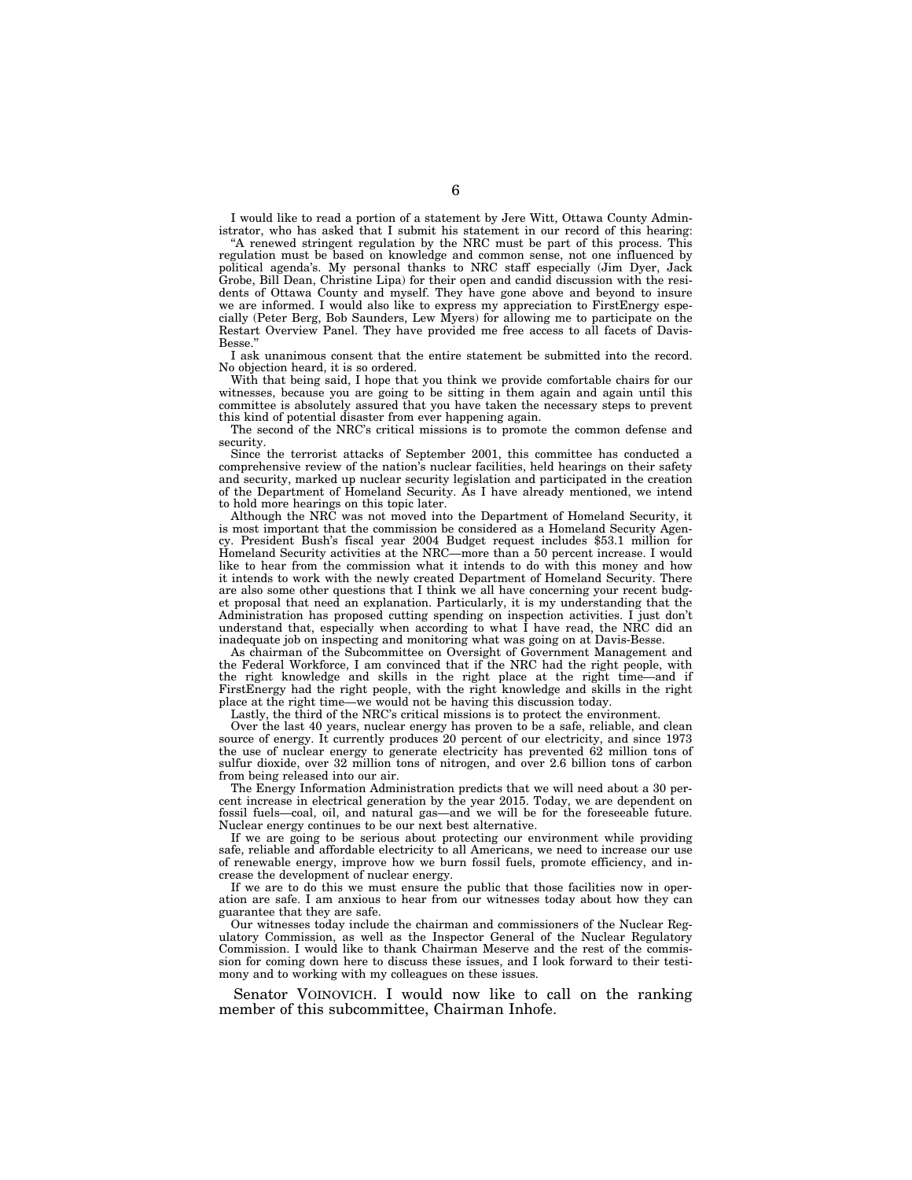I would like to read a portion of a statement by Jere Witt, Ottawa County Administrator, who has asked that I submit his statement in our record of this hearing:

"A renewed stringent regulation by the NRC must be part of this process. This regulation must be based on knowledge and common sense, not one influenced by political agenda's. My personal thanks to NRC staff especially (Jim Dyer, Jack Grobe, Bill Dean, Christine Lipa) for their open and candid discussion with the residents of Ottawa County and myself. They have gone above and beyond to insure we are informed. I would also like to express my appreciation to FirstEnergy especially (Peter Berg, Bob Saunders, Lew Myers) for allowing me to participate on the Restart Overview Panel. They have provided me free access to all facets of Davis-Besse."

I ask unanimous consent that the entire statement be submitted into the record. No objection heard, it is so ordered.

With that being said, I hope that you think we provide comfortable chairs for our witnesses, because you are going to be sitting in them again and again until this committee is absolutely assured that you have taken the necessary steps to prevent this kind of potential disaster from ever happening again.

The second of the NRC's critical missions is to promote the common defense and security.

Since the terrorist attacks of September 2001, this committee has conducted a comprehensive review of the nation's nuclear facilities, held hearings on their safety and security, marked up nuclear security legislation and participated in the creation of the Department of Homeland Security. As I have already mentioned, we intend to hold more hearings on this topic later.

Although the NRC was not moved into the Department of Homeland Security, it is most important that the commission be considered as a Homeland Security Agency. President Bush's fiscal year 2004 Budget request includes $53.1 million for Homeland Security activities at the NRC—more than a 50 percent increase. I would like to hear from the commission what it intends to do with this money and how it intends to work with the newly created Department of Homeland Security. There are also some other questions that I think we all have concerning your recent budget proposal that need an explanation. Particularly, it is my understanding that the Administration has proposed cutting spending on inspection activities. I just don't understand that, especially when according to what I have read, the NRC did an inadequate job on inspecting and monitoring what was going on at Davis-Besse.

As chairman of the Subcommittee on Oversight of Government Management and the Federal Workforce, I am convinced that if the NRC had the right people, with the right knowledge and skills in the right place at the right time—and if FirstEnergy had the right people, with the right knowledge and skills in the right place at the right time—we would not be having this discussion today.

Lastly, the third of the NRC's critical missions is to protect the environment.

Over the last 40 years, nuclear energy has proven to be a safe, reliable, and clean source of energy. It currently produces 20 percent of our electricity, and since 1973 the use of nuclear energy to generate electricity has prevented 62 million tons of sulfur dioxide, over 32 million tons of nitrogen, and over 2.6 billion tons of carbon from being released into our air.

The Energy Information Administration predicts that we will need about a 30 percent increase in electrical generation by the year 2015. Today, we are dependent on fossil fuels—coal, oil, and natural gas—and we will be for the foreseeable future. Nuclear energy continues to be our next best alternative.

If we are going to be serious about protecting our environment while providing safe, reliable and affordable electricity to all Americans, we need to increase our use of renewable energy, improve how we burn fossil fuels, promote efficiency, and increase the development of nuclear energy.

If we are to do this we must ensure the public that those facilities now in operation are safe. I am anxious to hear from our witnesses today about how they can guarantee that they are safe.

Our witnesses today include the chairman and commissioners of the Nuclear Regulatory Commission, as well as the Inspector General of the Nuclear Regulatory Commission. I would like to thank Chairman Meserve and the rest of the commission for coming down here to discuss these issues, and I look forward to their testimony and to working with my colleagues on these issues.

Senator VOINOVICH. I would now like to call on the ranking member of this subcommittee, Chairman Inhofe.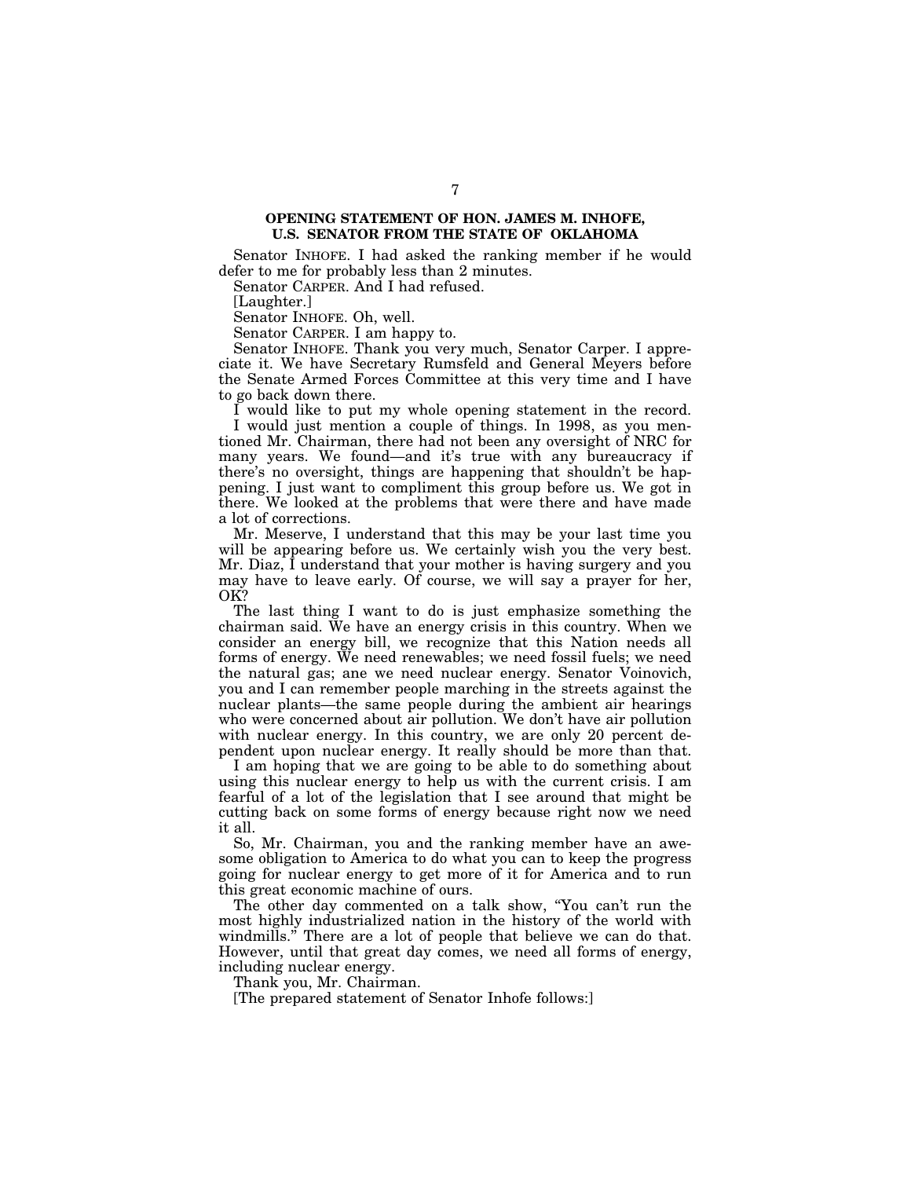## OPENING STATEMENT OF HON. JAMES M. INHOFE, U.S. SENATOR FROM THE STATE OF OKLAHOMA

Senator INHOFE. I had asked the ranking member if he would defer to me for probably less than 2 minutes.

Senator CARPER. And I had refused.

[Laughter.]

Senator INHOFE. Oh, well.

Senator CARPER. I am happy to.

Senator INHOFE. Thank you very much, Senator Carper. I appreciate it. We have Secretary Rumsfeld and General Meyers before the Senate Armed Forces Committee at this very time and I have to go back down there.

I would like to put my whole opening statement in the record.

I would just mention a couple of things. In 1998, as you mentioned Mr. Chairman, there had not been any oversight of NRC for many years. We found—and it's true with any bureaucracy if there's no oversight, things are happening that shouldn't be happening. I just want to compliment this group before us. We got in there. We looked at the problems that were there and have made a lot of corrections.

Mr. Meserve, I understand that this may be your last time you will be appearing before us. We certainly wish you the very best. Mr. Diaz, I understand that your mother is having surgery and you may have to leave early. Of course, we will say a prayer for her, OK?

The last thing I want to do is just emphasize something the chairman said. We have an energy crisis in this country. When we consider an energy bill, we recognize that this Nation needs all forms of energy. We need renewables; we need fossil fuels; we need the natural gas; ane we need nuclear energy. Senator Voinovich, you and I can remember people marching in the streets against the nuclear plants—the same people during the ambient air hearings who were concerned about air pollution. We don't have air pollution with nuclear energy. In this country, we are only 20 percent dependent upon nuclear energy. It really should be more than that.

I am hoping that we are going to be able to do something about using this nuclear energy to help us with the current crisis. I am fearful of a lot of the legislation that I see around that might be cutting back on some forms of energy because right now we need it all.

So, Mr. Chairman, you and the ranking member have an awesome obligation to America to do what you can to keep the progress going for nuclear energy to get more of it for America and to run this great economic machine of ours.

The other day commented on a talk show, "You can't run the most highly industrialized nation in the history of the world with windmills." There are a lot of people that believe we can do that. However, until that great day comes, we need all forms of energy, including nuclear energy.

Thank you, Mr. Chairman.

[The prepared statement of Senator Inhofe follows:]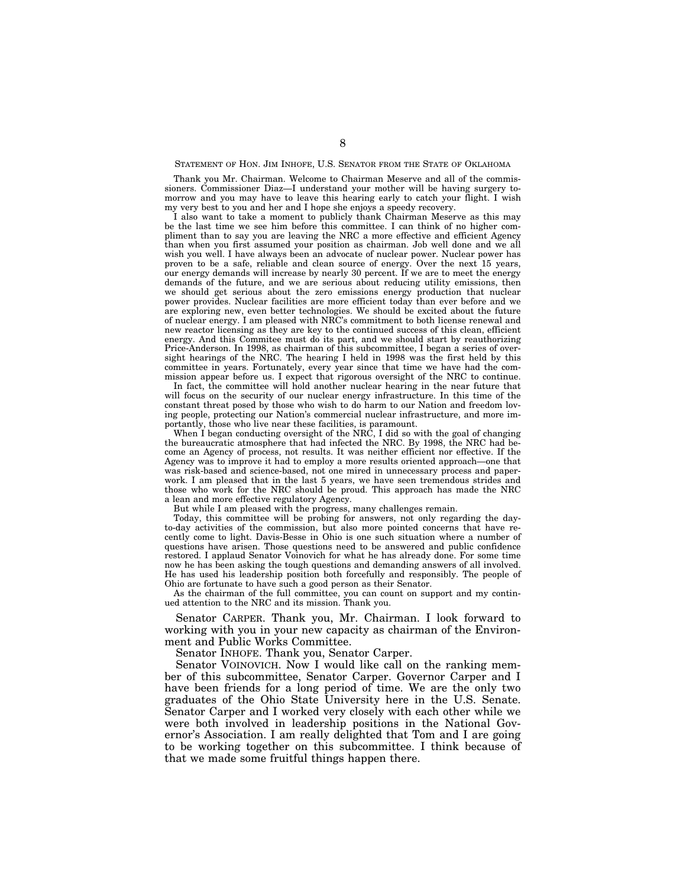STATEMENT OF HON. JIM INHOFE, U.S. SENATOR FROM THE STATE OF OKLAHOMA

Thank you Mr. Chairman. Welcome to Chairman Meserve and all of the commissioners. Commissioner Diaz—I understand your mother will be having surgery tomorrow and you may have to leave this hearing early to catch your flight. I wish my very best to you and her and I hope she enjoys a speedy recovery.

I also want to take a moment to publicly thank Chairman Meserve as this may be the last time we see him before this committee. I can think of no higher compliment than to say you are leaving the NRC a more effective and efficient Agency than when you first assumed your position as chairman. Job well done and we all wish you well. I have always been an advocate of nuclear power. Nuclear power has proven to be a safe, reliable and clean source of energy. Over the next 15 years, our energy demands will increase by nearly 30 percent. If we are to meet the energy demands of the future, and we are serious about reducing utility emissions, then we should get serious about the zero emissions energy production that nuclear power provides. Nuclear facilities are more efficient today than ever before and we are exploring new, even better technologies. We should be excited about the future of nuclear energy. I am pleased with NRC's commitment to both license renewal and new reactor licensing as they are key to the continued success of this clean, efficient energy. And this Commitee must do its part, and we should start by reauthorizing Price-Anderson. In 1998, as chairman of this subcommittee, I began a series of oversight hearings of the NRC. The hearing I held in 1998 was the first held by this committee in years. Fortunately, every year since that time we have had the commission appear before us. I expect that rigorous oversight of the NRC to continue.

In fact, the committee will hold another nuclear hearing in the near future that will focus on the security of our nuclear energy infrastructure. In this time of the constant threat posed by those who wish to do harm to our Nation and freedom loving people, protecting our Nation's commercial nuclear infrastructure, and more importantly, those who live near these facilities, is paramount.

When I began conducting oversight of the NRC, I did so with the goal of changing the bureaucratic atmosphere that had infected the NRC. By 1998, the NRC had become an Agency of process, not results. It was neither efficient nor effective. If the Agency was to improve it had to employ a more results oriented approach—one that was risk-based and science-based, not one mired in unnecessary process and paperwork. I am pleased that in the last 5 years, we have seen tremendous strides and those who work for the NRC should be proud. This approach has made the NRC a lean and more effective regulatory Agency.

But while I am pleased with the progress, many challenges remain.

Today, this committee will be probing for answers, not only regarding the day-to-day activities of the commission, but also more pointed concerns that have recently come to light. Davis-Besse in Ohio is one such situation where a number of questions have arisen. Those questions need to be answered and public confidence restored. I applaud Senator Voinovich for what he has already done. For some time now he has been asking the tough questions and demanding answers of all involved. He has used his leadership position both forcefully and responsibly. The people of Ohio are fortunate to have such a good person as their Senator.

As the chairman of the full committee, you can count on support and my continued attention to the NRC and its mission. Thank you.

Senator CARPER. Thank you, Mr. Chairman. I look forward to working with you in your new capacity as chairman of the Environment and Public Works Committee.

Senator INHOFE. Thank you, Senator Carper.

Senator VOINOVICH. Now I would like call on the ranking member of this subcommittee, Senator Carper. Governor Carper and I have been friends for a long period of time. We are the only two graduates of the Ohio State University here in the U.S. Senate. Senator Carper and I worked very closely with each other while we were both involved in leadership positions in the National Governor's Association. I am really delighted that Tom and I are going to be working together on this subcommittee. I think because of that we made some fruitful things happen there.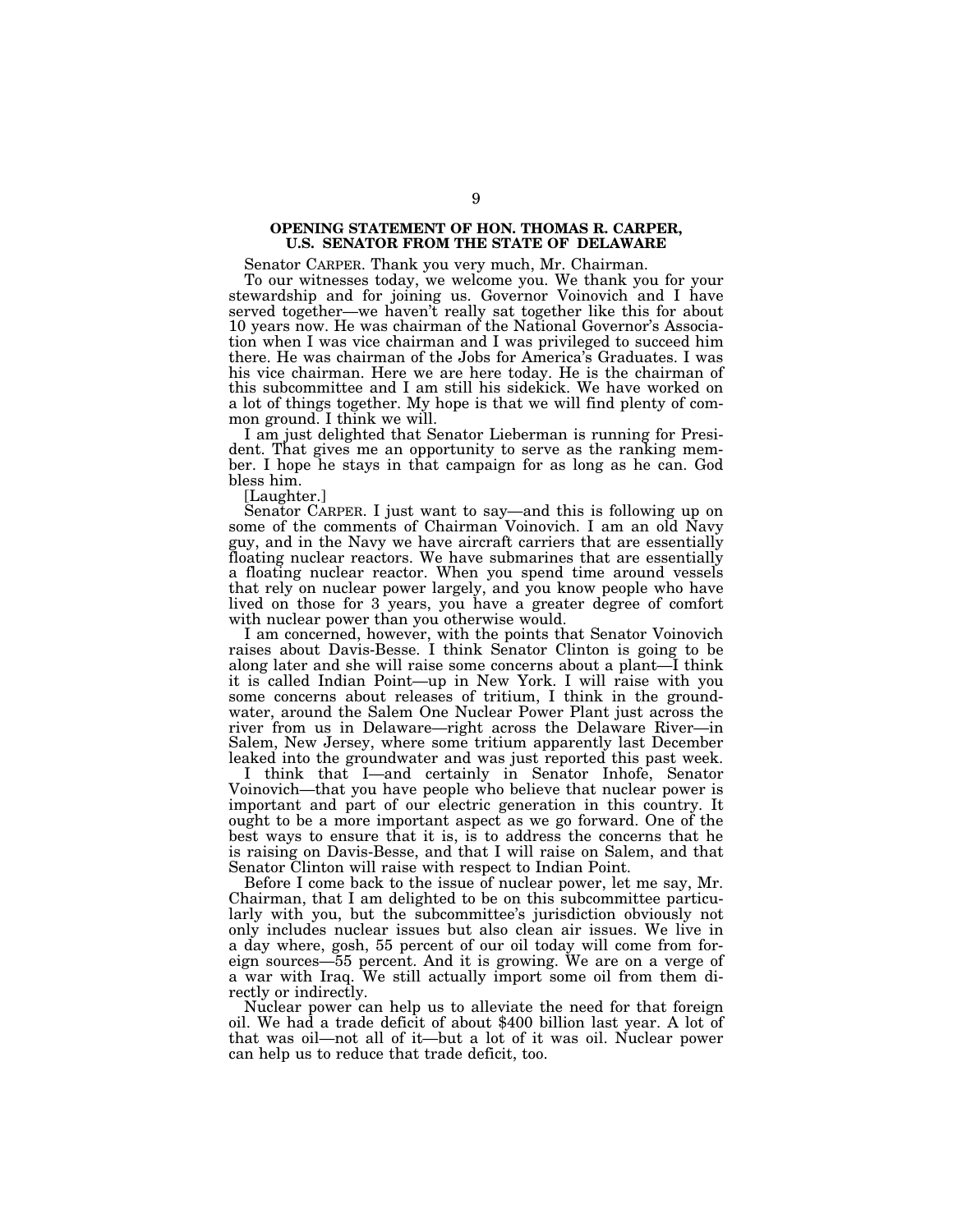## OPENING STATEMENT OF HON. THOMAS R. CARPER, U.S. SENATOR FROM THE STATE OF DELAWARE

Senator CARPER. Thank you very much, Mr. Chairman.

To our witnesses today, we welcome you. We thank you for your stewardship and for joining us. Governor Voinovich and I have served together—we haven't really sat together like this for about 10 years now. He was chairman of the National Governor's Association when I was vice chairman and I was privileged to succeed him there. He was chairman of the Jobs for America's Graduates. I was his vice chairman. Here we are here today. He is the chairman of this subcommittee and I am still his sidekick. We have worked on a lot of things together. My hope is that we will find plenty of common ground. I think we will.

I am just delighted that Senator Lieberman is running for President. That gives me an opportunity to serve as the ranking member. I hope he stays in that campaign for as long as he can. God bless him.

[Laughter.]

Senator CARPER. I just want to say—and this is following up on some of the comments of Chairman Voinovich. I am an old Navy guy, and in the Navy we have aircraft carriers that are essentially floating nuclear reactors. We have submarines that are essentially a floating nuclear reactor. When you spend time around vessels that rely on nuclear power largely, and you know people who have lived on those for 3 years, you have a greater degree of comfort with nuclear power than you otherwise would.

I am concerned, however, with the points that Senator Voinovich raises about Davis-Besse. I think Senator Clinton is going to be along later and she will raise some concerns about a plant—I think it is called Indian Point—up in New York. I will raise with you some concerns about releases of tritium, I think in the groundwater, around the Salem One Nuclear Power Plant just across the river from us in Delaware—right across the Delaware River—in Salem, New Jersey, where some tritium apparently last December leaked into the groundwater and was just reported this past week.

I think that I—and certainly in Senator Inhofe, Senator Voinovich—that you have people who believe that nuclear power is important and part of our electric generation in this country. It ought to be a more important aspect as we go forward. One of the best ways to ensure that it is, is to address the concerns that he is raising on Davis-Besse, and that I will raise on Salem, and that Senator Clinton will raise with respect to Indian Point.

Before I come back to the issue of nuclear power, let me say, Mr. Chairman, that I am delighted to be on this subcommittee particularly with you, but the subcommittee's jurisdiction obviously not only includes nuclear issues but also clean air issues. We live in a day where, gosh, 55 percent of our oil today will come from foreign sources—55 percent. And it is growing. We are on a verge of a war with Iraq. We still actually import some oil from them directly or indirectly.

Nuclear power can help us to alleviate the need for that foreign oil. We had a trade deficit of about $400 billion last year. A lot of that was oil—not all of it—but a lot of it was oil. Nuclear power can help us to reduce that trade deficit, too.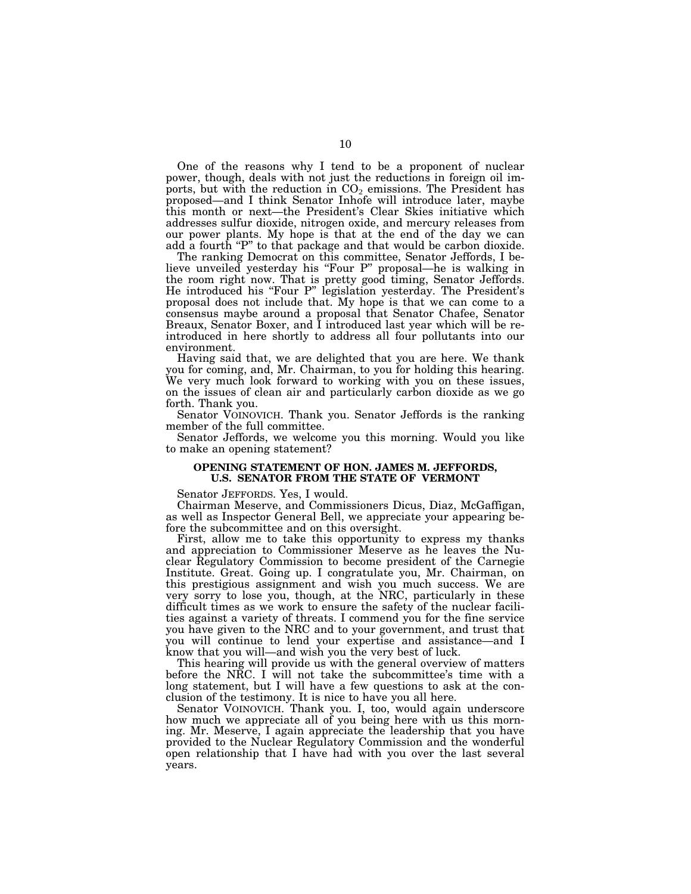One of the reasons why I tend to be a proponent of nuclear power, though, deals with not just the reductions in foreign oil imports, but with the reduction in $CO_2$ emissions. The President has proposed—and I think Senator Inhofe will introduce later, maybe this month or next—the President's Clear Skies initiative which addresses sulfur dioxide, nitrogen oxide, and mercury releases from our power plants. My hope is that at the end of the day we can add a fourth "P" to that package and that would be carbon dioxide.

The ranking Democrat on this committee, Senator Jeffords, I believe unveiled yesterday his "Four P" proposal—he is walking in the room right now. That is pretty good timing, Senator Jeffords. He introduced his "Four P" legislation yesterday. The President's proposal does not include that. My hope is that we can come to a consensus maybe around a proposal that Senator Chafee, Senator Breaux, Senator Boxer, and I introduced last year which will be reintroduced in here shortly to address all four pollutants into our environment.

Having said that, we are delighted that you are here. We thank you for coming, and, Mr. Chairman, to you for holding this hearing. We very much look forward to working with you on these issues, on the issues of clean air and particularly carbon dioxide as we go forth. Thank you.

Senator VOINOVICH. Thank you. Senator Jeffords is the ranking member of the full committee.

Senator Jeffords, we welcome you this morning. Would you like to make an opening statement?

**OPENING STATEMENT OF HON. JAMES M. JEFFORDS, U.S. SENATOR FROM THE STATE OF VERMONT**

Senator JEFFORDS. Yes, I would.

Chairman Meserve, and Commissioners Dicus, Diaz, McGaffigan, as well as Inspector General Bell, we appreciate your appearing before the subcommittee and on this oversight.

First, allow me to take this opportunity to express my thanks and appreciation to Commissioner Meserve as he leaves the Nuclear Regulatory Commission to become president of the Carnegie Institute. Great. Going up. I congratulate you, Mr. Chairman, on this prestigious assignment and wish you much success. We are very sorry to lose you, though, at the NRC, particularly in these difficult times as we work to ensure the safety of the nuclear facilities against a variety of threats. I commend you for the fine service you have given to the NRC and to your government, and trust that you will continue to lend your expertise and assistance—and I know that you will—and wish you the very best of luck.

This hearing will provide us with the general overview of matters before the NRC. I will not take the subcommittee's time with a long statement, but I will have a few questions to ask at the conclusion of the testimony. It is nice to have you all here.

Senator VOINOVICH. Thank you. I, too, would again underscore how much we appreciate all of you being here with us this morning. Mr. Meserve, I again appreciate the leadership that you have provided to the Nuclear Regulatory Commission and the wonderful open relationship that I have had with you over the last several years.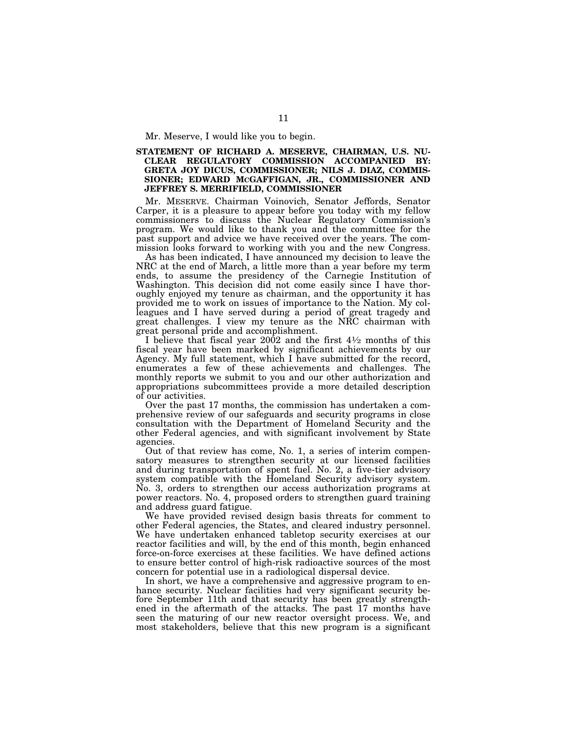Mr. Meserve, I would like you to begin.

**STATEMENT OF RICHARD A. MESERVE, CHAIRMAN, U.S. NUCLEAR REGULATORY COMMISSION ACCOMPANIED BY: GRETA JOY DICUS, COMMISSIONER; NILS J. DIAZ, COMMISSIONER; EDWARD McGAFFIGAN, JR., COMMISSIONER AND JEFFREY S. MERRIFIELD, COMMISSIONER**

Mr. MESERVE. Chairman Voinovich, Senator Jeffords, Senator Carper, it is a pleasure to appear before you today with my fellow commissioners to discuss the Nuclear Regulatory Commission's program. We would like to thank you and the committee for the past support and advice we have received over the years. The commission looks forward to working with you and the new Congress.

As has been indicated, I have announced my decision to leave the NRC at the end of March, a little more than a year before my term ends, to assume the presidency of the Carnegie Institution of Washington. This decision did not come easily since I have thoroughly enjoyed my tenure as chairman, and the opportunity it has provided me to work on issues of importance to the Nation. My colleagues and I have served during a period of great tragedy and great challenges. I view my tenure as the NRC chairman with great personal pride and accomplishment.

I believe that fiscal year 2002 and the first 4½ months of this fiscal year have been marked by significant achievements by our Agency. My full statement, which I have submitted for the record, enumerates a few of these achievements and challenges. The monthly reports we submit to you and our other authorization and appropriations subcommittees provide a more detailed description of our activities.

Over the past 17 months, the commission has undertaken a comprehensive review of our safeguards and security programs in close consultation with the Department of Homeland Security and the other Federal agencies, and with significant involvement by State agencies.

Out of that review has come, No. 1, a series of interim compensatory measures to strengthen security at our licensed facilities and during transportation of spent fuel. No. 2, a five-tier advisory system compatible with the Homeland Security advisory system. No. 3, orders to strengthen our access authorization programs at power reactors. No. 4, proposed orders to strengthen guard training and address guard fatigue.

We have provided revised design basis threats for comment to other Federal agencies, the States, and cleared industry personnel. We have undertaken enhanced tabletop security exercises at our reactor facilities and will, by the end of this month, begin enhanced force-on-force exercises at these facilities. We have defined actions to ensure better control of high-risk radioactive sources of the most concern for potential use in a radiological dispersal device.

In short, we have a comprehensive and aggressive program to enhance security. Nuclear facilities had very significant security before September 11th and that security has been greatly strengthened in the aftermath of the attacks. The past 17 months have seen the maturing of our new reactor oversight process. We, and most stakeholders, believe that this new program is a significant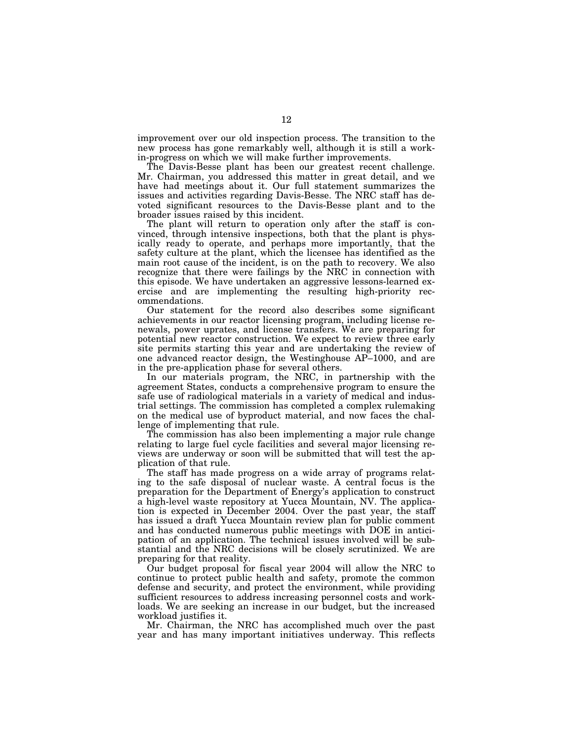improvement over our old inspection process. The transition to the new process has gone remarkably well, although it is still a work-in-progress on which we will make further improvements.

The Davis-Besse plant has been our greatest recent challenge. Mr. Chairman, you addressed this matter in great detail, and we have had meetings about it. Our full statement summarizes the issues and activities regarding Davis-Besse. The NRC staff has devoted significant resources to the Davis-Besse plant and to the broader issues raised by this incident.

The plant will return to operation only after the staff is convinced, through intensive inspections, both that the plant is physically ready to operate, and perhaps more importantly, that the safety culture at the plant, which the licensee has identified as the main root cause of the incident, is on the path to recovery. We also recognize that there were failings by the NRC in connection with this episode. We have undertaken an aggressive lessons-learned exercise and are implementing the resulting high-priority recommendations.

Our statement for the record also describes some significant achievements in our reactor licensing program, including license renewals, power uprates, and license transfers. We are preparing for potential new reactor construction. We expect to review three early site permits starting this year and are undertaking the review of one advanced reactor design, the Westinghouse AP–1000, and are in the pre-application phase for several others.

In our materials program, the NRC, in partnership with the agreement States, conducts a comprehensive program to ensure the safe use of radiological materials in a variety of medical and industrial settings. The commission has completed a complex rulemaking on the medical use of byproduct material, and now faces the challenge of implementing that rule.

The commission has also been implementing a major rule change relating to large fuel cycle facilities and several major licensing reviews are underway or soon will be submitted that will test the application of that rule.

The staff has made progress on a wide array of programs relating to the safe disposal of nuclear waste. A central focus is the preparation for the Department of Energy's application to construct a high-level waste repository at Yucca Mountain, NV. The application is expected in December 2004. Over the past year, the staff has issued a draft Yucca Mountain review plan for public comment and has conducted numerous public meetings with DOE in anticipation of an application. The technical issues involved will be substantial and the NRC decisions will be closely scrutinized. We are preparing for that reality.

Our budget proposal for fiscal year 2004 will allow the NRC to continue to protect public health and safety, promote the common defense and security, and protect the environment, while providing sufficient resources to address increasing personnel costs and workloads. We are seeking an increase in our budget, but the increased workload justifies it.

Mr. Chairman, the NRC has accomplished much over the past year and has many important initiatives underway. This reflects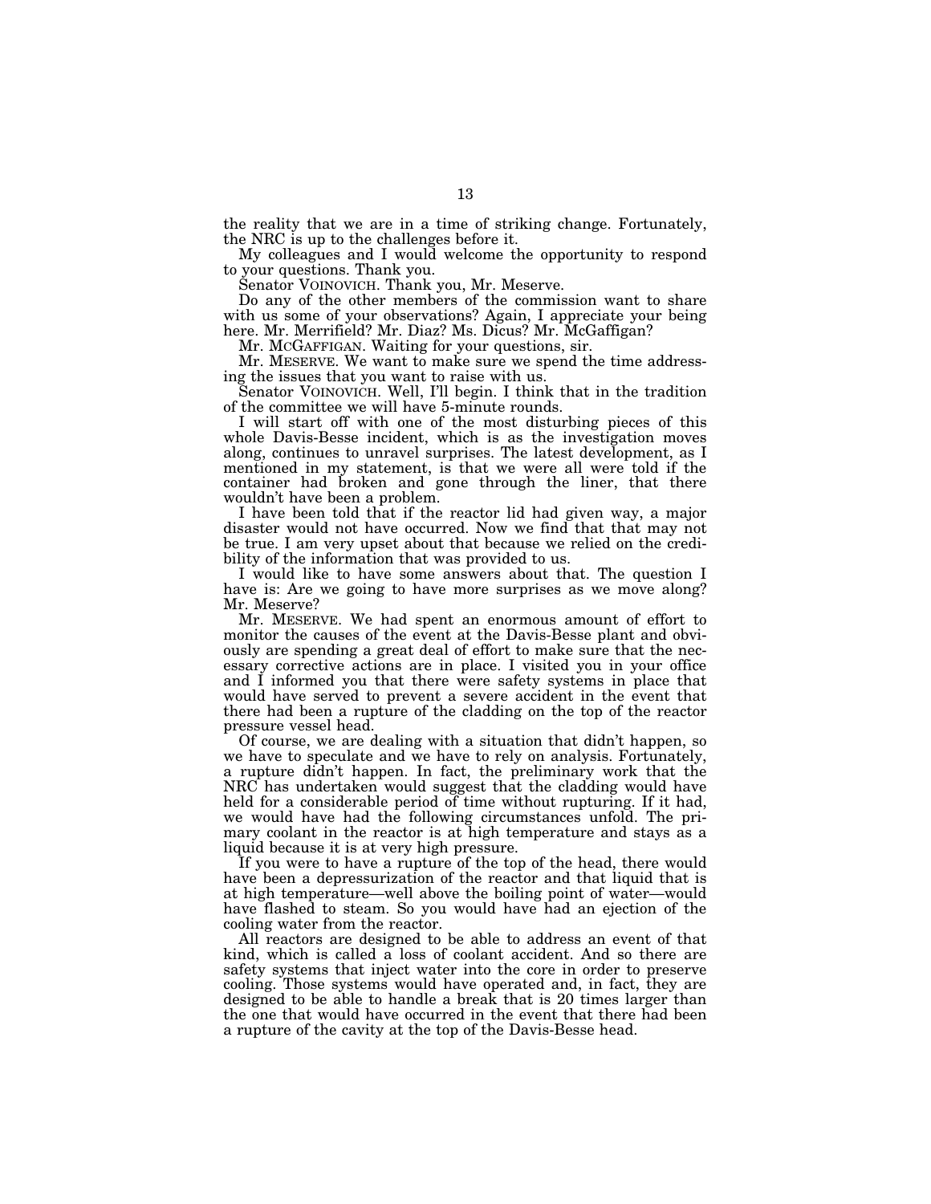the reality that we are in a time of striking change. Fortunately, the NRC is up to the challenges before it.

My colleagues and I would welcome the opportunity to respond to your questions. Thank you.

Senator VOINOVICH. Thank you, Mr. Meserve.

Do any of the other members of the commission want to share with us some of your observations? Again, I appreciate your being here. Mr. Merrifield? Mr. Diaz? Ms. Dicus? Mr. McGaffigan?

Mr. MCGAFFIGAN. Waiting for your questions, sir.

Mr. MESERVE. We want to make sure we spend the time addressing the issues that you want to raise with us.

Senator VOINOVICH. Well, I'll begin. I think that in the tradition of the committee we will have 5-minute rounds.

I will start off with one of the most disturbing pieces of this whole Davis-Besse incident, which is as the investigation moves along, continues to unravel surprises. The latest development, as I mentioned in my statement, is that we were all were told if the container had broken and gone through the liner, that there wouldn't have been a problem.

I have been told that if the reactor lid had given way, a major disaster would not have occurred. Now we find that that may not be true. I am very upset about that because we relied on the credibility of the information that was provided to us.

I would like to have some answers about that. The question I have is: Are we going to have more surprises as we move along? Mr. Meserve?

Mr. MESERVE. We had spent an enormous amount of effort to monitor the causes of the event at the Davis-Besse plant and obviously are spending a great deal of effort to make sure that the necessary corrective actions are in place. I visited you in your office and I informed you that there were safety systems in place that would have served to prevent a severe accident in the event that there had been a rupture of the cladding on the top of the reactor pressure vessel head.

Of course, we are dealing with a situation that didn't happen, so we have to speculate and we have to rely on analysis. Fortunately, a rupture didn't happen. In fact, the preliminary work that the NRC has undertaken would suggest that the cladding would have held for a considerable period of time without rupturing. If it had, we would have had the following circumstances unfold. The primary coolant in the reactor is at high temperature and stays as a liquid because it is at very high pressure.

If you were to have a rupture of the top of the head, there would have been a depressurization of the reactor and that liquid that is at high temperature—well above the boiling point of water—would have flashed to steam. So you would have had an ejection of the cooling water from the reactor.

All reactors are designed to be able to address an event of that kind, which is called a loss of coolant accident. And so there are safety systems that inject water into the core in order to preserve cooling. Those systems would have operated and, in fact, they are designed to be able to handle a break that is 20 times larger than the one that would have occurred in the event that there had been a rupture of the cavity at the top of the Davis-Besse head.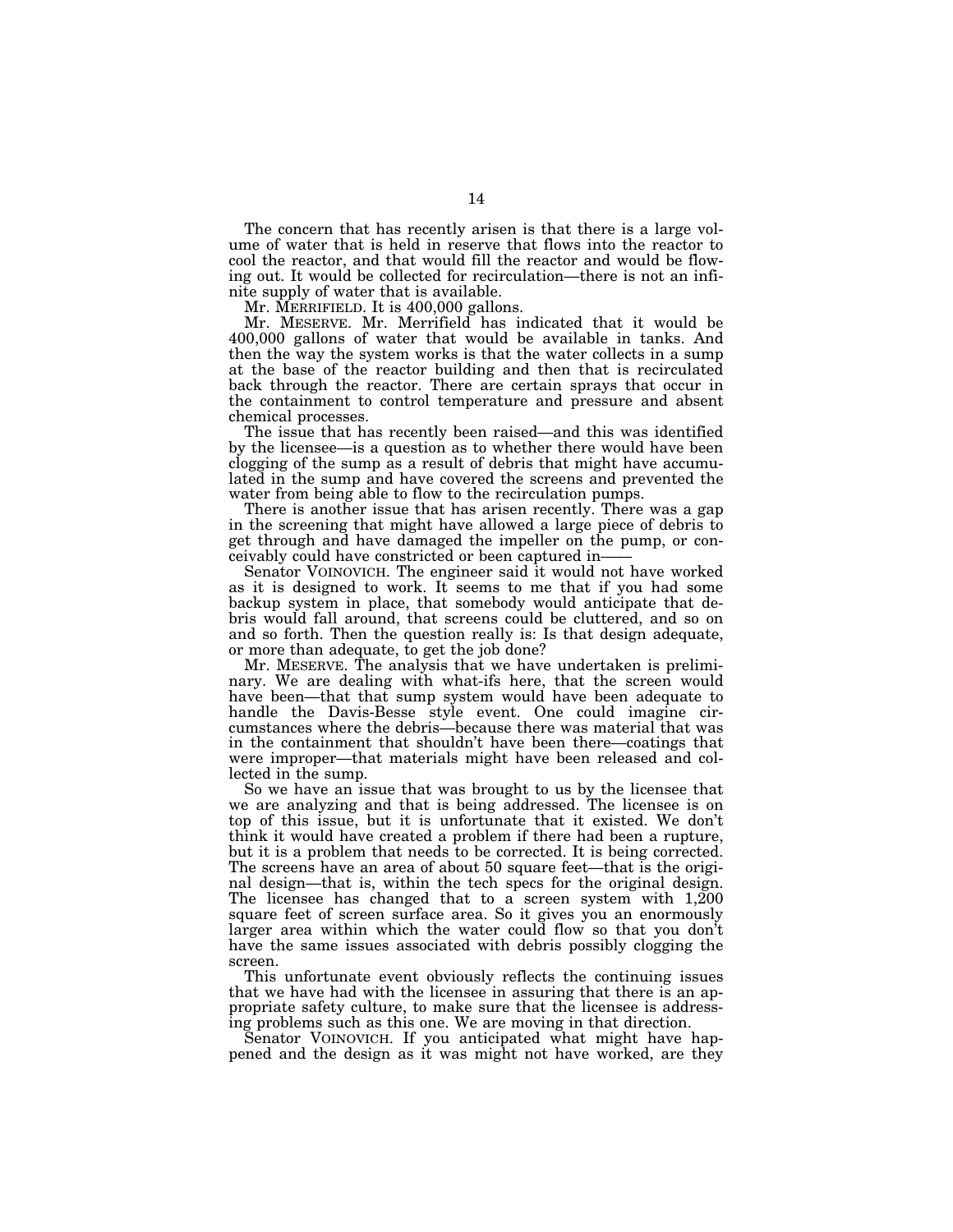The concern that has recently arisen is that there is a large volume of water that is held in reserve that flows into the reactor to cool the reactor, and that would fill the reactor and would be flowing out. It would be collected for recirculation—there is not an infinite supply of water that is available.

Mr. MERRIFIELD. It is 400,000 gallons.

Mr. MESERVE. Mr. Merrifield has indicated that it would be 400,000 gallons of water that would be available in tanks. And then the way the system works is that the water collects in a sump at the base of the reactor building and then that is recirculated back through the reactor. There are certain sprays that occur in the containment to control temperature and pressure and absent chemical processes.

The issue that has recently been raised—and this was identified by the licensee—is a question as to whether there would have been clogging of the sump as a result of debris that might have accumulated in the sump and have covered the screens and prevented the water from being able to flow to the recirculation pumps.

There is another issue that has arisen recently. There was a gap in the screening that might have allowed a large piece of debris to get through and have damaged the impeller on the pump, or conceivably could have constricted or been captured in——

Senator VOINOVICH. The engineer said it would not have worked as it is designed to work. It seems to me that if you had some backup system in place, that somebody would anticipate that debris would fall around, that screens could be cluttered, and so on and so forth. Then the question really is: Is that design adequate, or more than adequate, to get the job done?

Mr. MESERVE. The analysis that we have undertaken is preliminary. We are dealing with what-ifs here, that the screen would have been—that that sump system would have been adequate to handle the Davis-Besse style event. One could imagine circumstances where the debris—because there was material that was in the containment that shouldn't have been there—coatings that were improper—that materials might have been released and collected in the sump.

So we have an issue that was brought to us by the licensee that we are analyzing and that is being addressed. The licensee is on top of this issue, but it is unfortunate that it existed. We don't think it would have created a problem if there had been a rupture, but it is a problem that needs to be corrected. It is being corrected. The screens have an area of about 50 square feet—that is the original design—that is, within the tech specs for the original design. The licensee has changed that to a screen system with 1,200 square feet of screen surface area. So it gives you an enormously larger area within which the water could flow so that you don't have the same issues associated with debris possibly clogging the screen.

This unfortunate event obviously reflects the continuing issues that we have had with the licensee in assuring that there is an appropriate safety culture, to make sure that the licensee is addressing problems such as this one. We are moving in that direction.

Senator VOINOVICH. If you anticipated what might have happened and the design as it was might not have worked, are they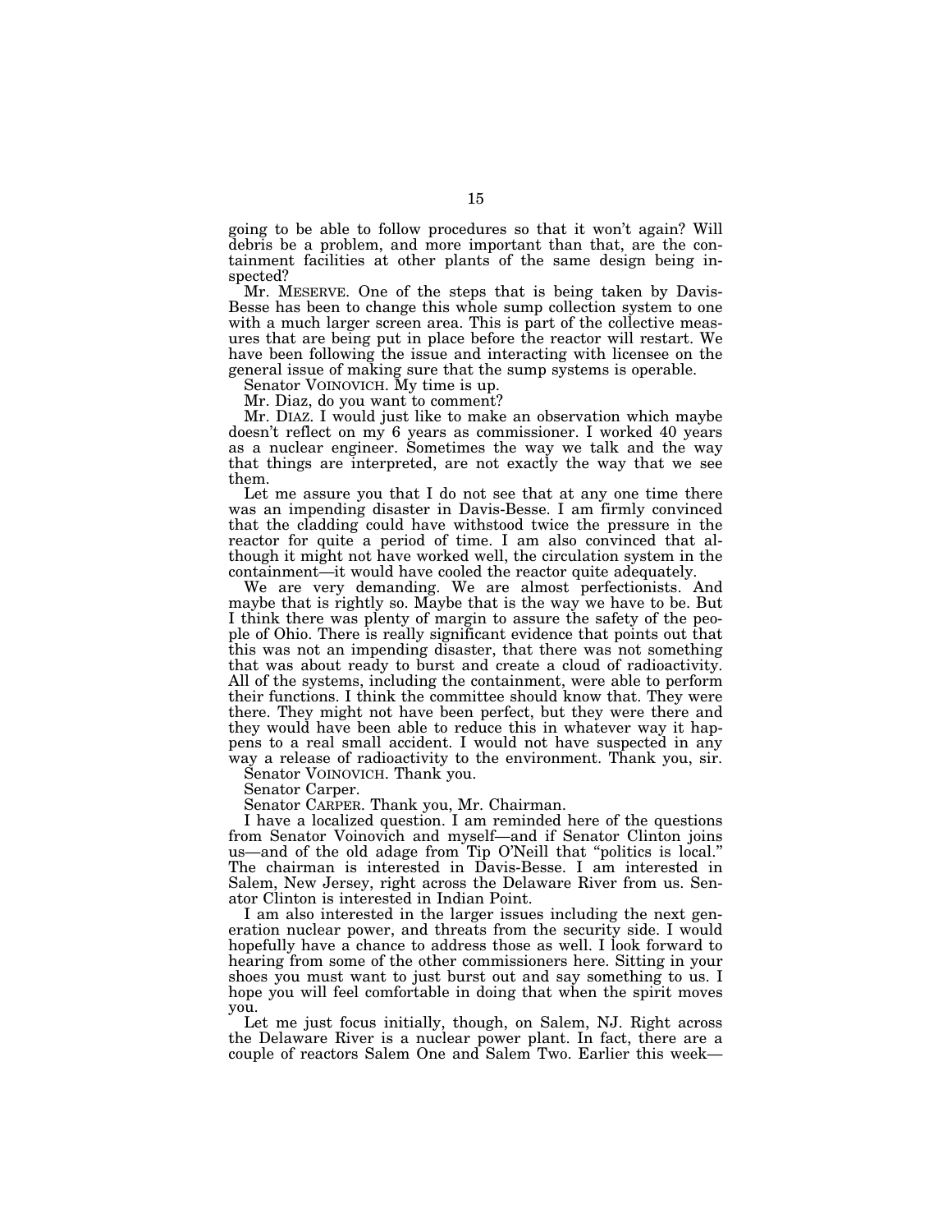going to be able to follow procedures so that it won't again? Will debris be a problem, and more important than that, are the containment facilities at other plants of the same design being inspected?

Mr. MESERVE. One of the steps that is being taken by Davis-Besse has been to change this whole sump collection system to one with a much larger screen area. This is part of the collective measures that are being put in place before the reactor will restart. We have been following the issue and interacting with licensee on the general issue of making sure that the sump systems is operable.

Senator VOINOVICH. My time is up.

Mr. Diaz, do you want to comment?

Mr. DIAZ. I would just like to make an observation which maybe doesn't reflect on my 6 years as commissioner. I worked 40 years as a nuclear engineer. Sometimes the way we talk and the way that things are interpreted, are not exactly the way that we see them.

Let me assure you that I do not see that at any one time there was an impending disaster in Davis-Besse. I am firmly convinced that the cladding could have withstood twice the pressure in the reactor for quite a period of time. I am also convinced that although it might not have worked well, the circulation system in the containment—it would have cooled the reactor quite adequately.

We are very demanding. We are almost perfectionists. And maybe that is rightly so. Maybe that is the way we have to be. But I think there was plenty of margin to assure the safety of the people of Ohio. There is really significant evidence that points out that this was not an impending disaster, that there was not something that was about ready to burst and create a cloud of radioactivity. All of the systems, including the containment, were able to perform their functions. I think the committee should know that. They were there. They might not have been perfect, but they were there and they would have been able to reduce this in whatever way it happens to a real small accident. I would not have suspected in any way a release of radioactivity to the environment. Thank you, sir.

Senator VOINOVICH. Thank you.

Senator Carper.

Senator CARPER. Thank you, Mr. Chairman.

I have a localized question. I am reminded here of the questions from Senator Voinovich and myself—and if Senator Clinton joins us—and of the old adage from Tip O'Neill that "politics is local." The chairman is interested in Davis-Besse. I am interested in Salem, New Jersey, right across the Delaware River from us. Senator Clinton is interested in Indian Point.

I am also interested in the larger issues including the next generation nuclear power, and threats from the security side. I would hopefully have a chance to address those as well. I look forward to hearing from some of the other commissioners here. Sitting in your shoes you must want to just burst out and say something to us. I hope you will feel comfortable in doing that when the spirit moves you.

Let me just focus initially, though, on Salem, NJ. Right across the Delaware River is a nuclear power plant. In fact, there are a couple of reactors Salem One and Salem Two. Earlier this week—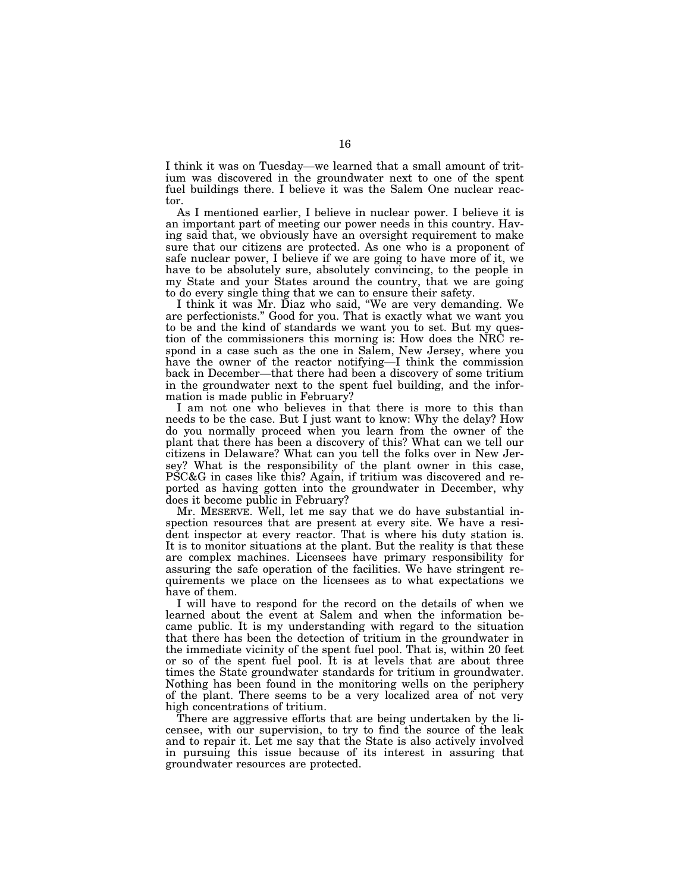I think it was on Tuesday—we learned that a small amount of tritium was discovered in the groundwater next to one of the spent fuel buildings there. I believe it was the Salem One nuclear reactor.

As I mentioned earlier, I believe in nuclear power. I believe it is an important part of meeting our power needs in this country. Having said that, we obviously have an oversight requirement to make sure that our citizens are protected. As one who is a proponent of safe nuclear power, I believe if we are going to have more of it, we have to be absolutely sure, absolutely convincing, to the people in my State and your States around the country, that we are going to do every single thing that we can to ensure their safety.

I think it was Mr. Diaz who said, "We are very demanding. We are perfectionists." Good for you. That is exactly what we want you to be and the kind of standards we want you to set. But my question of the commissioners this morning is: How does the NRC respond in a case such as the one in Salem, New Jersey, where you have the owner of the reactor notifying—I think the commission back in December—that there had been a discovery of some tritium in the groundwater next to the spent fuel building, and the information is made public in February?

I am not one who believes in that there is more to this than needs to be the case. But I just want to know: Why the delay? How do you normally proceed when you learn from the owner of the plant that there has been a discovery of this? What can we tell our citizens in Delaware? What can you tell the folks over in New Jersey? What is the responsibility of the plant owner in this case, PSC&G in cases like this? Again, if tritium was discovered and reported as having gotten into the groundwater in December, why does it become public in February?

Mr. MESERVE. Well, let me say that we do have substantial inspection resources that are present at every site. We have a resident inspector at every reactor. That is where his duty station is. It is to monitor situations at the plant. But the reality is that these are complex machines. Licensees have primary responsibility for assuring the safe operation of the facilities. We have stringent requirements we place on the licensees as to what expectations we have of them.

I will have to respond for the record on the details of when we learned about the event at Salem and when the information became public. It is my understanding with regard to the situation that there has been the detection of tritium in the groundwater in the immediate vicinity of the spent fuel pool. That is, within 20 feet or so of the spent fuel pool. It is at levels that are about three times the State groundwater standards for tritium in groundwater. Nothing has been found in the monitoring wells on the periphery of the plant. There seems to be a very localized area of not very high concentrations of tritium.

There are aggressive efforts that are being undertaken by the licensee, with our supervision, to try to find the source of the leak and to repair it. Let me say that the State is also actively involved in pursuing this issue because of its interest in assuring that groundwater resources are protected.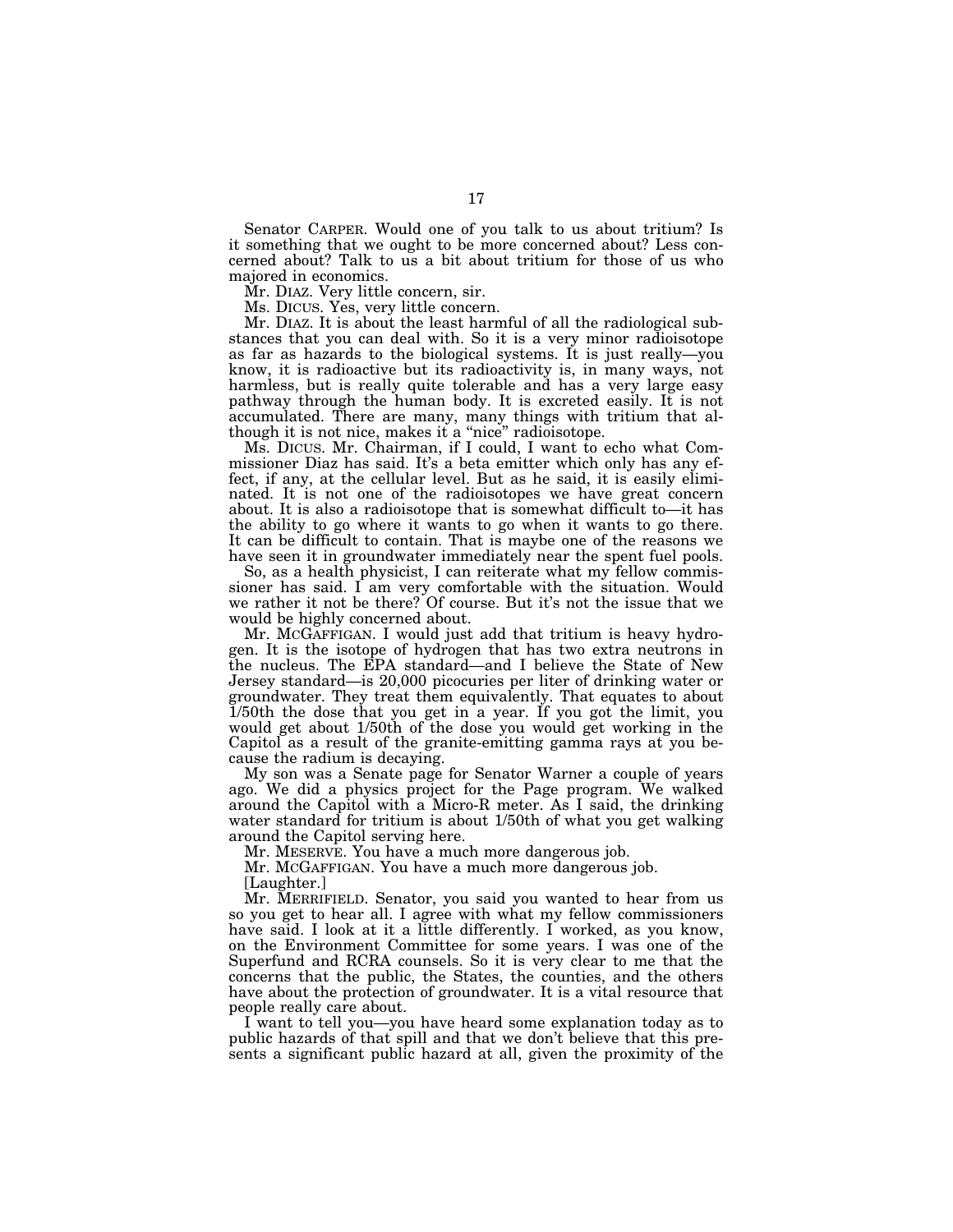Senator CARPER. Would one of you talk to us about tritium? Is it something that we ought to be more concerned about? Less concerned about? Talk to us a bit about tritium for those of us who majored in economics.

Mr. DIAZ. Very little concern, sir.

Ms. DICUS. Yes, very little concern.

Mr. DIAZ. It is about the least harmful of all the radiological substances that you can deal with. So it is a very minor radioisotope as far as hazards to the biological systems. It is just really—you know, it is radioactive but its radioactivity is, in many ways, not harmless, but is really quite tolerable and has a very large easy pathway through the human body. It is excreted easily. It is not accumulated. There are many, many things with tritium that although it is not nice, makes it a "nice" radioisotope.

Ms. DICUS. Mr. Chairman, if I could, I want to echo what Commissioner Diaz has said. It's a beta emitter which only has any effect, if any, at the cellular level. But as he said, it is easily eliminated. It is not one of the radioisotopes we have great concern about. It is also a radioisotope that is somewhat difficult to—it has the ability to go where it wants to go when it wants to go there. It can be difficult to contain. That is maybe one of the reasons we have seen it in groundwater immediately near the spent fuel pools.

So, as a health physicist, I can reiterate what my fellow commissioner has said. I am very comfortable with the situation. Would we rather it not be there? Of course. But it's not the issue that we would be highly concerned about.

Mr. MCGAFFIGAN. I would just add that tritium is heavy hydrogen. It is the isotope of hydrogen that has two extra neutrons in the nucleus. The EPA standard—and I believe the State of New Jersey standard—is 20,000 picocuries per liter of drinking water or groundwater. They treat them equivalently. That equates to about 1/50th the dose that you get in a year. If you got the limit, you would get about 1/50th of the dose you would get working in the Capitol as a result of the granite-emitting gamma rays at you because the radium is decaying.

My son was a Senate page for Senator Warner a couple of years ago. We did a physics project for the Page program. We walked around the Capitol with a Micro-R meter. As I said, the drinking water standard for tritium is about 1/50th of what you get walking around the Capitol serving here.

Mr. MESERVE. You have a much more dangerous job.

Mr. MCGAFFIGAN. You have a much more dangerous job.

[Laughter.]

Mr. MERRIFIELD. Senator, you said you wanted to hear from us so you get to hear all. I agree with what my fellow commissioners have said. I look at it a little differently. I worked, as you know, on the Environment Committee for some years. I was one of the Superfund and RCRA counsels. So it is very clear to me that the concerns that the public, the States, the counties, and the others have about the protection of groundwater. It is a vital resource that people really care about.

I want to tell you—you have heard some explanation today as to public hazards of that spill and that we don't believe that this presents a significant public hazard at all, given the proximity of the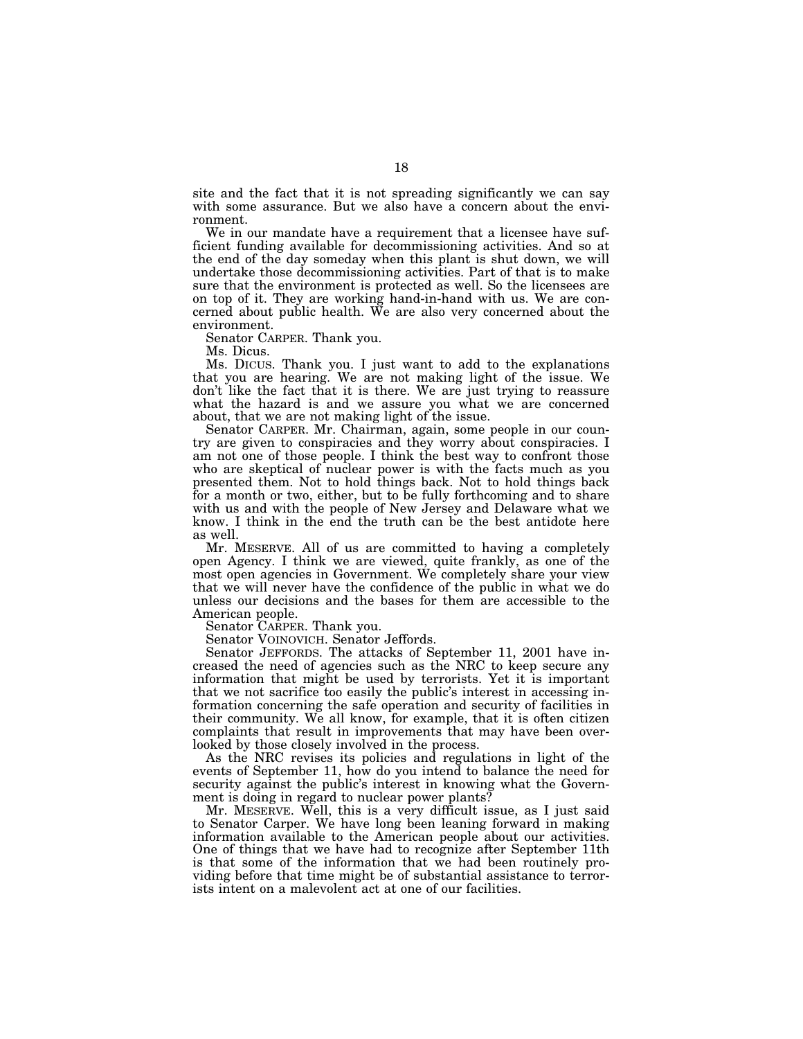site and the fact that it is not spreading significantly we can say with some assurance. But we also have a concern about the environment.

We in our mandate have a requirement that a licensee have sufficient funding available for decommissioning activities. And so at the end of the day someday when this plant is shut down, we will undertake those decommissioning activities. Part of that is to make sure that the environment is protected as well. So the licensees are on top of it. They are working hand-in-hand with us. We are concerned about public health. We are also very concerned about the environment.

Senator CARPER. Thank you.

Ms. Dicus.

Ms. DICUS. Thank you. I just want to add to the explanations that you are hearing. We are not making light of the issue. We don't like the fact that it is there. We are just trying to reassure what the hazard is and we assure you what we are concerned about, that we are not making light of the issue.

Senator CARPER. Mr. Chairman, again, some people in our country are given to conspiracies and they worry about conspiracies. I am not one of those people. I think the best way to confront those who are skeptical of nuclear power is with the facts much as you presented them. Not to hold things back. Not to hold things back for a month or two, either, but to be fully forthcoming and to share with us and with the people of New Jersey and Delaware what we know. I think in the end the truth can be the best antidote here as well.

Mr. MESERVE. All of us are committed to having a completely open Agency. I think we are viewed, quite frankly, as one of the most open agencies in Government. We completely share your view that we will never have the confidence of the public in what we do unless our decisions and the bases for them are accessible to the American people.

Senator CARPER. Thank you.

Senator VOINOVICH. Senator Jeffords.

Senator JEFFORDS. The attacks of September 11, 2001 have increased the need of agencies such as the NRC to keep secure any information that might be used by terrorists. Yet it is important that we not sacrifice too easily the public's interest in accessing information concerning the safe operation and security of facilities in their community. We all know, for example, that it is often citizen complaints that result in improvements that may have been overlooked by those closely involved in the process.

As the NRC revises its policies and regulations in light of the events of September 11, how do you intend to balance the need for security against the public's interest in knowing what the Government is doing in regard to nuclear power plants?

Mr. MESERVE. Well, this is a very difficult issue, as I just said to Senator Carper. We have long been leaning forward in making information available to the American people about our activities. One of things that we have had to recognize after September 11th is that some of the information that we had been routinely providing before that time might be of substantial assistance to terrorists intent on a malevolent act at one of our facilities.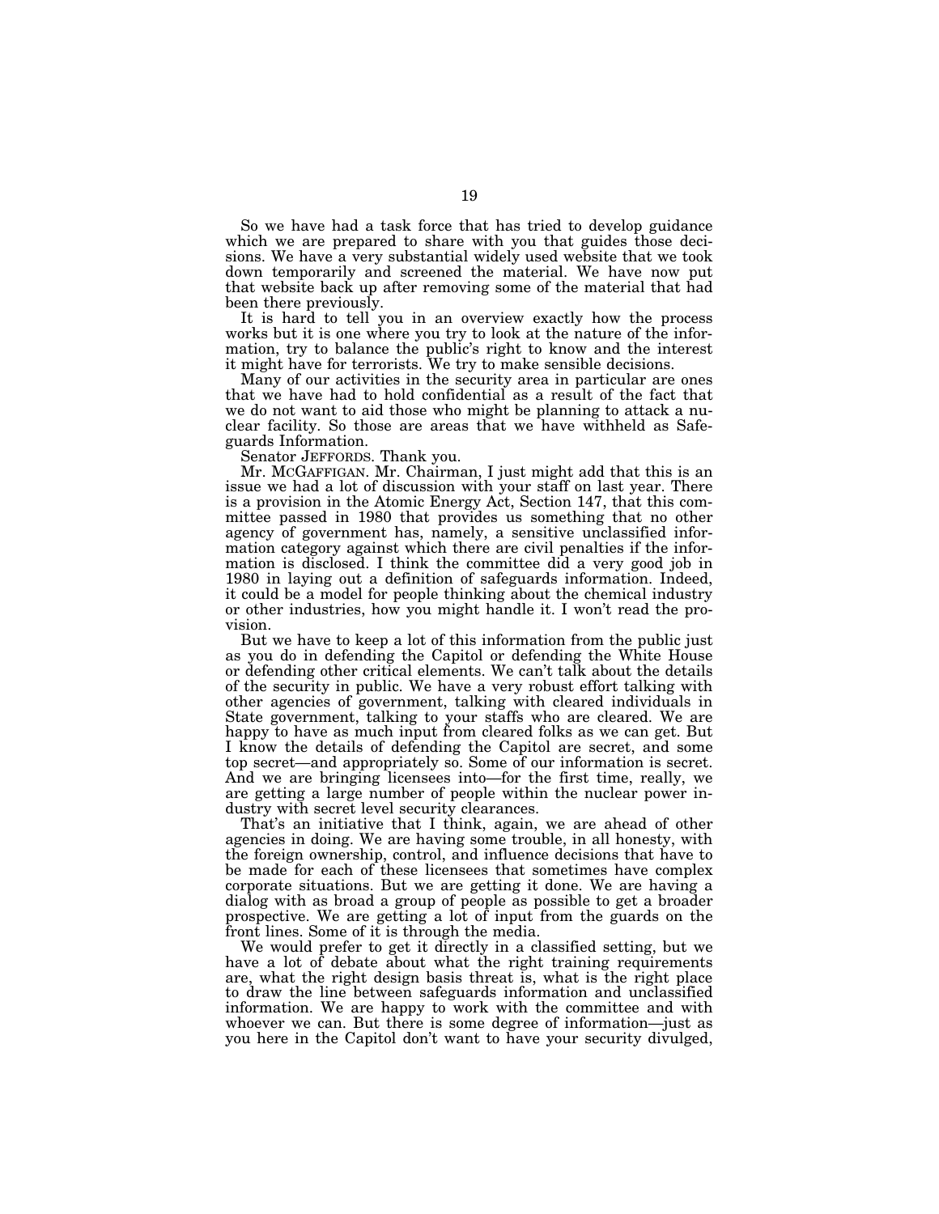So we have had a task force that has tried to develop guidance which we are prepared to share with you that guides those decisions. We have a very substantial widely used website that we took down temporarily and screened the material. We have now put that website back up after removing some of the material that had been there previously.

It is hard to tell you in an overview exactly how the process works but it is one where you try to look at the nature of the information, try to balance the public's right to know and the interest it might have for terrorists. We try to make sensible decisions.

Many of our activities in the security area in particular are ones that we have had to hold confidential as a result of the fact that we do not want to aid those who might be planning to attack a nuclear facility. So those are areas that we have withheld as Safeguards Information.

Senator JEFFORDS. Thank you.

Mr. MCGAFFIGAN. Mr. Chairman, I just might add that this is an issue we had a lot of discussion with your staff on last year. There is a provision in the Atomic Energy Act, Section 147, that this committee passed in 1980 that provides us something that no other agency of government has, namely, a sensitive unclassified information category against which there are civil penalties if the information is disclosed. I think the committee did a very good job in 1980 in laying out a definition of safeguards information. Indeed, it could be a model for people thinking about the chemical industry or other industries, how you might handle it. I won't read the provision.

But we have to keep a lot of this information from the public just as you do in defending the Capitol or defending the White House or defending other critical elements. We can't talk about the details of the security in public. We have a very robust effort talking with other agencies of government, talking with cleared individuals in State government, talking to your staffs who are cleared. We are happy to have as much input from cleared folks as we can get. But I know the details of defending the Capitol are secret, and some top secret—and appropriately so. Some of our information is secret. And we are bringing licensees into—for the first time, really, we are getting a large number of people within the nuclear power industry with secret level security clearances.

That's an initiative that I think, again, we are ahead of other agencies in doing. We are having some trouble, in all honesty, with the foreign ownership, control, and influence decisions that have to be made for each of these licensees that sometimes have complex corporate situations. But we are getting it done. We are having a dialog with as broad a group of people as possible to get a broader prospective. We are getting a lot of input from the guards on the front lines. Some of it is through the media.

We would prefer to get it directly in a classified setting, but we have a lot of debate about what the right training requirements are, what the right design basis threat is, what is the right place to draw the line between safeguards information and unclassified information. We are happy to work with the committee and with whoever we can. But there is some degree of information—just as you here in the Capitol don't want to have your security divulged,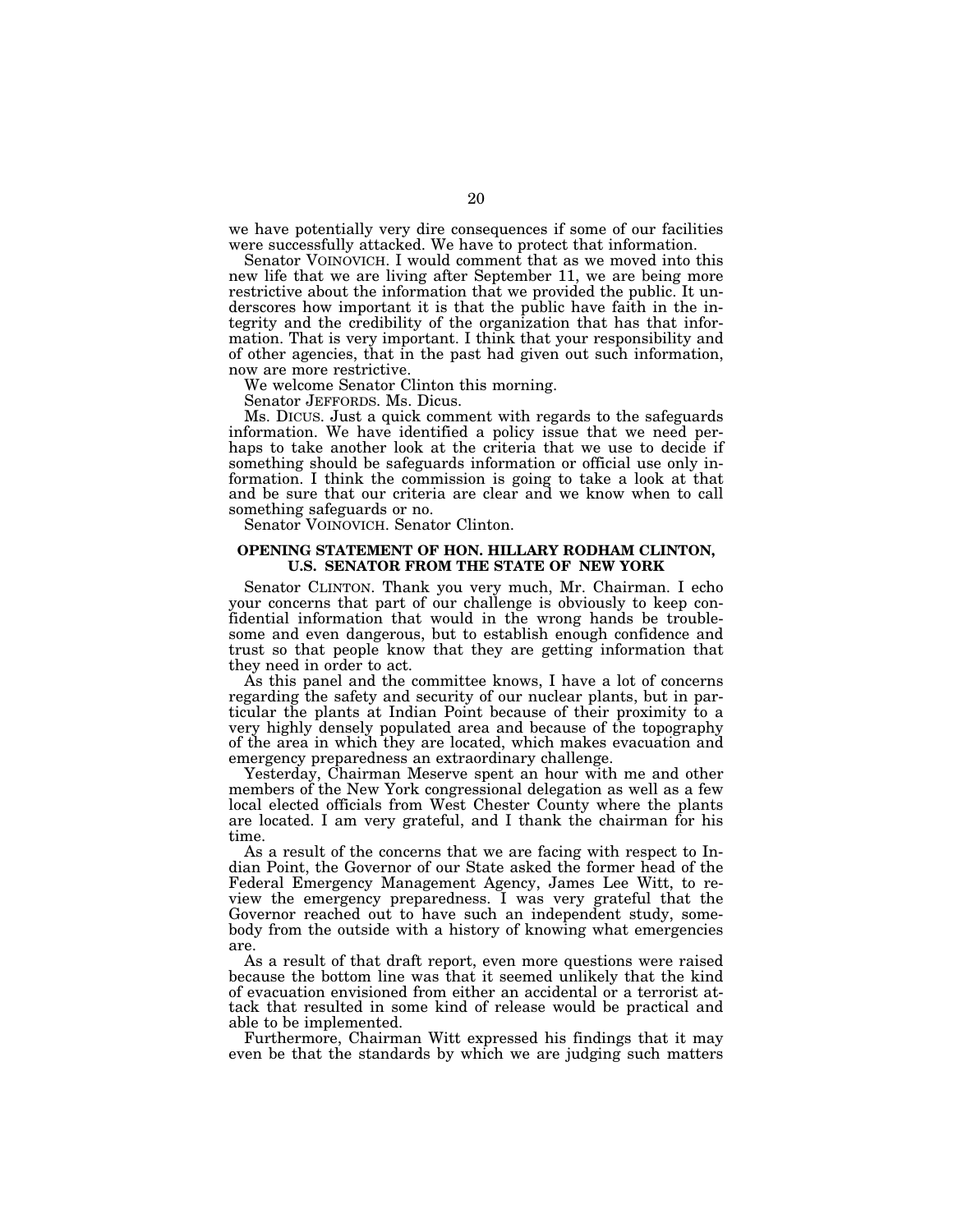we have potentially very dire consequences if some of our facilities were successfully attacked. We have to protect that information.

Senator VOINOVICH. I would comment that as we moved into this new life that we are living after September 11, we are being more restrictive about the information that we provided the public. It underscores how important it is that the public have faith in the integrity and the credibility of the organization that has that information. That is very important. I think that your responsibility and of other agencies, that in the past had given out such information, now are more restrictive.

We welcome Senator Clinton this morning.

Senator JEFFORDS. Ms. Dicus.

Ms. DICUS. Just a quick comment with regards to the safeguards information. We have identified a policy issue that we need perhaps to take another look at the criteria that we use to decide if something should be safeguards information or official use only information. I think the commission is going to take a look at that and be sure that our criteria are clear and we know when to call something safeguards or no.

Senator VOINOVICH. Senator Clinton.

## OPENING STATEMENT OF HON. HILLARY RODHAM CLINTON, U.S. SENATOR FROM THE STATE OF NEW YORK

Senator CLINTON. Thank you very much, Mr. Chairman. I echo your concerns that part of our challenge is obviously to keep confidential information that would in the wrong hands be troublesome and even dangerous, but to establish enough confidence and trust so that people know that they are getting information that they need in order to act.

As this panel and the committee knows, I have a lot of concerns regarding the safety and security of our nuclear plants, but in particular the plants at Indian Point because of their proximity to a very highly densely populated area and because of the topography of the area in which they are located, which makes evacuation and emergency preparedness an extraordinary challenge.

Yesterday, Chairman Meserve spent an hour with me and other members of the New York congressional delegation as well as a few local elected officials from West Chester County where the plants are located. I am very grateful, and I thank the chairman for his time.

As a result of the concerns that we are facing with respect to Indian Point, the Governor of our State asked the former head of the Federal Emergency Management Agency, James Lee Witt, to review the emergency preparedness. I was very grateful that the Governor reached out to have such an independent study, somebody from the outside with a history of knowing what emergencies are.

As a result of that draft report, even more questions were raised because the bottom line was that it seemed unlikely that the kind of evacuation envisioned from either an accidental or a terrorist attack that resulted in some kind of release would be practical and able to be implemented.

Furthermore, Chairman Witt expressed his findings that it may even be that the standards by which we are judging such matters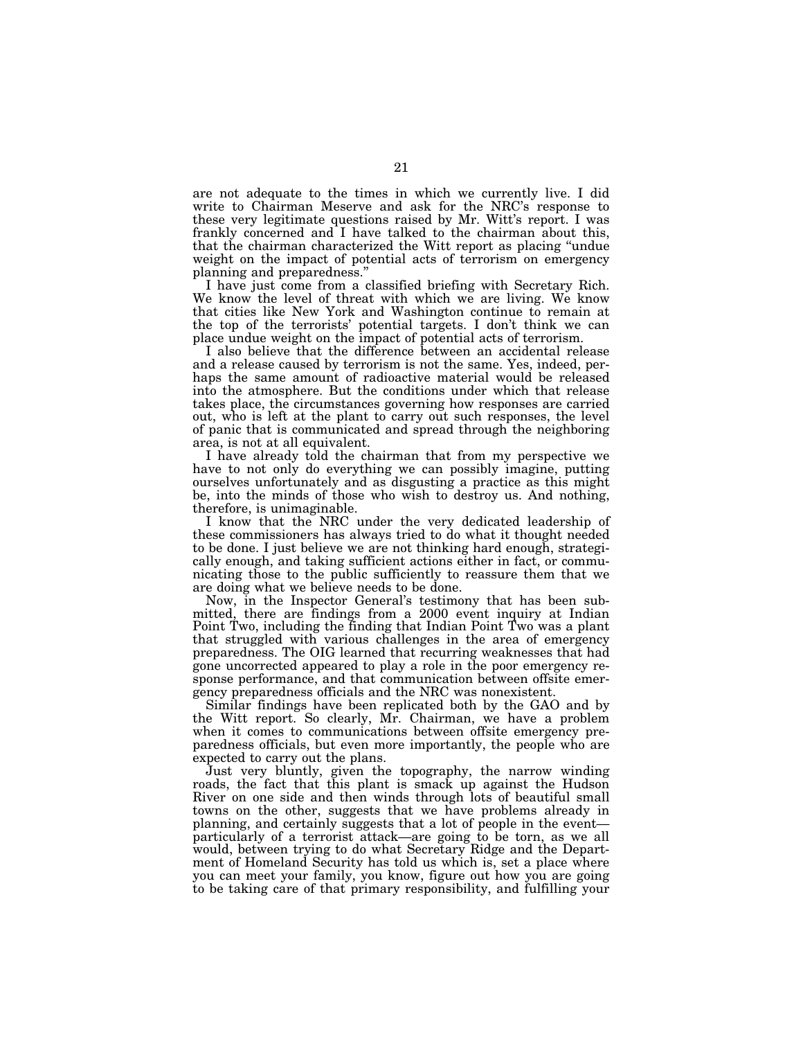are not adequate to the times in which we currently live. I did write to Chairman Meserve and ask for the NRC's response to these very legitimate questions raised by Mr. Witt's report. I was frankly concerned and I have talked to the chairman about this, that the chairman characterized the Witt report as placing "undue weight on the impact of potential acts of terrorism on emergency planning and preparedness."

I have just come from a classified briefing with Secretary Rich. We know the level of threat with which we are living. We know that cities like New York and Washington continue to remain at the top of the terrorists' potential targets. I don't think we can place undue weight on the impact of potential acts of terrorism.

I also believe that the difference between an accidental release and a release caused by terrorism is not the same. Yes, indeed, perhaps the same amount of radioactive material would be released into the atmosphere. But the conditions under which that release takes place, the circumstances governing how responses are carried out, who is left at the plant to carry out such responses, the level of panic that is communicated and spread through the neighboring area, is not at all equivalent.

I have already told the chairman that from my perspective we have to not only do everything we can possibly imagine, putting ourselves unfortunately and as disgusting a practice as this might be, into the minds of those who wish to destroy us. And nothing, therefore, is unimaginable.

I know that the NRC under the very dedicated leadership of these commissioners has always tried to do what it thought needed to be done. I just believe we are not thinking hard enough, strategically enough, and taking sufficient actions either in fact, or communicating those to the public sufficiently to reassure them that we are doing what we believe needs to be done.

Now, in the Inspector General's testimony that has been submitted, there are findings from a 2000 event inquiry at Indian Point Two, including the finding that Indian Point Two was a plant that struggled with various challenges in the area of emergency preparedness. The OIG learned that recurring weaknesses that had gone uncorrected appeared to play a role in the poor emergency response performance, and that communication between offsite emergency preparedness officials and the NRC was nonexistent.

Similar findings have been replicated both by the GAO and by the Witt report. So clearly, Mr. Chairman, we have a problem when it comes to communications between offsite emergency preparedness officials, but even more importantly, the people who are expected to carry out the plans.

Just very bluntly, given the topography, the narrow winding roads, the fact that this plant is smack up against the Hudson River on one side and then winds through lots of beautiful small towns on the other, suggests that we have problems already in planning, and certainly suggests that a lot of people in the event—particularly of a terrorist attack—are going to be torn, as we all would, between trying to do what Secretary Ridge and the Department of Homeland Security has told us which is, set a place where you can meet your family, you know, figure out how you are going to be taking care of that primary responsibility, and fulfilling your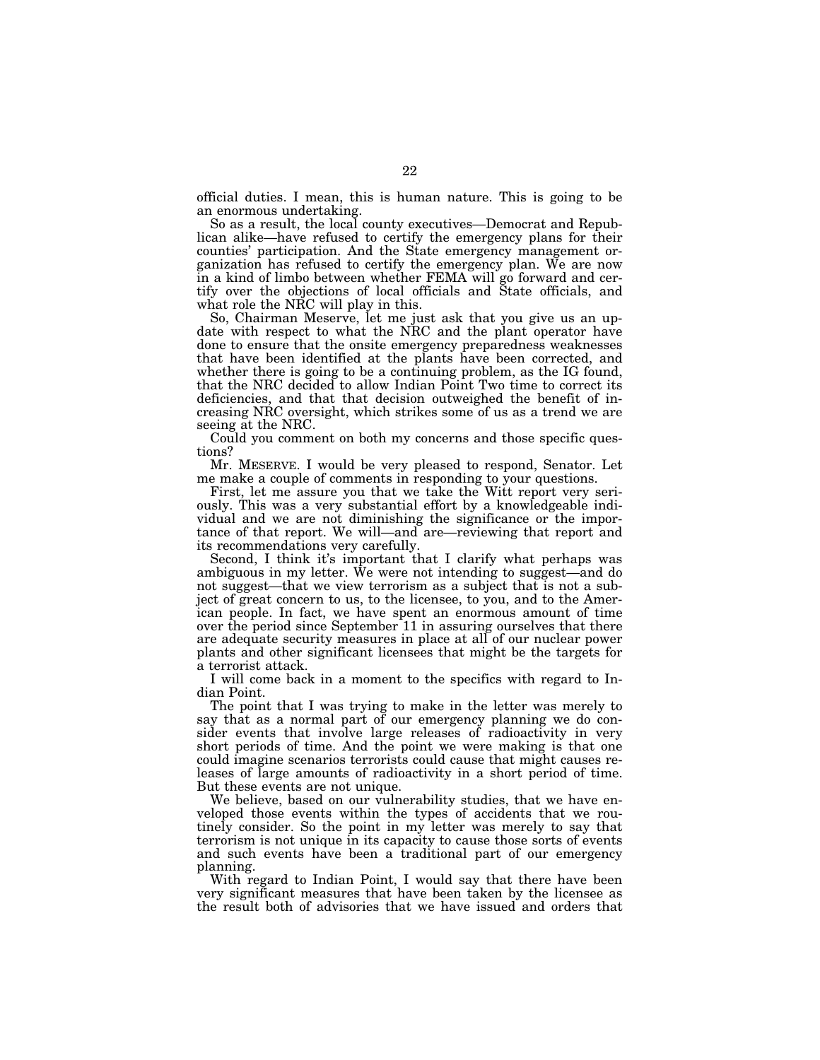official duties. I mean, this is human nature. This is going to be an enormous undertaking.

So as a result, the local county executives—Democrat and Republican alike—have refused to certify the emergency plans for their counties' participation. And the State emergency management organization has refused to certify the emergency plan. We are now in a kind of limbo between whether FEMA will go forward and certify over the objections of local officials and State officials, and what role the NRC will play in this.

So, Chairman Meserve, let me just ask that you give us an update with respect to what the NRC and the plant operator have done to ensure that the onsite emergency preparedness weaknesses that have been identified at the plants have been corrected, and whether there is going to be a continuing problem, as the IG found, that the NRC decided to allow Indian Point Two time to correct its deficiencies, and that that decision outweighed the benefit of increasing NRC oversight, which strikes some of us as a trend we are seeing at the NRC.

Could you comment on both my concerns and those specific questions?

Mr. MESERVE. I would be very pleased to respond, Senator. Let me make a couple of comments in responding to your questions.

First, let me assure you that we take the Witt report very seriously. This was a very substantial effort by a knowledgeable individual and we are not diminishing the significance or the importance of that report. We will—and are—reviewing that report and its recommendations very carefully.

Second, I think it's important that I clarify what perhaps was ambiguous in my letter. We were not intending to suggest—and do not suggest—that we view terrorism as a subject that is not a subject of great concern to us, to the licensee, to you, and to the American people. In fact, we have spent an enormous amount of time over the period since September 11 in assuring ourselves that there are adequate security measures in place at all of our nuclear power plants and other significant licensees that might be the targets for a terrorist attack.

I will come back in a moment to the specifics with regard to Indian Point.

The point that I was trying to make in the letter was merely to say that as a normal part of our emergency planning we do consider events that involve large releases of radioactivity in very short periods of time. And the point we were making is that one could imagine scenarios terrorists could cause that might causes releases of large amounts of radioactivity in a short period of time. But these events are not unique.

We believe, based on our vulnerability studies, that we have enveloped those events within the types of accidents that we routinely consider. So the point in my letter was merely to say that terrorism is not unique in its capacity to cause those sorts of events and such events have been a traditional part of our emergency planning.

With regard to Indian Point, I would say that there have been very significant measures that have been taken by the licensee as the result both of advisories that we have issued and orders that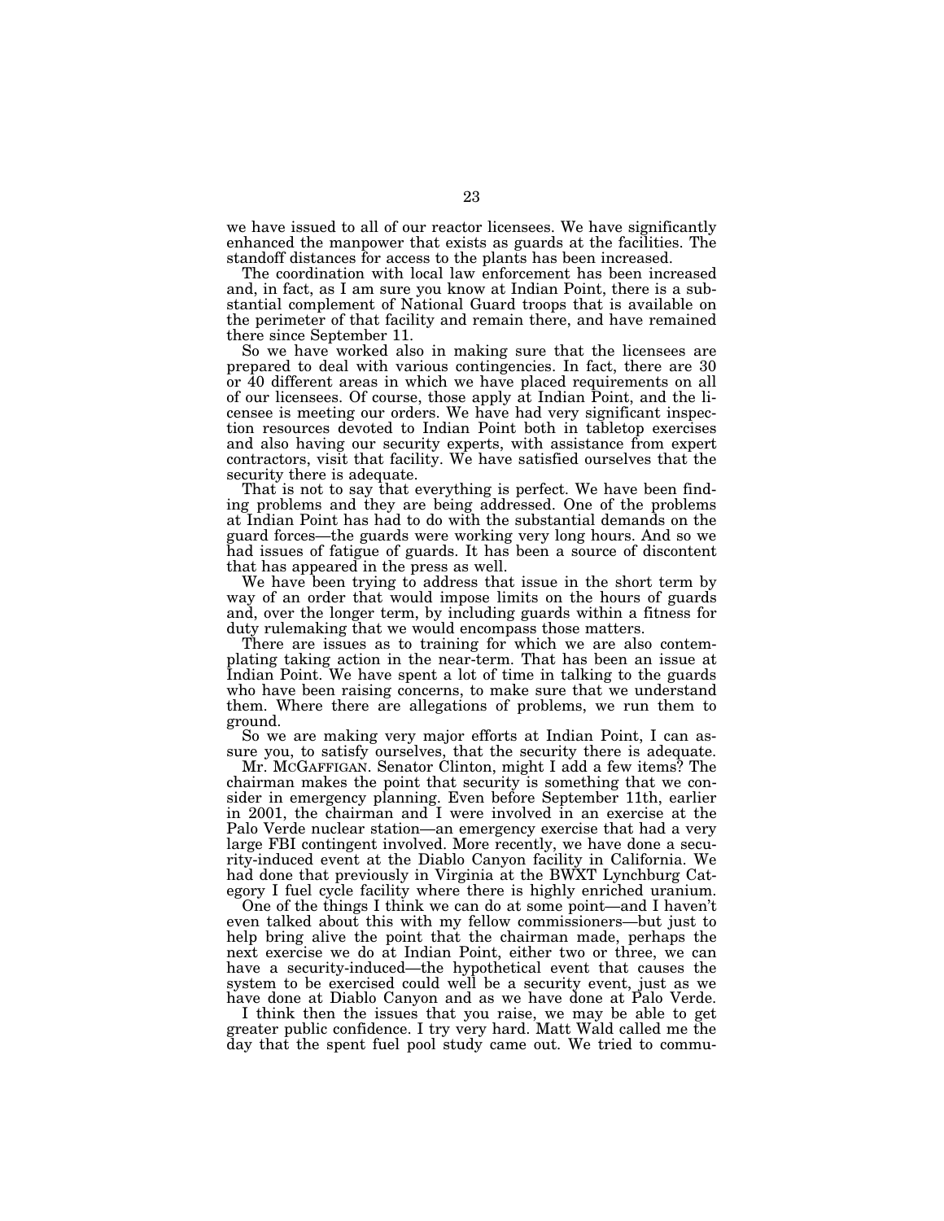we have issued to all of our reactor licensees. We have significantly enhanced the manpower that exists as guards at the facilities. The standoff distances for access to the plants has been increased.

The coordination with local law enforcement has been increased and, in fact, as I am sure you know at Indian Point, there is a substantial complement of National Guard troops that is available on the perimeter of that facility and remain there, and have remained there since September 11.

So we have worked also in making sure that the licensees are prepared to deal with various contingencies. In fact, there are 30 or 40 different areas in which we have placed requirements on all of our licensees. Of course, those apply at Indian Point, and the licensee is meeting our orders. We have had very significant inspection resources devoted to Indian Point both in tabletop exercises and also having our security experts, with assistance from expert contractors, visit that facility. We have satisfied ourselves that the security there is adequate.

That is not to say that everything is perfect. We have been finding problems and they are being addressed. One of the problems at Indian Point has had to do with the substantial demands on the guard forces—the guards were working very long hours. And so we had issues of fatigue of guards. It has been a source of discontent that has appeared in the press as well.

We have been trying to address that issue in the short term by way of an order that would impose limits on the hours of guards and, over the longer term, by including guards within a fitness for duty rulemaking that we would encompass those matters.

There are issues as to training for which we are also contemplating taking action in the near-term. That has been an issue at Indian Point. We have spent a lot of time in talking to the guards who have been raising concerns, to make sure that we understand them. Where there are allegations of problems, we run them to ground.

So we are making very major efforts at Indian Point, I can assure you, to satisfy ourselves, that the security there is adequate.

Mr. McGaffigan. Senator Clinton, might I add a few items? The chairman makes the point that security is something that we consider in emergency planning. Even before September 11th, earlier in 2001, the chairman and I were involved in an exercise at the Palo Verde nuclear station—an emergency exercise that had a very large FBI contingent involved. More recently, we have done a security-induced event at the Diablo Canyon facility in California. We had done that previously in Virginia at the BWXT Lynchburg Category I fuel cycle facility where there is highly enriched uranium.

One of the things I think we can do at some point—and I haven't even talked about this with my fellow commissioners—but just to help bring alive the point that the chairman made, perhaps the next exercise we do at Indian Point, either two or three, we can have a security-induced—the hypothetical event that causes the system to be exercised could well be a security event, just as we have done at Diablo Canyon and as we have done at Palo Verde.

I think then the issues that you raise, we may be able to get greater public confidence. I try very hard. Matt Wald called me the day that the spent fuel pool study came out. We tried to commu-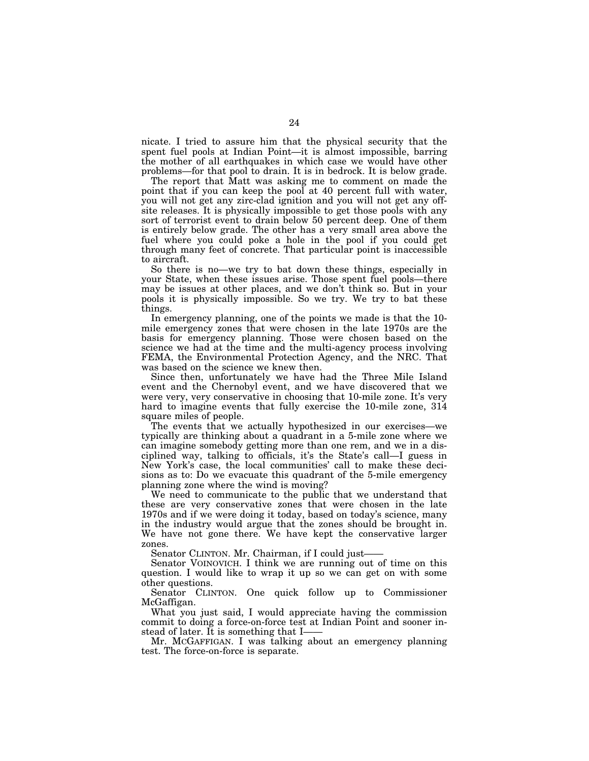nicate. I tried to assure him that the physical security that the spent fuel pools at Indian Point—it is almost impossible, barring the mother of all earthquakes in which case we would have other problems—for that pool to drain. It is in bedrock. It is below grade.

The report that Matt was asking me to comment on made the point that if you can keep the pool at 40 percent full with water, you will not get any zirc-clad ignition and you will not get any off-site releases. It is physically impossible to get those pools with any sort of terrorist event to drain below 50 percent deep. One of them is entirely below grade. The other has a very small area above the fuel where you could poke a hole in the pool if you could get through many feet of concrete. That particular point is inaccessible to aircraft.

So there is no—we try to bat down these things, especially in your State, when these issues arise. Those spent fuel pools—there may be issues at other places, and we don't think so. But in your pools it is physically impossible. So we try. We try to bat these things.

In emergency planning, one of the points we made is that the 10-mile emergency zones that were chosen in the late 1970s are the basis for emergency planning. Those were chosen based on the science we had at the time and the multi-agency process involving FEMA, the Environmental Protection Agency, and the NRC. That was based on the science we knew then.

Since then, unfortunately we have had the Three Mile Island event and the Chernobyl event, and we have discovered that we were very, very conservative in choosing that 10-mile zone. It's very hard to imagine events that fully exercise the 10-mile zone, 314 square miles of people.

The events that we actually hypothesized in our exercises—we typically are thinking about a quadrant in a 5-mile zone where we can imagine somebody getting more than one rem, and we in a disciplined way, talking to officials, it's the State's call—I guess in New York's case, the local communities' call to make these decisions as to: Do we evacuate this quadrant of the 5-mile emergency planning zone where the wind is moving?

We need to communicate to the public that we understand that these are very conservative zones that were chosen in the late 1970s and if we were doing it today, based on today's science, many in the industry would argue that the zones should be brought in. We have not gone there. We have kept the conservative larger zones.

Senator CLINTON. Mr. Chairman, if I could just——

Senator VOINOVICH. I think we are running out of time on this question. I would like to wrap it up so we can get on with some other questions.

Senator CLINTON. One quick follow up to Commissioner McGaffigan.

What you just said, I would appreciate having the commission commit to doing a force-on-force test at Indian Point and sooner instead of later. It is something that I——

Mr. MCGAFFIGAN. I was talking about an emergency planning test. The force-on-force is separate.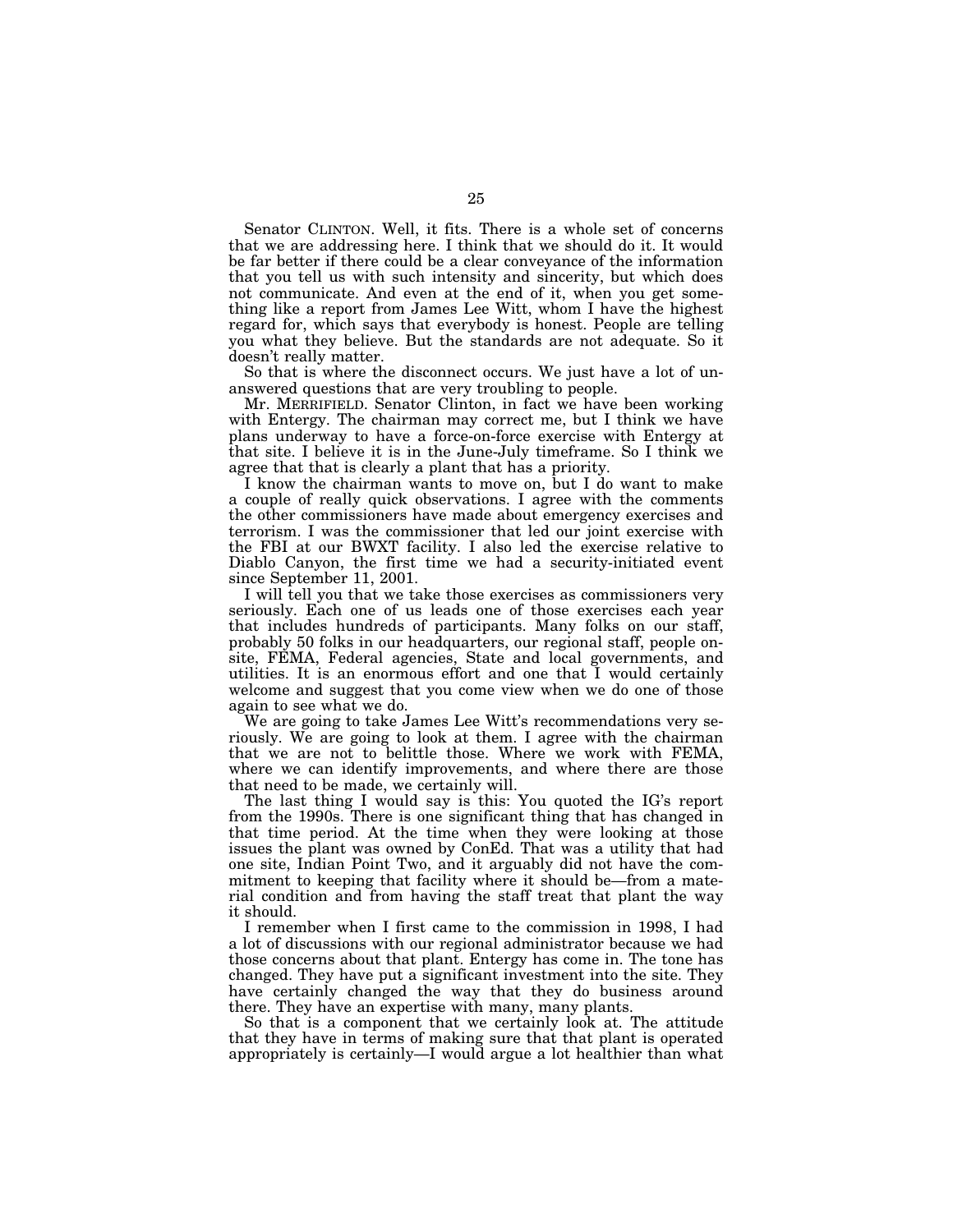Senator CLINTON. Well, it fits. There is a whole set of concerns that we are addressing here. I think that we should do it. It would be far better if there could be a clear conveyance of the information that you tell us with such intensity and sincerity, but which does not communicate. And even at the end of it, when you get something like a report from James Lee Witt, whom I have the highest regard for, which says that everybody is honest. People are telling you what they believe. But the standards are not adequate. So it doesn't really matter.

So that is where the disconnect occurs. We just have a lot of unanswered questions that are very troubling to people.

Mr. MERRIFIELD. Senator Clinton, in fact we have been working with Entergy. The chairman may correct me, but I think we have plans underway to have a force-on-force exercise with Entergy at that site. I believe it is in the June-July timeframe. So I think we agree that that is clearly a plant that has a priority.

I know the chairman wants to move on, but I do want to make a couple of really quick observations. I agree with the comments the other commissioners have made about emergency exercises and terrorism. I was the commissioner that led our joint exercise with the FBI at our BWXT facility. I also led the exercise relative to Diablo Canyon, the first time we had a security-initiated event since September 11, 2001.

I will tell you that we take those exercises as commissioners very seriously. Each one of us leads one of those exercises each year that includes hundreds of participants. Many folks on our staff, probably 50 folks in our headquarters, our regional staff, people onsite, FEMA, Federal agencies, State and local governments, and utilities. It is an enormous effort and one that I would certainly welcome and suggest that you come view when we do one of those again to see what we do.

We are going to take James Lee Witt's recommendations very seriously. We are going to look at them. I agree with the chairman that we are not to belittle those. Where we work with FEMA, where we can identify improvements, and where there are those that need to be made, we certainly will.

The last thing I would say is this: You quoted the IG's report from the 1990s. There is one significant thing that has changed in that time period. At the time when they were looking at those issues the plant was owned by ConEd. That was a utility that had one site, Indian Point Two, and it arguably did not have the commitment to keeping that facility where it should be—from a material condition and from having the staff treat that plant the way it should.

I remember when I first came to the commission in 1998, I had a lot of discussions with our regional administrator because we had those concerns about that plant. Entergy has come in. The tone has changed. They have put a significant investment into the site. They have certainly changed the way that they do business around there. They have an expertise with many, many plants.

So that is a component that we certainly look at. The attitude that they have in terms of making sure that that plant is operated appropriately is certainly—I would argue a lot healthier than what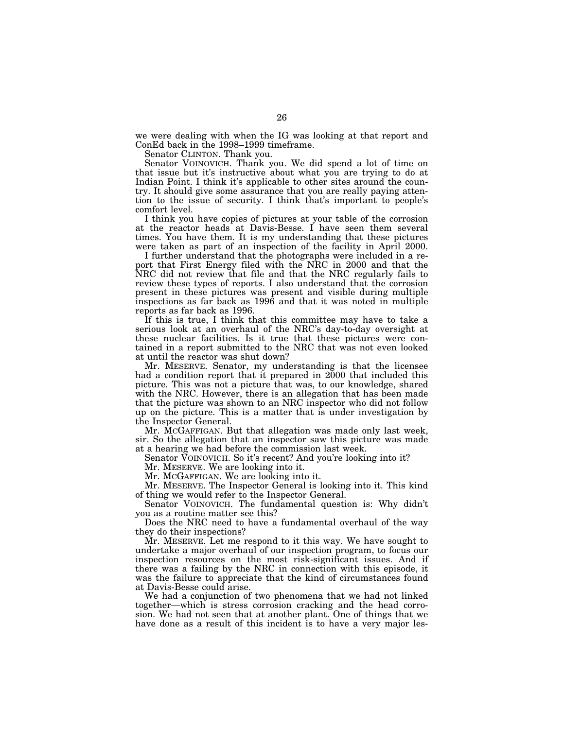we were dealing with when the IG was looking at that report and ConEd back in the 1998–1999 timeframe.

Senator CLINTON. Thank you.

Senator VOINOVICH. Thank you. We did spend a lot of time on that issue but it's instructive about what you are trying to do at Indian Point. I think it's applicable to other sites around the country. It should give some assurance that you are really paying attention to the issue of security. I think that's important to people's comfort level.

I think you have copies of pictures at your table of the corrosion at the reactor heads at Davis-Besse. I have seen them several times. You have them. It is my understanding that these pictures were taken as part of an inspection of the facility in April 2000.

I further understand that the photographs were included in a report that First Energy filed with the NRC in 2000 and that the NRC did not review that file and that the NRC regularly fails to review these types of reports. I also understand that the corrosion present in these pictures was present and visible during multiple inspections as far back as 1996 and that it was noted in multiple reports as far back as 1996.

If this is true, I think that this committee may have to take a serious look at an overhaul of the NRC's day-to-day oversight at these nuclear facilities. Is it true that these pictures were contained in a report submitted to the NRC that was not even looked at until the reactor was shut down?

Mr. MESERVE. Senator, my understanding is that the licensee had a condition report that it prepared in 2000 that included this picture. This was not a picture that was, to our knowledge, shared with the NRC. However, there is an allegation that has been made that the picture was shown to an NRC inspector who did not follow up on the picture. This is a matter that is under investigation by the Inspector General.

Mr. MCGAFFIGAN. But that allegation was made only last week, sir. So the allegation that an inspector saw this picture was made at a hearing we had before the commission last week.

Senator VOINOVICH. So it's recent? And you're looking into it?

Mr. MESERVE. We are looking into it.

Mr. MCGAFFIGAN. We are looking into it.

Mr. MESERVE. The Inspector General is looking into it. This kind of thing we would refer to the Inspector General.

Senator VOINOVICH. The fundamental question is: Why didn't you as a routine matter see this?

Does the NRC need to have a fundamental overhaul of the way they do their inspections?

Mr. MESERVE. Let me respond to it this way. We have sought to undertake a major overhaul of our inspection program, to focus our inspection resources on the most risk-significant issues. And if there was a failing by the NRC in connection with this episode, it was the failure to appreciate that the kind of circumstances found at Davis-Besse could arise.

We had a conjunction of two phenomena that we had not linked together—which is stress corrosion cracking and the head corrosion. We had not seen that at another plant. One of things that we have done as a result of this incident is to have a very major les-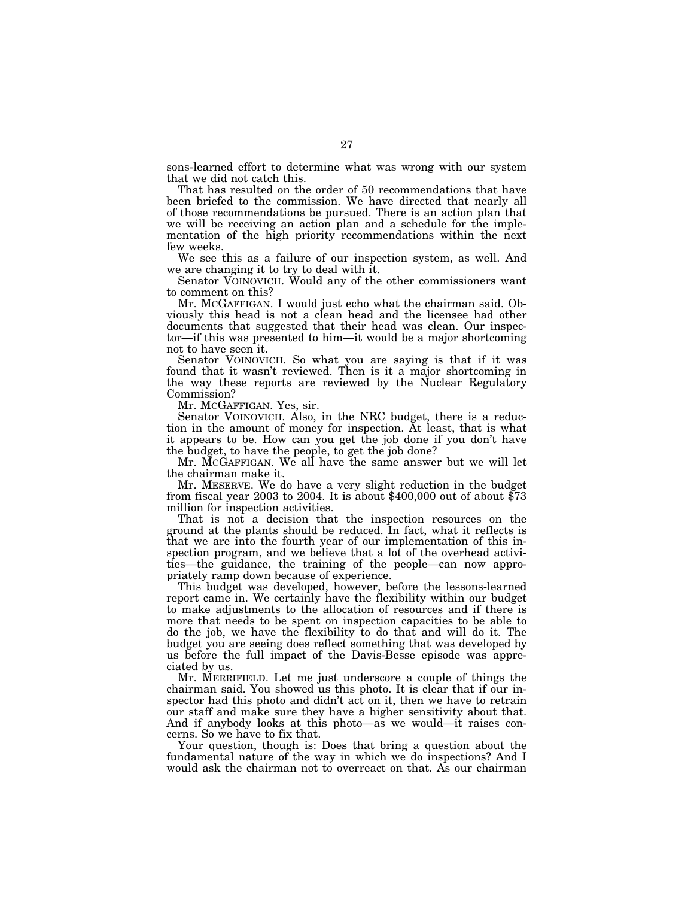sons-learned effort to determine what was wrong with our system that we did not catch this.

That has resulted on the order of 50 recommendations that have been briefed to the commission. We have directed that nearly all of those recommendations be pursued. There is an action plan that we will be receiving an action plan and a schedule for the implementation of the high priority recommendations within the next few weeks.

We see this as a failure of our inspection system, as well. And we are changing it to try to deal with it.

Senator VOINOVICH. Would any of the other commissioners want to comment on this?

Mr. MCGAFFIGAN. I would just echo what the chairman said. Obviously this head is not a clean head and the licensee had other documents that suggested that their head was clean. Our inspector—if this was presented to him—it would be a major shortcoming not to have seen it.

Senator VOINOVICH. So what you are saying is that if it was found that it wasn't reviewed. Then is it a major shortcoming in the way these reports are reviewed by the Nuclear Regulatory Commission?

Mr. MCGAFFIGAN. Yes, sir.

Senator VOINOVICH. Also, in the NRC budget, there is a reduction in the amount of money for inspection. At least, that is what it appears to be. How can you get the job done if you don't have the budget, to have the people, to get the job done?

Mr. MCGAFFIGAN. We all have the same answer but we will let the chairman make it.

Mr. MESERVE. We do have a very slight reduction in the budget from fiscal year 2003 to 2004. It is about $400,000 out of about $73 million for inspection activities.

That is not a decision that the inspection resources on the ground at the plants should be reduced. In fact, what it reflects is that we are into the fourth year of our implementation of this inspection program, and we believe that a lot of the overhead activities—the guidance, the training of the people—can now appropriately ramp down because of experience.

This budget was developed, however, before the lessons-learned report came in. We certainly have the flexibility within our budget to make adjustments to the allocation of resources and if there is more that needs to be spent on inspection capacities to be able to do the job, we have the flexibility to do that and will do it. The budget you are seeing does reflect something that was developed by us before the full impact of the Davis-Besse episode was appreciated by us.

Mr. MERRIFIELD. Let me just underscore a couple of things the chairman said. You showed us this photo. It is clear that if our inspector had this photo and didn't act on it, then we have to retrain our staff and make sure they have a higher sensitivity about that. And if anybody looks at this photo—as we would—it raises concerns. So we have to fix that.

Your question, though is: Does that bring a question about the fundamental nature of the way in which we do inspections? And I would ask the chairman not to overreact on that. As our chairman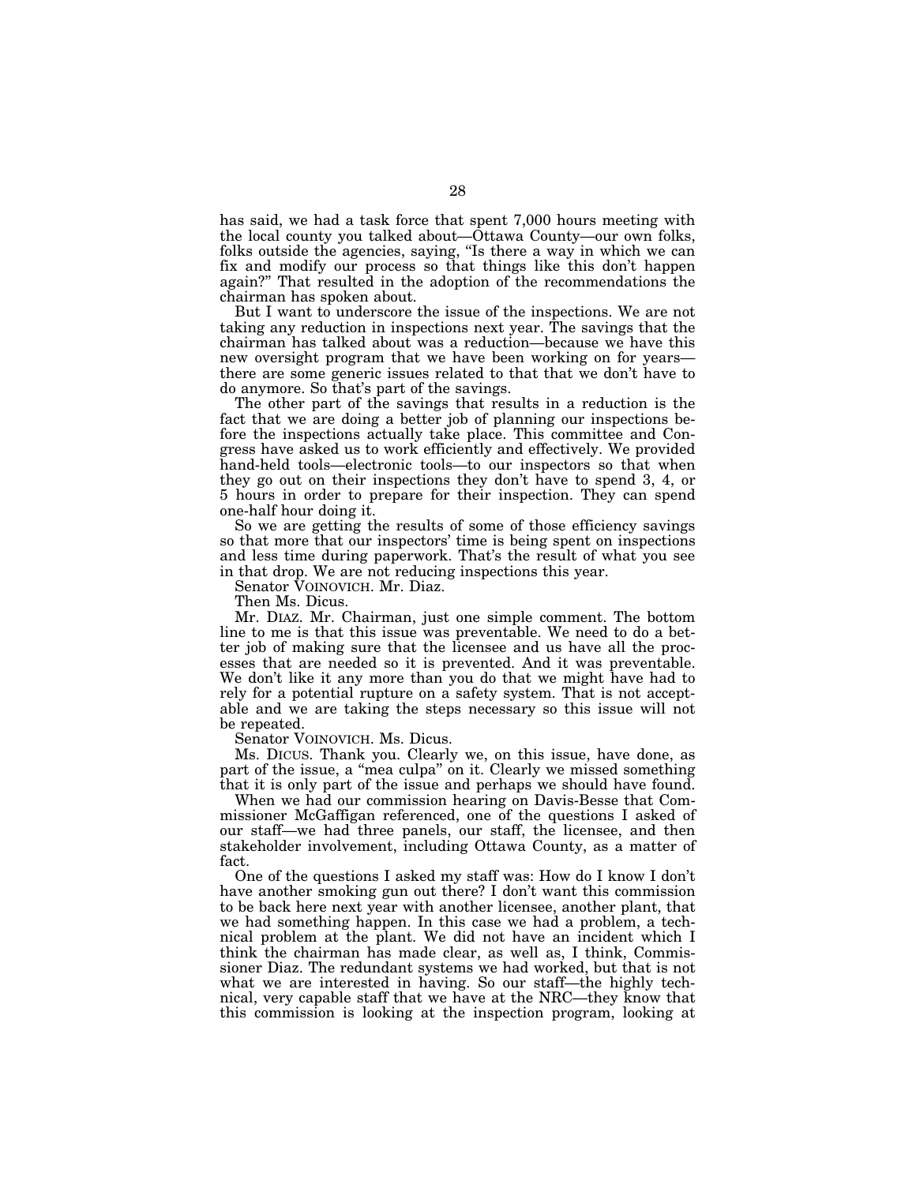has said, we had a task force that spent 7,000 hours meeting with the local county you talked about—Ottawa County—our own folks, folks outside the agencies, saying, "Is there a way in which we can fix and modify our process so that things like this don't happen again?" That resulted in the adoption of the recommendations the chairman has spoken about.

But I want to underscore the issue of the inspections. We are not taking any reduction in inspections next year. The savings that the chairman has talked about was a reduction—because we have this new oversight program that we have been working on for years—there are some generic issues related to that that we don't have to do anymore. So that's part of the savings.

The other part of the savings that results in a reduction is the fact that we are doing a better job of planning our inspections before the inspections actually take place. This committee and Congress have asked us to work efficiently and effectively. We provided hand-held tools—electronic tools—to our inspectors so that when they go out on their inspections they don't have to spend 3, 4, or 5 hours in order to prepare for their inspection. They can spend one-half hour doing it.

So we are getting the results of some of those efficiency savings so that more that our inspectors' time is being spent on inspections and less time during paperwork. That's the result of what you see in that drop. We are not reducing inspections this year.

Senator VOINOVICH. Mr. Diaz.

Then Ms. Dicus.

Mr. DIAZ. Mr. Chairman, just one simple comment. The bottom line to me is that this issue was preventable. We need to do a better job of making sure that the licensee and us have all the processes that are needed so it is prevented. And it was preventable. We don't like it any more than you do that we might have had to rely for a potential rupture on a safety system. That is not acceptable and we are taking the steps necessary so this issue will not be repeated.

Senator VOINOVICH. Ms. Dicus.

Ms. DICUS. Thank you. Clearly we, on this issue, have done, as part of the issue, a "mea culpa" on it. Clearly we missed something that it is only part of the issue and perhaps we should have found.

When we had our commission hearing on Davis-Besse that Commissioner McGaffigan referenced, one of the questions I asked of our staff—we had three panels, our staff, the licensee, and then stakeholder involvement, including Ottawa County, as a matter of fact.

One of the questions I asked my staff was: How do I know I don't have another smoking gun out there? I don't want this commission to be back here next year with another licensee, another plant, that we had something happen. In this case we had a problem, a technical problem at the plant. We did not have an incident which I think the chairman has made clear, as well as, I think, Commissioner Diaz. The redundant systems we had worked, but that is not what we are interested in having. So our staff—the highly technical, very capable staff that we have at the NRC—they know that this commission is looking at the inspection program, looking at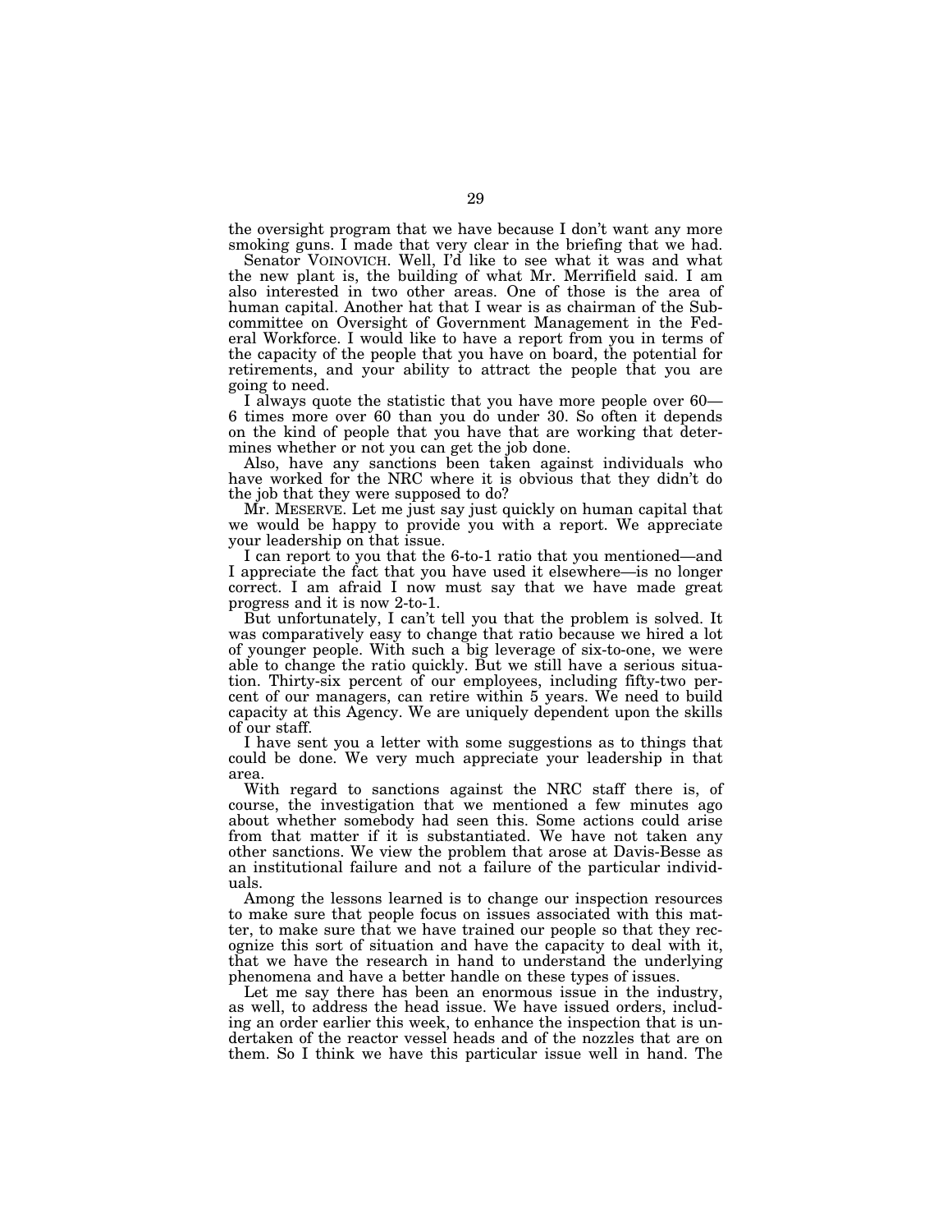the oversight program that we have because I don't want any more smoking guns. I made that very clear in the briefing that we had.

Senator VOINOVICH. Well, I'd like to see what it was and what the new plant is, the building of what Mr. Merrifield said. I am also interested in two other areas. One of those is the area of human capital. Another hat that I wear is as chairman of the Subcommittee on Oversight of Government Management in the Federal Workforce. I would like to have a report from you in terms of the capacity of the people that you have on board, the potential for retirements, and your ability to attract the people that you are going to need.

I always quote the statistic that you have more people over 60—6 times more over 60 than you do under 30. So often it depends on the kind of people that you have that are working that determines whether or not you can get the job done.

Also, have any sanctions been taken against individuals who have worked for the NRC where it is obvious that they didn't do the job that they were supposed to do?

Mr. MESERVE. Let me just say just quickly on human capital that we would be happy to provide you with a report. We appreciate your leadership on that issue.

I can report to you that the 6-to-1 ratio that you mentioned—and I appreciate the fact that you have used it elsewhere—is no longer correct. I am afraid I now must say that we have made great progress and it is now 2-to-1.

But unfortunately, I can't tell you that the problem is solved. It was comparatively easy to change that ratio because we hired a lot of younger people. With such a big leverage of six-to-one, we were able to change the ratio quickly. But we still have a serious situation. Thirty-six percent of our employees, including fifty-two percent of our managers, can retire within 5 years. We need to build capacity at this Agency. We are uniquely dependent upon the skills of our staff.

I have sent you a letter with some suggestions as to things that could be done. We very much appreciate your leadership in that area.

With regard to sanctions against the NRC staff there is, of course, the investigation that we mentioned a few minutes ago about whether somebody had seen this. Some actions could arise from that matter if it is substantiated. We have not taken any other sanctions. We view the problem that arose at Davis-Besse as an institutional failure and not a failure of the particular individuals.

Among the lessons learned is to change our inspection resources to make sure that people focus on issues associated with this matter, to make sure that we have trained our people so that they recognize this sort of situation and have the capacity to deal with it, that we have the research in hand to understand the underlying phenomena and have a better handle on these types of issues.

Let me say there has been an enormous issue in the industry, as well, to address the head issue. We have issued orders, including an order earlier this week, to enhance the inspection that is undertaken of the reactor vessel heads and of the nozzles that are on them. So I think we have this particular issue well in hand. The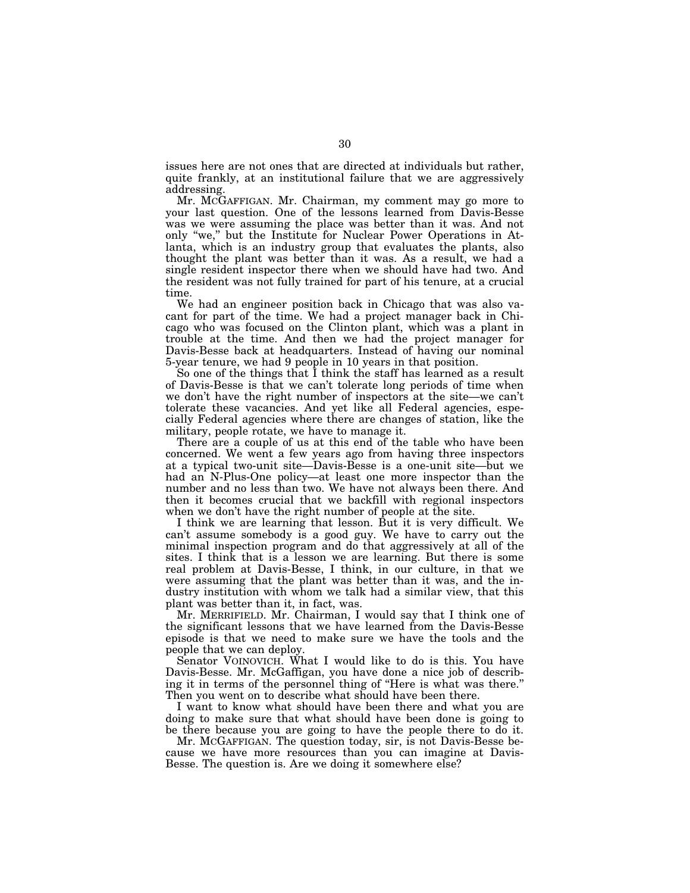issues here are not ones that are directed at individuals but rather, quite frankly, at an institutional failure that we are aggressively addressing.

Mr. McGAFFIGAN. Mr. Chairman, my comment may go more to your last question. One of the lessons learned from Davis-Besse was we were assuming the place was better than it was. And not only "we," but the Institute for Nuclear Power Operations in Atlanta, which is an industry group that evaluates the plants, also thought the plant was better than it was. As a result, we had a single resident inspector there when we should have had two. And the resident was not fully trained for part of his tenure, at a crucial time.

We had an engineer position back in Chicago that was also vacant for part of the time. We had a project manager back in Chicago who was focused on the Clinton plant, which was a plant in trouble at the time. And then we had the project manager for Davis-Besse back at headquarters. Instead of having our nominal 5-year tenure, we had 9 people in 10 years in that position.

So one of the things that I think the staff has learned as a result of Davis-Besse is that we can't tolerate long periods of time when we don't have the right number of inspectors at the site—we can't tolerate these vacancies. And yet like all Federal agencies, especially Federal agencies where there are changes of station, like the military, people rotate, we have to manage it.

There are a couple of us at this end of the table who have been concerned. We went a few years ago from having three inspectors at a typical two-unit site—Davis-Besse is a one-unit site—but we had an N-Plus-One policy—at least one more inspector than the number and no less than two. We have not always been there. And then it becomes crucial that we backfill with regional inspectors when we don't have the right number of people at the site.

I think we are learning that lesson. But it is very difficult. We can't assume somebody is a good guy. We have to carry out the minimal inspection program and do that aggressively at all of the sites. I think that is a lesson we are learning. But there is some real problem at Davis-Besse, I think, in our culture, in that we were assuming that the plant was better than it was, and the industry institution with whom we talk had a similar view, that this plant was better than it, in fact, was.

Mr. MERRIFIELD. Mr. Chairman, I would say that I think one of the significant lessons that we have learned from the Davis-Besse episode is that we need to make sure we have the tools and the people that we can deploy.

Senator VOINOVICH. What I would like to do is this. You have Davis-Besse. Mr. McGaffigan, you have done a nice job of describing it in terms of the personnel thing of "Here is what was there." Then you went on to describe what should have been there.

I want to know what should have been there and what you are doing to make sure that what should have been done is going to be there because you are going to have the people there to do it.

Mr. McGAFFIGAN. The question today, sir, is not Davis-Besse because we have more resources than you can imagine at Davis-Besse. The question is. Are we doing it somewhere else?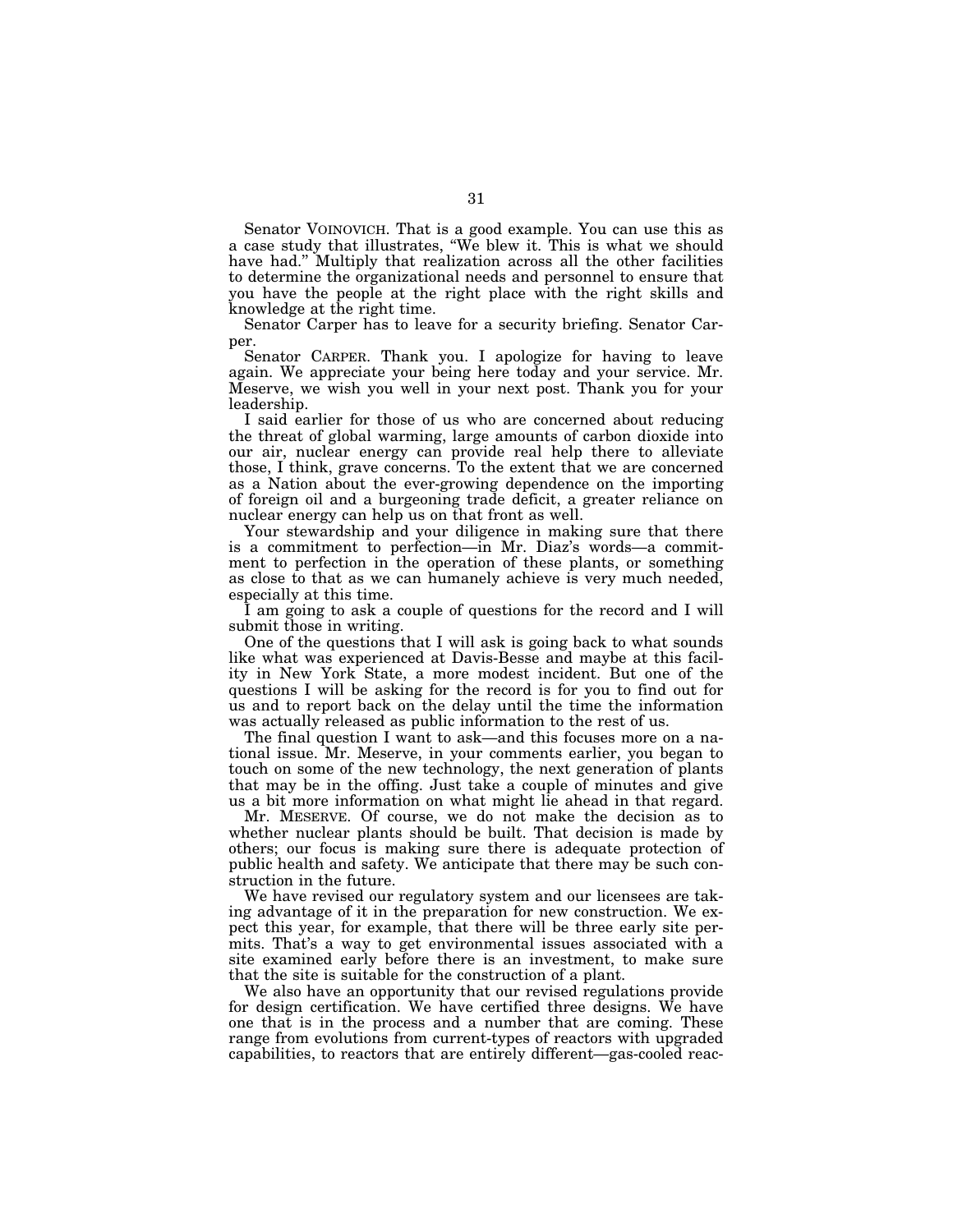Senator VOINOVICH. That is a good example. You can use this as a case study that illustrates, "We blew it. This is what we should have had." Multiply that realization across all the other facilities to determine the organizational needs and personnel to ensure that you have the people at the right place with the right skills and knowledge at the right time.

Senator Carper has to leave for a security briefing. Senator Carper.

Senator CARPER. Thank you. I apologize for having to leave again. We appreciate your being here today and your service. Mr. Meserve, we wish you well in your next post. Thank you for your leadership.

I said earlier for those of us who are concerned about reducing the threat of global warming, large amounts of carbon dioxide into our air, nuclear energy can provide real help there to alleviate those, I think, grave concerns. To the extent that we are concerned as a Nation about the ever-growing dependence on the importing of foreign oil and a burgeoning trade deficit, a greater reliance on nuclear energy can help us on that front as well.

Your stewardship and your diligence in making sure that there is a commitment to perfection—in Mr. Diaz's words—a commitment to perfection in the operation of these plants, or something as close to that as we can humanely achieve is very much needed, especially at this time.

I am going to ask a couple of questions for the record and I will submit those in writing.

One of the questions that I will ask is going back to what sounds like what was experienced at Davis-Besse and maybe at this facility in New York State, a more modest incident. But one of the questions I will be asking for the record is for you to find out for us and to report back on the delay until the time the information was actually released as public information to the rest of us.

The final question I want to ask—and this focuses more on a national issue. Mr. Meserve, in your comments earlier, you began to touch on some of the new technology, the next generation of plants that may be in the offing. Just take a couple of minutes and give us a bit more information on what might lie ahead in that regard.

Mr. MESERVE. Of course, we do not make the decision as to whether nuclear plants should be built. That decision is made by others; our focus is making sure there is adequate protection of public health and safety. We anticipate that there may be such construction in the future.

We have revised our regulatory system and our licensees are taking advantage of it in the preparation for new construction. We expect this year, for example, that there will be three early site permits. That's a way to get environmental issues associated with a site examined early before there is an investment, to make sure that the site is suitable for the construction of a plant.

We also have an opportunity that our revised regulations provide for design certification. We have certified three designs. We have one that is in the process and a number that are coming. These range from evolutions from current-types of reactors with upgraded capabilities, to reactors that are entirely different—gas-cooled reac-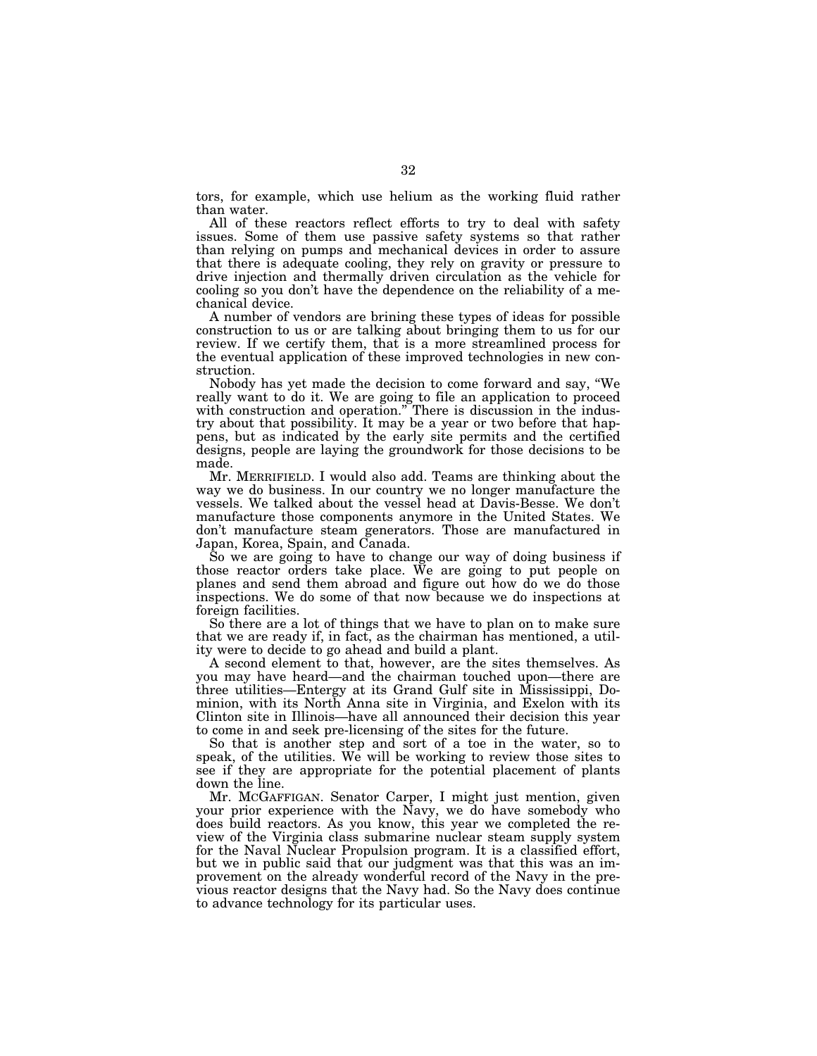tors, for example, which use helium as the working fluid rather than water.

All of these reactors reflect efforts to try to deal with safety issues. Some of them use passive safety systems so that rather than relying on pumps and mechanical devices in order to assure that there is adequate cooling, they rely on gravity or pressure to drive injection and thermally driven circulation as the vehicle for cooling so you don't have the dependence on the reliability of a mechanical device.

A number of vendors are brining these types of ideas for possible construction to us or are talking about bringing them to us for our review. If we certify them, that is a more streamlined process for the eventual application of these improved technologies in new construction.

Nobody has yet made the decision to come forward and say, "We really want to do it. We are going to file an application to proceed with construction and operation." There is discussion in the industry about that possibility. It may be a year or two before that happens, but as indicated by the early site permits and the certified designs, people are laying the groundwork for those decisions to be made.

Mr. MERRIFIELD. I would also add. Teams are thinking about the way we do business. In our country we no longer manufacture the vessels. We talked about the vessel head at Davis-Besse. We don't manufacture those components anymore in the United States. We don't manufacture steam generators. Those are manufactured in Japan, Korea, Spain, and Canada.

So we are going to have to change our way of doing business if those reactor orders take place. We are going to put people on planes and send them abroad and figure out how do we do those inspections. We do some of that now because we do inspections at foreign facilities.

So there are a lot of things that we have to plan on to make sure that we are ready if, in fact, as the chairman has mentioned, a utility were to decide to go ahead and build a plant.

A second element to that, however, are the sites themselves. As you may have heard—and the chairman touched upon—there are three utilities—Entergy at its Grand Gulf site in Mississippi, Dominion, with its North Anna site in Virginia, and Exelon with its Clinton site in Illinois—have all announced their decision this year to come in and seek pre-licensing of the sites for the future.

So that is another step and sort of a toe in the water, so to speak, of the utilities. We will be working to review those sites to see if they are appropriate for the potential placement of plants down the line.

Mr. MCGAFFIGAN. Senator Carper, I might just mention, given your prior experience with the Navy, we do have somebody who does build reactors. As you know, this year we completed the review of the Virginia class submarine nuclear steam supply system for the Naval Nuclear Propulsion program. It is a classified effort, but we in public said that our judgment was that this was an improvement on the already wonderful record of the Navy in the previous reactor designs that the Navy had. So the Navy does continue to advance technology for its particular uses.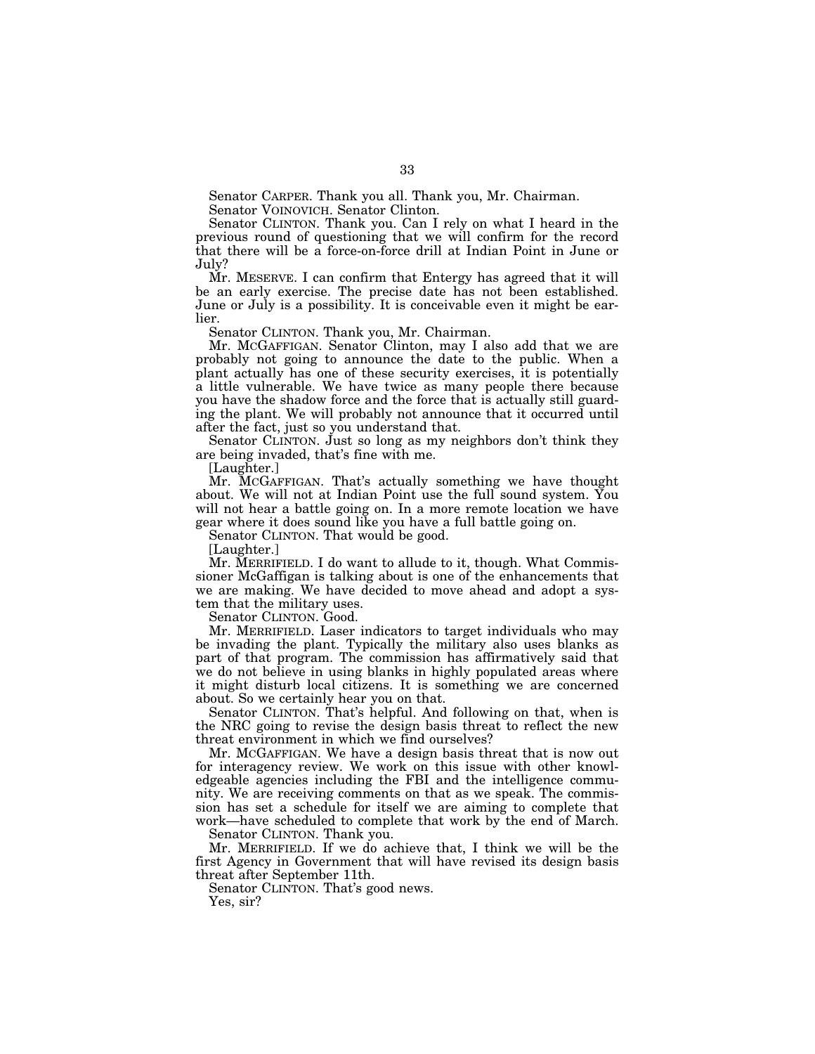Senator CARPER. Thank you all. Thank you, Mr. Chairman.

Senator VOINOVICH. Senator Clinton.

Senator CLINTON. Thank you. Can I rely on what I heard in the previous round of questioning that we will confirm for the record that there will be a force-on-force drill at Indian Point in June or July?

Mr. MESERVE. I can confirm that Entergy has agreed that it will be an early exercise. The precise date has not been established. June or July is a possibility. It is conceivable even it might be earlier.

Senator CLINTON. Thank you, Mr. Chairman.

Mr. MCGAFFIGAN. Senator Clinton, may I also add that we are probably not going to announce the date to the public. When a plant actually has one of these security exercises, it is potentially a little vulnerable. We have twice as many people there because you have the shadow force and the force that is actually still guarding the plant. We will probably not announce that it occurred until after the fact, just so you understand that.

Senator CLINTON. Just so long as my neighbors don't think they are being invaded, that's fine with me.

[Laughter.]

Mr. MCGAFFIGAN. That's actually something we have thought about. We will not at Indian Point use the full sound system. You will not hear a battle going on. In a more remote location we have gear where it does sound like you have a full battle going on.

Senator CLINTON. That would be good.

[Laughter.]

Mr. MERRIFIELD. I do want to allude to it, though. What Commissioner McGaffigan is talking about is one of the enhancements that we are making. We have decided to move ahead and adopt a system that the military uses.

Senator CLINTON. Good.

Mr. MERRIFIELD. Laser indicators to target individuals who may be invading the plant. Typically the military also uses blanks as part of that program. The commission has affirmatively said that we do not believe in using blanks in highly populated areas where it might disturb local citizens. It is something we are concerned about. So we certainly hear you on that.

Senator CLINTON. That's helpful. And following on that, when is the NRC going to revise the design basis threat to reflect the new threat environment in which we find ourselves?

Mr. MCGAFFIGAN. We have a design basis threat that is now out for interagency review. We work on this issue with other knowledgeable agencies including the FBI and the intelligence community. We are receiving comments on that as we speak. The commission has set a schedule for itself we are aiming to complete that work—have scheduled to complete that work by the end of March.

Senator CLINTON. Thank you.

Mr. MERRIFIELD. If we do achieve that, I think we will be the first Agency in Government that will have revised its design basis threat after September 11th.

Senator CLINTON. That's good news.

Yes, sir?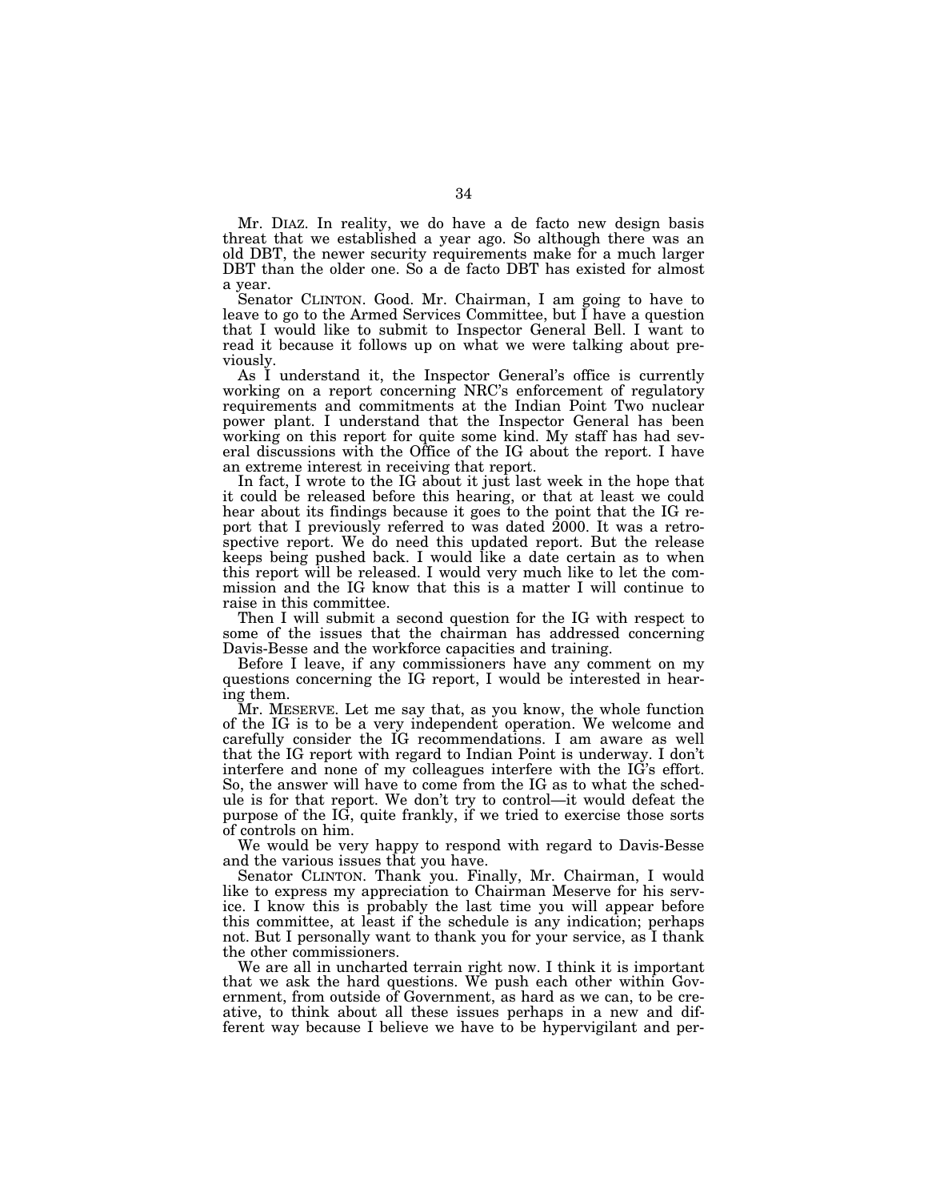Mr. DIAZ. In reality, we do have a de facto new design basis threat that we established a year ago. So although there was an old DBT, the newer security requirements make for a much larger DBT than the older one. So a de facto DBT has existed for almost a year.

Senator CLINTON. Good. Mr. Chairman, I am going to have to leave to go to the Armed Services Committee, but I have a question that I would like to submit to Inspector General Bell. I want to read it because it follows up on what we were talking about previously.

As I understand it, the Inspector General's office is currently working on a report concerning NRC's enforcement of regulatory requirements and commitments at the Indian Point Two nuclear power plant. I understand that the Inspector General has been working on this report for quite some kind. My staff has had several discussions with the Office of the IG about the report. I have an extreme interest in receiving that report.

In fact, I wrote to the IG about it just last week in the hope that it could be released before this hearing, or that at least we could hear about its findings because it goes to the point that the IG report that I previously referred to was dated 2000. It was a retrospective report. We do need this updated report. But the release keeps being pushed back. I would like a date certain as to when this report will be released. I would very much like to let the commission and the IG know that this is a matter I will continue to raise in this committee.

Then I will submit a second question for the IG with respect to some of the issues that the chairman has addressed concerning Davis-Besse and the workforce capacities and training.

Before I leave, if any commissioners have any comment on my questions concerning the IG report, I would be interested in hearing them.

Mr. MESERVE. Let me say that, as you know, the whole function of the IG is to be a very independent operation. We welcome and carefully consider the IG recommendations. I am aware as well that the IG report with regard to Indian Point is underway. I don't interfere and none of my colleagues interfere with the IG's effort. So, the answer will have to come from the IG as to what the schedule is for that report. We don't try to control—it would defeat the purpose of the IG, quite frankly, if we tried to exercise those sorts of controls on him.

We would be very happy to respond with regard to Davis-Besse and the various issues that you have.

Senator CLINTON. Thank you. Finally, Mr. Chairman, I would like to express my appreciation to Chairman Meserve for his service. I know this is probably the last time you will appear before this committee, at least if the schedule is any indication; perhaps not. But I personally want to thank you for your service, as I thank the other commissioners.

We are all in uncharted terrain right now. I think it is important that we ask the hard questions. We push each other within Government, from outside of Government, as hard as we can, to be creative, to think about all these issues perhaps in a new and different way because I believe we have to be hypervigilant and per-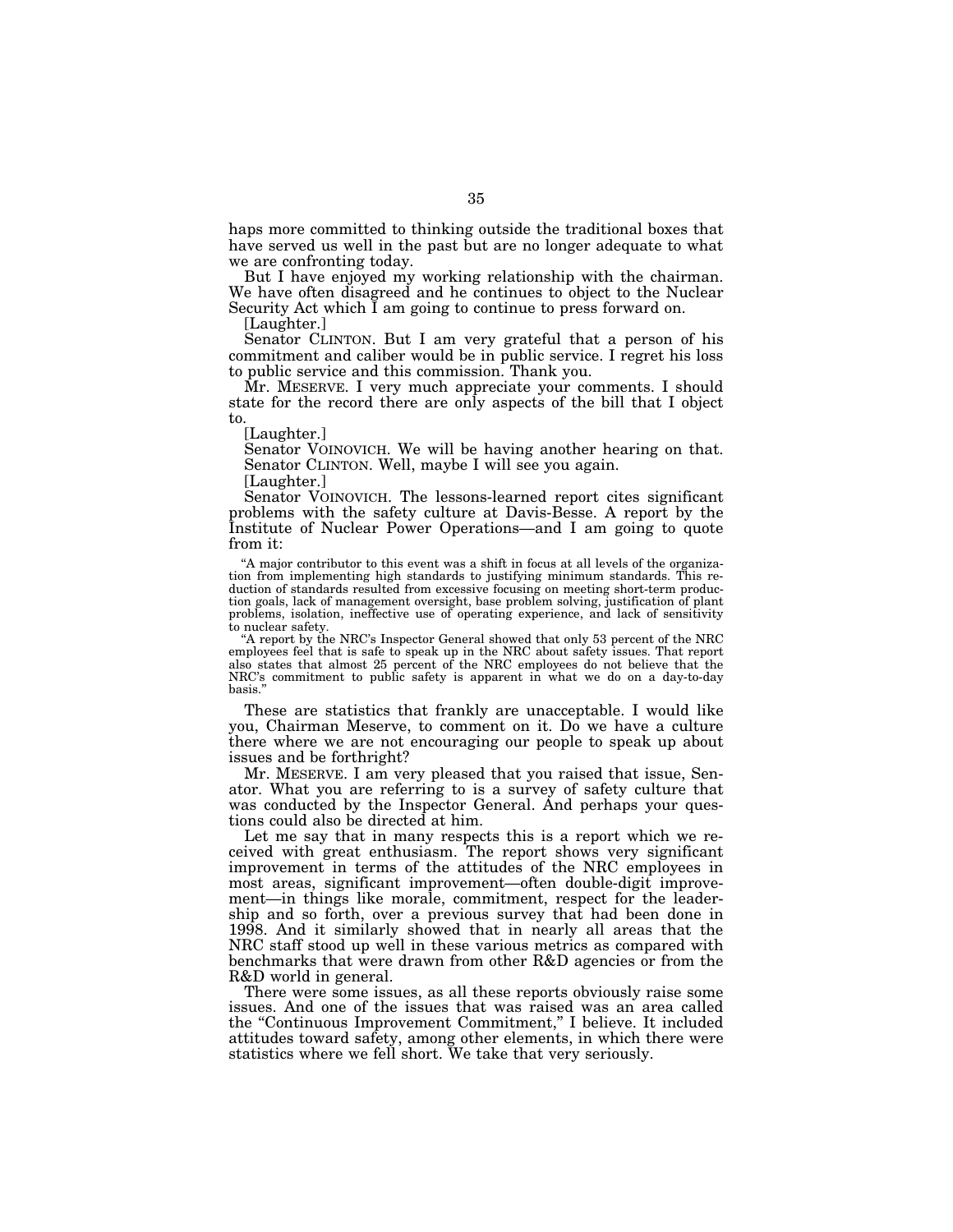haps more committed to thinking outside the traditional boxes that have served us well in the past but are no longer adequate to what we are confronting today.

But I have enjoyed my working relationship with the chairman. We have often disagreed and he continues to object to the Nuclear Security Act which I am going to continue to press forward on.

[Laughter.]

Senator CLINTON. But I am very grateful that a person of his commitment and caliber would be in public service. I regret his loss to public service and this commission. Thank you.

Mr. MESERVE. I very much appreciate your comments. I should state for the record there are only aspects of the bill that I object to.

[Laughter.]

Senator VOINOVICH. We will be having another hearing on that.

Senator CLINTON. Well, maybe I will see you again.

[Laughter.]

Senator VOINOVICH. The lessons-learned report cites significant problems with the safety culture at Davis-Besse. A report by the Institute of Nuclear Power Operations—and I am going to quote from it:

> "A major contributor to this event was a shift in focus at all levels of the organization from implementing high standards to justifying minimum standards. This reduction of standards resulted from excessive focusing on meeting short-term production goals, lack of management oversight, base problem solving, justification of plant problems, isolation, ineffective use of operating experience, and lack of sensitivity to nuclear safety.
>
> "A report by the NRC's Inspector General showed that only 53 percent of the NRC employees feel that is safe to speak up in the NRC about safety issues. That report also states that almost 25 percent of the NRC employees do not believe that the NRC's commitment to public safety is apparent in what we do on a day-to-day basis."

These are statistics that frankly are unacceptable. I would like you, Chairman Meserve, to comment on it. Do we have a culture there where we are not encouraging our people to speak up about issues and be forthright?

Mr. MESERVE. I am very pleased that you raised that issue, Senator. What you are referring to is a survey of safety culture that was conducted by the Inspector General. And perhaps your questions could also be directed at him.

Let me say that in many respects this is a report which we received with great enthusiasm. The report shows very significant improvement in terms of the attitudes of the NRC employees in most areas, significant improvement—often double-digit improvement—in things like morale, commitment, respect for the leadership and so forth, over a previous survey that had been done in 1998. And it similarly showed that in nearly all areas that the NRC staff stood up well in these various metrics as compared with benchmarks that were drawn from other R&D agencies or from the R&D world in general.

There were some issues, as all these reports obviously raise some issues. And one of the issues that was raised was an area called the "Continuous Improvement Commitment," I believe. It included attitudes toward safety, among other elements, in which there were statistics where we fell short. We take that very seriously.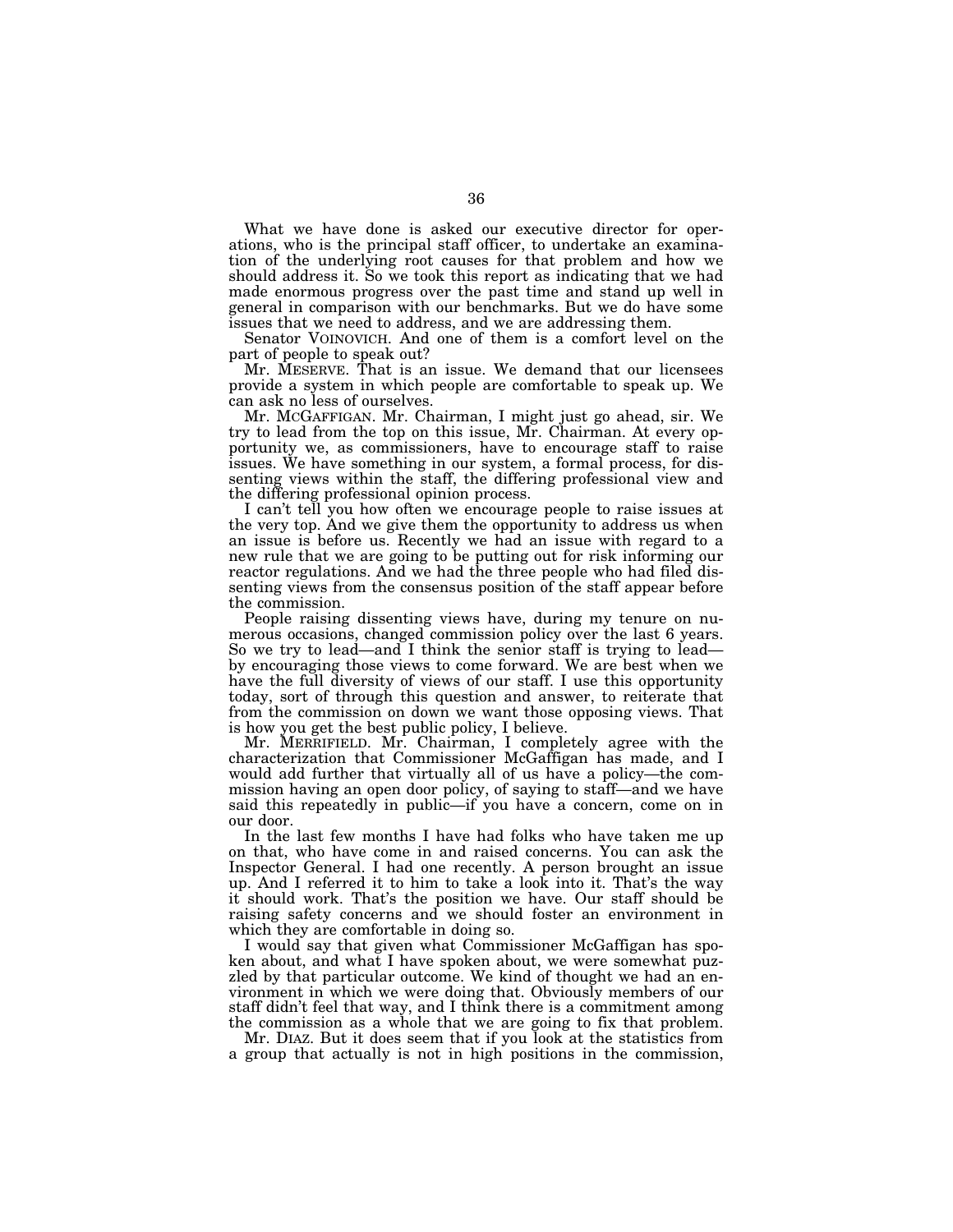What we have done is asked our executive director for operations, who is the principal staff officer, to undertake an examination of the underlying root causes for that problem and how we should address it. So we took this report as indicating that we had made enormous progress over the past time and stand up well in general in comparison with our benchmarks. But we do have some issues that we need to address, and we are addressing them.

Senator VOINOVICH. And one of them is a comfort level on the part of people to speak out?

Mr. MESERVE. That is an issue. We demand that our licensees provide a system in which people are comfortable to speak up. We can ask no less of ourselves.

Mr. MCGAFFIGAN. Mr. Chairman, I might just go ahead, sir. We try to lead from the top on this issue, Mr. Chairman. At every opportunity we, as commissioners, have to encourage staff to raise issues. We have something in our system, a formal process, for dissenting views within the staff, the differing professional view and the differing professional opinion process.

I can't tell you how often we encourage people to raise issues at the very top. And we give them the opportunity to address us when an issue is before us. Recently we had an issue with regard to a new rule that we are going to be putting out for risk informing our reactor regulations. And we had the three people who had filed dissenting views from the consensus position of the staff appear before the commission.

People raising dissenting views have, during my tenure on numerous occasions, changed commission policy over the last 6 years. So we try to lead—and I think the senior staff is trying to lead—by encouraging those views to come forward. We are best when we have the full diversity of views of our staff. I use this opportunity today, sort of through this question and answer, to reiterate that from the commission on down we want those opposing views. That is how you get the best public policy, I believe.

Mr. MERRIFIELD. Mr. Chairman, I completely agree with the characterization that Commissioner McGaffigan has made, and I would add further that virtually all of us have a policy—the commission having an open door policy, of saying to staff—and we have said this repeatedly in public—if you have a concern, come on in our door.

In the last few months I have had folks who have taken me up on that, who have come in and raised concerns. You can ask the Inspector General. I had one recently. A person brought an issue up. And I referred it to him to take a look into it. That's the way it should work. That's the position we have. Our staff should be raising safety concerns and we should foster an environment in which they are comfortable in doing so.

I would say that given what Commissioner McGaffigan has spoken about, and what I have spoken about, we were somewhat puzzled by that particular outcome. We kind of thought we had an environment in which we were doing that. Obviously members of our staff didn't feel that way, and I think there is a commitment among the commission as a whole that we are going to fix that problem.

Mr. DIAZ. But it does seem that if you look at the statistics from a group that actually is not in high positions in the commission,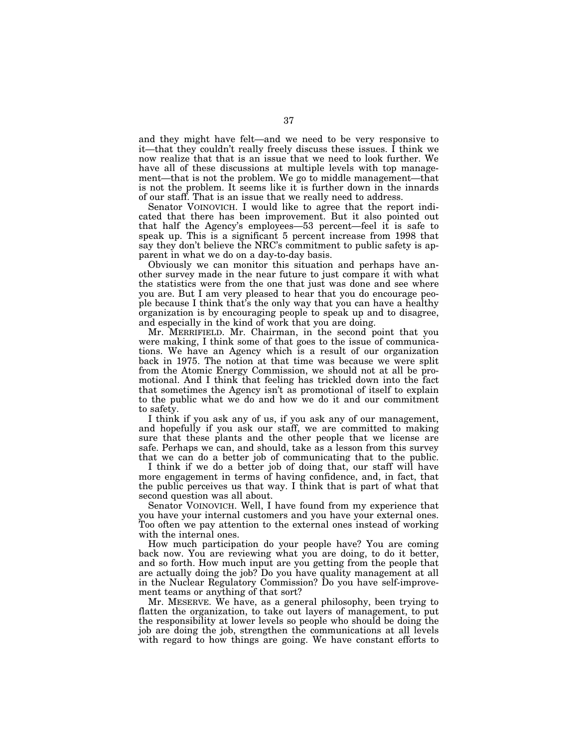and they might have felt—and we need to be very responsive to it—that they couldn't really freely discuss these issues. I think we now realize that that is an issue that we need to look further. We have all of these discussions at multiple levels with top management—that is not the problem. We go to middle management—that is not the problem. It seems like it is further down in the innards of our staff. That is an issue that we really need to address.

Senator VOINOVICH. I would like to agree that the report indicated that there has been improvement. But it also pointed out that half the Agency's employees—53 percent—feel it is safe to speak up. This is a significant 5 percent increase from 1998 that say they don't believe the NRC's commitment to public safety is apparent in what we do on a day-to-day basis.

Obviously we can monitor this situation and perhaps have another survey made in the near future to just compare it with what the statistics were from the one that just was done and see where you are. But I am very pleased to hear that you do encourage people because I think that's the only way that you can have a healthy organization is by encouraging people to speak up and to disagree, and especially in the kind of work that you are doing.

Mr. MERRIFIELD. Mr. Chairman, in the second point that you were making, I think some of that goes to the issue of communications. We have an Agency which is a result of our organization back in 1975. The notion at that time was because we were split from the Atomic Energy Commission, we should not at all be promotional. And I think that feeling has trickled down into the fact that sometimes the Agency isn't as promotional of itself to explain to the public what we do and how we do it and our commitment to safety.

I think if you ask any of us, if you ask any of our management, and hopefully if you ask our staff, we are committed to making sure that these plants and the other people that we license are safe. Perhaps we can, and should, take as a lesson from this survey that we can do a better job of communicating that to the public.

I think if we do a better job of doing that, our staff will have more engagement in terms of having confidence, and, in fact, that the public perceives us that way. I think that is part of what that second question was all about.

Senator VOINOVICH. Well, I have found from my experience that you have your internal customers and you have your external ones. Too often we pay attention to the external ones instead of working with the internal ones.

How much participation do your people have? You are coming back now. You are reviewing what you are doing, to do it better, and so forth. How much input are you getting from the people that are actually doing the job? Do you have quality management at all in the Nuclear Regulatory Commission? Do you have self-improvement teams or anything of that sort?

Mr. MESERVE. We have, as a general philosophy, been trying to flatten the organization, to take out layers of management, to put the responsibility at lower levels so people who should be doing the job are doing the job, strengthen the communications at all levels with regard to how things are going. We have constant efforts to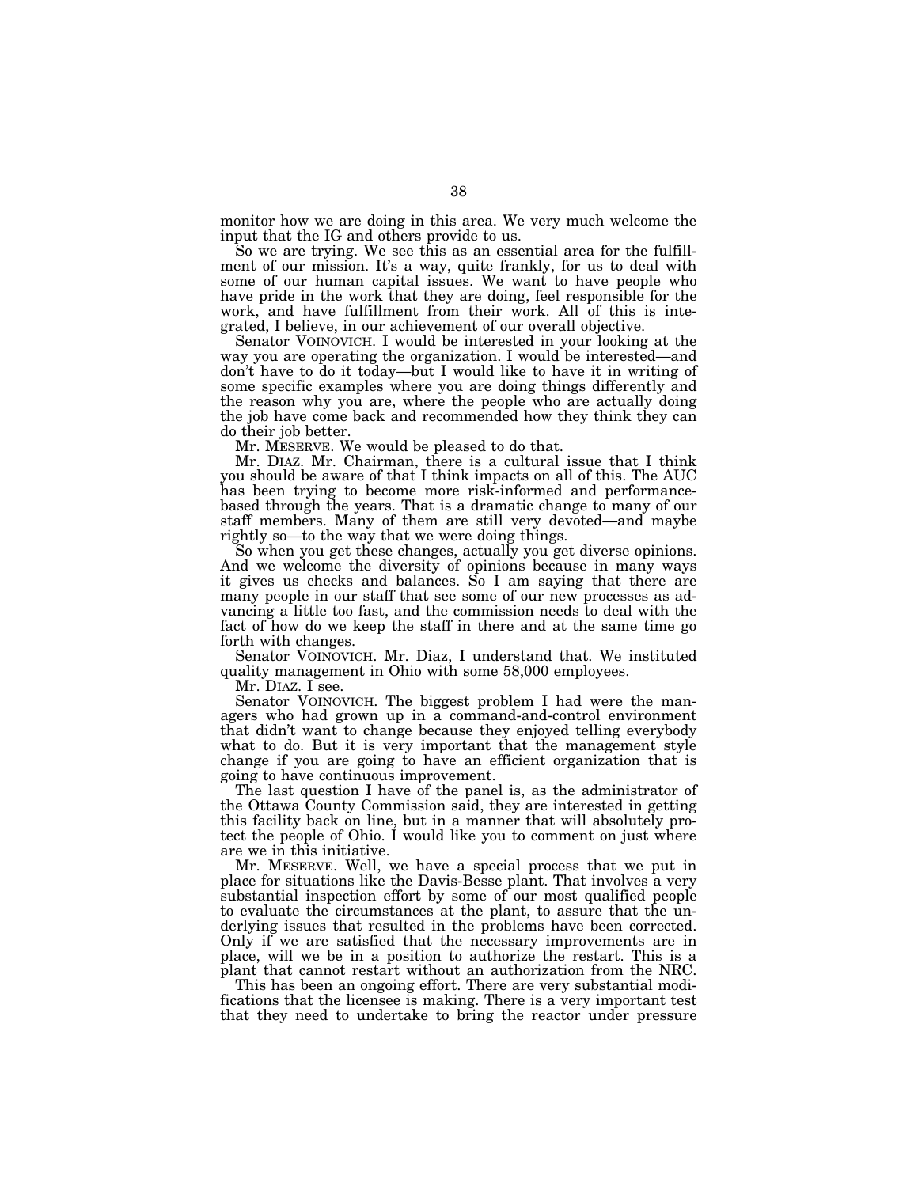monitor how we are doing in this area. We very much welcome the input that the IG and others provide to us.

So we are trying. We see this as an essential area for the fulfillment of our mission. It's a way, quite frankly, for us to deal with some of our human capital issues. We want to have people who have pride in the work that they are doing, feel responsible for the work, and have fulfillment from their work. All of this is integrated, I believe, in our achievement of our overall objective.

Senator VOINOVICH. I would be interested in your looking at the way you are operating the organization. I would be interested—and don't have to do it today—but I would like to have it in writing of some specific examples where you are doing things differently and the reason why you are, where the people who are actually doing the job have come back and recommended how they think they can do their job better.

Mr. MESERVE. We would be pleased to do that.

Mr. DIAZ. Mr. Chairman, there is a cultural issue that I think you should be aware of that I think impacts on all of this. The AUC has been trying to become more risk-informed and performance-based through the years. That is a dramatic change to many of our staff members. Many of them are still very devoted—and maybe rightly so—to the way that we were doing things.

So when you get these changes, actually you get diverse opinions. And we welcome the diversity of opinions because in many ways it gives us checks and balances. So I am saying that there are many people in our staff that see some of our new processes as advancing a little too fast, and the commission needs to deal with the fact of how do we keep the staff in there and at the same time go forth with changes.

Senator VOINOVICH. Mr. Diaz, I understand that. We instituted quality management in Ohio with some 58,000 employees.

Mr. DIAZ. I see.

Senator VOINOVICH. The biggest problem I had were the managers who had grown up in a command-and-control environment that didn't want to change because they enjoyed telling everybody what to do. But it is very important that the management style change if you are going to have an efficient organization that is going to have continuous improvement.

The last question I have of the panel is, as the administrator of the Ottawa County Commission said, they are interested in getting this facility back on line, but in a manner that will absolutely protect the people of Ohio. I would like you to comment on just where are we in this initiative.

Mr. MESERVE. Well, we have a special process that we put in place for situations like the Davis-Besse plant. That involves a very substantial inspection effort by some of our most qualified people to evaluate the circumstances at the plant, to assure that the underlying issues that resulted in the problems have been corrected. Only if we are satisfied that the necessary improvements are in place, will we be in a position to authorize the restart. This is a plant that cannot restart without an authorization from the NRC.

This has been an ongoing effort. There are very substantial modifications that the licensee is making. There is a very important test that they need to undertake to bring the reactor under pressure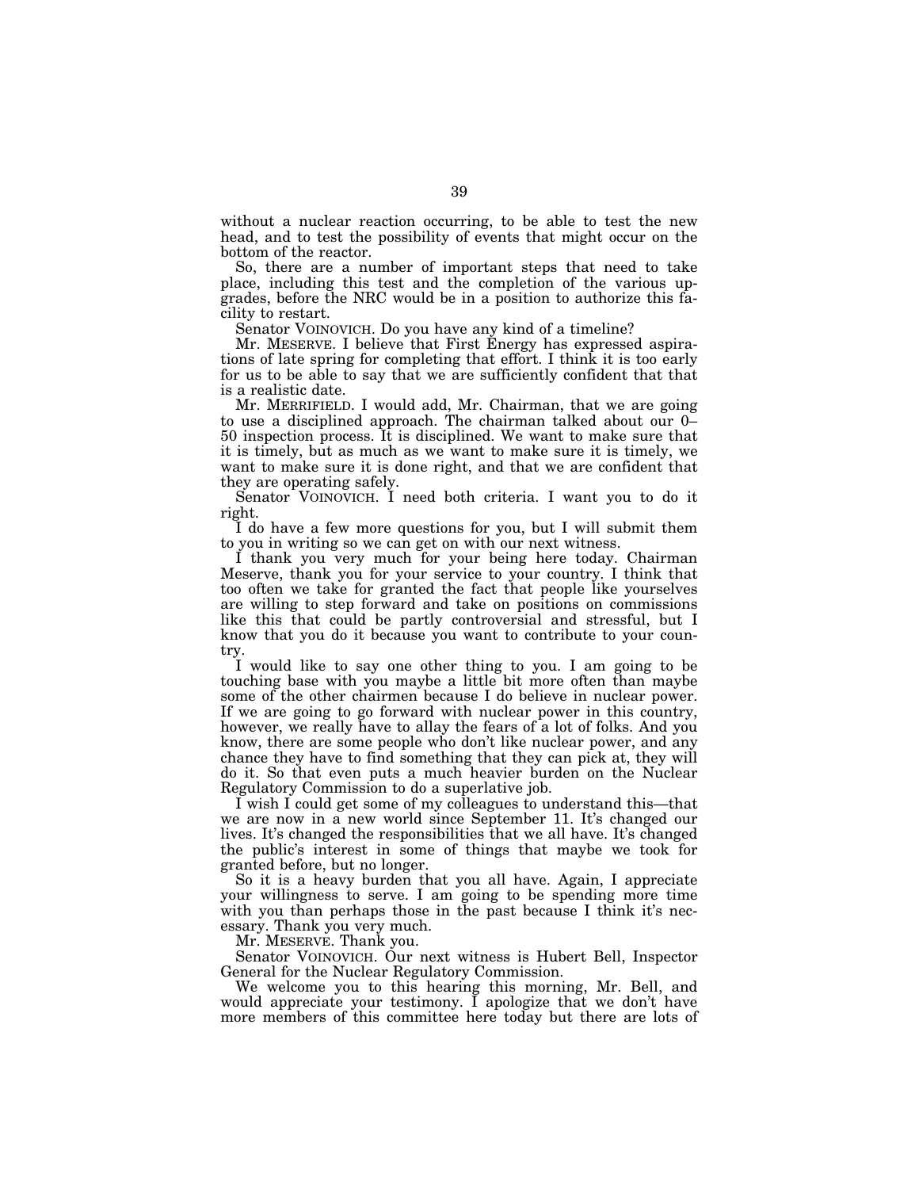without a nuclear reaction occurring, to be able to test the new head, and to test the possibility of events that might occur on the bottom of the reactor.

So, there are a number of important steps that need to take place, including this test and the completion of the various upgrades, before the NRC would be in a position to authorize this facility to restart.

Senator VOINOVICH. Do you have any kind of a timeline?

Mr. MESERVE. I believe that First Energy has expressed aspirations of late spring for completing that effort. I think it is too early for us to be able to say that we are sufficiently confident that that is a realistic date.

Mr. MERRIFIELD. I would add, Mr. Chairman, that we are going to use a disciplined approach. The chairman talked about our 0–50 inspection process. It is disciplined. We want to make sure that it is timely, but as much as we want to make sure it is timely, we want to make sure it is done right, and that we are confident that they are operating safely.

Senator VOINOVICH. I need both criteria. I want you to do it right.

I do have a few more questions for you, but I will submit them to you in writing so we can get on with our next witness.

I thank you very much for your being here today. Chairman Meserve, thank you for your service to your country. I think that too often we take for granted the fact that people like yourselves are willing to step forward and take on positions on commissions like this that could be partly controversial and stressful, but I know that you do it because you want to contribute to your country.

I would like to say one other thing to you. I am going to be touching base with you maybe a little bit more often than maybe some of the other chairmen because I do believe in nuclear power. If we are going to go forward with nuclear power in this country, however, we really have to allay the fears of a lot of folks. And you know, there are some people who don't like nuclear power, and any chance they have to find something that they can pick at, they will do it. So that even puts a much heavier burden on the Nuclear Regulatory Commission to do a superlative job.

I wish I could get some of my colleagues to understand this—that we are now in a new world since September 11. It's changed our lives. It's changed the responsibilities that we all have. It's changed the public's interest in some of things that maybe we took for granted before, but no longer.

So it is a heavy burden that you all have. Again, I appreciate your willingness to serve. I am going to be spending more time with you than perhaps those in the past because I think it's necessary. Thank you very much.

Mr. MESERVE. Thank you.

Senator VOINOVICH. Our next witness is Hubert Bell, Inspector General for the Nuclear Regulatory Commission.

We welcome you to this hearing this morning, Mr. Bell, and would appreciate your testimony. I apologize that we don't have more members of this committee here today but there are lots of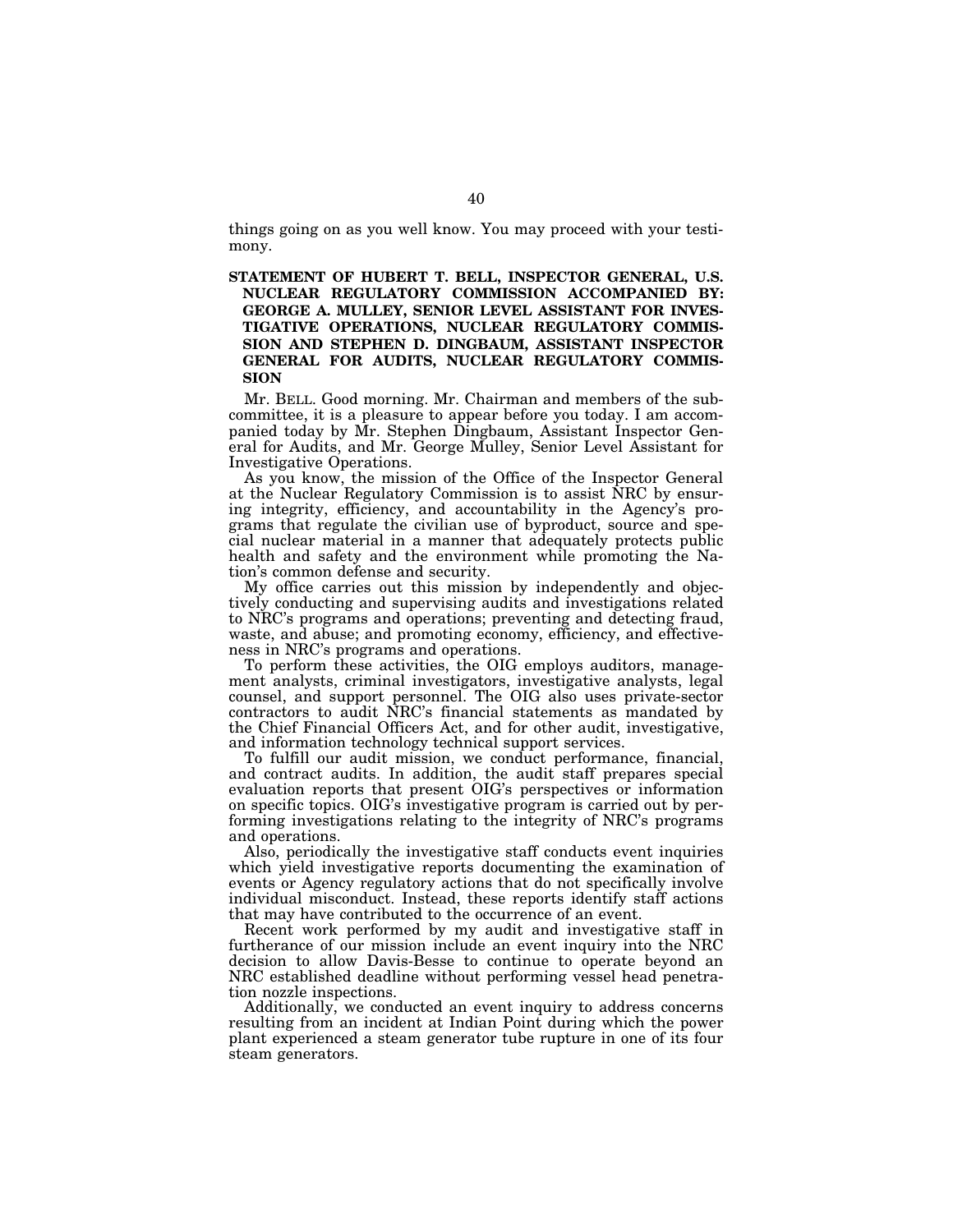things going on as you well know. You may proceed with your testimony.

## STATEMENT OF HUBERT T. BELL, INSPECTOR GENERAL, U.S. NUCLEAR REGULATORY COMMISSION ACCOMPANIED BY: GEORGE A. MULLEY, SENIOR LEVEL ASSISTANT FOR INVESTIGATIVE OPERATIONS, NUCLEAR REGULATORY COMMISSION AND STEPHEN D. DINGBAUM, ASSISTANT INSPECTOR GENERAL FOR AUDITS, NUCLEAR REGULATORY COMMISSION

Mr. BELL. Good morning. Mr. Chairman and members of the subcommittee, it is a pleasure to appear before you today. I am accompanied today by Mr. Stephen Dingbaum, Assistant Inspector General for Audits, and Mr. George Mulley, Senior Level Assistant for Investigative Operations.

As you know, the mission of the Office of the Inspector General at the Nuclear Regulatory Commission is to assist NRC by ensuring integrity, efficiency, and accountability in the Agency's programs that regulate the civilian use of byproduct, source and special nuclear material in a manner that adequately protects public health and safety and the environment while promoting the Nation's common defense and security.

My office carries out this mission by independently and objectively conducting and supervising audits and investigations related to NRC's programs and operations; preventing and detecting fraud, waste, and abuse; and promoting economy, efficiency, and effectiveness in NRC's programs and operations.

To perform these activities, the OIG employs auditors, management analysts, criminal investigators, investigative analysts, legal counsel, and support personnel. The OIG also uses private-sector contractors to audit NRC's financial statements as mandated by the Chief Financial Officers Act, and for other audit, investigative, and information technology technical support services.

To fulfill our audit mission, we conduct performance, financial, and contract audits. In addition, the audit staff prepares special evaluation reports that present OIG's perspectives or information on specific topics. OIG's investigative program is carried out by performing investigations relating to the integrity of NRC's programs and operations.

Also, periodically the investigative staff conducts event inquiries which yield investigative reports documenting the examination of events or Agency regulatory actions that do not specifically involve individual misconduct. Instead, these reports identify staff actions that may have contributed to the occurrence of an event.

Recent work performed by my audit and investigative staff in furtherance of our mission include an event inquiry into the NRC decision to allow Davis-Besse to continue to operate beyond an NRC established deadline without performing vessel head penetration nozzle inspections.

Additionally, we conducted an event inquiry to address concerns resulting from an incident at Indian Point during which the power plant experienced a steam generator tube rupture in one of its four steam generators.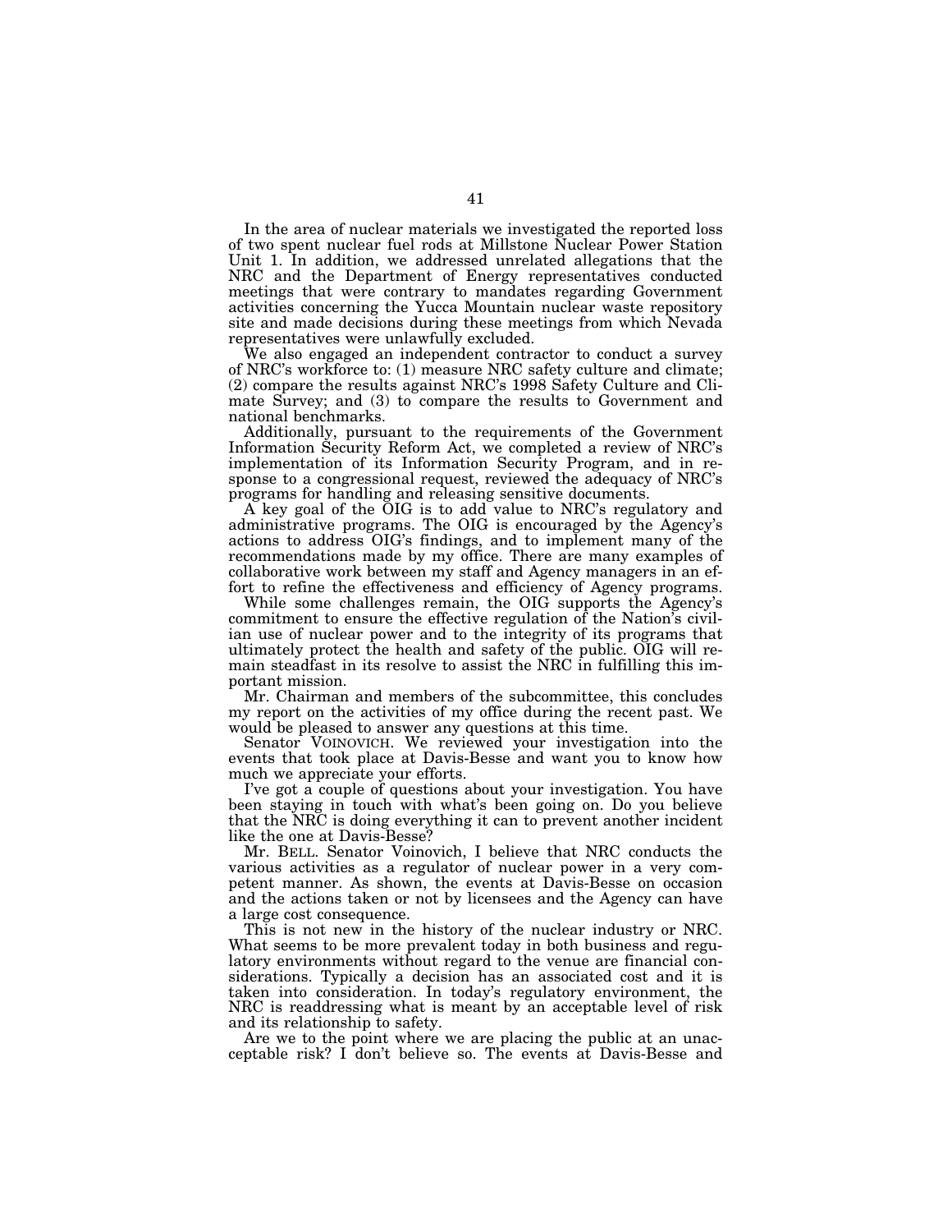In the area of nuclear materials we investigated the reported loss of two spent nuclear fuel rods at Millstone Nuclear Power Station Unit 1. In addition, we addressed unrelated allegations that the NRC and the Department of Energy representatives conducted meetings that were contrary to mandates regarding Government activities concerning the Yucca Mountain nuclear waste repository site and made decisions during these meetings from which Nevada representatives were unlawfully excluded.

We also engaged an independent contractor to conduct a survey of NRC's workforce to: (1) measure NRC safety culture and climate; (2) compare the results against NRC's 1998 Safety Culture and Climate Survey; and (3) to compare the results to Government and national benchmarks.

Additionally, pursuant to the requirements of the Government Information Security Reform Act, we completed a review of NRC's implementation of its Information Security Program, and in response to a congressional request, reviewed the adequacy of NRC's programs for handling and releasing sensitive documents.

A key goal of the OIG is to add value to NRC's regulatory and administrative programs. The OIG is encouraged by the Agency's actions to address OIG's findings, and to implement many of the recommendations made by my office. There are many examples of collaborative work between my staff and Agency managers in an effort to refine the effectiveness and efficiency of Agency programs.

While some challenges remain, the OIG supports the Agency's commitment to ensure the effective regulation of the Nation's civilian use of nuclear power and to the integrity of its programs that ultimately protect the health and safety of the public. OIG will remain steadfast in its resolve to assist the NRC in fulfilling this important mission.

Mr. Chairman and members of the subcommittee, this concludes my report on the activities of my office during the recent past. We would be pleased to answer any questions at this time.

Senator VOINOVICH. We reviewed your investigation into the events that took place at Davis-Besse and want you to know how much we appreciate your efforts.

I've got a couple of questions about your investigation. You have been staying in touch with what's been going on. Do you believe that the NRC is doing everything it can to prevent another incident like the one at Davis-Besse?

Mr. BELL. Senator Voinovich, I believe that NRC conducts the various activities as a regulator of nuclear power in a very competent manner. As shown, the events at Davis-Besse on occasion and the actions taken or not by licensees and the Agency can have a large cost consequence.

This is not new in the history of the nuclear industry or NRC. What seems to be more prevalent today in both business and regulatory environments without regard to the venue are financial considerations. Typically a decision has an associated cost and it is taken into consideration. In today's regulatory environment, the NRC is readdressing what is meant by an acceptable level of risk and its relationship to safety.

Are we to the point where we are placing the public at an unacceptable risk? I don't believe so. The events at Davis-Besse and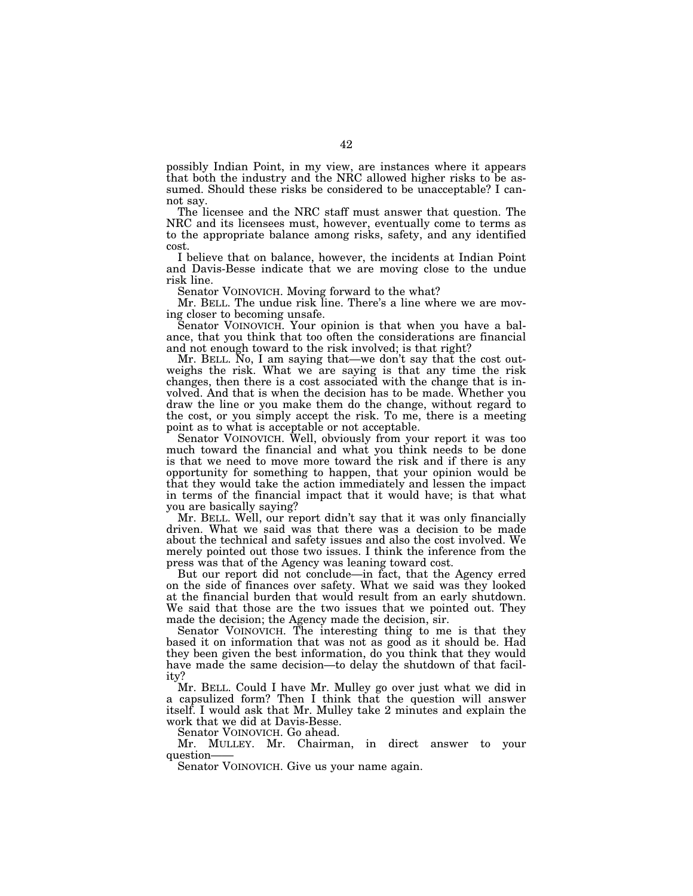possibly Indian Point, in my view, are instances where it appears that both the industry and the NRC allowed higher risks to be assumed. Should these risks be considered to be unacceptable? I cannot say.

The licensee and the NRC staff must answer that question. The NRC and its licensees must, however, eventually come to terms as to the appropriate balance among risks, safety, and any identified cost.

I believe that on balance, however, the incidents at Indian Point and Davis-Besse indicate that we are moving close to the undue risk line.

Senator VOINOVICH. Moving forward to the what?

Mr. BELL. The undue risk line. There's a line where we are moving closer to becoming unsafe.

Senator VOINOVICH. Your opinion is that when you have a balance, that you think that too often the considerations are financial and not enough toward to the risk involved; is that right?

Mr. BELL. No, I am saying that—we don't say that the cost outweighs the risk. What we are saying is that any time the risk changes, then there is a cost associated with the change that is involved. And that is when the decision has to be made. Whether you draw the line or you make them do the change, without regard to the cost, or you simply accept the risk. To me, there is a meeting point as to what is acceptable or not acceptable.

Senator VOINOVICH. Well, obviously from your report it was too much toward the financial and what you think needs to be done is that we need to move more toward the risk and if there is any opportunity for something to happen, that your opinion would be that they would take the action immediately and lessen the impact in terms of the financial impact that it would have; is that what you are basically saying?

Mr. BELL. Well, our report didn't say that it was only financially driven. What we said was that there was a decision to be made about the technical and safety issues and also the cost involved. We merely pointed out those two issues. I think the inference from the press was that of the Agency was leaning toward cost.

But our report did not conclude—in fact, that the Agency erred on the side of finances over safety. What we said was they looked at the financial burden that would result from an early shutdown. We said that those are the two issues that we pointed out. They made the decision; the Agency made the decision, sir.

Senator VOINOVICH. The interesting thing to me is that they based it on information that was not as good as it should be. Had they been given the best information, do you think that they would have made the same decision—to delay the shutdown of that facility?

Mr. BELL. Could I have Mr. Mulley go over just what we did in a capsulized form? Then I think that the question will answer itself. I would ask that Mr. Mulley take 2 minutes and explain the work that we did at Davis-Besse.

Senator VOINOVICH. Go ahead.

Mr. MULLEY. Mr. Chairman, in direct answer to your question——

Senator VOINOVICH. Give us your name again.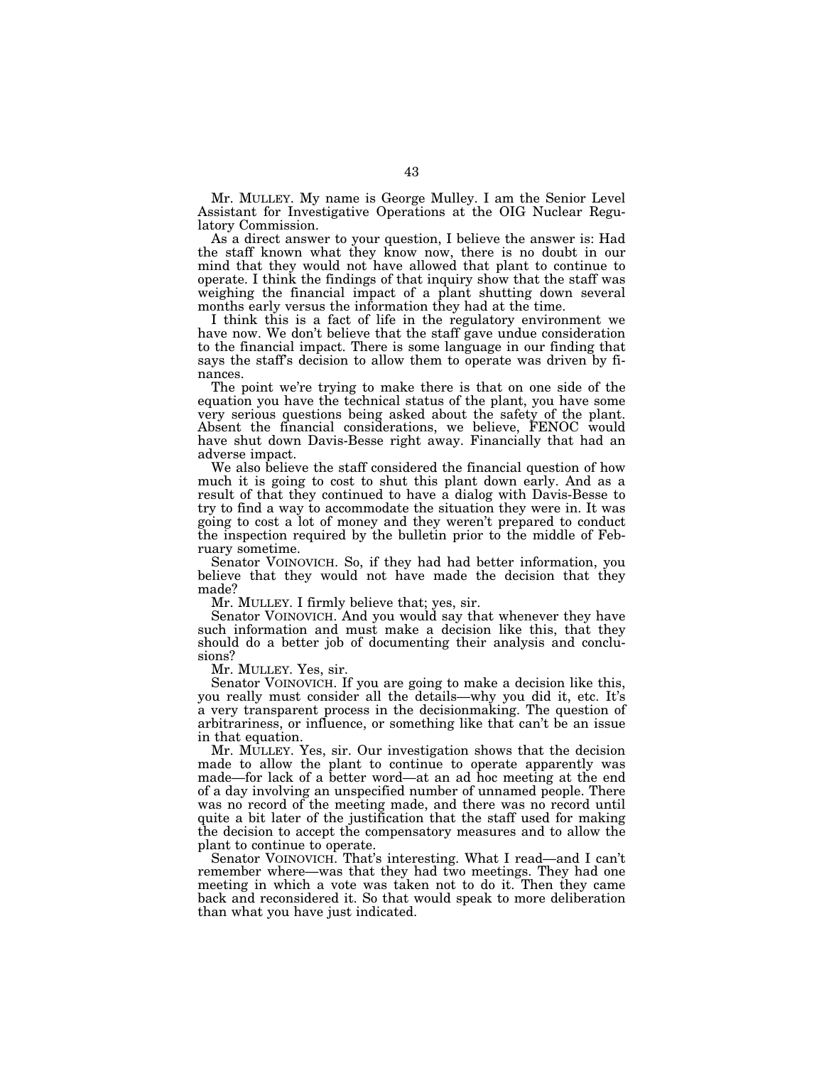Mr. MULLEY. My name is George Mulley. I am the Senior Level Assistant for Investigative Operations at the OIG Nuclear Regulatory Commission.

As a direct answer to your question, I believe the answer is: Had the staff known what they know now, there is no doubt in our mind that they would not have allowed that plant to continue to operate. I think the findings of that inquiry show that the staff was weighing the financial impact of a plant shutting down several months early versus the information they had at the time.

I think this is a fact of life in the regulatory environment we have now. We don't believe that the staff gave undue consideration to the financial impact. There is some language in our finding that says the staff's decision to allow them to operate was driven by finances.

The point we're trying to make there is that on one side of the equation you have the technical status of the plant, you have some very serious questions being asked about the safety of the plant. Absent the financial considerations, we believe, FENOC would have shut down Davis-Besse right away. Financially that had an adverse impact.

We also believe the staff considered the financial question of how much it is going to cost to shut this plant down early. And as a result of that they continued to have a dialog with Davis-Besse to try to find a way to accommodate the situation they were in. It was going to cost a lot of money and they weren't prepared to conduct the inspection required by the bulletin prior to the middle of February sometime.

Senator VOINOVICH. So, if they had had better information, you believe that they would not have made the decision that they made?

Mr. MULLEY. I firmly believe that; yes, sir.

Senator VOINOVICH. And you would say that whenever they have such information and must make a decision like this, that they should do a better job of documenting their analysis and conclusions?

Mr. MULLEY. Yes, sir.

Senator VOINOVICH. If you are going to make a decision like this, you really must consider all the details—why you did it, etc. It's a very transparent process in the decisionmaking. The question of arbitrariness, or influence, or something like that can't be an issue in that equation.

Mr. MULLEY. Yes, sir. Our investigation shows that the decision made to allow the plant to continue to operate apparently was made—for lack of a better word—at an ad hoc meeting at the end of a day involving an unspecified number of unnamed people. There was no record of the meeting made, and there was no record until quite a bit later of the justification that the staff used for making the decision to accept the compensatory measures and to allow the plant to continue to operate.

Senator VOINOVICH. That's interesting. What I read—and I can't remember where—was that they had two meetings. They had one meeting in which a vote was taken not to do it. Then they came back and reconsidered it. So that would speak to more deliberation than what you have just indicated.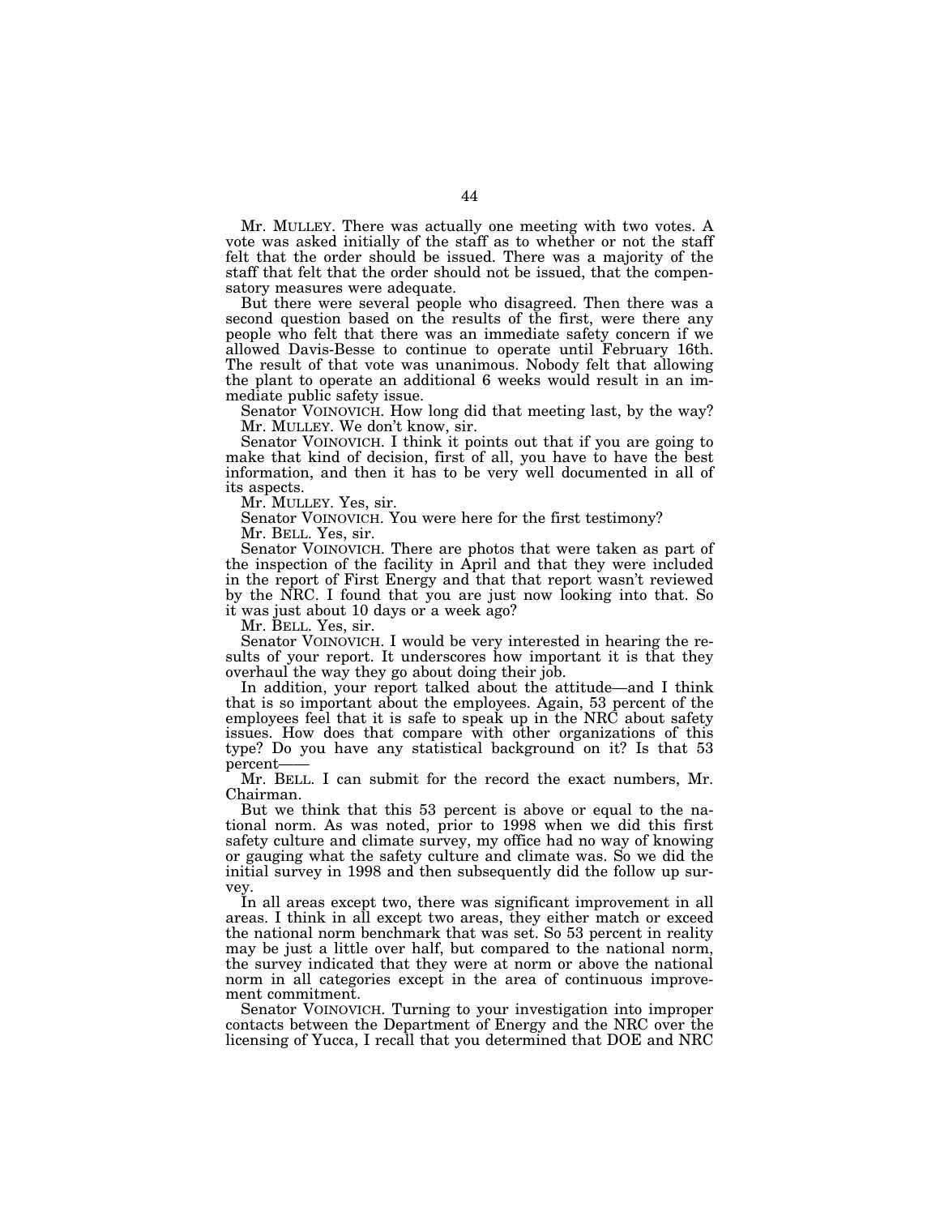Mr. MULLEY. There was actually one meeting with two votes. A vote was asked initially of the staff as to whether or not the staff felt that the order should be issued. There was a majority of the staff that felt that the order should not be issued, that the compensatory measures were adequate.

But there were several people who disagreed. Then there was a second question based on the results of the first, were there any people who felt that there was an immediate safety concern if we allowed Davis-Besse to continue to operate until February 16th. The result of that vote was unanimous. Nobody felt that allowing the plant to operate an additional 6 weeks would result in an immediate public safety issue.

Senator VOINOVICH. How long did that meeting last, by the way?

Mr. MULLEY. We don't know, sir.

Senator VOINOVICH. I think it points out that if you are going to make that kind of decision, first of all, you have to have the best information, and then it has to be very well documented in all of its aspects.

Mr. MULLEY. Yes, sir.

Senator VOINOVICH. You were here for the first testimony?

Mr. BELL. Yes, sir.

Senator VOINOVICH. There are photos that were taken as part of the inspection of the facility in April and that they were included in the report of First Energy and that that report wasn't reviewed by the NRC. I found that you are just now looking into that. So it was just about 10 days or a week ago?

Mr. BELL. Yes, sir.

Senator VOINOVICH. I would be very interested in hearing the results of your report. It underscores how important it is that they overhaul the way they go about doing their job.

In addition, your report talked about the attitude—and I think that is so important about the employees. Again, 53 percent of the employees feel that it is safe to speak up in the NRC about safety issues. How does that compare with other organizations of this type? Do you have any statistical background on it? Is that 53 percent——

Mr. BELL. I can submit for the record the exact numbers, Mr. Chairman.

But we think that this 53 percent is above or equal to the national norm. As was noted, prior to 1998 when we did this first safety culture and climate survey, my office had no way of knowing or gauging what the safety culture and climate was. So we did the initial survey in 1998 and then subsequently did the follow up survey.

In all areas except two, there was significant improvement in all areas. I think in all except two areas, they either match or exceed the national norm benchmark that was set. So 53 percent in reality may be just a little over half, but compared to the national norm, the survey indicated that they were at norm or above the national norm in all categories except in the area of continuous improvement commitment.

Senator VOINOVICH. Turning to your investigation into improper contacts between the Department of Energy and the NRC over the licensing of Yucca, I recall that you determined that DOE and NRC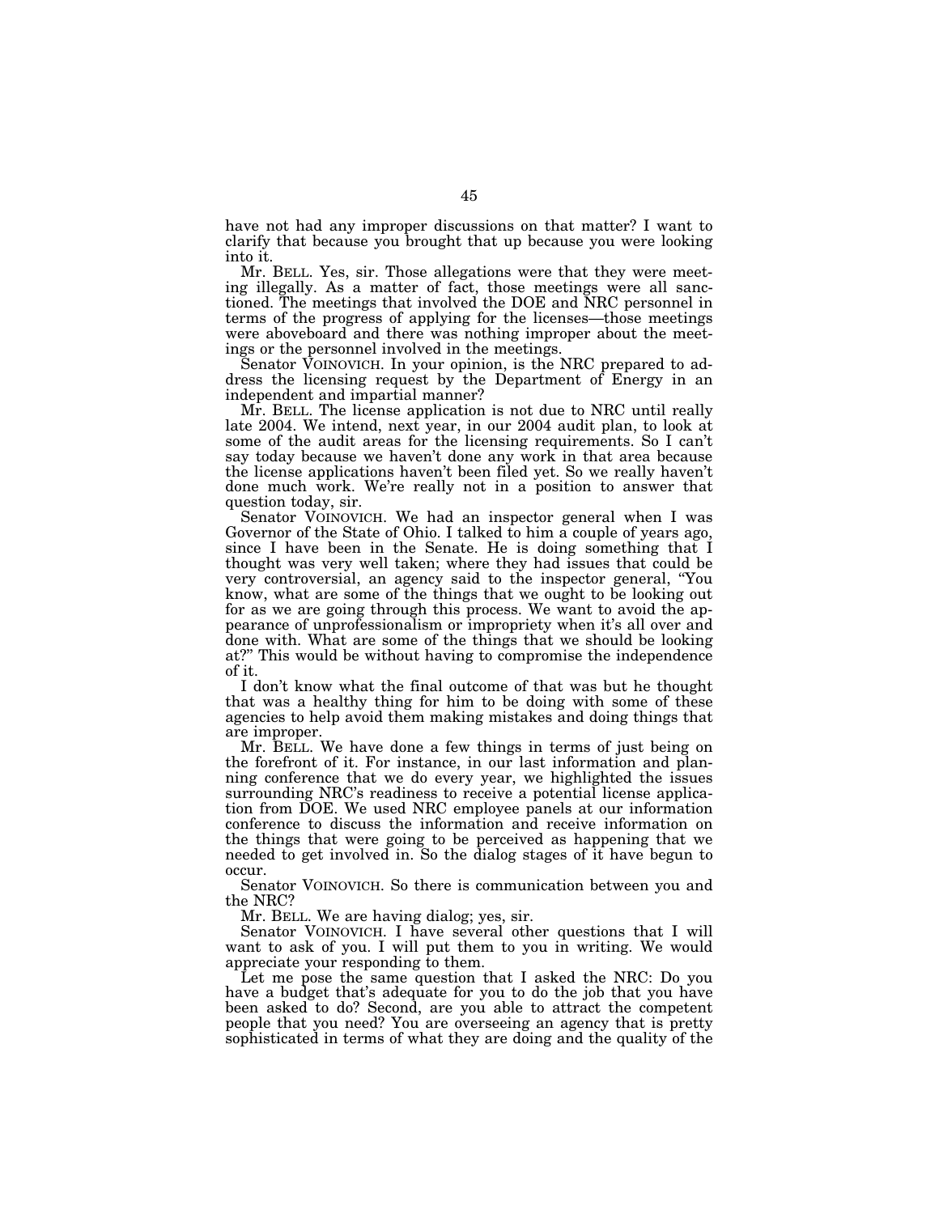have not had any improper discussions on that matter? I want to clarify that because you brought that up because you were looking into it.

Mr. BELL. Yes, sir. Those allegations were that they were meeting illegally. As a matter of fact, those meetings were all sanctioned. The meetings that involved the DOE and NRC personnel in terms of the progress of applying for the licenses—those meetings were aboveboard and there was nothing improper about the meetings or the personnel involved in the meetings.

Senator VOINOVICH. In your opinion, is the NRC prepared to address the licensing request by the Department of Energy in an independent and impartial manner?

Mr. BELL. The license application is not due to NRC until really late 2004. We intend, next year, in our 2004 audit plan, to look at some of the audit areas for the licensing requirements. So I can't say today because we haven't done any work in that area because the license applications haven't been filed yet. So we really haven't done much work. We're really not in a position to answer that question today, sir.

Senator VOINOVICH. We had an inspector general when I was Governor of the State of Ohio. I talked to him a couple of years ago, since I have been in the Senate. He is doing something that I thought was very well taken; where they had issues that could be very controversial, an agency said to the inspector general, "You know, what are some of the things that we ought to be looking out for as we are going through this process. We want to avoid the appearance of unprofessionalism or impropriety when it's all over and done with. What are some of the things that we should be looking at?" This would be without having to compromise the independence of it.

I don't know what the final outcome of that was but he thought that was a healthy thing for him to be doing with some of these agencies to help avoid them making mistakes and doing things that are improper.

Mr. BELL. We have done a few things in terms of just being on the forefront of it. For instance, in our last information and planning conference that we do every year, we highlighted the issues surrounding NRC's readiness to receive a potential license application from DOE. We used NRC employee panels at our information conference to discuss the information and receive information on the things that were going to be perceived as happening that we needed to get involved in. So the dialog stages of it have begun to occur.

Senator VOINOVICH. So there is communication between you and the NRC?

Mr. BELL. We are having dialog; yes, sir.

Senator VOINOVICH. I have several other questions that I will want to ask of you. I will put them to you in writing. We would appreciate your responding to them.

Let me pose the same question that I asked the NRC: Do you have a budget that's adequate for you to do the job that you have been asked to do? Second, are you able to attract the competent people that you need? You are overseeing an agency that is pretty sophisticated in terms of what they are doing and the quality of the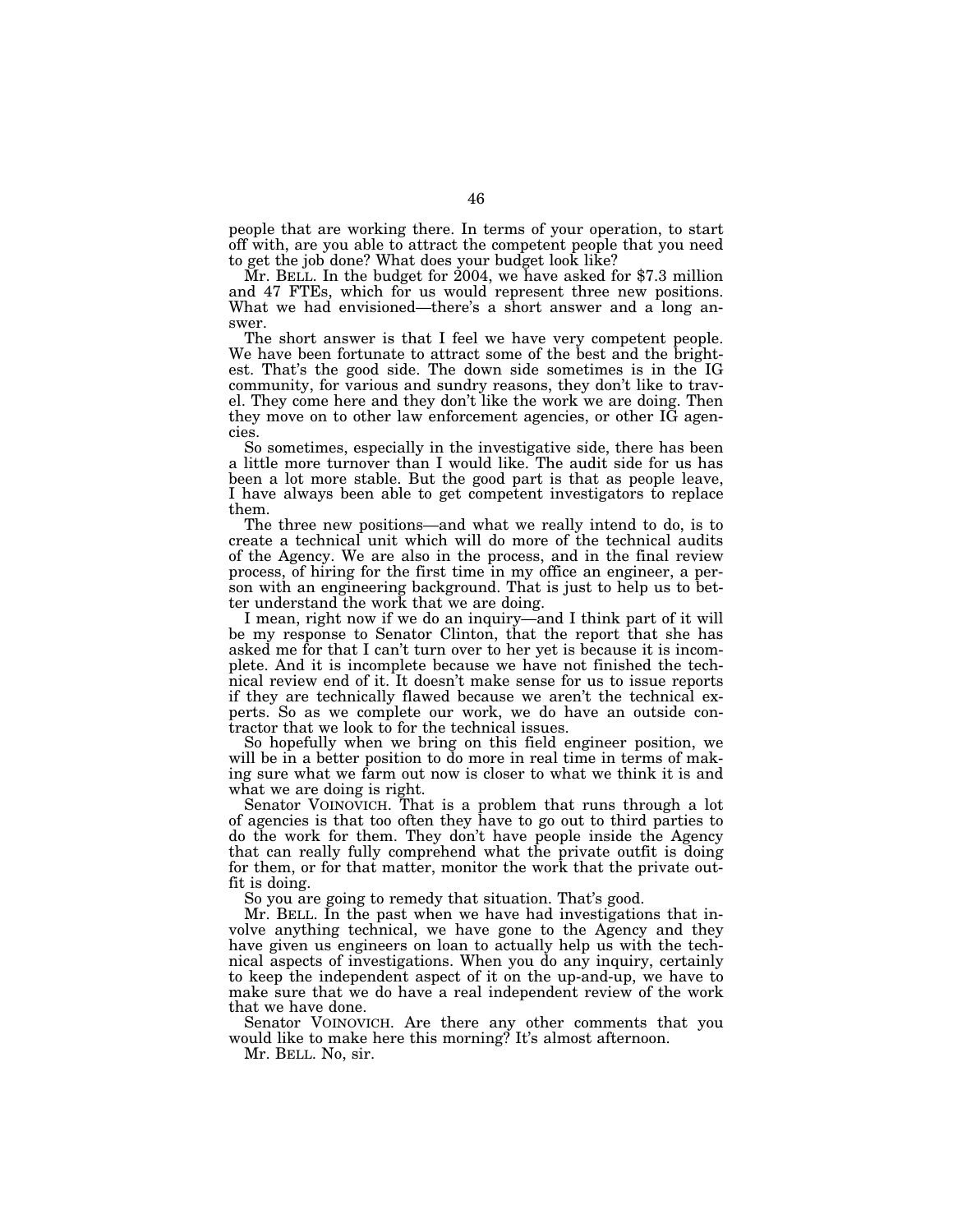people that are working there. In terms of your operation, to start off with, are you able to attract the competent people that you need to get the job done? What does your budget look like?

Mr. BELL. In the budget for 2004, we have asked for $7.3 million and 47 FTEs, which for us would represent three new positions. What we had envisioned—there's a short answer and a long answer.

The short answer is that I feel we have very competent people. We have been fortunate to attract some of the best and the brightest. That's the good side. The down side sometimes is in the IG community, for various and sundry reasons, they don't like to travel. They come here and they don't like the work we are doing. Then they move on to other law enforcement agencies, or other IG agencies.

So sometimes, especially in the investigative side, there has been a little more turnover than I would like. The audit side for us has been a lot more stable. But the good part is that as people leave, I have always been able to get competent investigators to replace them.

The three new positions—and what we really intend to do, is to create a technical unit which will do more of the technical audits of the Agency. We are also in the process, and in the final review process, of hiring for the first time in my office an engineer, a person with an engineering background. That is just to help us to better understand the work that we are doing.

I mean, right now if we do an inquiry—and I think part of it will be my response to Senator Clinton, that the report that she has asked me for that I can't turn over to her yet is because it is incomplete. And it is incomplete because we have not finished the technical review end of it. It doesn't make sense for us to issue reports if they are technically flawed because we aren't the technical experts. So as we complete our work, we do have an outside contractor that we look to for the technical issues.

So hopefully when we bring on this field engineer position, we will be in a better position to do more in real time in terms of making sure what we farm out now is closer to what we think it is and what we are doing is right.

Senator VOINOVICH. That is a problem that runs through a lot of agencies is that too often they have to go out to third parties to do the work for them. They don't have people inside the Agency that can really fully comprehend what the private outfit is doing for them, or for that matter, monitor the work that the private outfit is doing.

So you are going to remedy that situation. That's good.

Mr. BELL. In the past when we have had investigations that involve anything technical, we have gone to the Agency and they have given us engineers on loan to actually help us with the technical aspects of investigations. When you do any inquiry, certainly to keep the independent aspect of it on the up-and-up, we have to make sure that we do have a real independent review of the work that we have done.

Senator VOINOVICH. Are there any other comments that you would like to make here this morning? It's almost afternoon.

Mr. BELL. No, sir.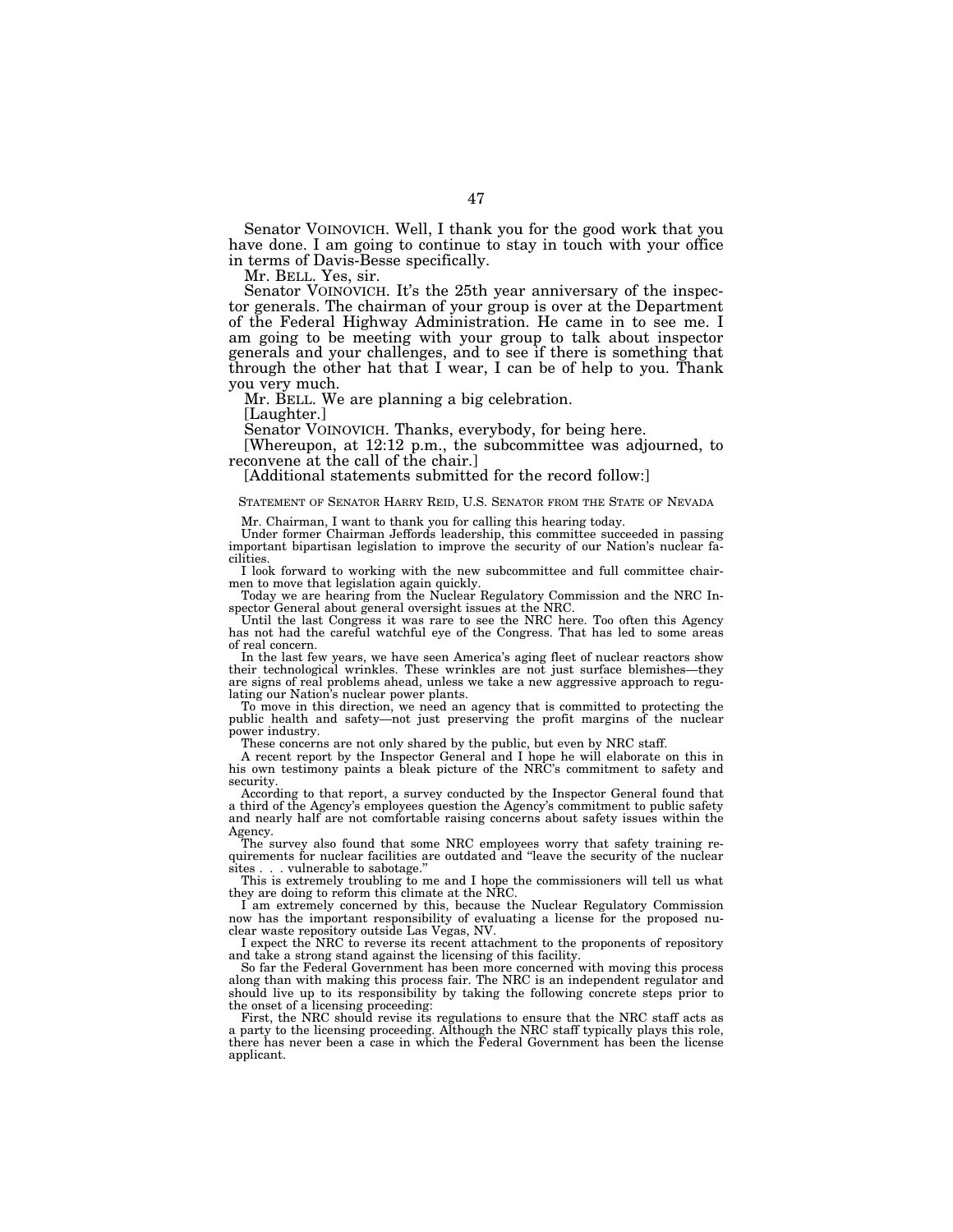Senator VOINOVICH. Well, I thank you for the good work that you have done. I am going to continue to stay in touch with your office in terms of Davis-Besse specifically.

Mr. BELL. Yes, sir.

Senator VOINOVICH. It's the 25th year anniversary of the inspector generals. The chairman of your group is over at the Department of the Federal Highway Administration. He came in to see me. I am going to be meeting with your group to talk about inspector generals and your challenges, and to see if there is something that through the other hat that I wear, I can be of help to you. Thank you very much.

Mr. BELL. We are planning a big celebration.

[Laughter.]

Senator VOINOVICH. Thanks, everybody, for being here.

[Whereupon, at 12:12 p.m., the subcommittee was adjourned, to reconvene at the call of the chair.]

[Additional statements submitted for the record follow:]

STATEMENT OF SENATOR HARRY REID, U.S. SENATOR FROM THE STATE OF NEVADA

Mr. Chairman, I want to thank you for calling this hearing today.

Under former Chairman Jeffords leadership, this committee succeeded in passing important bipartisan legislation to improve the security of our Nation's nuclear facilities.

I look forward to working with the new subcommittee and full committee chairmen to move that legislation again quickly.

Today we are hearing from the Nuclear Regulatory Commission and the NRC Inspector General about general oversight issues at the NRC.

Until the last Congress it was rare to see the NRC here. Too often this Agency has not had the careful watchful eye of the Congress. That has led to some areas of real concern.

In the last few years, we have seen America's aging fleet of nuclear reactors show their technological wrinkles. These wrinkles are not just surface blemishes—they are signs of real problems ahead, unless we take a new aggressive approach to regulating our Nation's nuclear power plants.

To move in this direction, we need an agency that is committed to protecting the public health and safety—not just preserving the profit margins of the nuclear power industry.

These concerns are not only shared by the public, but even by NRC staff.

A recent report by the Inspector General and I hope he will elaborate on this in his own testimony paints a bleak picture of the NRC's commitment to safety and security.

According to that report, a survey conducted by the Inspector General found that a third of the Agency's employees question the Agency's commitment to public safety and nearly half are not comfortable raising concerns about safety issues within the Agency.

The survey also found that some NRC employees worry that safety training requirements for nuclear facilities are outdated and "leave the security of the nuclear sites . . . vulnerable to sabotage."

This is extremely troubling to me and I hope the commissioners will tell us what they are doing to reform this climate at the NRC.

I am extremely concerned by this, because the Nuclear Regulatory Commission now has the important responsibility of evaluating a license for the proposed nuclear waste repository outside Las Vegas, NV.

I expect the NRC to reverse its recent attachment to the proponents of repository and take a strong stand against the licensing of this facility.

So far the Federal Government has been more concerned with moving this process along than with making this process fair. The NRC is an independent regulator and should live up to its responsibility by taking the following concrete steps prior to the onset of a licensing proceeding:

First, the NRC should revise its regulations to ensure that the NRC staff acts as a party to the licensing proceeding. Although the NRC staff typically plays this role, there has never been a case in which the Federal Government has been the license applicant.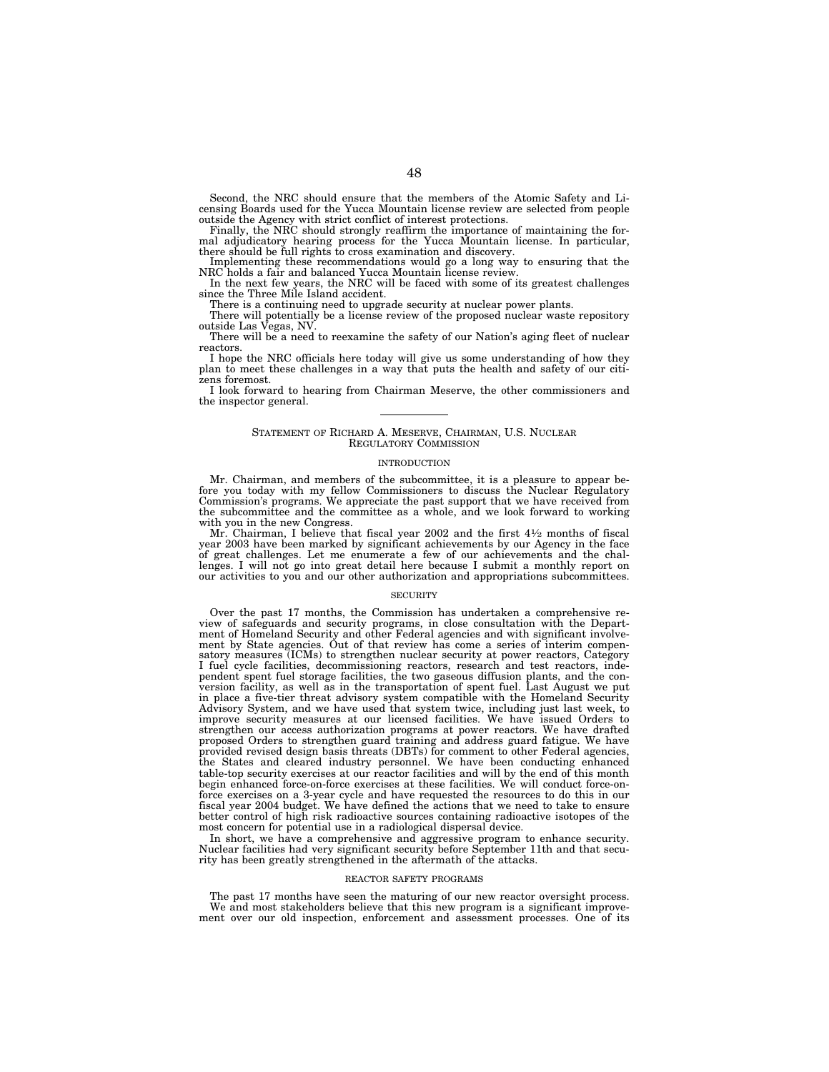Second, the NRC should ensure that the members of the Atomic Safety and Licensing Boards used for the Yucca Mountain license review are selected from people outside the Agency with strict conflict of interest protections.

Finally, the NRC should strongly reaffirm the importance of maintaining the formal adjudicatory hearing process for the Yucca Mountain license. In particular, there should be full rights to cross examination and discovery.

Implementing these recommendations would go a long way to ensuring that the NRC holds a fair and balanced Yucca Mountain license review.

In the next few years, the NRC will be faced with some of its greatest challenges since the Three Mile Island accident.

There is a continuing need to upgrade security at nuclear power plants.

There will potentially be a license review of the proposed nuclear waste repository outside Las Vegas, NV.

There will be a need to reexamine the safety of our Nation's aging fleet of nuclear reactors.

I hope the NRC officials here today will give us some understanding of how they plan to meet these challenges in a way that puts the health and safety of our citizens foremost.

I look forward to hearing from Chairman Meserve, the other commissioners and the inspector general.

---

## STATEMENT OF RICHARD A. MESERVE, CHAIRMAN, U.S. NUCLEAR REGULATORY COMMISSION

### INTRODUCTION

Mr. Chairman, and members of the subcommittee, it is a pleasure to appear before you today with my fellow Commissioners to discuss the Nuclear Regulatory Commission's programs. We appreciate the past support that we have received from the subcommittee and the committee as a whole, and we look forward to working with you in the new Congress.

Mr. Chairman, I believe that fiscal year 2002 and the first 4½ months of fiscal year 2003 have been marked by significant achievements by our Agency in the face of great challenges. Let me enumerate a few of our achievements and the challenges. I will not go into great detail here because I submit a monthly report on our activities to you and our other authorization and appropriations subcommittees.

### SECURITY

Over the past 17 months, the Commission has undertaken a comprehensive review of safeguards and security programs, in close consultation with the Department of Homeland Security and other Federal agencies and with significant involvement by State agencies. Out of that review has come a series of interim compensatory measures (ICMs) to strengthen nuclear security at power reactors, Category I fuel cycle facilities, decommissioning reactors, research and test reactors, independent spent fuel storage facilities, the two gaseous diffusion plants, and the conversion facility, as well as in the transportation of spent fuel. Last August we put in place a five-tier threat advisory system compatible with the Homeland Security Advisory System, and we have used that system twice, including just last week, to improve security measures at our licensed facilities. We have issued Orders to strengthen our access authorization programs at power reactors. We have drafted proposed Orders to strengthen guard training and address guard fatigue. We have provided revised design basis threats (DBTs) for comment to other Federal agencies, the States and cleared industry personnel. We have been conducting enhanced table-top security exercises at our reactor facilities and will by the end of this month begin enhanced force-on-force exercises at these facilities. We will conduct force-on-force exercises on a 3-year cycle and have requested the resources to do this in our fiscal year 2004 budget. We have defined the actions that we need to take to ensure better control of high risk radioactive sources containing radioactive isotopes of the most concern for potential use in a radiological dispersal device.

In short, we have a comprehensive and aggressive program to enhance security. Nuclear facilities had very significant security before September 11th and that security has been greatly strengthened in the aftermath of the attacks.

### REACTOR SAFETY PROGRAMS

The past 17 months have seen the maturing of our new reactor oversight process. We and most stakeholders believe that this new program is a significant improvement over our old inspection, enforcement and assessment processes. One of its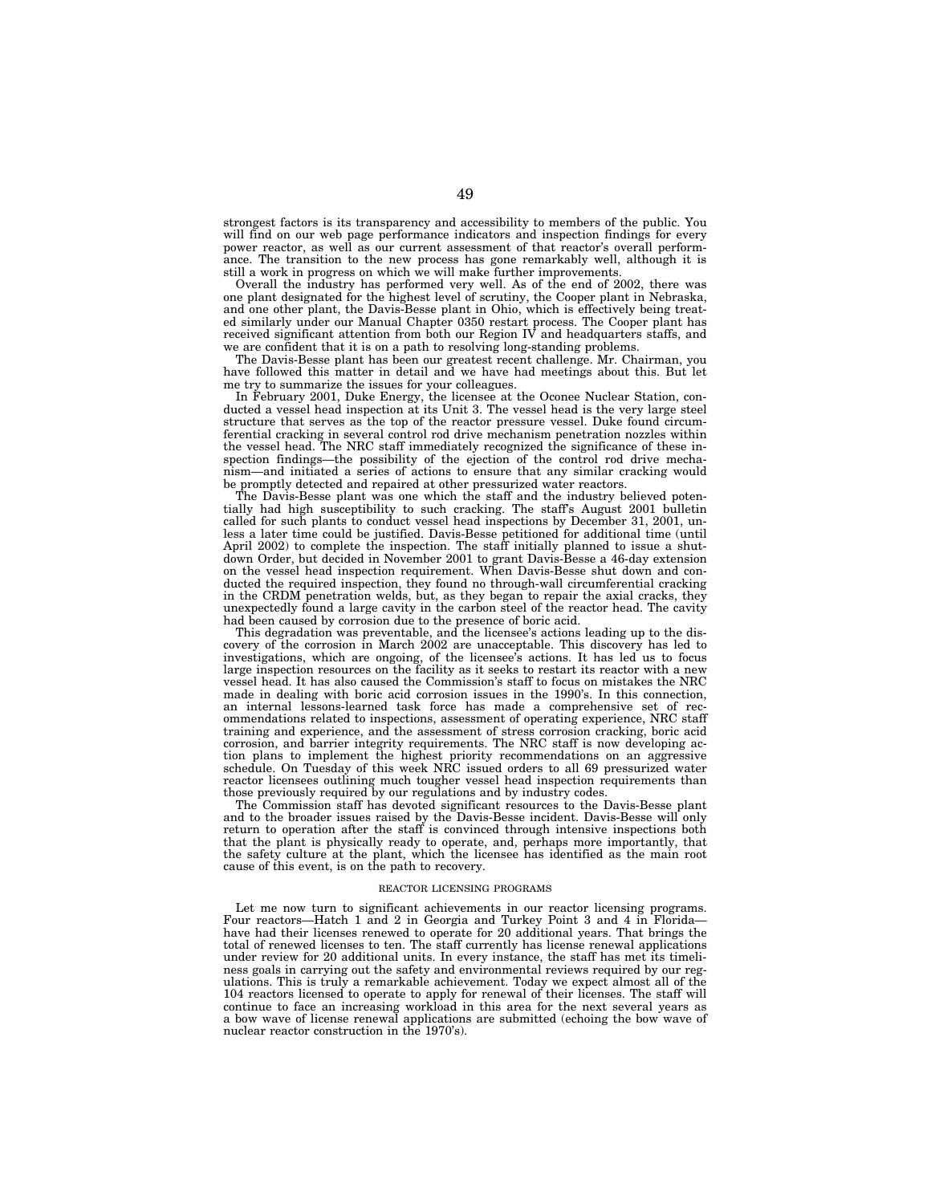strongest factors is its transparency and accessibility to members of the public. You will find on our web page performance indicators and inspection findings for every power reactor, as well as our current assessment of that reactor's overall performance. The transition to the new process has gone remarkably well, although it is still a work in progress on which we will make further improvements.

Overall the industry has performed very well. As of the end of 2002, there was one plant designated for the highest level of scrutiny, the Cooper plant in Nebraska, and one other plant, the Davis-Besse plant in Ohio, which is effectively being treated similarly under our Manual Chapter 0350 restart process. The Cooper plant has received significant attention from both our Region IV and headquarters staffs, and we are confident that it is on a path to resolving long-standing problems.

The Davis-Besse plant has been our greatest recent challenge. Mr. Chairman, you have followed this matter in detail and we have had meetings about this. But let me try to summarize the issues for your colleagues.

In February 2001, Duke Energy, the licensee at the Oconee Nuclear Station, conducted a vessel head inspection at its Unit 3. The vessel head is the very large steel structure that serves as the top of the reactor pressure vessel. Duke found circumferential cracking in several control rod drive mechanism penetration nozzles within the vessel head. The NRC staff immediately recognized the significance of these inspection findings—the possibility of the ejection of the control rod drive mechanism—and initiated a series of actions to ensure that any similar cracking would be promptly detected and repaired at other pressurized water reactors.

The Davis-Besse plant was one which the staff and the industry believed potentially had high susceptibility to such cracking. The staff's August 2001 bulletin called for such plants to conduct vessel head inspections by December 31, 2001, unless a later time could be justified. Davis-Besse petitioned for additional time (until April 2002) to complete the inspection. The staff initially planned to issue a shutdown Order, but decided in November 2001 to grant Davis-Besse a 46-day extension on the vessel head inspection requirement. When Davis-Besse shut down and conducted the required inspection, they found no through-wall circumferential cracking in the CRDM penetration welds, but, as they began to repair the axial cracks, they unexpectedly found a large cavity in the carbon steel of the reactor head. The cavity had been caused by corrosion due to the presence of boric acid.

This degradation was preventable, and the licensee's actions leading up to the discovery of the corrosion in March 2002 are unacceptable. This discovery has led to investigations, which are ongoing, of the licensee's actions. It has led us to focus large inspection resources on the facility as it seeks to restart its reactor with a new vessel head. It has also caused the Commission's staff to focus on mistakes the NRC made in dealing with boric acid corrosion issues in the 1990's. In this connection, an internal lessons-learned task force has made a comprehensive set of recommendations related to inspections, assessment of operating experience, NRC staff training and experience, and the assessment of stress corrosion cracking, boric acid corrosion, and barrier integrity requirements. The NRC staff is now developing action plans to implement the highest priority recommendations on an aggressive schedule. On Tuesday of this week NRC issued orders to all 69 pressurized water reactor licensees outlining much tougher vessel head inspection requirements than those previously required by our regulations and by industry codes.

The Commission staff has devoted significant resources to the Davis-Besse plant and to the broader issues raised by the Davis-Besse incident. Davis-Besse will only return to operation after the staff is convinced through intensive inspections both that the plant is physically ready to operate, and, perhaps more importantly, that the safety culture at the plant, which the licensee has identified as the main root cause of this event, is on the path to recovery.

## REACTOR LICENSING PROGRAMS

Let me now turn to significant achievements in our reactor licensing programs. Four reactors—Hatch 1 and 2 in Georgia and Turkey Point 3 and 4 in Florida—have had their licenses renewed to operate for 20 additional years. That brings the total of renewed licenses to ten. The staff currently has license renewal applications under review for 20 additional units. In every instance, the staff has met its timeliness goals in carrying out the safety and environmental reviews required by our regulations. This is truly a remarkable achievement. Today we expect almost all of the 104 reactors licensed to operate to apply for renewal of their licenses. The staff will continue to face an increasing workload in this area for the next several years as a bow wave of license renewal applications are submitted (echoing the bow wave of nuclear reactor construction in the 1970's).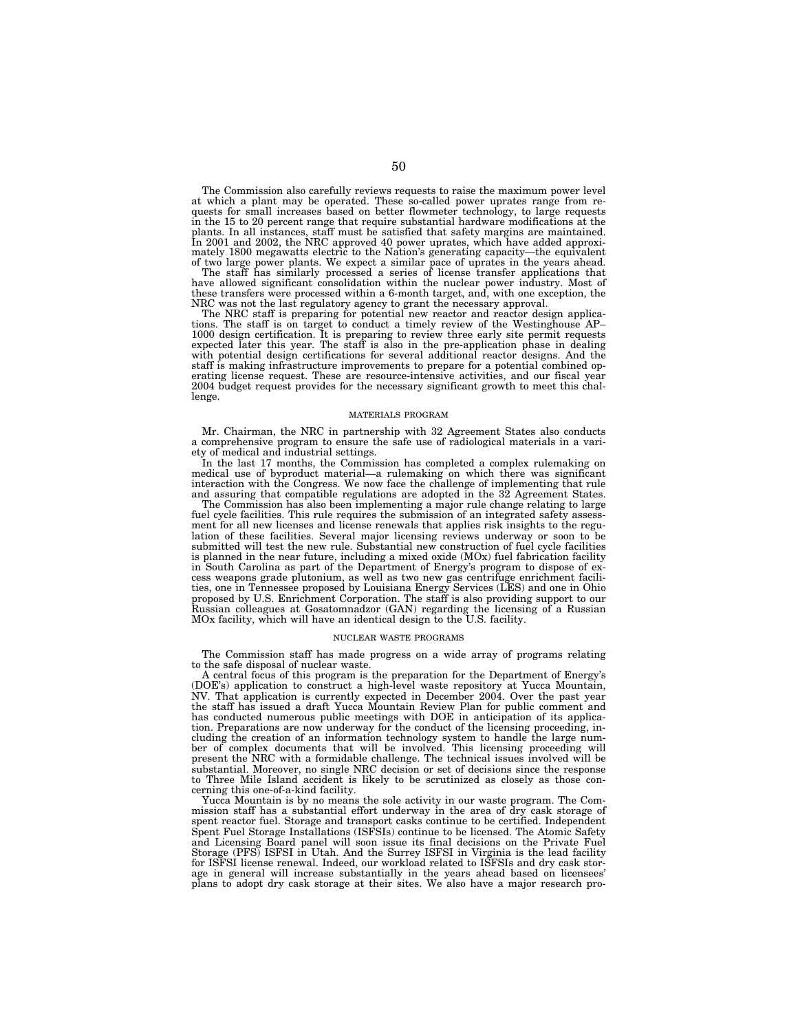The Commission also carefully reviews requests to raise the maximum power level at which a plant may be operated. These so-called power uprates range from requests for small increases based on better flowmeter technology, to large requests in the 15 to 20 percent range that require substantial hardware modifications at the plants. In all instances, staff must be satisfied that safety margins are maintained. In 2001 and 2002, the NRC approved 40 power uprates, which have added approximately 1800 megawatts electric to the Nation's generating capacity—the equivalent of two large power plants. We expect a similar pace of uprates in the years ahead.

The staff has similarly processed a series of license transfer applications that have allowed significant consolidation within the nuclear power industry. Most of these transfers were processed within a 6-month target, and, with one exception, the NRC was not the last regulatory agency to grant the necessary approval.

The NRC staff is preparing for potential new reactor and reactor design applications. The staff is on target to conduct a timely review of the Westinghouse AP–1000 design certification. It is preparing to review three early site permit requests expected later this year. The staff is also in the pre-application phase in dealing with potential design certifications for several additional reactor designs. And the staff is making infrastructure improvements to prepare for a potential combined operating license request. These are resource-intensive activities, and our fiscal year 2004 budget request provides for the necessary significant growth to meet this challenge.

## MATERIALS PROGRAM

Mr. Chairman, the NRC in partnership with 32 Agreement States also conducts a comprehensive program to ensure the safe use of radiological materials in a variety of medical and industrial settings.

In the last 17 months, the Commission has completed a complex rulemaking on medical use of byproduct material—a rulemaking on which there was significant interaction with the Congress. We now face the challenge of implementing that rule and assuring that compatible regulations are adopted in the 32 Agreement States.

The Commission has also been implementing a major rule change relating to large fuel cycle facilities. This rule requires the submission of an integrated safety assessment for all new licenses and license renewals that applies risk insights to the regulation of these facilities. Several major licensing reviews underway or soon to be submitted will test the new rule. Substantial new construction of fuel cycle facilities is planned in the near future, including a mixed oxide (MOx) fuel fabrication facility in South Carolina as part of the Department of Energy's program to dispose of excess weapons grade plutonium, as well as two new gas centrifuge enrichment facilities, one in Tennessee proposed by Louisiana Energy Services (LES) and one in Ohio proposed by U.S. Enrichment Corporation. The staff is also providing support to our Russian colleagues at Gosatomnadzor (GAN) regarding the licensing of a Russian MOx facility, which will have an identical design to the U.S. facility.

## NUCLEAR WASTE PROGRAMS

The Commission staff has made progress on a wide array of programs relating to the safe disposal of nuclear waste.

A central focus of this program is the preparation for the Department of Energy's (DOE's) application to construct a high-level waste repository at Yucca Mountain, NV. That application is currently expected in December 2004. Over the past year the staff has issued a draft Yucca Mountain Review Plan for public comment and has conducted numerous public meetings with DOE in anticipation of its application. Preparations are now underway for the conduct of the licensing proceeding, including the creation of an information technology system to handle the large number of complex documents that will be involved. This licensing proceeding will present the NRC with a formidable challenge. The technical issues involved will be substantial. Moreover, no single NRC decision or set of decisions since the response to Three Mile Island accident is likely to be scrutinized as closely as those concerning this one-of-a-kind facility.

Yucca Mountain is by no means the sole activity in our waste program. The Commission staff has a substantial effort underway in the area of dry cask storage of spent reactor fuel. Storage and transport casks continue to be certified. Independent Spent Fuel Storage Installations (ISFSIs) continue to be licensed. The Atomic Safety and Licensing Board panel will soon issue its final decisions on the Private Fuel Storage (PFS) ISFSI in Utah. And the Surrey ISFSI in Virginia is the lead facility for ISFSI license renewal. Indeed, our workload related to ISFSIs and dry cask storage in general will increase substantially in the years ahead based on licensees' plans to adopt dry cask storage at their sites. We also have a major research pro-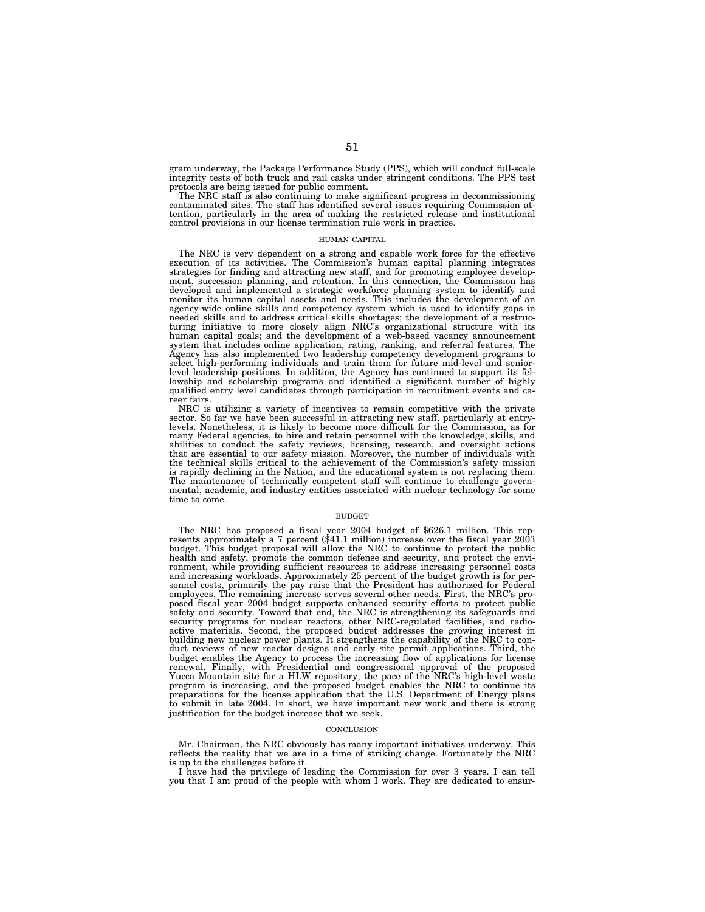gram underway, the Package Performance Study (PPS), which will conduct full-scale integrity tests of both truck and rail casks under stringent conditions. The PPS test protocols are being issued for public comment.

The NRC staff is also continuing to make significant progress in decommissioning contaminated sites. The staff has identified several issues requiring Commission attention, particularly in the area of making the restricted release and institutional control provisions in our license termination rule work in practice.

## HUMAN CAPITAL

The NRC is very dependent on a strong and capable work force for the effective execution of its activities. The Commission's human capital planning integrates strategies for finding and attracting new staff, and for promoting employee development, succession planning, and retention. In this connection, the Commission has developed and implemented a strategic workforce planning system to identify and monitor its human capital assets and needs. This includes the development of an agency-wide online skills and competency system which is used to identify gaps in needed skills and to address critical skills shortages; the development of a restructuring initiative to more closely align NRC's organizational structure with its human capital goals; and the development of a web-based vacancy announcement system that includes online application, rating, ranking, and referral features. The Agency has also implemented two leadership competency development programs to select high-performing individuals and train them for future mid-level and senior-level leadership positions. In addition, the Agency has continued to support its fellowship and scholarship programs and identified a significant number of highly qualified entry level candidates through participation in recruitment events and career fairs.

NRC is utilizing a variety of incentives to remain competitive with the private sector. So far we have been successful in attracting new staff, particularly at entry-levels. Nonetheless, it is likely to become more difficult for the Commission, as for many Federal agencies, to hire and retain personnel with the knowledge, skills, and abilities to conduct the safety reviews, licensing, research, and oversight actions that are essential to our safety mission. Moreover, the number of individuals with the technical skills critical to the achievement of the Commission's safety mission is rapidly declining in the Nation, and the educational system is not replacing them. The maintenance of technically competent staff will continue to challenge governmental, academic, and industry entities associated with nuclear technology for some time to come.

## BUDGET

The NRC has proposed a fiscal year 2004 budget of $626.1 million. This represents approximately a 7 percent ($41.1 million) increase over the fiscal year 2003 budget. This budget proposal will allow the NRC to continue to protect the public health and safety, promote the common defense and security, and protect the environment, while providing sufficient resources to address increasing personnel costs and increasing workloads. Approximately 25 percent of the budget growth is for personnel costs, primarily the pay raise that the President has authorized for Federal employees. The remaining increase serves several other needs. First, the NRC's proposed fiscal year 2004 budget supports enhanced security efforts to protect public safety and security. Toward that end, the NRC is strengthening its safeguards and security programs for nuclear reactors, other NRC-regulated facilities, and radioactive materials. Second, the proposed budget addresses the growing interest in building new nuclear power plants. It strengthens the capability of the NRC to conduct reviews of new reactor designs and early site permit applications. Third, the budget enables the Agency to process the increasing flow of applications for license renewal. Finally, with Presidential and congressional approval of the proposed Yucca Mountain site for a HLW repository, the pace of the NRC's high-level waste program is increasing, and the proposed budget enables the NRC to continue its preparations for the license application that the U.S. Department of Energy plans to submit in late 2004. In short, we have important new work and there is strong justification for the budget increase that we seek.

## CONCLUSION

Mr. Chairman, the NRC obviously has many important initiatives underway. This reflects the reality that we are in a time of striking change. Fortunately the NRC is up to the challenges before it.

I have had the privilege of leading the Commission for over 3 years. I can tell you that I am proud of the people with whom I work. They are dedicated to ensur-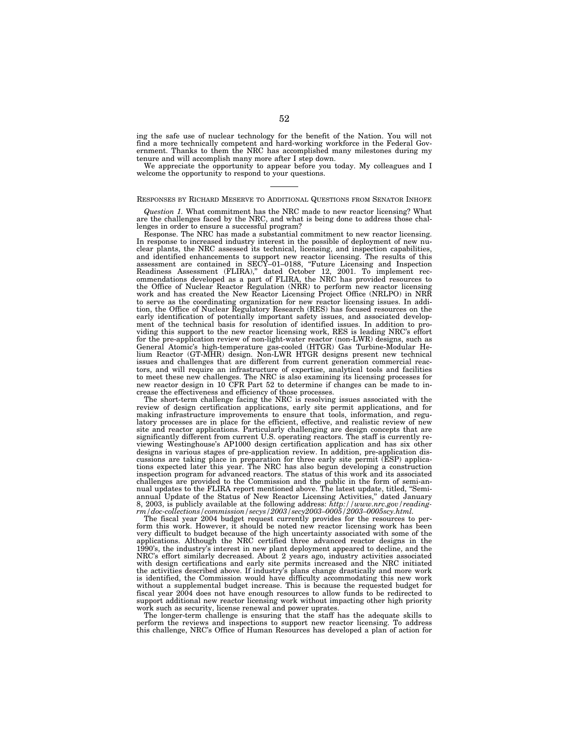ing the safe use of nuclear technology for the benefit of the Nation. You will not find a more technically competent and hard-working workforce in the Federal Government. Thanks to them the NRC has accomplished many milestones during my tenure and will accomplish many more after I step down.

We appreciate the opportunity to appear before you today. My colleagues and I welcome the opportunity to respond to your questions.

---

RESPONSES BY RICHARD MESERVE TO ADDITIONAL QUESTIONS FROM SENATOR INHOFE

*Question 1.* What commitment has the NRC made to new reactor licensing? What are the challenges faced by the NRC, and what is being done to address those challenges in order to ensure a successful program?

Response. The NRC has made a substantial commitment to new reactor licensing. In response to increased industry interest in the possible of deployment of new nuclear plants, the NRC assessed its technical, licensing, and inspection capabilities, and identified enhancements to support new reactor licensing. The results of this assessment are contained in SECY–01–0188, "Future Licensing and Inspection Readiness Assessment (FLIRA)," dated October 12, 2001. To implement recommendations developed as a part of FLIRA, the NRC has provided resources to the Office of Nuclear Reactor Regulation (NRR) to perform new reactor licensing work and has created the New Reactor Licensing Project Office (NRLPO) in NRR to serve as the coordinating organization for new reactor licensing issues. In addition, the Office of Nuclear Regulatory Research (RES) has focused resources on the early identification of potentially important safety issues, and associated development of the technical basis for resolution of identified issues. In addition to providing this support to the new reactor licensing work, RES is leading NRC's effort for the pre-application review of non-light-water reactor (non-LWR) designs, such as General Atomic's high-temperature gas-cooled (HTGR) Gas Turbine-Modular Helium Reactor (GT-MHR) design. Non-LWR HTGR designs present new technical issues and challenges that are different from current generation commercial reactors, and will require an infrastructure of expertise, analytical tools and facilities to meet these new challenges. The NRC is also examining its licensing processes for new reactor design in 10 CFR Part 52 to determine if changes can be made to increase the effectiveness and efficiency of those processes.

The short-term challenge facing the NRC is resolving issues associated with the review of design certification applications, early site permit applications, and for making infrastructure improvements to ensure that tools, information, and regulatory processes are in place for the efficient, effective, and realistic review of new site and reactor applications. Particularly challenging are design concepts that are significantly different from current U.S. operating reactors. The staff is currently reviewing Westinghouse's AP1000 design certification application and has six other designs in various stages of pre-application review. In addition, pre-application discussions are taking place in preparation for three early site permit (ESP) applications expected later this year. The NRC has also begun developing a construction inspection program for advanced reactors. The status of this work and its associated challenges are provided to the Commission and the public in the form of semi-annual updates to the FLIRA report mentioned above. The latest update, titled, "Semi-annual Update of the Status of New Reactor Licensing Activities," dated January 8, 2003, is publicly available at the following address: *http://www.nrc.gov/reading-rm/doc-collections/commission/secys/2003/secy2003–0005/2003–0005scy.html.*

The fiscal year 2004 budget request currently provides for the resources to perform this work. However, it should be noted new reactor licensing work has been very difficult to budget because of the high uncertainty associated with some of the applications. Although the NRC certified three advanced reactor designs in the 1990's, the industry's interest in new plant deployment appeared to decline, and the NRC's effort similarly decreased. About 2 years ago, industry activities associated with design certifications and early site permits increased and the NRC initiated the activities described above. If industry's plans change drastically and more work is identified, the Commission would have difficulty accommodating this new work without a supplemental budget increase. This is because the requested budget for fiscal year 2004 does not have enough resources to allow funds to be redirected to support additional new reactor licensing work without impacting other high priority work such as security, license renewal and power uprates.

The longer-term challenge is ensuring that the staff has the adequate skills to perform the reviews and inspections to support new reactor licensing. To address this challenge, NRC's Office of Human Resources has developed a plan of action for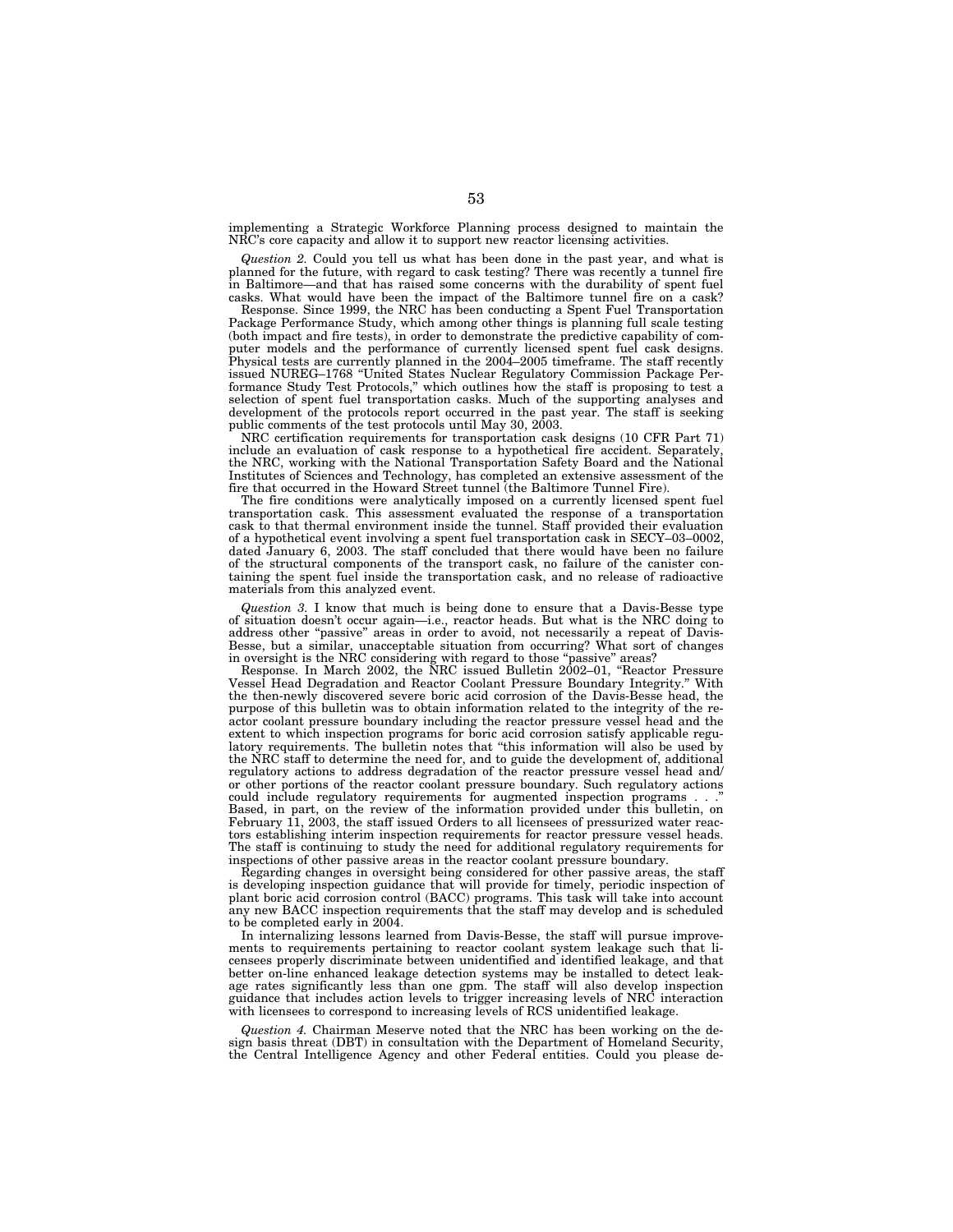implementing a Strategic Workforce Planning process designed to maintain the NRC's core capacity and allow it to support new reactor licensing activities.

*Question 2.* Could you tell us what has been done in the past year, and what is planned for the future, with regard to cask testing? There was recently a tunnel fire in Baltimore—and that has raised some concerns with the durability of spent fuel casks. What would have been the impact of the Baltimore tunnel fire on a cask?

Response. Since 1999, the NRC has been conducting a Spent Fuel Transportation Package Performance Study, which among other things is planning full scale testing (both impact and fire tests), in order to demonstrate the predictive capability of computer models and the performance of currently licensed spent fuel cask designs. Physical tests are currently planned in the 2004–2005 timeframe. The staff recently issued NUREG–1768 "United States Nuclear Regulatory Commission Package Performance Study Test Protocols," which outlines how the staff is proposing to test a selection of spent fuel transportation casks. Much of the supporting analyses and development of the protocols report occurred in the past year. The staff is seeking public comments of the test protocols until May 30, 2003.

NRC certification requirements for transportation cask designs (10 CFR Part 71) include an evaluation of cask response to a hypothetical fire accident. Separately, the NRC, working with the National Transportation Safety Board and the National Institutes of Sciences and Technology, has completed an extensive assessment of the fire that occurred in the Howard Street tunnel (the Baltimore Tunnel Fire).

The fire conditions were analytically imposed on a currently licensed spent fuel transportation cask. This assessment evaluated the response of a transportation cask to that thermal environment inside the tunnel. Staff provided their evaluation of a hypothetical event involving a spent fuel transportation cask in SECY–03–0002, dated January 6, 2003. The staff concluded that there would have been no failure of the structural components of the transport cask, no failure of the canister containing the spent fuel inside the transportation cask, and no release of radioactive materials from this analyzed event.

*Question 3.* I know that much is being done to ensure that a Davis-Besse type of situation doesn't occur again—i.e., reactor heads. But what is the NRC doing to address other "passive" areas in order to avoid, not necessarily a repeat of Davis-Besse, but a similar, unacceptable situation from occurring? What sort of changes in oversight is the NRC considering with regard to those "passive" areas?

Response. In March 2002, the NRC issued Bulletin 2002–01, "Reactor Pressure Vessel Head Degradation and Reactor Coolant Pressure Boundary Integrity." With the then-newly discovered severe boric acid corrosion of the Davis-Besse head, the purpose of this bulletin was to obtain information related to the integrity of the reactor coolant pressure boundary including the reactor pressure vessel head and the extent to which inspection programs for boric acid corrosion satisfy applicable regulatory requirements. The bulletin notes that "this information will also be used by the NRC staff to determine the need for, and to guide the development of, additional regulatory actions to address degradation of the reactor pressure vessel head and/or other portions of the reactor coolant pressure boundary. Such regulatory actions could include regulatory requirements for augmented inspection programs . . ." Based, in part, on the review of the information provided under this bulletin, on February 11, 2003, the staff issued Orders to all licensees of pressurized water reactors establishing interim inspection requirements for reactor pressure vessel heads. The staff is continuing to study the need for additional regulatory requirements for inspections of other passive areas in the reactor coolant pressure boundary.

Regarding changes in oversight being considered for other passive areas, the staff is developing inspection guidance that will provide for timely, periodic inspection of plant boric acid corrosion control (BACC) programs. This task will take into account any new BACC inspection requirements that the staff may develop and is scheduled to be completed early in 2004.

In internalizing lessons learned from Davis-Besse, the staff will pursue improvements to requirements pertaining to reactor coolant system leakage such that licensees properly discriminate between unidentified and identified leakage, and that better on-line enhanced leakage detection systems may be installed to detect leakage rates significantly less than one gpm. The staff will also develop inspection guidance that includes action levels to trigger increasing levels of NRC interaction with licensees to correspond to increasing levels of RCS unidentified leakage.

*Question 4.* Chairman Meserve noted that the NRC has been working on the design basis threat (DBT) in consultation with the Department of Homeland Security, the Central Intelligence Agency and other Federal entities. Could you please de-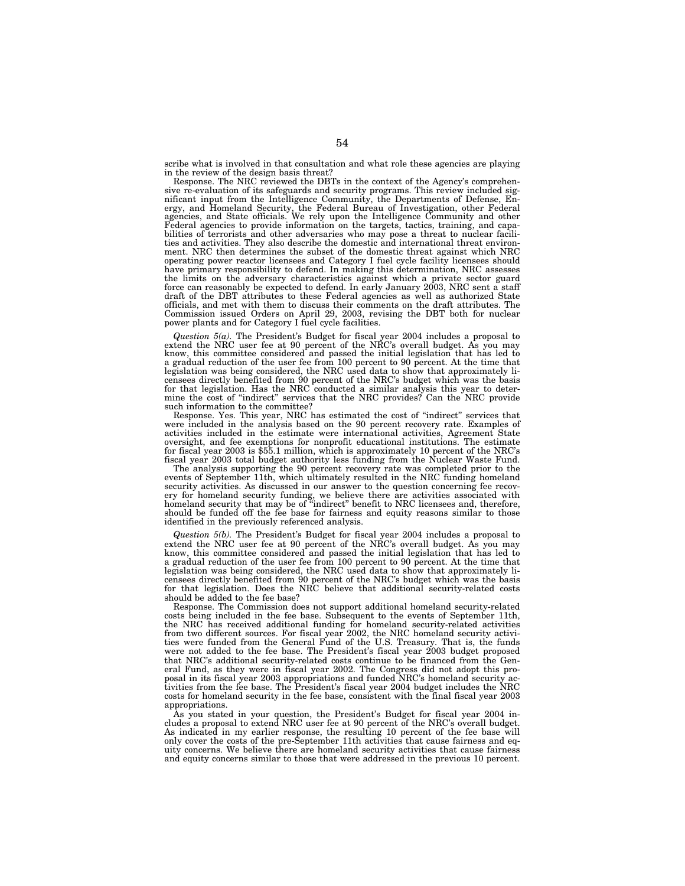scribe what is involved in that consultation and what role these agencies are playing in the review of the design basis threat?

Response. The NRC reviewed the DBTs in the context of the Agency's comprehensive re-evaluation of its safeguards and security programs. This review included significant input from the Intelligence Community, the Departments of Defense, Energy, and Homeland Security, the Federal Bureau of Investigation, other Federal agencies, and State officials. We rely upon the Intelligence Community and other Federal agencies to provide information on the targets, tactics, training, and capabilities of terrorists and other adversaries who may pose a threat to nuclear facilities and activities. They also describe the domestic and international threat environment. NRC then determines the subset of the domestic threat against which NRC operating power reactor licensees and Category I fuel cycle facility licensees should have primary responsibility to defend. In making this determination, NRC assesses the limits on the adversary characteristics against which a private sector guard force can reasonably be expected to defend. In early January 2003, NRC sent a staff draft of the DBT attributes to these Federal agencies as well as authorized State officials, and met with them to discuss their comments on the draft attributes. The Commission issued Orders on April 29, 2003, revising the DBT both for nuclear power plants and for Category I fuel cycle facilities.

*Question 5(a).* The President's Budget for fiscal year 2004 includes a proposal to extend the NRC user fee at 90 percent of the NRC's overall budget. As you may know, this committee considered and passed the initial legislation that has led to a gradual reduction of the user fee from 100 percent to 90 percent. At the time that legislation was being considered, the NRC used data to show that approximately licensees directly benefited from 90 percent of the NRC's budget which was the basis for that legislation. Has the NRC conducted a similar analysis this year to determine the cost of "indirect" services that the NRC provides? Can the NRC provide such information to the committee?

Response. Yes. This year, NRC has estimated the cost of "indirect" services that were included in the analysis based on the 90 percent recovery rate. Examples of activities included in the estimate were international activities, Agreement State oversight, and fee exemptions for nonprofit educational institutions. The estimate for fiscal year 2003 is $55.1 million, which is approximately 10 percent of the NRC's fiscal year 2003 total budget authority less funding from the Nuclear Waste Fund.

The analysis supporting the 90 percent recovery rate was completed prior to the events of September 11th, which ultimately resulted in the NRC funding homeland security activities. As discussed in our answer to the question concerning fee recovery for homeland security funding, we believe there are activities associated with homeland security that may be of "indirect" benefit to NRC licensees and, therefore, should be funded off the fee base for fairness and equity reasons similar to those identified in the previously referenced analysis.

*Question 5(b).* The President's Budget for fiscal year 2004 includes a proposal to extend the NRC user fee at 90 percent of the NRC's overall budget. As you may know, this committee considered and passed the initial legislation that has led to a gradual reduction of the user fee from 100 percent to 90 percent. At the time that legislation was being considered, the NRC used data to show that approximately licensees directly benefited from 90 percent of the NRC's budget which was the basis for that legislation. Does the NRC believe that additional security-related costs should be added to the fee base?

Response. The Commission does not support additional homeland security-related costs being included in the fee base. Subsequent to the events of September 11th, the NRC has received additional funding for homeland security-related activities from two different sources. For fiscal year 2002, the NRC homeland security activities were funded from the General Fund of the U.S. Treasury. That is, the funds were not added to the fee base. The President's fiscal year 2003 budget proposed that NRC's additional security-related costs continue to be financed from the General Fund, as they were in fiscal year 2002. The Congress did not adopt this proposal in its fiscal year 2003 appropriations and funded NRC's homeland security activities from the fee base. The President's fiscal year 2004 budget includes the NRC costs for homeland security in the fee base, consistent with the final fiscal year 2003 appropriations.

As you stated in your question, the President's Budget for fiscal year 2004 includes a proposal to extend NRC user fee at 90 percent of the NRC's overall budget. As indicated in my earlier response, the resulting 10 percent of the fee base will only cover the costs of the pre-September 11th activities that cause fairness and equity concerns. We believe there are homeland security activities that cause fairness and equity concerns similar to those that were addressed in the previous 10 percent.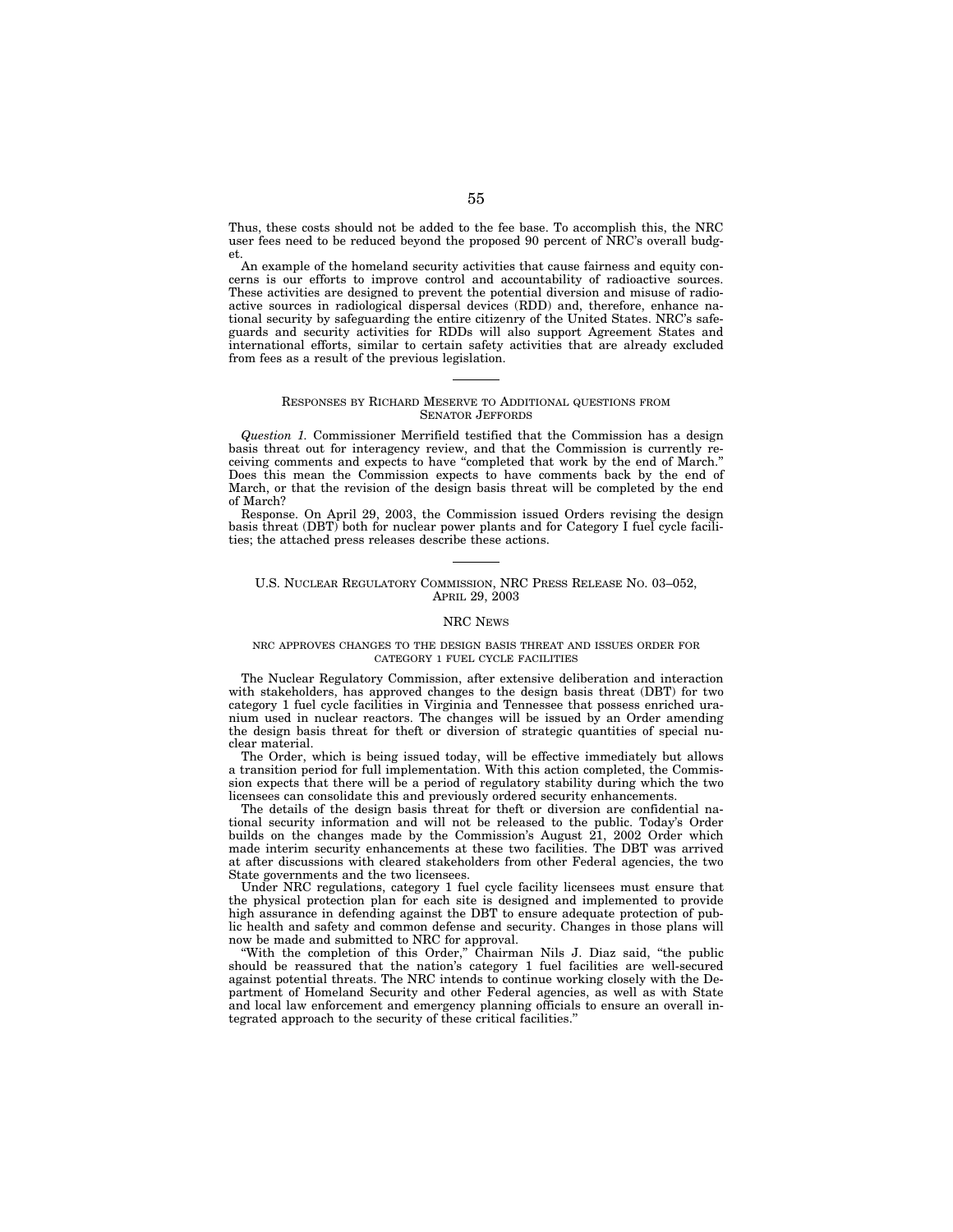Thus, these costs should not be added to the fee base. To accomplish this, the NRC user fees need to be reduced beyond the proposed 90 percent of NRC's overall budget.

An example of the homeland security activities that cause fairness and equity concerns is our efforts to improve control and accountability of radioactive sources. These activities are designed to prevent the potential diversion and misuse of radioactive sources in radiological dispersal devices (RDD) and, therefore, enhance national security by safeguarding the entire citizenry of the United States. NRC's safeguards and security activities for RDDs will also support Agreement States and international efforts, similar to certain safety activities that are already excluded from fees as a result of the previous legislation.

---

## RESPONSES BY RICHARD MESERVE TO ADDITIONAL QUESTIONS FROM SENATOR JEFFORDS

*Question 1.* Commissioner Merrifield testified that the Commission has a design basis threat out for interagency review, and that the Commission is currently receiving comments and expects to have "completed that work by the end of March." Does this mean the Commission expects to have comments back by the end of March, or that the revision of the design basis threat will be completed by the end of March?

Response. On April 29, 2003, the Commission issued Orders revising the design basis threat (DBT) both for nuclear power plants and for Category I fuel cycle facilities; the attached press releases describe these actions.

---

## U.S. NUCLEAR REGULATORY COMMISSION, NRC PRESS RELEASE NO. 03–052, APRIL 29, 2003

### NRC NEWS

#### NRC APPROVES CHANGES TO THE DESIGN BASIS THREAT AND ISSUES ORDER FOR CATEGORY 1 FUEL CYCLE FACILITIES

The Nuclear Regulatory Commission, after extensive deliberation and interaction with stakeholders, has approved changes to the design basis threat (DBT) for two category 1 fuel cycle facilities in Virginia and Tennessee that possess enriched uranium used in nuclear reactors. The changes will be issued by an Order amending the design basis threat for theft or diversion of strategic quantities of special nuclear material.

The Order, which is being issued today, will be effective immediately but allows a transition period for full implementation. With this action completed, the Commission expects that there will be a period of regulatory stability during which the two licensees can consolidate this and previously ordered security enhancements.

The details of the design basis threat for theft or diversion are confidential national security information and will not be released to the public. Today's Order builds on the changes made by the Commission's August 21, 2002 Order which made interim security enhancements at these two facilities. The DBT was arrived at after discussions with cleared stakeholders from other Federal agencies, the two State governments and the two licensees.

Under NRC regulations, category 1 fuel cycle facility licensees must ensure that the physical protection plan for each site is designed and implemented to provide high assurance in defending against the DBT to ensure adequate protection of public health and safety and common defense and security. Changes in those plans will now be made and submitted to NRC for approval.

"With the completion of this Order," Chairman Nils J. Diaz said, "the public should be reassured that the nation's category 1 fuel facilities are well-secured against potential threats. The NRC intends to continue working closely with the Department of Homeland Security and other Federal agencies, as well as with State and local law enforcement and emergency planning officials to ensure an overall integrated approach to the security of these critical facilities."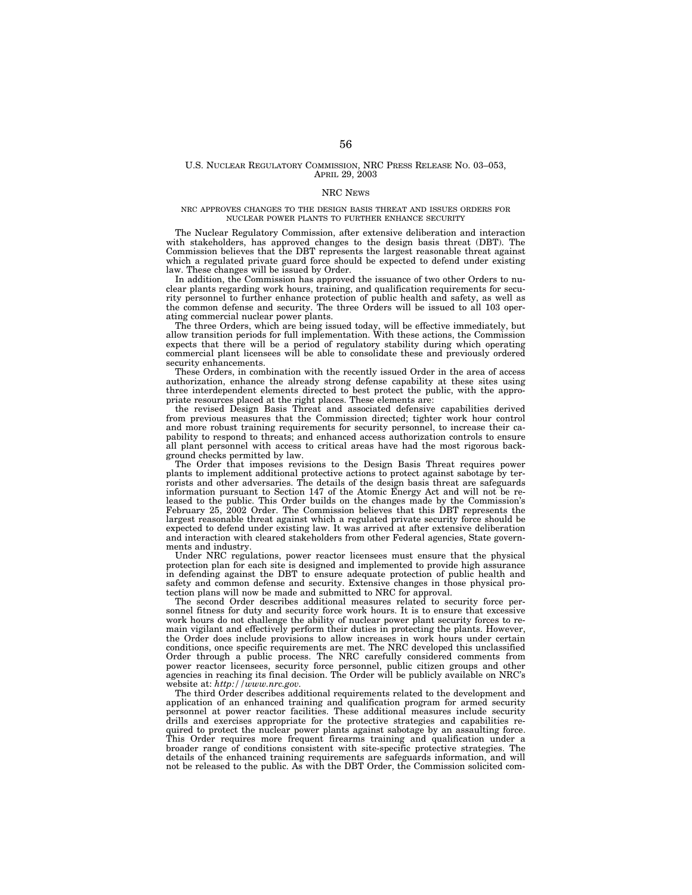U.S. NUCLEAR REGULATORY COMMISSION, NRC PRESS RELEASE NO. 03–053, APRIL 29, 2003

NRC NEWS

NRC APPROVES CHANGES TO THE DESIGN BASIS THREAT AND ISSUES ORDERS FOR NUCLEAR POWER PLANTS TO FURTHER ENHANCE SECURITY

The Nuclear Regulatory Commission, after extensive deliberation and interaction with stakeholders, has approved changes to the design basis threat (DBT). The Commission believes that the DBT represents the largest reasonable threat against which a regulated private guard force should be expected to defend under existing law. These changes will be issued by Order.

In addition, the Commission has approved the issuance of two other Orders to nuclear plants regarding work hours, training, and qualification requirements for security personnel to further enhance protection of public health and safety, as well as the common defense and security. The three Orders will be issued to all 103 operating commercial nuclear power plants.

The three Orders, which are being issued today, will be effective immediately, but allow transition periods for full implementation. With these actions, the Commission expects that there will be a period of regulatory stability during which operating commercial plant licensees will be able to consolidate these and previously ordered security enhancements.

These Orders, in combination with the recently issued Order in the area of access authorization, enhance the already strong defense capability at these sites using three interdependent elements directed to best protect the public, with the appropriate resources placed at the right places. These elements are:

the revised Design Basis Threat and associated defensive capabilities derived from previous measures that the Commission directed; tighter work hour control and more robust training requirements for security personnel, to increase their capability to respond to threats; and enhanced access authorization controls to ensure all plant personnel with access to critical areas have had the most rigorous background checks permitted by law.

The Order that imposes revisions to the Design Basis Threat requires power plants to implement additional protective actions to protect against sabotage by terrorists and other adversaries. The details of the design basis threat are safeguards information pursuant to Section 147 of the Atomic Energy Act and will not be released to the public. This Order builds on the changes made by the Commission's February 25, 2002 Order. The Commission believes that this DBT represents the largest reasonable threat against which a regulated private security force should be expected to defend under existing law. It was arrived at after extensive deliberation and interaction with cleared stakeholders from other Federal agencies, State governments and industry.

Under NRC regulations, power reactor licensees must ensure that the physical protection plan for each site is designed and implemented to provide high assurance in defending against the DBT to ensure adequate protection of public health and safety and common defense and security. Extensive changes in those physical protection plans will now be made and submitted to NRC for approval.

The second Order describes additional measures related to security force personnel fitness for duty and security force work hours. It is to ensure that excessive work hours do not challenge the ability of nuclear power plant security forces to remain vigilant and effectively perform their duties in protecting the plants. However, the Order does include provisions to allow increases in work hours under certain conditions, once specific requirements are met. The NRC developed this unclassified Order through a public process. The NRC carefully considered comments from power reactor licensees, security force personnel, public citizen groups and other agencies in reaching its final decision. The Order will be publicly available on NRC's website at: *http://www.nrc.gov.*

The third Order describes additional requirements related to the development and application of an enhanced training and qualification program for armed security personnel at power reactor facilities. These additional measures include security drills and exercises appropriate for the protective strategies and capabilities required to protect the nuclear power plants against sabotage by an assaulting force. This Order requires more frequent firearms training and qualification under a broader range of conditions consistent with site-specific protective strategies. The details of the enhanced training requirements are safeguards information, and will not be released to the public. As with the DBT Order, the Commission solicited com-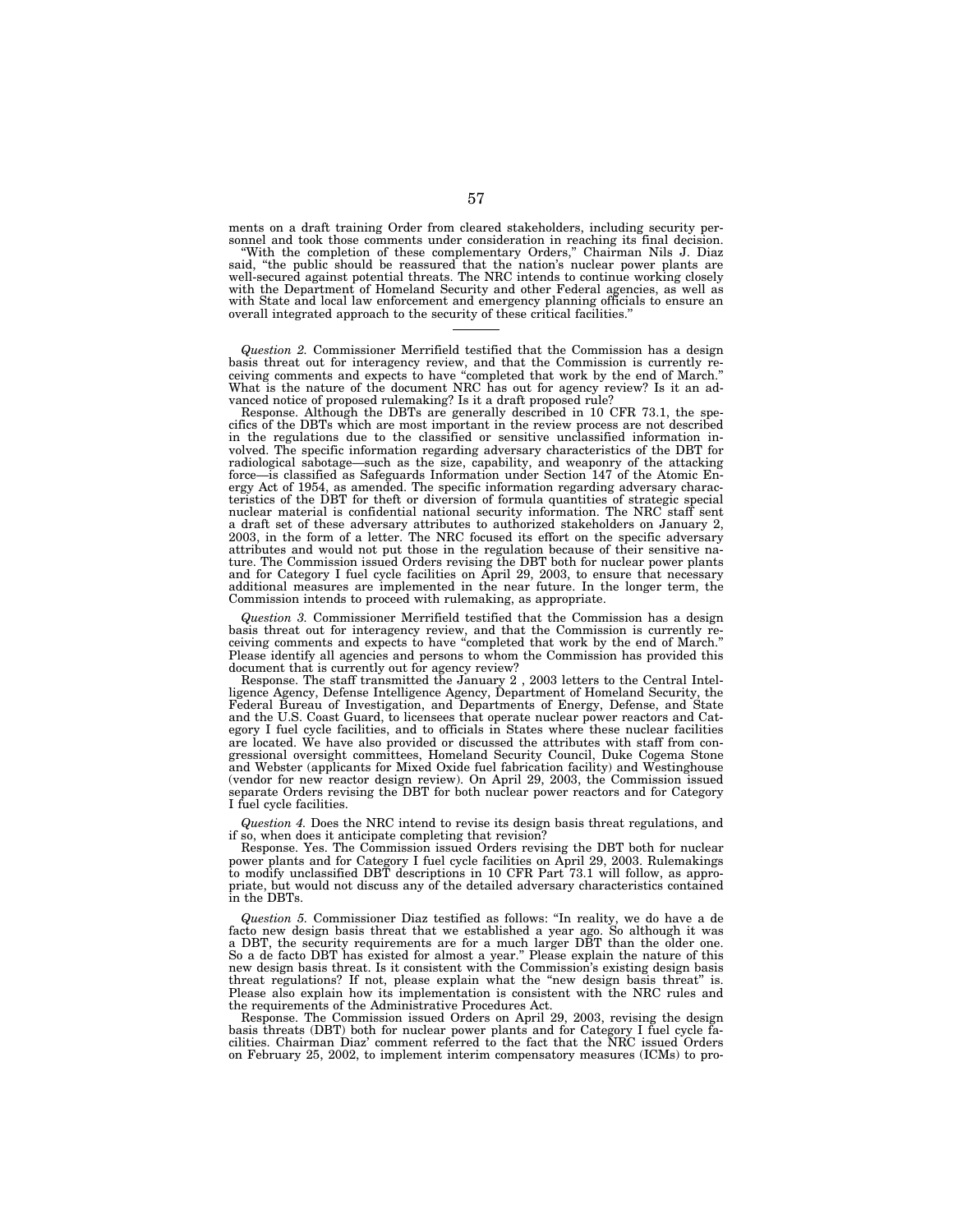ments on a draft training Order from cleared stakeholders, including security personnel and took those comments under consideration in reaching its final decision.

"With the completion of these complementary Orders," Chairman Nils J. Diaz said, "the public should be reassured that the nation's nuclear power plants are well-secured against potential threats. The NRC intends to continue working closely with the Department of Homeland Security and other Federal agencies, as well as with State and local law enforcement and emergency planning officials to ensure an overall integrated approach to the security of these critical facilities."

---

*Question 2.* Commissioner Merrifield testified that the Commission has a design basis threat out for interagency review, and that the Commission is currently receiving comments and expects to have "completed that work by the end of March." What is the nature of the document NRC has out for agency review? Is it an advanced notice of proposed rulemaking? Is it a draft proposed rule?

Response. Although the DBTs are generally described in 10 CFR 73.1, the specifics of the DBTs which are most important in the review process are not described in the regulations due to the classified or sensitive unclassified information involved. The specific information regarding adversary characteristics of the DBT for radiological sabotage—such as the size, capability, and weaponry of the attacking force—is classified as Safeguards Information under Section 147 of the Atomic Energy Act of 1954, as amended. The specific information regarding adversary characteristics of the DBT for theft or diversion of formula quantities of strategic special nuclear material is confidential national security information. The NRC staff sent a draft set of these adversary attributes to authorized stakeholders on January 2, 2003, in the form of a letter. The NRC focused its effort on the specific adversary attributes and would not put those in the regulation because of their sensitive nature. The Commission issued Orders revising the DBT both for nuclear power plants and for Category I fuel cycle facilities on April 29, 2003, to ensure that necessary additional measures are implemented in the near future. In the longer term, the Commission intends to proceed with rulemaking, as appropriate.

*Question 3.* Commissioner Merrifield testified that the Commission has a design basis threat out for interagency review, and that the Commission is currently receiving comments and expects to have "completed that work by the end of March." Please identify all agencies and persons to whom the Commission has provided this document that is currently out for agency review?

Response. The staff transmitted the January 2 , 2003 letters to the Central Intelligence Agency, Defense Intelligence Agency, Department of Homeland Security, the Federal Bureau of Investigation, and Departments of Energy, Defense, and State and the U.S. Coast Guard, to licensees that operate nuclear power reactors and Category I fuel cycle facilities, and to officials in States where these nuclear facilities are located. We have also provided or discussed the attributes with staff from congressional oversight committees, Homeland Security Council, Duke Cogema Stone and Webster (applicants for Mixed Oxide fuel fabrication facility) and Westinghouse (vendor for new reactor design review). On April 29, 2003, the Commission issued separate Orders revising the DBT for both nuclear power reactors and for Category I fuel cycle facilities.

*Question 4.* Does the NRC intend to revise its design basis threat regulations, and if so, when does it anticipate completing that revision?

Response. Yes. The Commission issued Orders revising the DBT both for nuclear power plants and for Category I fuel cycle facilities on April 29, 2003. Rulemakings to modify unclassified DBT descriptions in 10 CFR Part 73.1 will follow, as appropriate, but would not discuss any of the detailed adversary characteristics contained in the DBTs.

*Question 5.* Commissioner Diaz testified as follows: "In reality, we do have a de facto new design basis threat that we established a year ago. So although it was a DBT, the security requirements are for a much larger DBT than the older one. So a de facto DBT has existed for almost a year." Please explain the nature of this new design basis threat. Is it consistent with the Commission's existing design basis threat regulations? If not, please explain what the "new design basis threat" is. Please also explain how its implementation is consistent with the NRC rules and the requirements of the Administrative Procedures Act.

Response. The Commission issued Orders on April 29, 2003, revising the design basis threats (DBT) both for nuclear power plants and for Category I fuel cycle facilities. Chairman Diaz' comment referred to the fact that the NRC issued Orders on February 25, 2002, to implement interim compensatory measures (ICMs) to pro-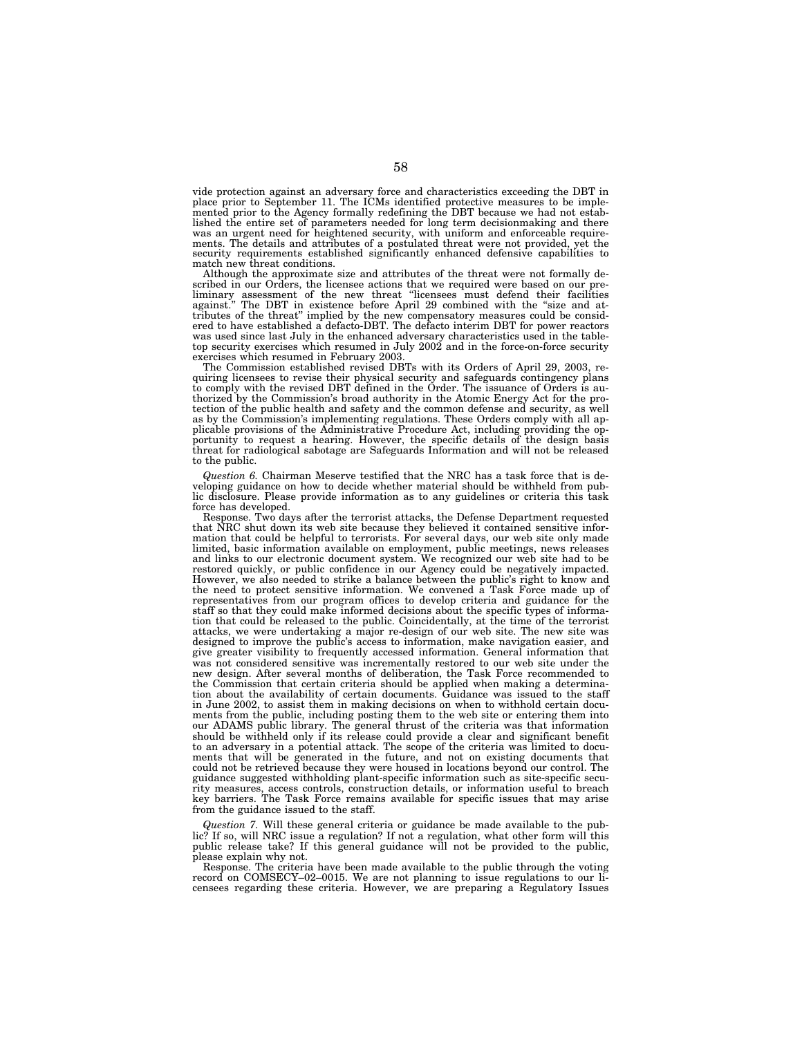vide protection against an adversary force and characteristics exceeding the DBT in place prior to September 11. The ICMs identified protective measures to be implemented prior to the Agency formally redefining the DBT because we had not established the entire set of parameters needed for long term decisionmaking and there was an urgent need for heightened security, with uniform and enforceable requirements. The details and attributes of a postulated threat were not provided, yet the security requirements established significantly enhanced defensive capabilities to match new threat conditions.

Although the approximate size and attributes of the threat were not formally described in our Orders, the licensee actions that we required were based on our preliminary assessment of the new threat "licensees must defend their facilities against." The DBT in existence before April 29 combined with the "size and attributes of the threat" implied by the new compensatory measures could be considered to have established a defacto-DBT. The defacto interim DBT for power reactors was used since last July in the enhanced adversary characteristics used in the tabletop security exercises which resumed in July 2002 and in the force-on-force security exercises which resumed in February 2003.

The Commission established revised DBTs with its Orders of April 29, 2003, requiring licensees to revise their physical security and safeguards contingency plans to comply with the revised DBT defined in the Order. The issuance of Orders is authorized by the Commission's broad authority in the Atomic Energy Act for the protection of the public health and safety and the common defense and security, as well as by the Commission's implementing regulations. These Orders comply with all applicable provisions of the Administrative Procedure Act, including providing the opportunity to request a hearing. However, the specific details of the design basis threat for radiological sabotage are Safeguards Information and will not be released to the public.

*Question 6.* Chairman Meserve testified that the NRC has a task force that is developing guidance on how to decide whether material should be withheld from public disclosure. Please provide information as to any guidelines or criteria this task force has developed.

Response. Two days after the terrorist attacks, the Defense Department requested that NRC shut down its web site because they believed it contained sensitive information that could be helpful to terrorists. For several days, our web site only made limited, basic information available on employment, public meetings, news releases and links to our electronic document system. We recognized our web site had to be restored quickly, or public confidence in our Agency could be negatively impacted. However, we also needed to strike a balance between the public's right to know and the need to protect sensitive information. We convened a Task Force made up of representatives from our program offices to develop criteria and guidance for the staff so that they could make informed decisions about the specific types of information that could be released to the public. Coincidentally, at the time of the terrorist attacks, we were undertaking a major re-design of our web site. The new site was designed to improve the public's access to information, make navigation easier, and give greater visibility to frequently accessed information. General information that was not considered sensitive was incrementally restored to our web site under the new design. After several months of deliberation, the Task Force recommended to the Commission that certain criteria should be applied when making a determination about the availability of certain documents. Guidance was issued to the staff in June 2002, to assist them in making decisions on when to withhold certain documents from the public, including posting them to the web site or entering them into our ADAMS public library. The general thrust of the criteria was that information should be withheld only if its release could provide a clear and significant benefit to an adversary in a potential attack. The scope of the criteria was limited to documents that will be generated in the future, and not on existing documents that could not be retrieved because they were housed in locations beyond our control. The guidance suggested withholding plant-specific information such as site-specific security measures, access controls, construction details, or information useful to breach key barriers. The Task Force remains available for specific issues that may arise from the guidance issued to the staff.

*Question 7.* Will these general criteria or guidance be made available to the public? If so, will NRC issue a regulation? If not a regulation, what other form will this public release take? If this general guidance will not be provided to the public, please explain why not.

Response. The criteria have been made available to the public through the voting record on COMSECY–02–0015. We are not planning to issue regulations to our licensees regarding these criteria. However, we are preparing a Regulatory Issues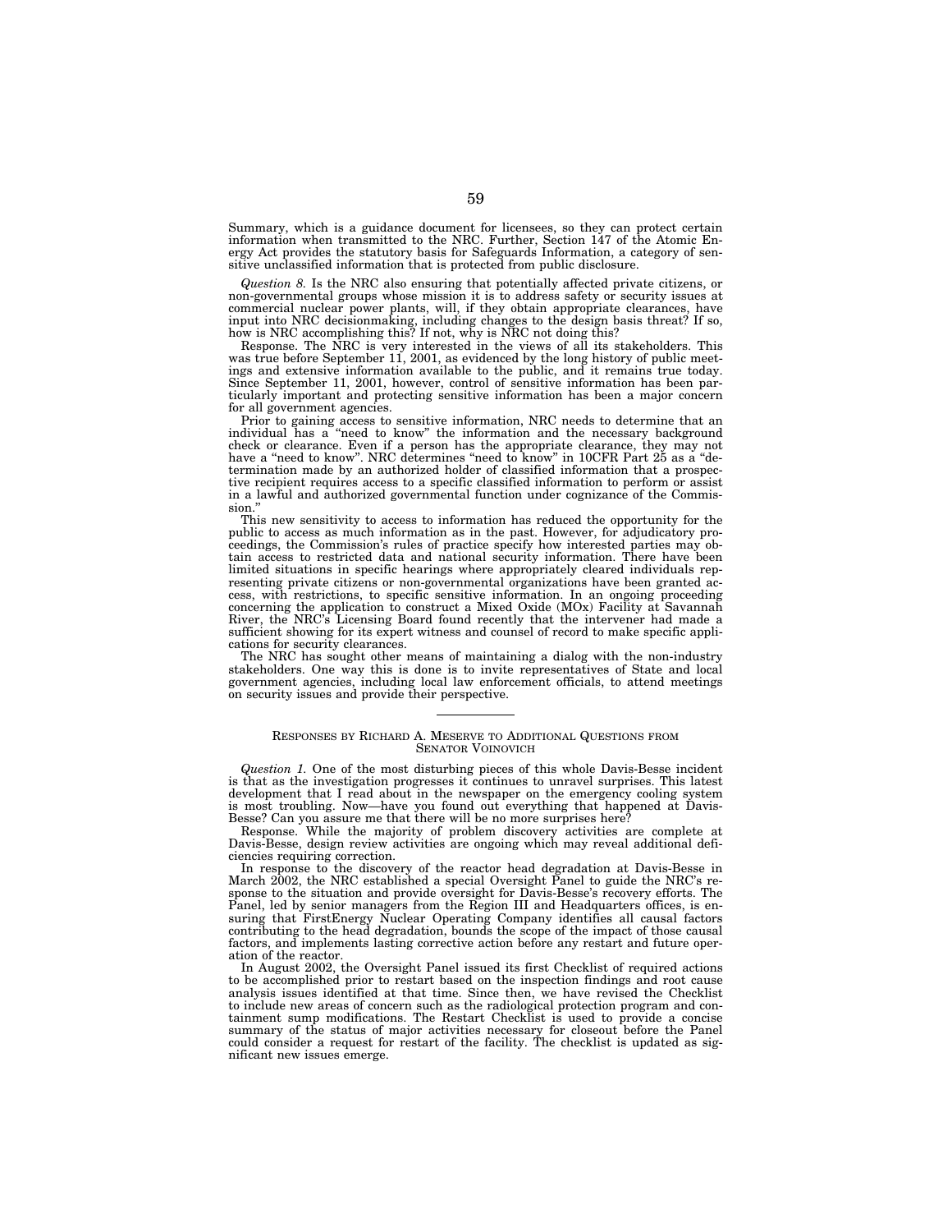Summary, which is a guidance document for licensees, so they can protect certain information when transmitted to the NRC. Further, Section 147 of the Atomic Energy Act provides the statutory basis for Safeguards Information, a category of sensitive unclassified information that is protected from public disclosure.

*Question 8.* Is the NRC also ensuring that potentially affected private citizens, or non-governmental groups whose mission it is to address safety or security issues at commercial nuclear power plants, will, if they obtain appropriate clearances, have input into NRC decisionmaking, including changes to the design basis threat? If so, how is NRC accomplishing this? If not, why is NRC not doing this?

Response. The NRC is very interested in the views of all its stakeholders. This was true before September 11, 2001, as evidenced by the long history of public meetings and extensive information available to the public, and it remains true today. Since September 11, 2001, however, control of sensitive information has been particularly important and protecting sensitive information has been a major concern for all government agencies.

Prior to gaining access to sensitive information, NRC needs to determine that an individual has a "need to know" the information and the necessary background check or clearance. Even if a person has the appropriate clearance, they may not have a "need to know". NRC determines "need to know" in 10CFR Part 25 as a "determination made by an authorized holder of classified information that a prospective recipient requires access to a specific classified information to perform or assist in a lawful and authorized governmental function under cognizance of the Commission."

This new sensitivity to access to information has reduced the opportunity for the public to access as much information as in the past. However, for adjudicatory proceedings, the Commission's rules of practice specify how interested parties may obtain access to restricted data and national security information. There have been limited situations in specific hearings where appropriately cleared individuals representing private citizens or non-governmental organizations have been granted access, with restrictions, to specific sensitive information. In an ongoing proceeding concerning the application to construct a Mixed Oxide (MOx) Facility at Savannah River, the NRC's Licensing Board found recently that the intervener had made a sufficient showing for its expert witness and counsel of record to make specific applications for security clearances.

The NRC has sought other means of maintaining a dialog with the non-industry stakeholders. One way this is done is to invite representatives of State and local government agencies, including local law enforcement officials, to attend meetings on security issues and provide their perspective.

---

## RESPONSES BY RICHARD A. MESERVE TO ADDITIONAL QUESTIONS FROM SENATOR VOINOVICH

*Question 1.* One of the most disturbing pieces of this whole Davis-Besse incident is that as the investigation progresses it continues to unravel surprises. This latest development that I read about in the newspaper on the emergency cooling system is most troubling. Now—have you found out everything that happened at Davis-Besse? Can you assure me that there will be no more surprises here?

Response. While the majority of problem discovery activities are complete at Davis-Besse, design review activities are ongoing which may reveal additional deficiencies requiring correction.

In response to the discovery of the reactor head degradation at Davis-Besse in March 2002, the NRC established a special Oversight Panel to guide the NRC's response to the situation and provide oversight for Davis-Besse's recovery efforts. The Panel, led by senior managers from the Region III and Headquarters offices, is ensuring that FirstEnergy Nuclear Operating Company identifies all causal factors contributing to the head degradation, bounds the scope of the impact of those causal factors, and implements lasting corrective action before any restart and future operation of the reactor.

In August 2002, the Oversight Panel issued its first Checklist of required actions to be accomplished prior to restart based on the inspection findings and root cause analysis issues identified at that time. Since then, we have revised the Checklist to include new areas of concern such as the radiological protection program and containment sump modifications. The Restart Checklist is used to provide a concise summary of the status of major activities necessary for closeout before the Panel could consider a request for restart of the facility. The checklist is updated as significant new issues emerge.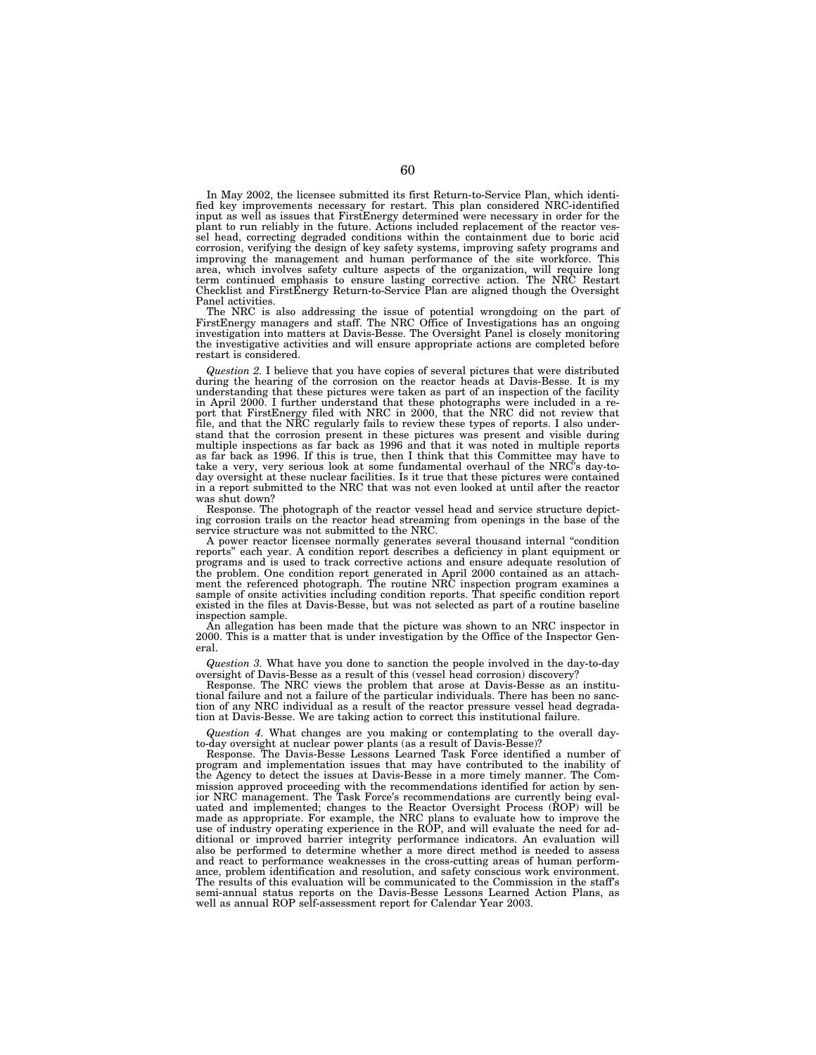In May 2002, the licensee submitted its first Return-to-Service Plan, which identified key improvements necessary for restart. This plan considered NRC-identified input as well as issues that FirstEnergy determined were necessary in order for the plant to run reliably in the future. Actions included replacement of the reactor vessel head, correcting degraded conditions within the containment due to boric acid corrosion, verifying the design of key safety systems, improving safety programs and improving the management and human performance of the site workforce. This area, which involves safety culture aspects of the organization, will require long term continued emphasis to ensure lasting corrective action. The NRC Restart Checklist and FirstEnergy Return-to-Service Plan are aligned though the Oversight Panel activities.

The NRC is also addressing the issue of potential wrongdoing on the part of FirstEnergy managers and staff. The NRC Office of Investigations has an ongoing investigation into matters at Davis-Besse. The Oversight Panel is closely monitoring the investigative activities and will ensure appropriate actions are completed before restart is considered.

*Question 2.* I believe that you have copies of several pictures that were distributed during the hearing of the corrosion on the reactor heads at Davis-Besse. It is my understanding that these pictures were taken as part of an inspection of the facility in April 2000. I further understand that these photographs were included in a report that FirstEnergy filed with NRC in 2000, that the NRC did not review that file, and that the NRC regularly fails to review these types of reports. I also understand that the corrosion present in these pictures was present and visible during multiple inspections as far back as 1996 and that it was noted in multiple reports as far back as 1996. If this is true, then I think that this Committee may have to take a very, very serious look at some fundamental overhaul of the NRC's day-to-day oversight at these nuclear facilities. Is it true that these pictures were contained in a report submitted to the NRC that was not even looked at until after the reactor was shut down?

Response. The photograph of the reactor vessel head and service structure depicting corrosion trails on the reactor head streaming from openings in the base of the service structure was not submitted to the NRC.

A power reactor licensee normally generates several thousand internal "condition reports" each year. A condition report describes a deficiency in plant equipment or programs and is used to track corrective actions and ensure adequate resolution of the problem. One condition report generated in April 2000 contained as an attachment the referenced photograph. The routine NRC inspection program examines a sample of onsite activities including condition reports. That specific condition report existed in the files at Davis-Besse, but was not selected as part of a routine baseline inspection sample.

An allegation has been made that the picture was shown to an NRC inspector in 2000. This is a matter that is under investigation by the Office of the Inspector General.

*Question 3.* What have you done to sanction the people involved in the day-to-day oversight of Davis-Besse as a result of this (vessel head corrosion) discovery?

Response. The NRC views the problem that arose at Davis-Besse as an institutional failure and not a failure of the particular individuals. There has been no sanction of any NRC individual as a result of the reactor pressure vessel head degradation at Davis-Besse. We are taking action to correct this institutional failure.

*Question 4.* What changes are you making or contemplating to the overall day-to-day oversight at nuclear power plants (as a result of Davis-Besse)?

Response. The Davis-Besse Lessons Learned Task Force identified a number of program and implementation issues that may have contributed to the inability of the Agency to detect the issues at Davis-Besse in a more timely manner. The Commission approved proceeding with the recommendations identified for action by senior NRC management. The Task Force's recommendations are currently being evaluated and implemented; changes to the Reactor Oversight Process (ROP) will be made as appropriate. For example, the NRC plans to evaluate how to improve the use of industry operating experience in the ROP, and will evaluate the need for additional or improved barrier integrity performance indicators. An evaluation will also be performed to determine whether a more direct method is needed to assess and react to performance weaknesses in the cross-cutting areas of human performance, problem identification and resolution, and safety conscious work environment. The results of this evaluation will be communicated to the Commission in the staff's semi-annual status reports on the Davis-Besse Lessons Learned Action Plans, as well as annual ROP self-assessment report for Calendar Year 2003.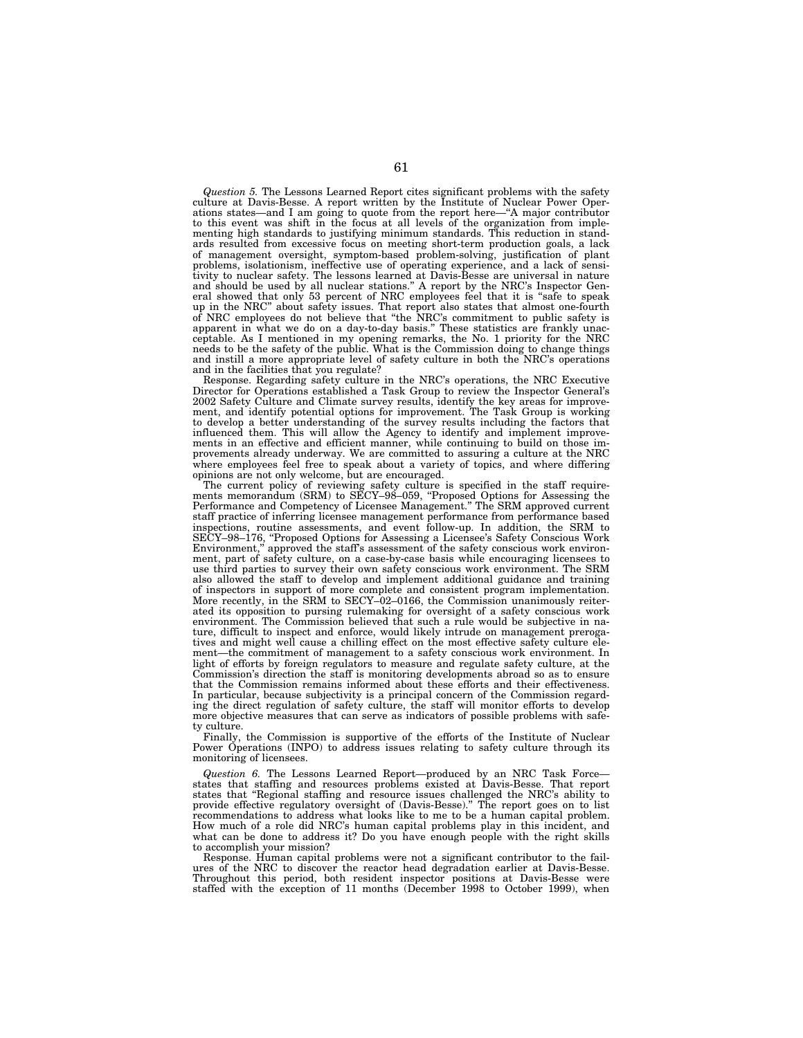*Question 5.* The Lessons Learned Report cites significant problems with the safety culture at Davis-Besse. A report written by the Institute of Nuclear Power Operations states—and I am going to quote from the report here—"A major contributor to this event was shift in the focus at all levels of the organization from implementing high standards to justifying minimum standards. This reduction in standards resulted from excessive focus on meeting short-term production goals, a lack of management oversight, symptom-based problem-solving, justification of plant problems, isolationism, ineffective use of operating experience, and a lack of sensitivity to nuclear safety. The lessons learned at Davis-Besse are universal in nature and should be used by all nuclear stations." A report by the NRC's Inspector General showed that only 53 percent of NRC employees feel that it is "safe to speak up in the NRC" about safety issues. That report also states that almost one-fourth of NRC employees do not believe that "the NRC's commitment to public safety is apparent in what we do on a day-to-day basis." These statistics are frankly unacceptable. As I mentioned in my opening remarks, the No. 1 priority for the NRC needs to be the safety of the public. What is the Commission doing to change things and instill a more appropriate level of safety culture in both the NRC's operations and in the facilities that you regulate?

Response. Regarding safety culture in the NRC's operations, the NRC Executive Director for Operations established a Task Group to review the Inspector General's 2002 Safety Culture and Climate survey results, identify the key areas for improvement, and identify potential options for improvement. The Task Group is working to develop a better understanding of the survey results including the factors that influenced them. This will allow the Agency to identify and implement improvements in an effective and efficient manner, while continuing to build on those improvements already underway. We are committed to assuring a culture at the NRC where employees feel free to speak about a variety of topics, and where differing opinions are not only welcome, but are encouraged.

The current policy of reviewing safety culture is specified in the staff requirements memorandum (SRM) to SECY–98–059, "Proposed Options for Assessing the Performance and Competency of Licensee Management." The SRM approved current staff practice of inferring licensee management performance from performance based inspections, routine assessments, and event follow-up. In addition, the SRM to SECY–98–176, "Proposed Options for Assessing a Licensee's Safety Conscious Work Environment," approved the staff's assessment of the safety conscious work environment, part of safety culture, on a case-by-case basis while encouraging licensees to use third parties to survey their own safety conscious work environment. The SRM also allowed the staff to develop and implement additional guidance and training of inspectors in support of more complete and consistent program implementation. More recently, in the SRM to SECY–02–0166, the Commission unanimously reiterated its opposition to pursuing rulemaking for oversight of a safety conscious work environment. The Commission believed that such a rule would be subjective in nature, difficult to inspect and enforce, would likely intrude on management prerogatives and might well cause a chilling effect on the most effective safety culture element—the commitment of management to a safety conscious work environment. In light of efforts by foreign regulators to measure and regulate safety culture, at the Commission's direction the staff is monitoring developments abroad so as to ensure that the Commission remains informed about these efforts and their effectiveness. In particular, because subjectivity is a principal concern of the Commission regarding the direct regulation of safety culture, the staff will monitor efforts to develop more objective measures that can serve as indicators of possible problems with safety culture.

Finally, the Commission is supportive of the efforts of the Institute of Nuclear Power Operations (INPO) to address issues relating to safety culture through its monitoring of licensees.

*Question 6.* The Lessons Learned Report—produced by an NRC Task Force—states that staffing and resources problems existed at Davis-Besse. That report states that "Regional staffing and resource issues challenged the NRC's ability to provide effective regulatory oversight of (Davis-Besse)." The report goes on to list recommendations to address what looks like to me to be a human capital problem. How much of a role did NRC's human capital problems play in this incident, and what can be done to address it? Do you have enough people with the right skills to accomplish your mission?

Response. Human capital problems were not a significant contributor to the failures of the NRC to discover the reactor head degradation earlier at Davis-Besse. Throughout this period, both resident inspector positions at Davis-Besse were staffed with the exception of 11 months (December 1998 to October 1999), when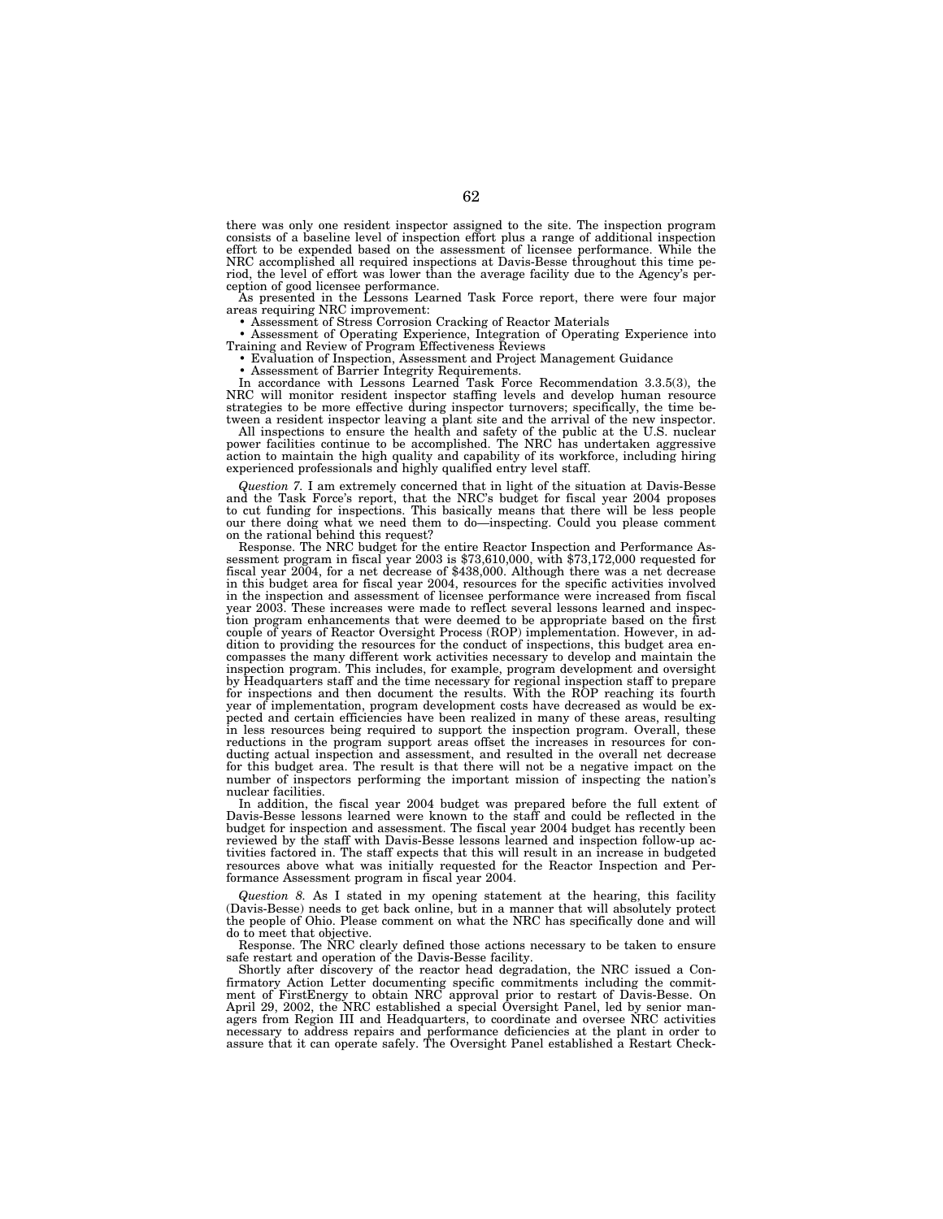there was only one resident inspector assigned to the site. The inspection program consists of a baseline level of inspection effort plus a range of additional inspection effort to be expended based on the assessment of licensee performance. While the NRC accomplished all required inspections at Davis-Besse throughout this time period, the level of effort was lower than the average facility due to the Agency's perception of good licensee performance.

As presented in the Lessons Learned Task Force report, there were four major areas requiring NRC improvement:

- Assessment of Stress Corrosion Cracking of Reactor Materials
- Assessment of Operating Experience, Integration of Operating Experience into Training and Review of Program Effectiveness Reviews
- Evaluation of Inspection, Assessment and Project Management Guidance
- Assessment of Barrier Integrity Requirements.

In accordance with Lessons Learned Task Force Recommendation 3.3.5(3), the NRC will monitor resident inspector staffing levels and develop human resource strategies to be more effective during inspector turnovers; specifically, the time between a resident inspector leaving a plant site and the arrival of the new inspector.

All inspections to ensure the health and safety of the public at the U.S. nuclear power facilities continue to be accomplished. The NRC has undertaken aggressive action to maintain the high quality and capability of its workforce, including hiring experienced professionals and highly qualified entry level staff.

*Question 7.* I am extremely concerned that in light of the situation at Davis-Besse and the Task Force's report, that the NRC's budget for fiscal year 2004 proposes to cut funding for inspections. This basically means that there will be less people our there doing what we need them to do—inspecting. Could you please comment on the rational behind this request?

Response. The NRC budget for the entire Reactor Inspection and Performance Assessment program in fiscal year 2003 is $73,610,000, with $73,172,000 requested for fiscal year 2004, for a net decrease of $438,000. Although there was a net decrease in this budget area for fiscal year 2004, resources for the specific activities involved in the inspection and assessment of licensee performance were increased from fiscal year 2003. These increases were made to reflect several lessons learned and inspection program enhancements that were deemed to be appropriate based on the first couple of years of Reactor Oversight Process (ROP) implementation. However, in addition to providing the resources for the conduct of inspections, this budget area encompasses the many different work activities necessary to develop and maintain the inspection program. This includes, for example, program development and oversight by Headquarters staff and the time necessary for regional inspection staff to prepare for inspections and then document the results. With the ROP reaching its fourth year of implementation, program development costs have decreased as would be expected and certain efficiencies have been realized in many of these areas, resulting in less resources being required to support the inspection program. Overall, these reductions in the program support areas offset the increases in resources for conducting actual inspection and assessment, and resulted in the overall net decrease for this budget area. The result is that there will not be a negative impact on the number of inspectors performing the important mission of inspecting the nation's nuclear facilities.

In addition, the fiscal year 2004 budget was prepared before the full extent of Davis-Besse lessons learned were known to the staff and could be reflected in the budget for inspection and assessment. The fiscal year 2004 budget has recently been reviewed by the staff with Davis-Besse lessons learned and inspection follow-up activities factored in. The staff expects that this will result in an increase in budgeted resources above what was initially requested for the Reactor Inspection and Performance Assessment program in fiscal year 2004.

*Question 8.* As I stated in my opening statement at the hearing, this facility (Davis-Besse) needs to get back online, but in a manner that will absolutely protect the people of Ohio. Please comment on what the NRC has specifically done and will do to meet that objective.

Response. The NRC clearly defined those actions necessary to be taken to ensure safe restart and operation of the Davis-Besse facility.

Shortly after discovery of the reactor head degradation, the NRC issued a Confirmatory Action Letter documenting specific commitments including the commitment of FirstEnergy to obtain NRC approval prior to restart of Davis-Besse. On April 29, 2002, the NRC established a special Oversight Panel, led by senior managers from Region III and Headquarters, to coordinate and oversee NRC activities necessary to address repairs and performance deficiencies at the plant in order to assure that it can operate safely. The Oversight Panel established a Restart Check-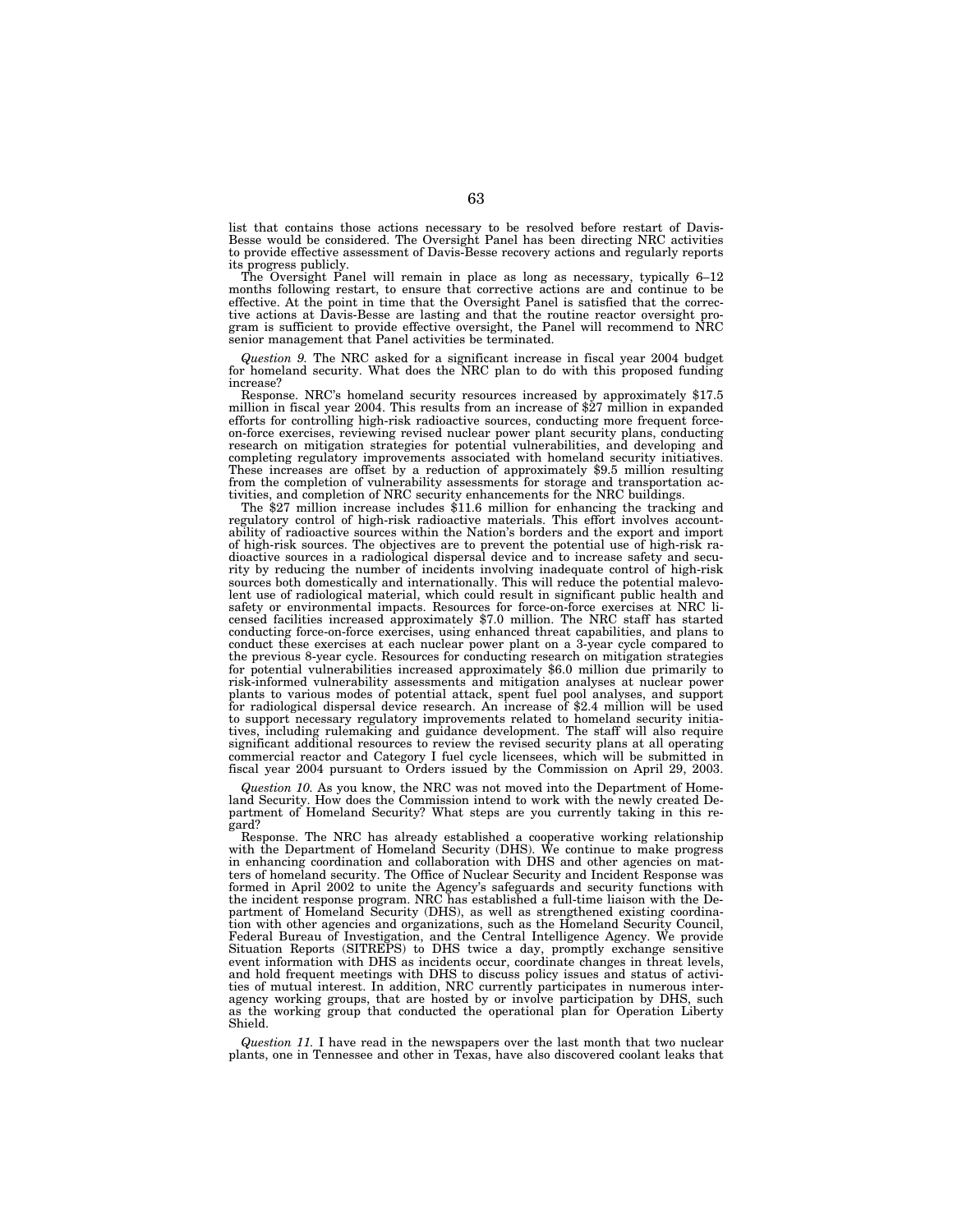list that contains those actions necessary to be resolved before restart of Davis-Besse would be considered. The Oversight Panel has been directing NRC activities to provide effective assessment of Davis-Besse recovery actions and regularly reports its progress publicly.

The Oversight Panel will remain in place as long as necessary, typically 6–12 months following restart, to ensure that corrective actions are and continue to be effective. At the point in time that the Oversight Panel is satisfied that the corrective actions at Davis-Besse are lasting and that the routine reactor oversight program is sufficient to provide effective oversight, the Panel will recommend to NRC senior management that Panel activities be terminated.

*Question 9.* The NRC asked for a significant increase in fiscal year 2004 budget for homeland security. What does the NRC plan to do with this proposed funding increase?

Response. NRC's homeland security resources increased by approximately $17.5 million in fiscal year 2004. This results from an increase of $27 million in expanded efforts for controlling high-risk radioactive sources, conducting more frequent force-on-force exercises, reviewing revised nuclear power plant security plans, conducting research on mitigation strategies for potential vulnerabilities, and developing and completing regulatory improvements associated with homeland security initiatives. These increases are offset by a reduction of approximately $9.5 million resulting from the completion of vulnerability assessments for storage and transportation activities, and completion of NRC security enhancements for the NRC buildings.

The $27 million increase includes $11.6 million for enhancing the tracking and regulatory control of high-risk radioactive materials. This effort involves accountability of radioactive sources within the Nation's borders and the export and import of high-risk sources. The objectives are to prevent the potential use of high-risk radioactive sources in a radiological dispersal device and to increase safety and security by reducing the number of incidents involving inadequate control of high-risk sources both domestically and internationally. This will reduce the potential malevolent use of radiological material, which could result in significant public health and safety or environmental impacts. Resources for force-on-force exercises at NRC licensed facilities increased approximately $7.0 million. The NRC staff has started conducting force-on-force exercises, using enhanced threat capabilities, and plans to conduct these exercises at each nuclear power plant on a 3-year cycle compared to the previous 8-year cycle. Resources for conducting research on mitigation strategies for potential vulnerabilities increased approximately $6.0 million due primarily to risk-informed vulnerability assessments and mitigation analyses at nuclear power plants to various modes of potential attack, spent fuel pool analyses, and support for radiological dispersal device research. An increase of $2.4 million will be used to support necessary regulatory improvements related to homeland security initiatives, including rulemaking and guidance development. The staff will also require significant additional resources to review the revised security plans at all operating commercial reactor and Category I fuel cycle licensees, which will be submitted in fiscal year 2004 pursuant to Orders issued by the Commission on April 29, 2003.

*Question 10.* As you know, the NRC was not moved into the Department of Homeland Security. How does the Commission intend to work with the newly created Department of Homeland Security? What steps are you currently taking in this regard?

Response. The NRC has already established a cooperative working relationship with the Department of Homeland Security (DHS). We continue to make progress in enhancing coordination and collaboration with DHS and other agencies on matters of homeland security. The Office of Nuclear Security and Incident Response was formed in April 2002 to unite the Agency's safeguards and security functions with the incident response program. NRC has established a full-time liaison with the Department of Homeland Security (DHS), as well as strengthened existing coordination with other agencies and organizations, such as the Homeland Security Council, Federal Bureau of Investigation, and the Central Intelligence Agency. We provide Situation Reports (SITREPS) to DHS twice a day, promptly exchange sensitive event information with DHS as incidents occur, coordinate changes in threat levels, and hold frequent meetings with DHS to discuss policy issues and status of activities of mutual interest. In addition, NRC currently participates in numerous interagency working groups, that are hosted by or involve participation by DHS, such as the working group that conducted the operational plan for Operation Liberty Shield.

*Question 11.* I have read in the newspapers over the last month that two nuclear plants, one in Tennessee and other in Texas, have also discovered coolant leaks that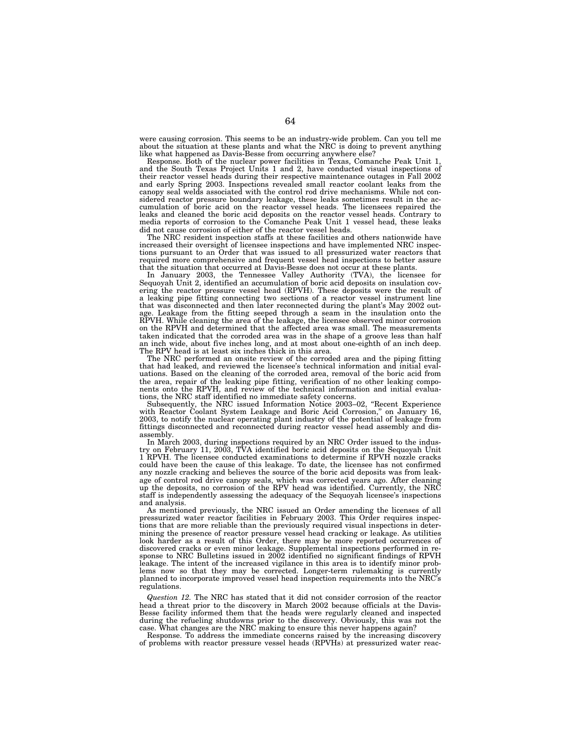were causing corrosion. This seems to be an industry-wide problem. Can you tell me about the situation at these plants and what the NRC is doing to prevent anything like what happened as Davis-Besse from occurring anywhere else?

Response. Both of the nuclear power facilities in Texas, Comanche Peak Unit 1, and the South Texas Project Units 1 and 2, have conducted visual inspections of their reactor vessel heads during their respective maintenance outages in Fall 2002 and early Spring 2003. Inspections revealed small reactor coolant leaks from the canopy seal welds associated with the control rod drive mechanisms. While not considered reactor pressure boundary leakage, these leaks sometimes result in the accumulation of boric acid on the reactor vessel heads. The licensees repaired the leaks and cleaned the boric acid deposits on the reactor vessel heads. Contrary to media reports of corrosion to the Comanche Peak Unit 1 vessel head, these leaks did not cause corrosion of either of the reactor vessel heads.

The NRC resident inspection staffs at these facilities and others nationwide have increased their oversight of licensee inspections and have implemented NRC inspections pursuant to an Order that was issued to all pressurized water reactors that required more comprehensive and frequent vessel head inspections to better assure that the situation that occurred at Davis-Besse does not occur at these plants.

In January 2003, the Tennessee Valley Authority (TVA), the licensee for Sequoyah Unit 2, identified an accumulation of boric acid deposits on insulation covering the reactor pressure vessel head (RPVH). These deposits were the result of a leaking pipe fitting connecting two sections of a reactor vessel instrument line that was disconnected and then later reconnected during the plant's May 2002 outage. Leakage from the fitting seeped through a seam in the insulation onto the RPVH. While cleaning the area of the leakage, the licensee observed minor corrosion on the RPVH and determined that the affected area was small. The measurements taken indicated that the corroded area was in the shape of a groove less than half an inch wide, about five inches long, and at most about one-eighth of an inch deep. The RPV head is at least six inches thick in this area.

The NRC performed an onsite review of the corroded area and the piping fitting that had leaked, and reviewed the licensee's technical information and initial evaluations. Based on the cleaning of the corroded area, removal of the boric acid from the area, repair of the leaking pipe fitting, verification of no other leaking components onto the RPVH, and review of the technical information and initial evaluations, the NRC staff identified no immediate safety concerns.

Subsequently, the NRC issued Information Notice 2003–02, "Recent Experience with Reactor Coolant System Leakage and Boric Acid Corrosion," on January 16, 2003, to notify the nuclear operating plant industry of the potential of leakage from fittings disconnected and reconnected during reactor vessel head assembly and disassembly.

In March 2003, during inspections required by an NRC Order issued to the industry on February 11, 2003, TVA identified boric acid deposits on the Sequoyah Unit 1 RPVH. The licensee conducted examinations to determine if RPVH nozzle cracks could have been the cause of this leakage. To date, the licensee has not confirmed any nozzle cracking and believes the source of the boric acid deposits was from leakage of control rod drive canopy seals, which was corrected years ago. After cleaning up the deposits, no corrosion of the RPV head was identified. Currently, the NRC staff is independently assessing the adequacy of the Sequoyah licensee's inspections and analysis.

As mentioned previously, the NRC issued an Order amending the licenses of all pressurized water reactor facilities in February 2003. This Order requires inspections that are more reliable than the previously required visual inspections in determining the presence of reactor pressure vessel head cracking or leakage. As utilities look harder as a result of this Order, there may be more reported occurrences of discovered cracks or even minor leakage. Supplemental inspections performed in response to NRC Bulletins issued in 2002 identified no significant findings of RPVH leakage. The intent of the increased vigilance in this area is to identify minor problems now so that they may be corrected. Longer-term rulemaking is currently planned to incorporate improved vessel head inspection requirements into the NRC's regulations.

*Question 12.* The NRC has stated that it did not consider corrosion of the reactor head a threat prior to the discovery in March 2002 because officials at the Davis-Besse facility informed them that the heads were regularly cleaned and inspected during the refueling shutdowns prior to the discovery. Obviously, this was not the case. What changes are the NRC making to ensure this never happens again?

Response. To address the immediate concerns raised by the increasing discovery of problems with reactor pressure vessel heads (RPVHs) at pressurized water reac-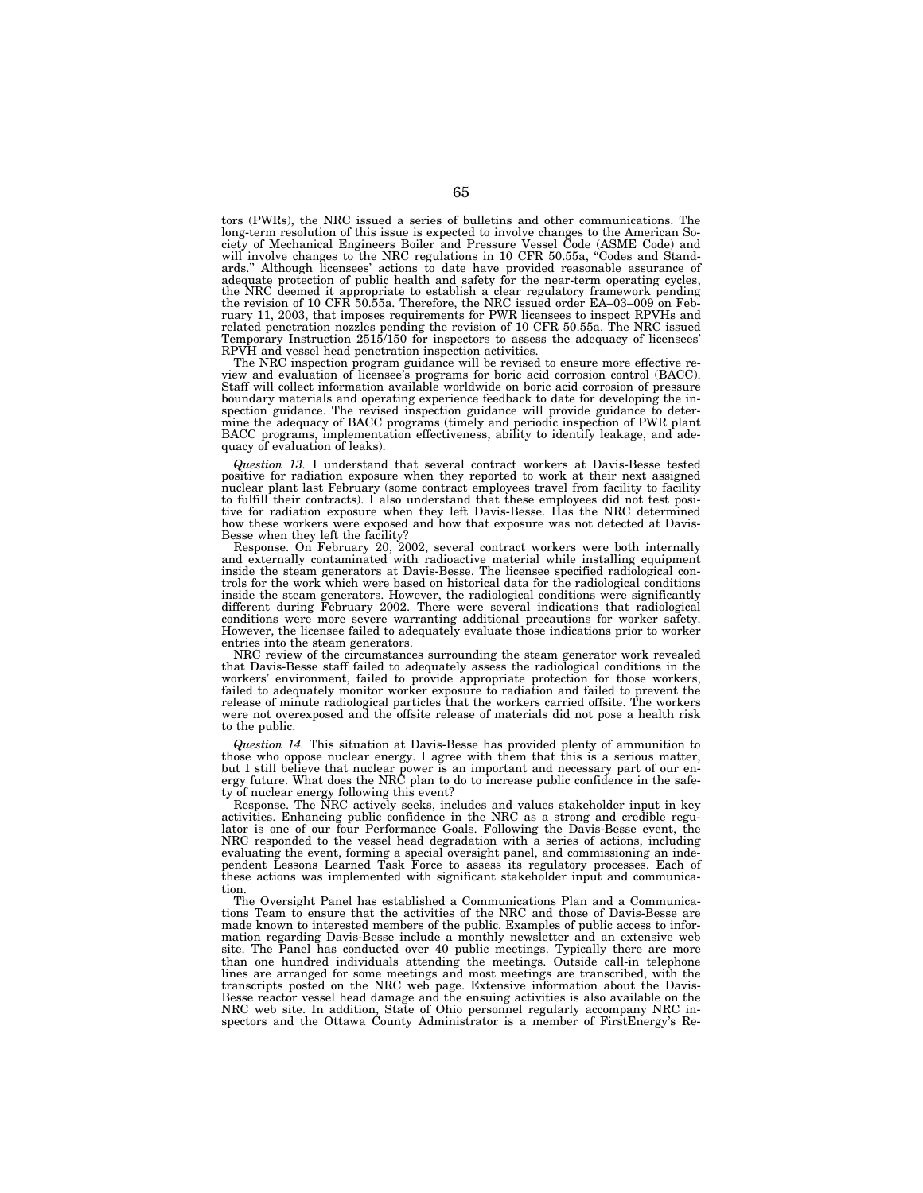tors (PWRs), the NRC issued a series of bulletins and other communications. The long-term resolution of this issue is expected to involve changes to the American Society of Mechanical Engineers Boiler and Pressure Vessel Code (ASME Code) and will involve changes to the NRC regulations in 10 CFR 50.55a, "Codes and Standards." Although licensees' actions to date have provided reasonable assurance of adequate protection of public health and safety for the near-term operating cycles, the NRC deemed it appropriate to establish a clear regulatory framework pending the revision of 10 CFR 50.55a. Therefore, the NRC issued order EA–03–009 on February 11, 2003, that imposes requirements for PWR licensees to inspect RPVHs and related penetration nozzles pending the revision of 10 CFR 50.55a. The NRC issued Temporary Instruction 2515/150 for inspectors to assess the adequacy of licensees' RPVH and vessel head penetration inspection activities.

The NRC inspection program guidance will be revised to ensure more effective review and evaluation of licensee's programs for boric acid corrosion control (BACC). Staff will collect information available worldwide on boric acid corrosion of pressure boundary materials and operating experience feedback to date for developing the inspection guidance. The revised inspection guidance will provide guidance to determine the adequacy of BACC programs (timely and periodic inspection of PWR plant BACC programs, implementation effectiveness, ability to identify leakage, and adequacy of evaluation of leaks).

*Question 13.* I understand that several contract workers at Davis-Besse tested positive for radiation exposure when they reported to work at their next assigned nuclear plant last February (some contract employees travel from facility to facility to fulfill their contracts). I also understand that these employees did not test positive for radiation exposure when they left Davis-Besse. Has the NRC determined how these workers were exposed and how that exposure was not detected at Davis-Besse when they left the facility?

Response. On February 20, 2002, several contract workers were both internally and externally contaminated with radioactive material while installing equipment inside the steam generators at Davis-Besse. The licensee specified radiological controls for the work which were based on historical data for the radiological conditions inside the steam generators. However, the radiological conditions were significantly different during February 2002. There were several indications that radiological conditions were more severe warranting additional precautions for worker safety. However, the licensee failed to adequately evaluate those indications prior to worker entries into the steam generators.

NRC review of the circumstances surrounding the steam generator work revealed that Davis-Besse staff failed to adequately assess the radiological conditions in the workers' environment, failed to provide appropriate protection for those workers, failed to adequately monitor worker exposure to radiation and failed to prevent the release of minute radiological particles that the workers carried offsite. The workers were not overexposed and the offsite release of materials did not pose a health risk to the public.

*Question 14.* This situation at Davis-Besse has provided plenty of ammunition to those who oppose nuclear energy. I agree with them that this is a serious matter, but I still believe that nuclear power is an important and necessary part of our energy future. What does the NRC plan to do to increase public confidence in the safety of nuclear energy following this event?

Response. The NRC actively seeks, includes and values stakeholder input in key activities. Enhancing public confidence in the NRC as a strong and credible regulator is one of our four Performance Goals. Following the Davis-Besse event, the NRC responded to the vessel head degradation with a series of actions, including evaluating the event, forming a special oversight panel, and commissioning an independent Lessons Learned Task Force to assess its regulatory processes. Each of these actions was implemented with significant stakeholder input and communication.

The Oversight Panel has established a Communications Plan and a Communications Team to ensure that the activities of the NRC and those of Davis-Besse are made known to interested members of the public. Examples of public access to information regarding Davis-Besse include a monthly newsletter and an extensive web site. The Panel has conducted over 40 public meetings. Typically there are more than one hundred individuals attending the meetings. Outside call-in telephone lines are arranged for some meetings and most meetings are transcribed, with the transcripts posted on the NRC web page. Extensive information about the Davis-Besse reactor vessel head damage and the ensuing activities is also available on the NRC web site. In addition, State of Ohio personnel regularly accompany NRC inspectors and the Ottawa County Administrator is a member of FirstEnergy's Re-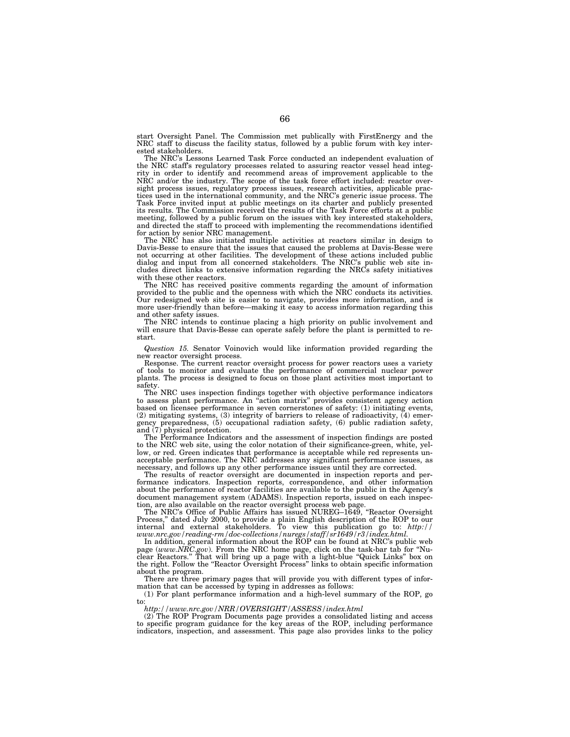start Oversight Panel. The Commission met publically with FirstEnergy and the NRC staff to discuss the facility status, followed by a public forum with key interested stakeholders.

The NRC's Lessons Learned Task Force conducted an independent evaluation of the NRC staff's regulatory processes related to assuring reactor vessel head integrity in order to identify and recommend areas of improvement applicable to the NRC and/or the industry. The scope of the task force effort included: reactor oversight process issues, regulatory process issues, research activities, applicable practices used in the international community, and the NRC's generic issue process. The Task Force invited input at public meetings on its charter and publicly presented its results. The Commission received the results of the Task Force efforts at a public meeting, followed by a public forum on the issues with key interested stakeholders, and directed the staff to proceed with implementing the recommendations identified for action by senior NRC management.

The NRC has also initiated multiple activities at reactors similar in design to Davis-Besse to ensure that the issues that caused the problems at Davis-Besse were not occurring at other facilities. The development of these actions included public dialog and input from all concerned stakeholders. The NRC's public web site includes direct links to extensive information regarding the NRCs safety initiatives with these other reactors.

The NRC has received positive comments regarding the amount of information provided to the public and the openness with which the NRC conducts its activities. Our redesigned web site is easier to navigate, provides more information, and is more user-friendly than before—making it easy to access information regarding this and other safety issues.

The NRC intends to continue placing a high priority on public involvement and will ensure that Davis-Besse can operate safely before the plant is permitted to restart.

*Question 15.* Senator Voinovich would like information provided regarding the new reactor oversight process.

Response. The current reactor oversight process for power reactors uses a variety of tools to monitor and evaluate the performance of commercial nuclear power plants. The process is designed to focus on those plant activities most important to safety.

The NRC uses inspection findings together with objective performance indicators to assess plant performance. An "action matrix" provides consistent agency action based on licensee performance in seven cornerstones of safety: (1) initiating events, (2) mitigating systems, (3) integrity of barriers to release of radioactivity, (4) emergency preparedness, (5) occupational radiation safety, (6) public radiation safety, and (7) physical protection.

The Performance Indicators and the assessment of inspection findings are posted to the NRC web site, using the color notation of their significance-green, white, yellow, or red. Green indicates that performance is acceptable while red represents unacceptable performance. The NRC addresses any significant performance issues, as necessary, and follows up any other performance issues until they are corrected.

The results of reactor oversight are documented in inspection reports and performance indicators. Inspection reports, correspondence, and other information about the performance of reactor facilities are available to the public in the Agency's document management system (ADAMS). Inspection reports, issued on each inspection, are also available on the reactor oversight process web page.

The NRC's Office of Public Affairs has issued NUREG–1649, "Reactor Oversight Process," dated July 2000, to provide a plain English description of the ROP to our internal and external stakeholders. To view this publication go to: *http://www.nrc.gov/reading-rm/doc-collections/nuregs/staff/sr1649/r3/index.html.*

In addition, general information about the ROP can be found at NRC's public web page (*www.NRC.gov*). From the NRC home page, click on the task-bar tab for "Nuclear Reactors." That will bring up a page with a light-blue "Quick Links" box on the right. Follow the "Reactor Oversight Process" links to obtain specific information about the program.

There are three primary pages that will provide you with different types of information that can be accessed by typing in addresses as follows:

(1) For plant performance information and a high-level summary of the ROP, go to:

*http://www.nrc.gov/NRR/OVERSIGHT/ASSESS/index.html*

(2) The ROP Program Documents page provides a consolidated listing and access to specific program guidance for the key areas of the ROP, including performance indicators, inspection, and assessment. This page also provides links to the policy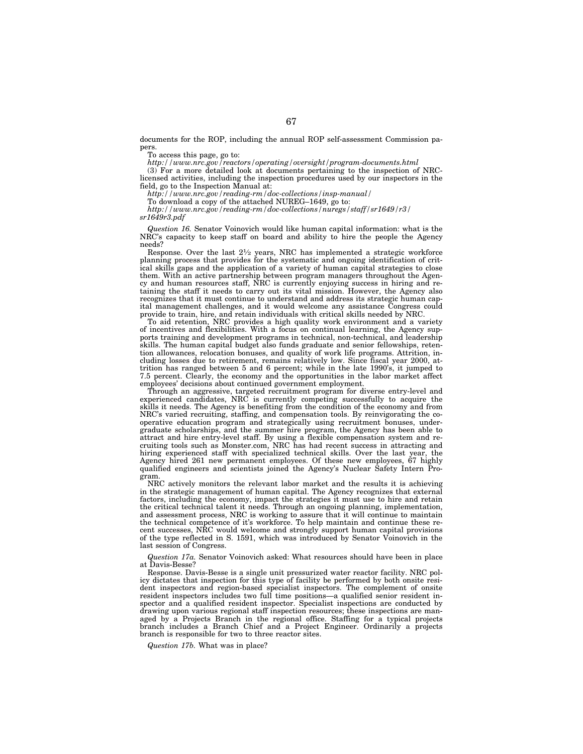documents for the ROP, including the annual ROP self-assessment Commission papers.

To access this page, go to:

*http://www.nrc.gov/reactors/operating/oversight/program-documents.html*

(3) For a more detailed look at documents pertaining to the inspection of NRC-licensed activities, including the inspection procedures used by our inspectors in the field, go to the Inspection Manual at:

*http://www.nrc.gov/reading-rm/doc-collections/insp-manual/*

To download a copy of the attached NUREG–1649, go to:

*http://www.nrc.gov/reading-rm/doc-collections/nuregs/staff/sr1649/r3/sr1649r3.pdf*

*Question 16.* Senator Voinovich would like human capital information: what is the NRC's capacity to keep staff on board and ability to hire the people the Agency needs?

Response. Over the last 2½ years, NRC has implemented a strategic workforce planning process that provides for the systematic and ongoing identification of critical skills gaps and the application of a variety of human capital strategies to close them. With an active partnership between program managers throughout the Agency and human resources staff, NRC is currently enjoying success in hiring and retaining the staff it needs to carry out its vital mission. However, the Agency also recognizes that it must continue to understand and address its strategic human capital management challenges, and it would welcome any assistance Congress could provide to train, hire, and retain individuals with critical skills needed by NRC.

To aid retention, NRC provides a high quality work environment and a variety of incentives and flexibilities. With a focus on continual learning, the Agency supports training and development programs in technical, non-technical, and leadership skills. The human capital budget also funds graduate and senior fellowships, retention allowances, relocation bonuses, and quality of work life programs. Attrition, including losses due to retirement, remains relatively low. Since fiscal year 2000, attrition has ranged between 5 and 6 percent; while in the late 1990's, it jumped to 7.5 percent. Clearly, the economy and the opportunities in the labor market affect employees' decisions about continued government employment.

Through an aggressive, targeted recruitment program for diverse entry-level and experienced candidates, NRC is currently competing successfully to acquire the skills it needs. The Agency is benefiting from the condition of the economy and from NRC's varied recruiting, staffing, and compensation tools. By reinvigorating the cooperative education program and strategically using recruitment bonuses, undergraduate scholarships, and the summer hire program, the Agency has been able to attract and hire entry-level staff. By using a flexible compensation system and recruiting tools such as Monster.com, NRC has had recent success in attracting and hiring experienced staff with specialized technical skills. Over the last year, the Agency hired 261 new permanent employees. Of these new employees, 67 highly qualified engineers and scientists joined the Agency's Nuclear Safety Intern Program.

NRC actively monitors the relevant labor market and the results it is achieving in the strategic management of human capital. The Agency recognizes that external factors, including the economy, impact the strategies it must use to hire and retain the critical technical talent it needs. Through an ongoing planning, implementation, and assessment process, NRC is working to assure that it will continue to maintain the technical competence of it's workforce. To help maintain and continue these recent successes, NRC would welcome and strongly support human capital provisions of the type reflected in S. 1591, which was introduced by Senator Voinovich in the last session of Congress.

*Question 17a.* Senator Voinovich asked: What resources should have been in place at Davis-Besse?

Response. Davis-Besse is a single unit pressurized water reactor facility. NRC policy dictates that inspection for this type of facility be performed by both onsite resident inspectors and region-based specialist inspectors. The complement of onsite resident inspectors includes two full time positions—a qualified senior resident inspector and a qualified resident inspector. Specialist inspections are conducted by drawing upon various regional staff inspection resources; these inspections are managed by a Projects Branch in the regional office. Staffing for a typical projects branch includes a Branch Chief and a Project Engineer. Ordinarily a projects branch is responsible for two to three reactor sites.

*Question 17b.* What was in place?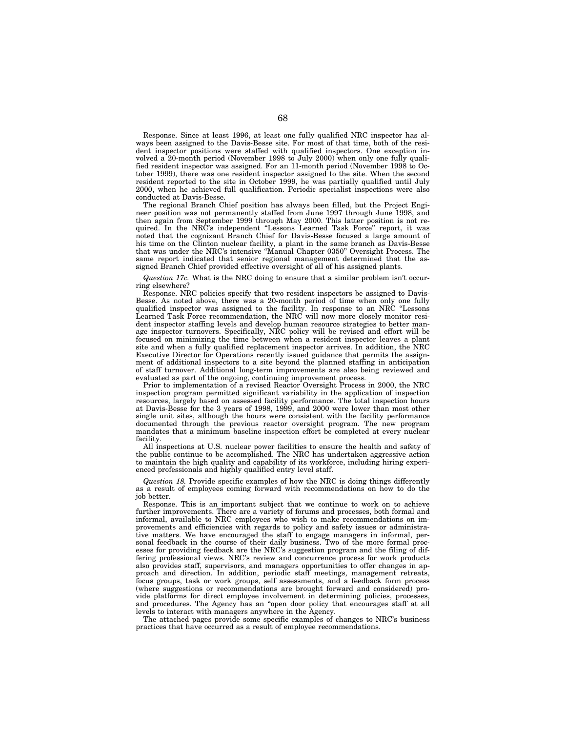Response. Since at least 1996, at least one fully qualified NRC inspector has always been assigned to the Davis-Besse site. For most of that time, both of the resident inspector positions were staffed with qualified inspectors. One exception involved a 20-month period (November 1998 to July 2000) when only one fully qualified resident inspector was assigned. For an 11-month period (November 1998 to October 1999), there was one resident inspector assigned to the site. When the second resident reported to the site in October 1999, he was partially qualified until July 2000, when he achieved full qualification. Periodic specialist inspections were also conducted at Davis-Besse.

The regional Branch Chief position has always been filled, but the Project Engineer position was not permanently staffed from June 1997 through June 1998, and then again from September 1999 through May 2000. This latter position is not required. In the NRC's independent "Lessons Learned Task Force" report, it was noted that the cognizant Branch Chief for Davis-Besse focused a large amount of his time on the Clinton nuclear facility, a plant in the same branch as Davis-Besse that was under the NRC's intensive "Manual Chapter 0350" Oversight Process. The same report indicated that senior regional management determined that the assigned Branch Chief provided effective oversight of all of his assigned plants.

*Question 17c.* What is the NRC doing to ensure that a similar problem isn't occurring elsewhere?

Response. NRC policies specify that two resident inspectors be assigned to Davis-Besse. As noted above, there was a 20-month period of time when only one fully qualified inspector was assigned to the facility. In response to an NRC "Lessons Learned Task Force recommendation, the NRC will now more closely monitor resident inspector staffing levels and develop human resource strategies to better manage inspector turnovers. Specifically, NRC policy will be revised and effort will be focused on minimizing the time between when a resident inspector leaves a plant site and when a fully qualified replacement inspector arrives. In addition, the NRC Executive Director for Operations recently issued guidance that permits the assignment of additional inspectors to a site beyond the planned staffing in anticipation of staff turnover. Additional long-term improvements are also being reviewed and evaluated as part of the ongoing, continuing improvement process.

Prior to implementation of a revised Reactor Oversight Process in 2000, the NRC inspection program permitted significant variability in the application of inspection resources, largely based on assessed facility performance. The total inspection hours at Davis-Besse for the 3 years of 1998, 1999, and 2000 were lower than most other single unit sites, although the hours were consistent with the facility performance documented through the previous reactor oversight program. The new program mandates that a minimum baseline inspection effort be completed at every nuclear facility.

All inspections at U.S. nuclear power facilities to ensure the health and safety of the public continue to be accomplished. The NRC has undertaken aggressive action to maintain the high quality and capability of its workforce, including hiring experienced professionals and highly qualified entry level staff.

*Question 18.* Provide specific examples of how the NRC is doing things differently as a result of employees coming forward with recommendations on how to do the job better.

Response. This is an important subject that we continue to work on to achieve further improvements. There are a variety of forums and processes, both formal and informal, available to NRC employees who wish to make recommendations on improvements and efficiencies with regards to policy and safety issues or administrative matters. We have encouraged the staff to engage managers in informal, personal feedback in the course of their daily business. Two of the more formal processes for providing feedback are the NRC's suggestion program and the filing of differing professional views. NRC's review and concurrence process for work products also provides staff, supervisors, and managers opportunities to offer changes in approach and direction. In addition, periodic staff meetings, management retreats, focus groups, task or work groups, self assessments, and a feedback form process (where suggestions or recommendations are brought forward and considered) provide platforms for direct employee involvement in determining policies, processes, and procedures. The Agency has an "open door policy that encourages staff at all levels to interact with managers anywhere in the Agency.

The attached pages provide some specific examples of changes to NRC's business practices that have occurred as a result of employee recommendations.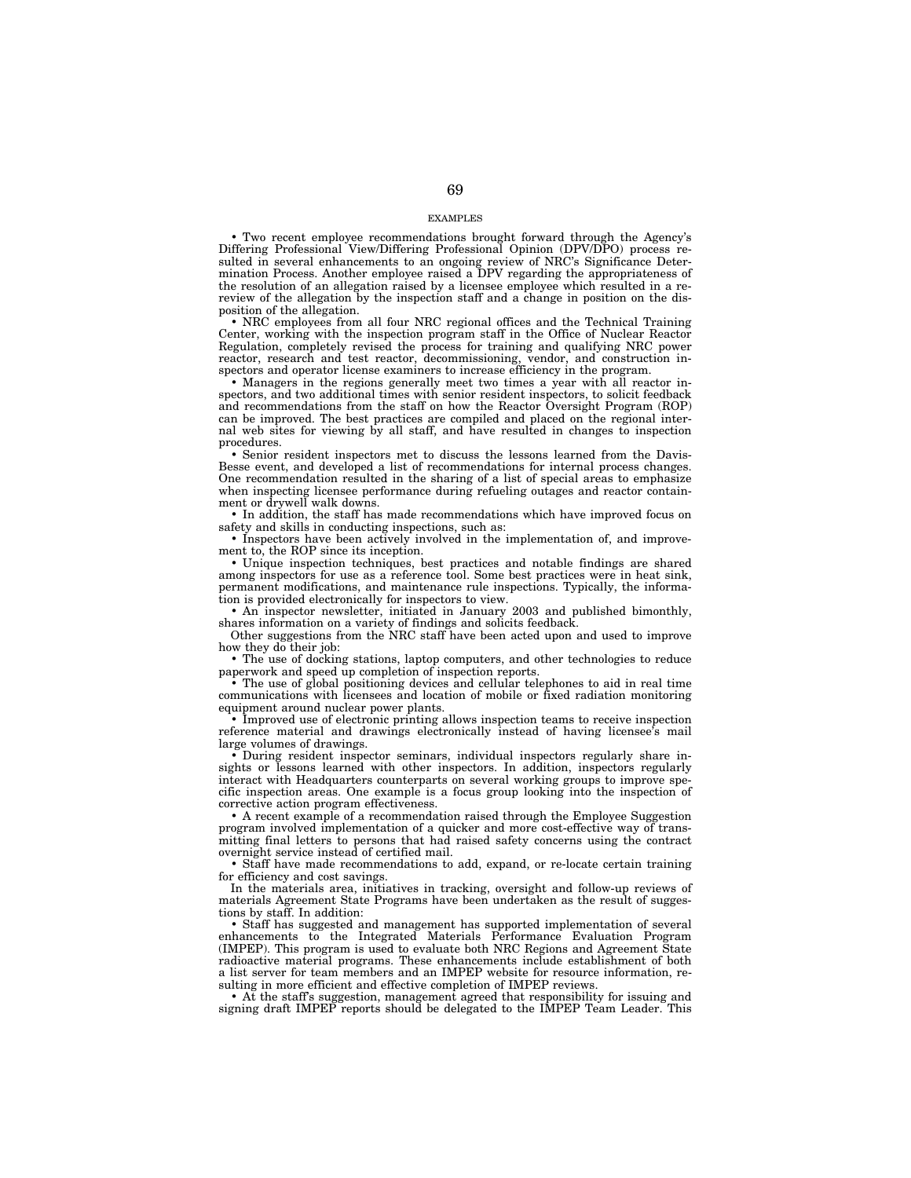EXAMPLES

- Two recent employee recommendations brought forward through the Agency's Differing Professional View/Differing Professional Opinion (DPV/DPO) process resulted in several enhancements to an ongoing review of NRC's Significance Determination Process. Another employee raised a DPV regarding the appropriateness of the resolution of an allegation raised by a licensee employee which resulted in a re-review of the allegation by the inspection staff and a change in position on the disposition of the allegation.
- NRC employees from all four NRC regional offices and the Technical Training Center, working with the inspection program staff in the Office of Nuclear Reactor Regulation, completely revised the process for training and qualifying NRC power reactor, research and test reactor, decommissioning, vendor, and construction inspectors and operator license examiners to increase efficiency in the program.
- Managers in the regions generally meet two times a year with all reactor inspectors, and two additional times with senior resident inspectors, to solicit feedback and recommendations from the staff on how the Reactor Oversight Program (ROP) can be improved. The best practices are compiled and placed on the regional internal web sites for viewing by all staff, and have resulted in changes to inspection procedures.
- Senior resident inspectors met to discuss the lessons learned from the Davis-Besse event, and developed a list of recommendations for internal process changes. One recommendation resulted in the sharing of a list of special areas to emphasize when inspecting licensee performance during refueling outages and reactor containment or drywell walk downs.
- In addition, the staff has made recommendations which have improved focus on safety and skills in conducting inspections, such as:
- Inspectors have been actively involved in the implementation of, and improvement to, the ROP since its inception.
- Unique inspection techniques, best practices and notable findings are shared among inspectors for use as a reference tool. Some best practices were in heat sink, permanent modifications, and maintenance rule inspections. Typically, the information is provided electronically for inspectors to view.
- An inspector newsletter, initiated in January 2003 and published bimonthly, shares information on a variety of findings and solicits feedback.

Other suggestions from the NRC staff have been acted upon and used to improve how they do their job:

- The use of docking stations, laptop computers, and other technologies to reduce paperwork and speed up completion of inspection reports.
- The use of global positioning devices and cellular telephones to aid in real time communications with licensees and location of mobile or fixed radiation monitoring equipment around nuclear power plants.
- Improved use of electronic printing allows inspection teams to receive inspection reference material and drawings electronically instead of having licensee's mail large volumes of drawings.
- During resident inspector seminars, individual inspectors regularly share insights or lessons learned with other inspectors. In addition, inspectors regularly interact with Headquarters counterparts on several working groups to improve specific inspection areas. One example is a focus group looking into the inspection of corrective action program effectiveness.
- A recent example of a recommendation raised through the Employee Suggestion program involved implementation of a quicker and more cost-effective way of transmitting final letters to persons that had raised safety concerns using the contract overnight service instead of certified mail.
- Staff have made recommendations to add, expand, or re-locate certain training for efficiency and cost savings.

In the materials area, initiatives in tracking, oversight and follow-up reviews of materials Agreement State Programs have been undertaken as the result of suggestions by staff. In addition:

- Staff has suggested and management has supported implementation of several enhancements to the Integrated Materials Performance Evaluation Program (IMPEP). This program is used to evaluate both NRC Regions and Agreement State radioactive material programs. These enhancements include establishment of both a list server for team members and an IMPEP website for resource information, resulting in more efficient and effective completion of IMPEP reviews.
- At the staff's suggestion, management agreed that responsibility for issuing and signing draft IMPEP reports should be delegated to the IMPEP Team Leader. This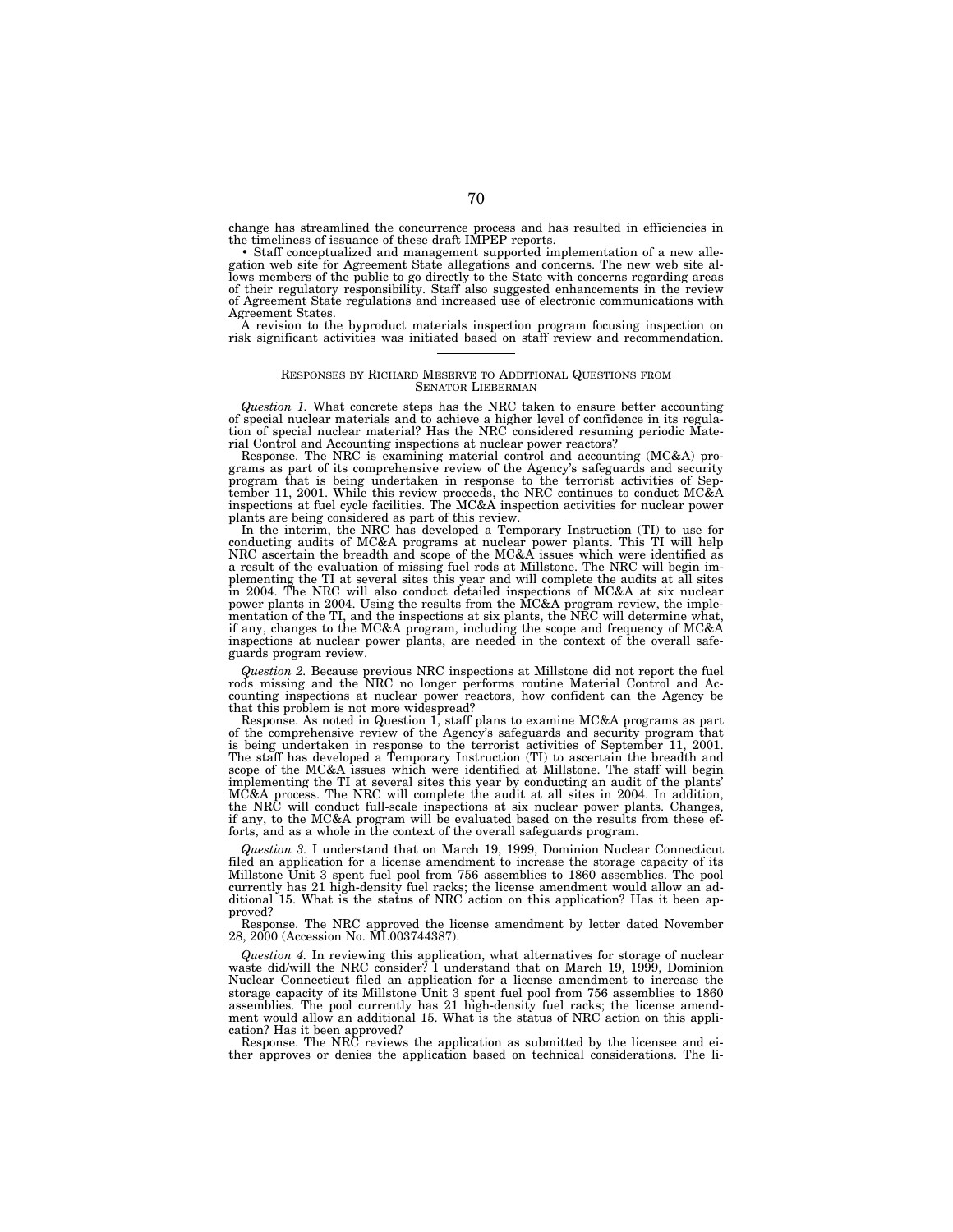change has streamlined the concurrence process and has resulted in efficiencies in the timeliness of issuance of these draft IMPEP reports.

• Staff conceptualized and management supported implementation of a new allegation web site for Agreement State allegations and concerns. The new web site allows members of the public to go directly to the State with concerns regarding areas of their regulatory responsibility. Staff also suggested enhancements in the review of Agreement State regulations and increased use of electronic communications with Agreement States.

A revision to the byproduct materials inspection program focusing inspection on risk significant activities was initiated based on staff review and recommendation.

---

RESPONSES BY RICHARD MESERVE TO ADDITIONAL QUESTIONS FROM SENATOR LIEBERMAN

*Question 1.* What concrete steps has the NRC taken to ensure better accounting of special nuclear materials and to achieve a higher level of confidence in its regulation of special nuclear material? Has the NRC considered resuming periodic Material Control and Accounting inspections at nuclear power reactors?

Response. The NRC is examining material control and accounting (MC&A) programs as part of its comprehensive review of the Agency's safeguards and security program that is being undertaken in response to the terrorist activities of September 11, 2001. While this review proceeds, the NRC continues to conduct MC&A inspections at fuel cycle facilities. The MC&A inspection activities for nuclear power plants are being considered as part of this review.

In the interim, the NRC has developed a Temporary Instruction (TI) to use for conducting audits of MC&A programs at nuclear power plants. This TI will help NRC ascertain the breadth and scope of the MC&A issues which were identified as a result of the evaluation of missing fuel rods at Millstone. The NRC will begin implementing the TI at several sites this year and will complete the audits at all sites in 2004. The NRC will also conduct detailed inspections of MC&A at six nuclear power plants in 2004. Using the results from the MC&A program review, the implementation of the TI, and the inspections at six plants, the NRC will determine what, if any, changes to the MC&A program, including the scope and frequency of MC&A inspections at nuclear power plants, are needed in the context of the overall safeguards program review.

*Question 2.* Because previous NRC inspections at Millstone did not report the fuel rods missing and the NRC no longer performs routine Material Control and Accounting inspections at nuclear power reactors, how confident can the Agency be that this problem is not more widespread?

Response. As noted in Question 1, staff plans to examine MC&A programs as part of the comprehensive review of the Agency's safeguards and security program that is being undertaken in response to the terrorist activities of September 11, 2001. The staff has developed a Temporary Instruction (TI) to ascertain the breadth and scope of the MC&A issues which were identified at Millstone. The staff will begin implementing the TI at several sites this year by conducting an audit of the plants' MC&A process. The NRC will complete the audit at all sites in 2004. In addition, the NRC will conduct full-scale inspections at six nuclear power plants. Changes, if any, to the MC&A program will be evaluated based on the results from these efforts, and as a whole in the context of the overall safeguards program.

*Question 3.* I understand that on March 19, 1999, Dominion Nuclear Connecticut filed an application for a license amendment to increase the storage capacity of its Millstone Unit 3 spent fuel pool from 756 assemblies to 1860 assemblies. The pool currently has 21 high-density fuel racks; the license amendment would allow an additional 15. What is the status of NRC action on this application? Has it been approved?

Response. The NRC approved the license amendment by letter dated November 28, 2000 (Accession No. ML003744387).

*Question 4.* In reviewing this application, what alternatives for storage of nuclear waste did/will the NRC consider? I understand that on March 19, 1999, Dominion Nuclear Connecticut filed an application for a license amendment to increase the storage capacity of its Millstone Unit 3 spent fuel pool from 756 assemblies to 1860 assemblies. The pool currently has 21 high-density fuel racks; the license amendment would allow an additional 15. What is the status of NRC action on this application? Has it been approved?

Response. The NRC reviews the application as submitted by the licensee and either approves or denies the application based on technical considerations. The li-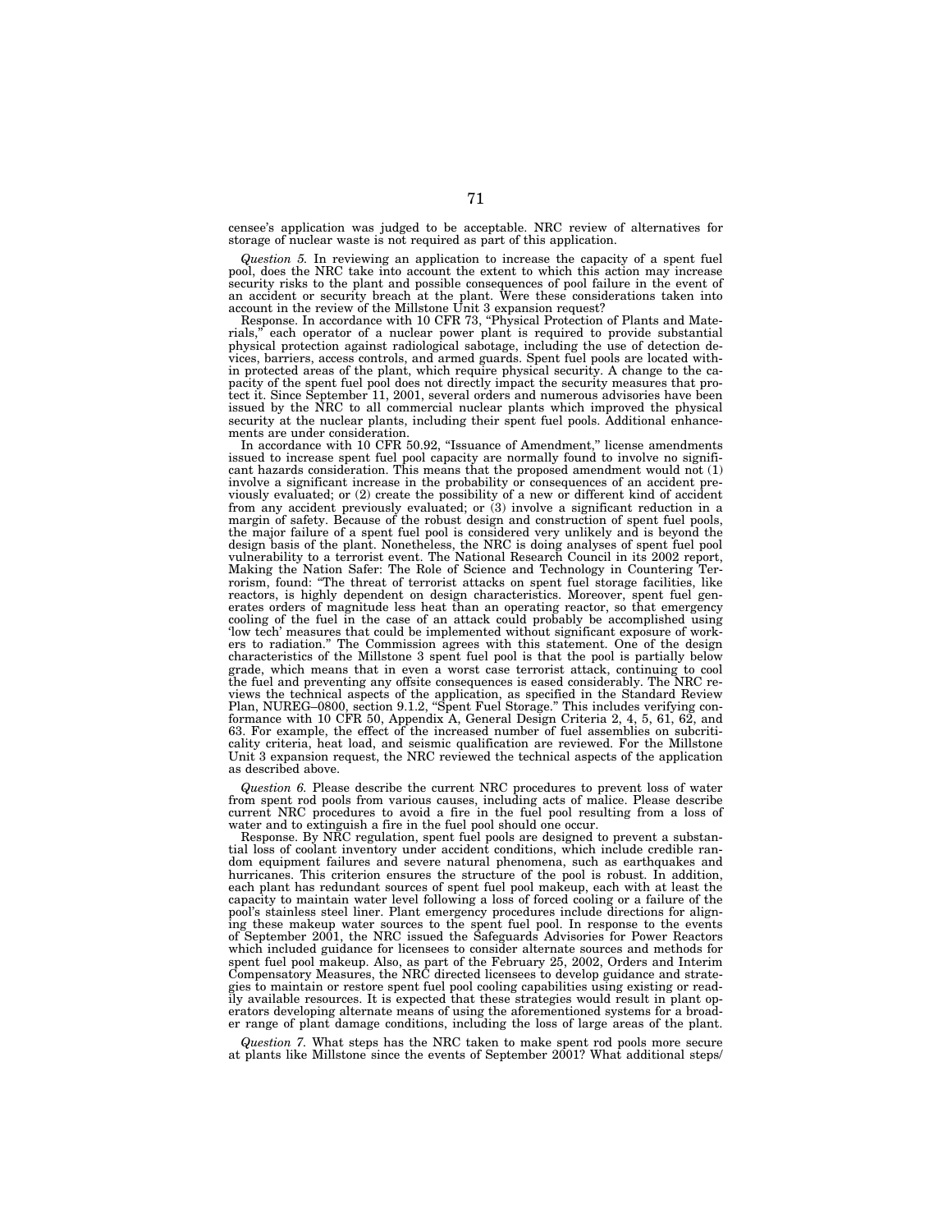censee's application was judged to be acceptable. NRC review of alternatives for storage of nuclear waste is not required as part of this application.

*Question 5.* In reviewing an application to increase the capacity of a spent fuel pool, does the NRC take into account the extent to which this action may increase security risks to the plant and possible consequences of pool failure in the event of an accident or security breach at the plant. Were these considerations taken into account in the review of the Millstone Unit 3 expansion request?

Response. In accordance with 10 CFR 73, "Physical Protection of Plants and Materials," each operator of a nuclear power plant is required to provide substantial physical protection against radiological sabotage, including the use of detection devices, barriers, access controls, and armed guards. Spent fuel pools are located within protected areas of the plant, which require physical security. A change to the capacity of the spent fuel pool does not directly impact the security measures that protect it. Since September 11, 2001, several orders and numerous advisories have been issued by the NRC to all commercial nuclear plants which improved the physical security at the nuclear plants, including their spent fuel pools. Additional enhancements are under consideration.

In accordance with 10 CFR 50.92, "Issuance of Amendment," license amendments issued to increase spent fuel pool capacity are normally found to involve no significant hazards consideration. This means that the proposed amendment would not (1) involve a significant increase in the probability or consequences of an accident previously evaluated; or (2) create the possibility of a new or different kind of accident from any accident previously evaluated; or (3) involve a significant reduction in a margin of safety. Because of the robust design and construction of spent fuel pools, the major failure of a spent fuel pool is considered very unlikely and is beyond the design basis of the plant. Nonetheless, the NRC is doing analyses of spent fuel pool vulnerability to a terrorist event. The National Research Council in its 2002 report, Making the Nation Safer: The Role of Science and Technology in Countering Terrorism, found: "The threat of terrorist attacks on spent fuel storage facilities, like reactors, is highly dependent on design characteristics. Moreover, spent fuel generates orders of magnitude less heat than an operating reactor, so that emergency cooling of the fuel in the case of an attack could probably be accomplished using 'low tech' measures that could be implemented without significant exposure of workers to radiation." The Commission agrees with this statement. One of the design characteristics of the Millstone 3 spent fuel pool is that the pool is partially below grade, which means that in even a worst case terrorist attack, continuing to cool the fuel and preventing any offsite consequences is eased considerably. The NRC reviews the technical aspects of the application, as specified in the Standard Review Plan, NUREG–0800, section 9.1.2, "Spent Fuel Storage." This includes verifying conformance with 10 CFR 50, Appendix A, General Design Criteria 2, 4, 5, 61, 62, and 63. For example, the effect of the increased number of fuel assemblies on subcriticality criteria, heat load, and seismic qualification are reviewed. For the Millstone Unit 3 expansion request, the NRC reviewed the technical aspects of the application as described above.

*Question 6.* Please describe the current NRC procedures to prevent loss of water from spent rod pools from various causes, including acts of malice. Please describe current NRC procedures to avoid a fire in the fuel pool resulting from a loss of water and to extinguish a fire in the fuel pool should one occur.

Response. By NRC regulation, spent fuel pools are designed to prevent a substantial loss of coolant inventory under accident conditions, which include credible random equipment failures and severe natural phenomena, such as earthquakes and hurricanes. This criterion ensures the structure of the pool is robust. In addition, each plant has redundant sources of spent fuel pool makeup, each with at least the capacity to maintain water level following a loss of forced cooling or a failure of the pool's stainless steel liner. Plant emergency procedures include directions for aligning these makeup water sources to the spent fuel pool. In response to the events of September 2001, the NRC issued the Safeguards Advisories for Power Reactors which included guidance for licensees to consider alternate sources and methods for spent fuel pool makeup. Also, as part of the February 25, 2002, Orders and Interim Compensatory Measures, the NRC directed licensees to develop guidance and strategies to maintain or restore spent fuel pool cooling capabilities using existing or readily available resources. It is expected that these strategies would result in plant operators developing alternate means of using the aforementioned systems for a broader range of plant damage conditions, including the loss of large areas of the plant.

*Question 7.* What steps has the NRC taken to make spent rod pools more secure at plants like Millstone since the events of September 2001? What additional steps/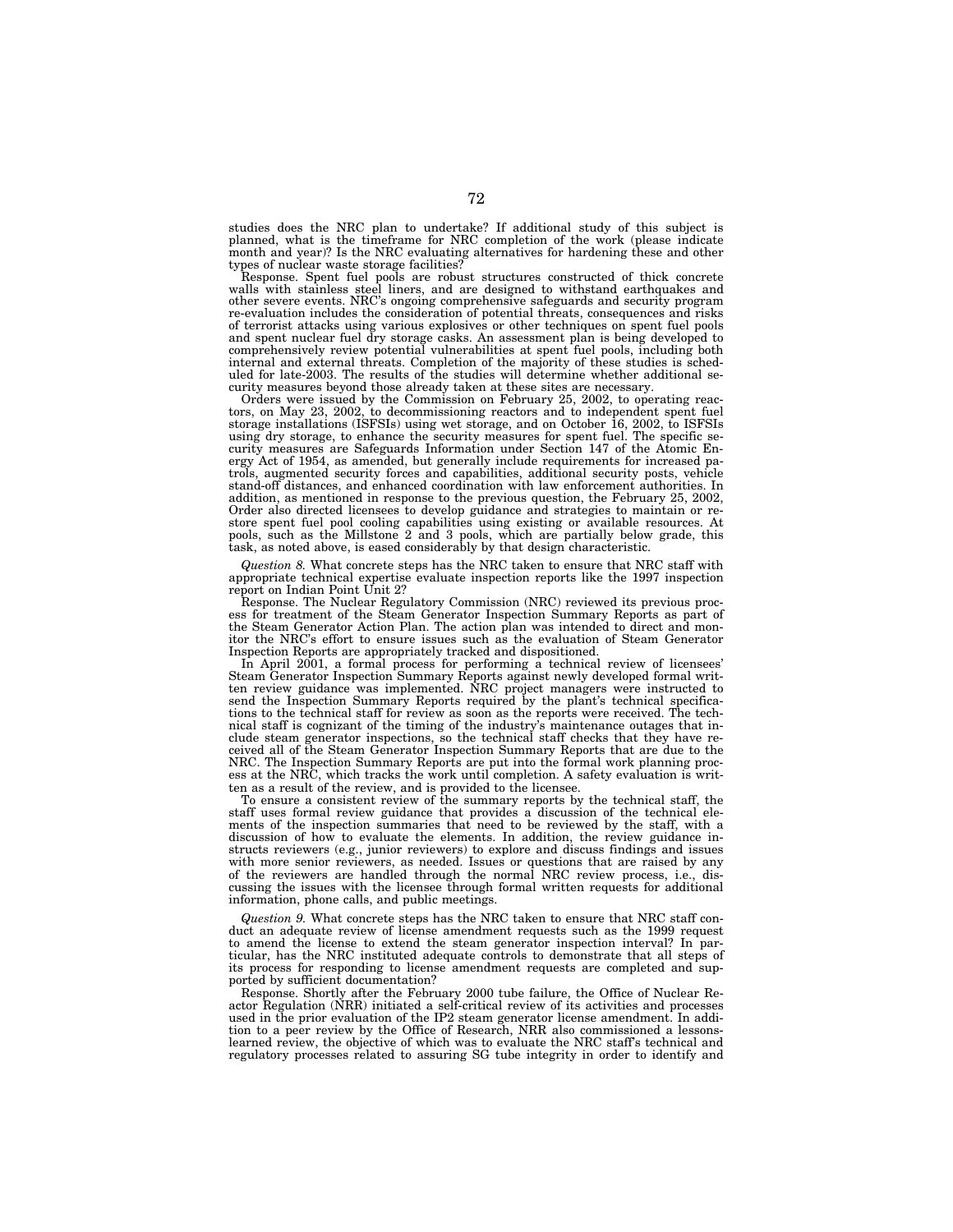studies does the NRC plan to undertake? If additional study of this subject is planned, what is the timeframe for NRC completion of the work (please indicate month and year)? Is the NRC evaluating alternatives for hardening these and other types of nuclear waste storage facilities?

Response. Spent fuel pools are robust structures constructed of thick concrete walls with stainless steel liners, and are designed to withstand earthquakes and other severe events. NRC's ongoing comprehensive safeguards and security program re-evaluation includes the consideration of potential threats, consequences and risks of terrorist attacks using various explosives or other techniques on spent fuel pools and spent nuclear fuel dry storage casks. An assessment plan is being developed to comprehensively review potential vulnerabilities at spent fuel pools, including both internal and external threats. Completion of the majority of these studies is scheduled for late-2003. The results of the studies will determine whether additional security measures beyond those already taken at these sites are necessary.

Orders were issued by the Commission on February 25, 2002, to operating reactors, on May 23, 2002, to decommissioning reactors and to independent spent fuel storage installations (ISFSIs) using wet storage, and on October 16, 2002, to ISFSIs using dry storage, to enhance the security measures for spent fuel. The specific security measures are Safeguards Information under Section 147 of the Atomic Energy Act of 1954, as amended, but generally include requirements for increased patrols, augmented security forces and capabilities, additional security posts, vehicle stand-off distances, and enhanced coordination with law enforcement authorities. In addition, as mentioned in response to the previous question, the February 25, 2002, Order also directed licensees to develop guidance and strategies to maintain or restore spent fuel pool cooling capabilities using existing or available resources. At pools, such as the Millstone 2 and 3 pools, which are partially below grade, this task, as noted above, is eased considerably by that design characteristic.

*Question 8.* What concrete steps has the NRC taken to ensure that NRC staff with appropriate technical expertise evaluate inspection reports like the 1997 inspection report on Indian Point Unit 2?

Response. The Nuclear Regulatory Commission (NRC) reviewed its previous process for treatment of the Steam Generator Inspection Summary Reports as part of the Steam Generator Action Plan. The action plan was intended to direct and monitor the NRC's effort to ensure issues such as the evaluation of Steam Generator Inspection Reports are appropriately tracked and dispositioned.

In April 2001, a formal process for performing a technical review of licensees' Steam Generator Inspection Summary Reports against newly developed formal written review guidance was implemented. NRC project managers were instructed to send the Inspection Summary Reports required by the plant's technical specifications to the technical staff for review as soon as the reports were received. The technical staff is cognizant of the timing of the industry's maintenance outages that include steam generator inspections, so the technical staff checks that they have received all of the Steam Generator Inspection Summary Reports that are due to the NRC. The Inspection Summary Reports are put into the formal work planning process at the NRC, which tracks the work until completion. A safety evaluation is written as a result of the review, and is provided to the licensee.

To ensure a consistent review of the summary reports by the technical staff, the staff uses formal review guidance that provides a discussion of the technical elements of the inspection summaries that need to be reviewed by the staff, with a discussion of how to evaluate the elements. In addition, the review guidance instructs reviewers (e.g., junior reviewers) to explore and discuss findings and issues with more senior reviewers, as needed. Issues or questions that are raised by any of the reviewers are handled through the normal NRC review process, i.e., discussing the issues with the licensee through formal written requests for additional information, phone calls, and public meetings.

*Question 9.* What concrete steps has the NRC taken to ensure that NRC staff conduct an adequate review of license amendment requests such as the 1999 request to amend the license to extend the steam generator inspection interval? In particular, has the NRC instituted adequate controls to demonstrate that all steps of its process for responding to license amendment requests are completed and supported by sufficient documentation?

Response. Shortly after the February 2000 tube failure, the Office of Nuclear Reactor Regulation (NRR) initiated a self-critical review of its activities and processes used in the prior evaluation of the IP2 steam generator license amendment. In addition to a peer review by the Office of Research, NRR also commissioned a lessons-learned review, the objective of which was to evaluate the NRC staff's technical and regulatory processes related to assuring SG tube integrity in order to identify and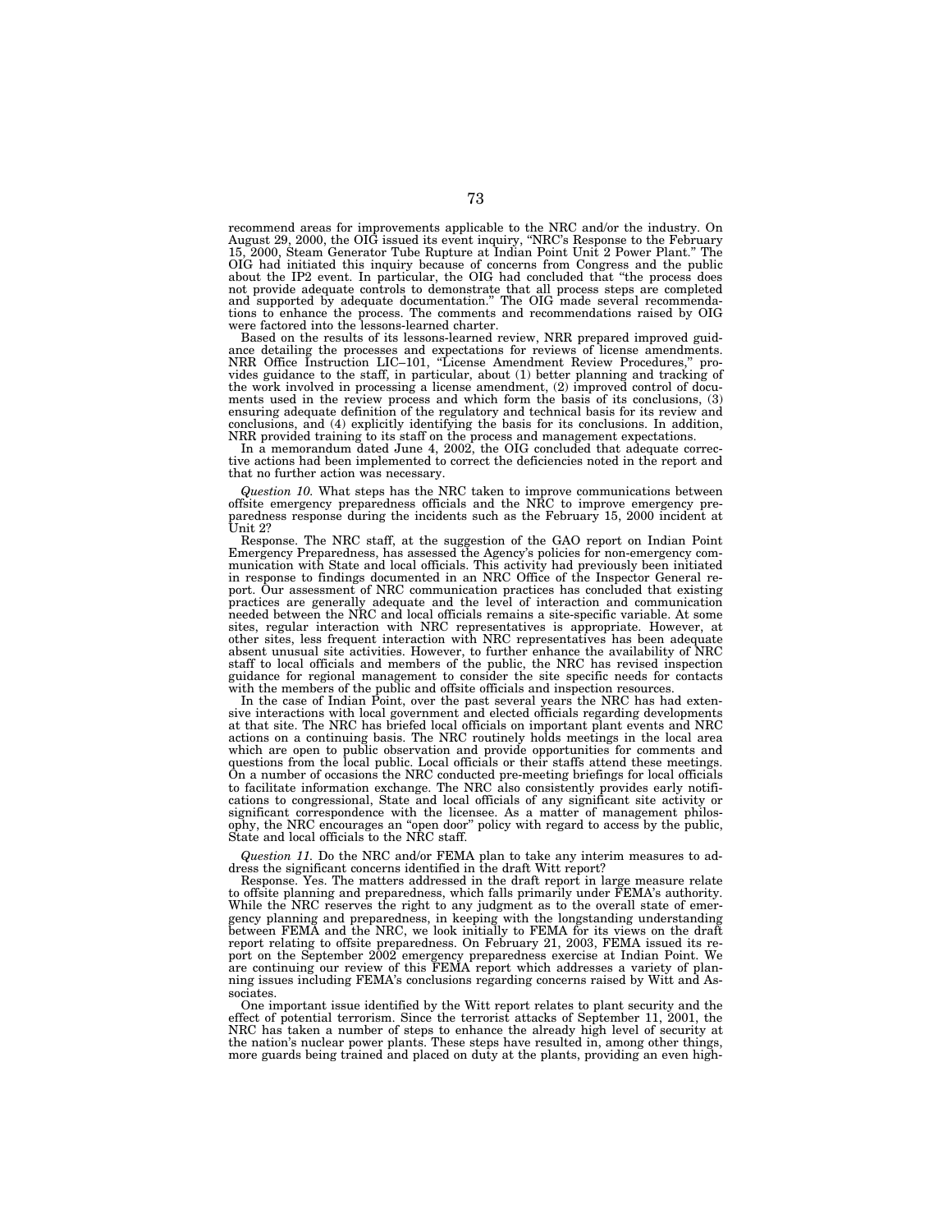recommend areas for improvements applicable to the NRC and/or the industry. On August 29, 2000, the OIG issued its event inquiry, "NRC's Response to the February 15, 2000, Steam Generator Tube Rupture at Indian Point Unit 2 Power Plant." The OIG had initiated this inquiry because of concerns from Congress and the public about the IP2 event. In particular, the OIG had concluded that "the process does not provide adequate controls to demonstrate that all process steps are completed and supported by adequate documentation." The OIG made several recommendations to enhance the process. The comments and recommendations raised by OIG were factored into the lessons-learned charter.

Based on the results of its lessons-learned review, NRR prepared improved guidance detailing the processes and expectations for reviews of license amendments. NRR Office Instruction LIC–101, "License Amendment Review Procedures," provides guidance to the staff, in particular, about (1) better planning and tracking of the work involved in processing a license amendment, (2) improved control of documents used in the review process and which form the basis of its conclusions, (3) ensuring adequate definition of the regulatory and technical basis for its review and conclusions, and (4) explicitly identifying the basis for its conclusions. In addition, NRR provided training to its staff on the process and management expectations.

In a memorandum dated June 4, 2002, the OIG concluded that adequate corrective actions had been implemented to correct the deficiencies noted in the report and that no further action was necessary.

*Question 10.* What steps has the NRC taken to improve communications between offsite emergency preparedness officials and the NRC to improve emergency preparedness response during the incidents such as the February 15, 2000 incident at Unit 2?

Response. The NRC staff, at the suggestion of the GAO report on Indian Point Emergency Preparedness, has assessed the Agency's policies for non-emergency communication with State and local officials. This activity had previously been initiated in response to findings documented in an NRC Office of the Inspector General report. Our assessment of NRC communication practices has concluded that existing practices are generally adequate and the level of interaction and communication needed between the NRC and local officials remains a site-specific variable. At some sites, regular interaction with NRC representatives is appropriate. However, at other sites, less frequent interaction with NRC representatives has been adequate absent unusual site activities. However, to further enhance the availability of NRC staff to local officials and members of the public, the NRC has revised inspection guidance for regional management to consider the site specific needs for contacts with the members of the public and offsite officials and inspection resources.

In the case of Indian Point, over the past several years the NRC has had extensive interactions with local government and elected officials regarding developments at that site. The NRC has briefed local officials on important plant events and NRC actions on a continuing basis. The NRC routinely holds meetings in the local area which are open to public observation and provide opportunities for comments and questions from the local public. Local officials or their staffs attend these meetings. On a number of occasions the NRC conducted pre-meeting briefings for local officials to facilitate information exchange. The NRC also consistently provides early notifications to congressional, State and local officials of any significant site activity or significant correspondence with the licensee. As a matter of management philosophy, the NRC encourages an "open door" policy with regard to access by the public, State and local officials to the NRC staff.

*Question 11.* Do the NRC and/or FEMA plan to take any interim measures to address the significant concerns identified in the draft Witt report?

Response. Yes. The matters addressed in the draft report in large measure relate to offsite planning and preparedness, which falls primarily under FEMA's authority. While the NRC reserves the right to any judgment as to the overall state of emergency planning and preparedness, in keeping with the longstanding understanding between FEMA and the NRC, we look initially to FEMA for its views on the draft report relating to offsite preparedness. On February 21, 2003, FEMA issued its report on the September 2002 emergency preparedness exercise at Indian Point. We are continuing our review of this FEMA report which addresses a variety of planning issues including FEMA's conclusions regarding concerns raised by Witt and Associates.

One important issue identified by the Witt report relates to plant security and the effect of potential terrorism. Since the terrorist attacks of September 11, 2001, the NRC has taken a number of steps to enhance the already high level of security at the nation's nuclear power plants. These steps have resulted in, among other things, more guards being trained and placed on duty at the plants, providing an even high-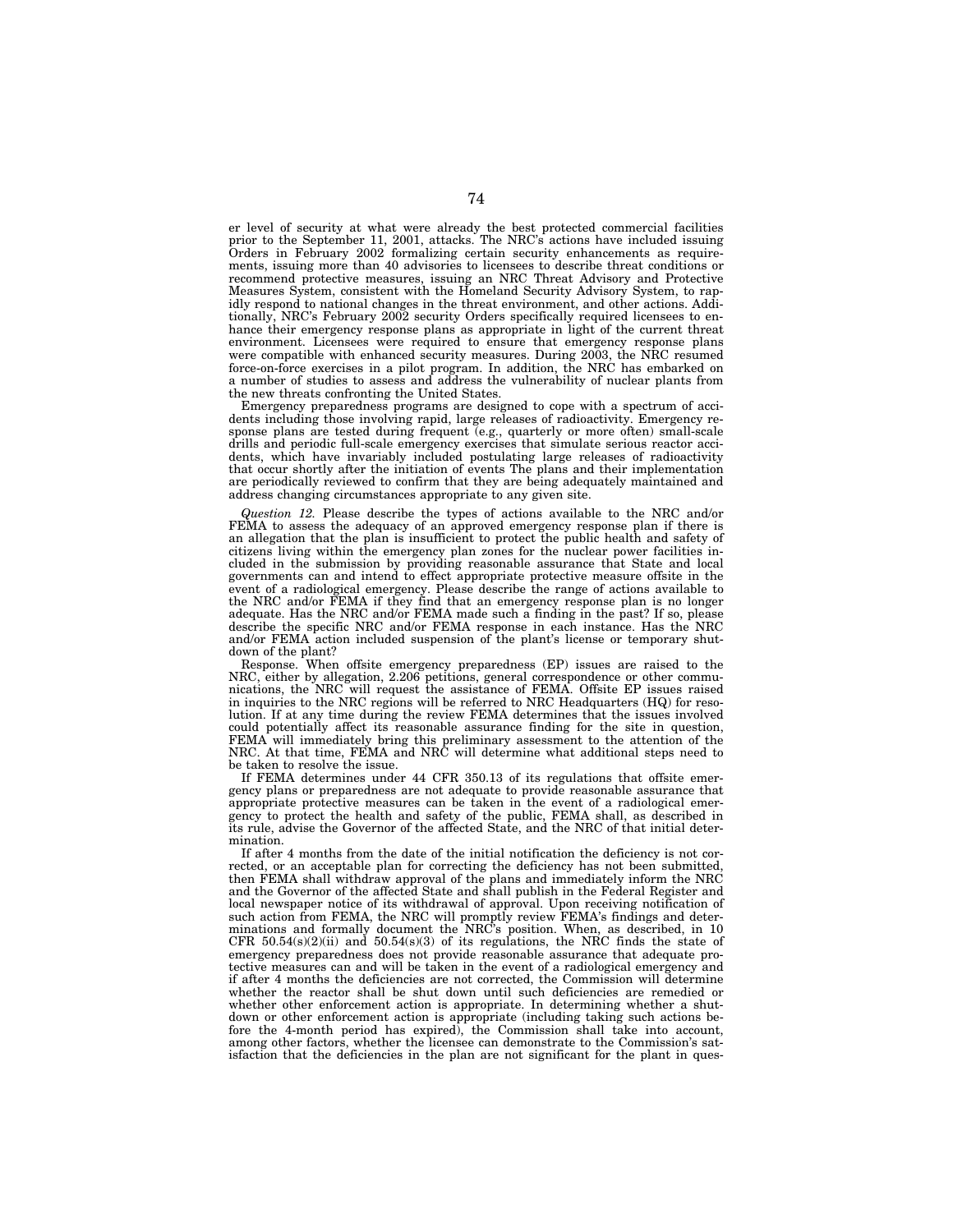er level of security at what were already the best protected commercial facilities prior to the September 11, 2001, attacks. The NRC's actions have included issuing Orders in February 2002 formalizing certain security enhancements as requirements, issuing more than 40 advisories to licensees to describe threat conditions or recommend protective measures, issuing an NRC Threat Advisory and Protective Measures System, consistent with the Homeland Security Advisory System, to rapidly respond to national changes in the threat environment, and other actions. Additionally, NRC's February 2002 security Orders specifically required licensees to enhance their emergency response plans as appropriate in light of the current threat environment. Licensees were required to ensure that emergency response plans were compatible with enhanced security measures. During 2003, the NRC resumed force-on-force exercises in a pilot program. In addition, the NRC has embarked on a number of studies to assess and address the vulnerability of nuclear plants from the new threats confronting the United States.

Emergency preparedness programs are designed to cope with a spectrum of accidents including those involving rapid, large releases of radioactivity. Emergency response plans are tested during frequent (e.g., quarterly or more often) small-scale drills and periodic full-scale emergency exercises that simulate serious reactor accidents, which have invariably included postulating large releases of radioactivity that occur shortly after the initiation of events The plans and their implementation are periodically reviewed to confirm that they are being adequately maintained and address changing circumstances appropriate to any given site.

*Question 12.* Please describe the types of actions available to the NRC and/or FEMA to assess the adequacy of an approved emergency response plan if there is an allegation that the plan is insufficient to protect the public health and safety of citizens living within the emergency plan zones for the nuclear power facilities included in the submission by providing reasonable assurance that State and local governments can and intend to effect appropriate protective measure offsite in the event of a radiological emergency. Please describe the range of actions available to the NRC and/or FEMA if they find that an emergency response plan is no longer adequate. Has the NRC and/or FEMA made such a finding in the past? If so, please describe the specific NRC and/or FEMA response in each instance. Has the NRC and/or FEMA action included suspension of the plant's license or temporary shutdown of the plant?

Response. When offsite emergency preparedness (EP) issues are raised to the NRC, either by allegation, 2.206 petitions, general correspondence or other communications, the NRC will request the assistance of FEMA. Offsite EP issues raised in inquiries to the NRC regions will be referred to NRC Headquarters (HQ) for resolution. If at any time during the review FEMA determines that the issues involved could potentially affect its reasonable assurance finding for the site in question, FEMA will immediately bring this preliminary assessment to the attention of the NRC. At that time, FEMA and NRC will determine what additional steps need to be taken to resolve the issue.

If FEMA determines under 44 CFR 350.13 of its regulations that offsite emergency plans or preparedness are not adequate to provide reasonable assurance that appropriate protective measures can be taken in the event of a radiological emergency to protect the health and safety of the public, FEMA shall, as described in its rule, advise the Governor of the affected State, and the NRC of that initial determination.

If after 4 months from the date of the initial notification the deficiency is not corrected, or an acceptable plan for correcting the deficiency has not been submitted, then FEMA shall withdraw approval of the plans and immediately inform the NRC and the Governor of the affected State and shall publish in the Federal Register and local newspaper notice of its withdrawal of approval. Upon receiving notification of such action from FEMA, the NRC will promptly review FEMA's findings and determinations and formally document the NRC's position. When, as described, in 10 CFR 50.54(s)(2)(ii) and 50.54(s)(3) of its regulations, the NRC finds the state of emergency preparedness does not provide reasonable assurance that adequate protective measures can and will be taken in the event of a radiological emergency and if after 4 months the deficiencies are not corrected, the Commission will determine whether the reactor shall be shut down until such deficiencies are remedied or whether other enforcement action is appropriate. In determining whether a shutdown or other enforcement action is appropriate (including taking such actions before the 4-month period has expired), the Commission shall take into account, among other factors, whether the licensee can demonstrate to the Commission's satisfaction that the deficiencies in the plan are not significant for the plant in ques-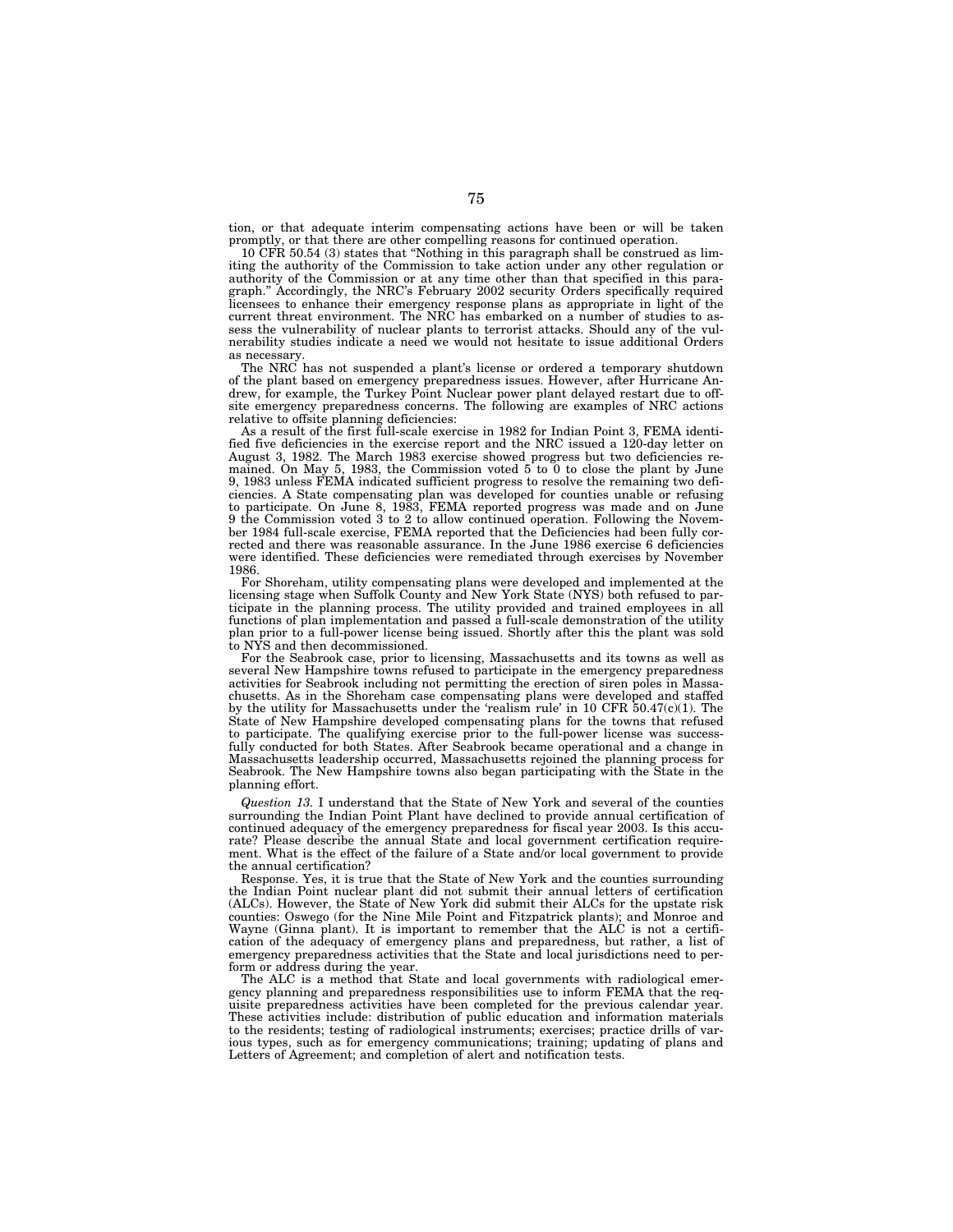tion, or that adequate interim compensating actions have been or will be taken promptly, or that there are other compelling reasons for continued operation.

10 CFR 50.54 (3) states that "Nothing in this paragraph shall be construed as limiting the authority of the Commission to take action under any other regulation or authority of the Commission or at any time other than that specified in this paragraph." Accordingly, the NRC's February 2002 security Orders specifically required licensees to enhance their emergency response plans as appropriate in light of the current threat environment. The NRC has embarked on a number of studies to assess the vulnerability of nuclear plants to terrorist attacks. Should any of the vulnerability studies indicate a need we would not hesitate to issue additional Orders as necessary.

The NRC has not suspended a plant's license or ordered a temporary shutdown of the plant based on emergency preparedness issues. However, after Hurricane Andrew, for example, the Turkey Point Nuclear power plant delayed restart due to offsite emergency preparedness concerns. The following are examples of NRC actions relative to offsite planning deficiencies:

As a result of the first full-scale exercise in 1982 for Indian Point 3, FEMA identified five deficiencies in the exercise report and the NRC issued a 120-day letter on August 3, 1982. The March 1983 exercise showed progress but two deficiencies remained. On May 5, 1983, the Commission voted 5 to 0 to close the plant by June 9, 1983 unless FEMA indicated sufficient progress to resolve the remaining two deficiencies. A State compensating plan was developed for counties unable or refusing to participate. On June 8, 1983, FEMA reported progress was made and on June 9 the Commission voted 3 to 2 to allow continued operation. Following the November 1984 full-scale exercise, FEMA reported that the Deficiencies had been fully corrected and there was reasonable assurance. In the June 1986 exercise 6 deficiencies were identified. These deficiencies were remediated through exercises by November 1986.

For Shoreham, utility compensating plans were developed and implemented at the licensing stage when Suffolk County and New York State (NYS) both refused to participate in the planning process. The utility provided and trained employees in all functions of plan implementation and passed a full-scale demonstration of the utility plan prior to a full-power license being issued. Shortly after this the plant was sold to NYS and then decommissioned.

For the Seabrook case, prior to licensing, Massachusetts and its towns as well as several New Hampshire towns refused to participate in the emergency preparedness activities for Seabrook including not permitting the erection of siren poles in Massachusetts. As in the Shoreham case compensating plans were developed and staffed by the utility for Massachusetts under the 'realism rule' in 10 CFR 50.47(c)(1). The State of New Hampshire developed compensating plans for the towns that refused to participate. The qualifying exercise prior to the full-power license was successfully conducted for both States. After Seabrook became operational and a change in Massachusetts leadership occurred, Massachusetts rejoined the planning process for Seabrook. The New Hampshire towns also began participating with the State in the planning effort.

*Question 13.* I understand that the State of New York and several of the counties surrounding the Indian Point Plant have declined to provide annual certification of continued adequacy of the emergency preparedness for fiscal year 2003. Is this accurate? Please describe the annual State and local government certification requirement. What is the effect of the failure of a State and/or local government to provide the annual certification?

Response. Yes, it is true that the State of New York and the counties surrounding the Indian Point nuclear plant did not submit their annual letters of certification (ALCs). However, the State of New York did submit their ALCs for the upstate risk counties: Oswego (for the Nine Mile Point and Fitzpatrick plants); and Monroe and Wayne (Ginna plant). It is important to remember that the ALC is not a certification of the adequacy of emergency plans and preparedness, but rather, a list of emergency preparedness activities that the State and local jurisdictions need to perform or address during the year.

The ALC is a method that State and local governments with radiological emergency planning and preparedness responsibilities use to inform FEMA that the requisite preparedness activities have been completed for the previous calendar year. These activities include: distribution of public education and information materials to the residents; testing of radiological instruments; exercises; practice drills of various types, such as for emergency communications; training; updating of plans and Letters of Agreement; and completion of alert and notification tests.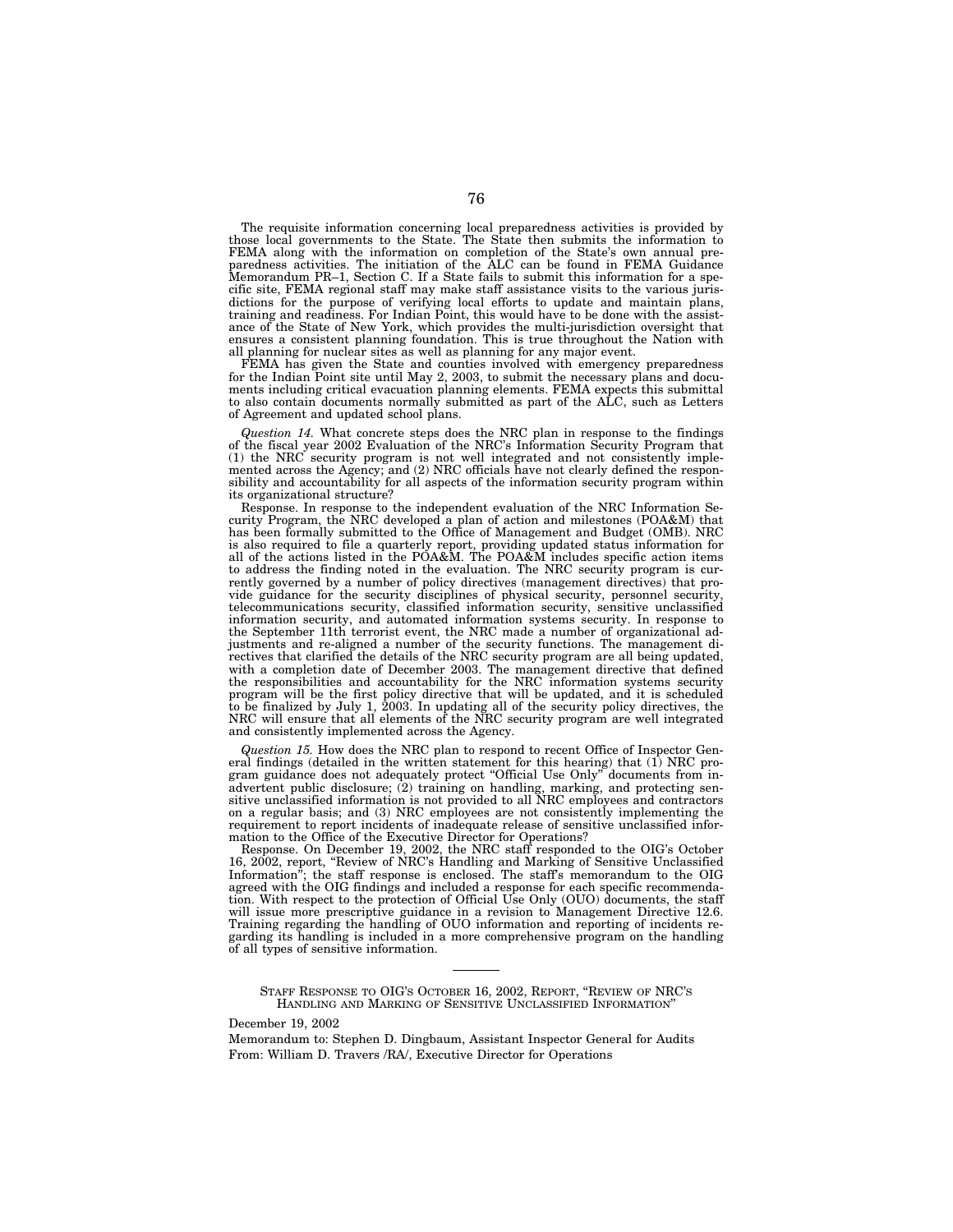The requisite information concerning local preparedness activities is provided by those local governments to the State. The State then submits the information to FEMA along with the information on completion of the State's own annual preparedness activities. The initiation of the ALC can be found in FEMA Guidance Memorandum PR–1, Section C. If a State fails to submit this information for a specific site, FEMA regional staff may make staff assistance visits to the various jurisdictions for the purpose of verifying local efforts to update and maintain plans, training and readiness. For Indian Point, this would have to be done with the assistance of the State of New York, which provides the multi-jurisdiction oversight that ensures a consistent planning foundation. This is true throughout the Nation with all planning for nuclear sites as well as planning for any major event.

FEMA has given the State and counties involved with emergency preparedness for the Indian Point site until May 2, 2003, to submit the necessary plans and documents including critical evacuation planning elements. FEMA expects this submittal to also contain documents normally submitted as part of the ALC, such as Letters of Agreement and updated school plans.

*Question 14.* What concrete steps does the NRC plan in response to the findings of the fiscal year 2002 Evaluation of the NRC's Information Security Program that (1) the NRC security program is not well integrated and not consistently implemented across the Agency; and (2) NRC officials have not clearly defined the responsibility and accountability for all aspects of the information security program within its organizational structure?

Response. In response to the independent evaluation of the NRC Information Security Program, the NRC developed a plan of action and milestones (POA&M) that has been formally submitted to the Office of Management and Budget (OMB). NRC is also required to file a quarterly report, providing updated status information for all of the actions listed in the POA&M. The POA&M includes specific action items to address the finding noted in the evaluation. The NRC security program is currently governed by a number of policy directives (management directives) that provide guidance for the security disciplines of physical security, personnel security, telecommunications security, classified information security, sensitive unclassified information security, and automated information systems security. In response to the September 11th terrorist event, the NRC made a number of organizational adjustments and re-aligned a number of the security functions. The management directives that clarified the details of the NRC security program are all being updated, with a completion date of December 2003. The management directive that defined the responsibilities and accountability for the NRC information systems security program will be the first policy directive that will be updated, and it is scheduled to be finalized by July 1, 2003. In updating all of the security policy directives, the NRC will ensure that all elements of the NRC security program are well integrated and consistently implemented across the Agency.

*Question 15.* How does the NRC plan to respond to recent Office of Inspector General findings (detailed in the written statement for this hearing) that (1) NRC program guidance does not adequately protect "Official Use Only" documents from inadvertent public disclosure; (2) training on handling, marking, and protecting sensitive unclassified information is not provided to all NRC employees and contractors on a regular basis; and (3) NRC employees are not consistently implementing the requirement to report incidents of inadequate release of sensitive unclassified information to the Office of the Executive Director for Operations?

Response. On December 19, 2002, the NRC staff responded to the OIG's October 16, 2002, report, "Review of NRC's Handling and Marking of Sensitive Unclassified Information"; the staff response is enclosed. The staff's memorandum to the OIG agreed with the OIG findings and included a response for each specific recommendation. With respect to the protection of Official Use Only (OUO) documents, the staff will issue more prescriptive guidance in a revision to Management Directive 12.6. Training regarding the handling of OUO information and reporting of incidents regarding its handling is included in a more comprehensive program on the handling of all types of sensitive information.

---

STAFF RESPONSE TO OIG'S OCTOBER 16, 2002, REPORT, "REVIEW OF NRC'S HANDLING AND MARKING OF SENSITIVE UNCLASSIFIED INFORMATION"

December 19, 2002

Memorandum to: Stephen D. Dingbaum, Assistant Inspector General for Audits

From: William D. Travers /RA/, Executive Director for Operations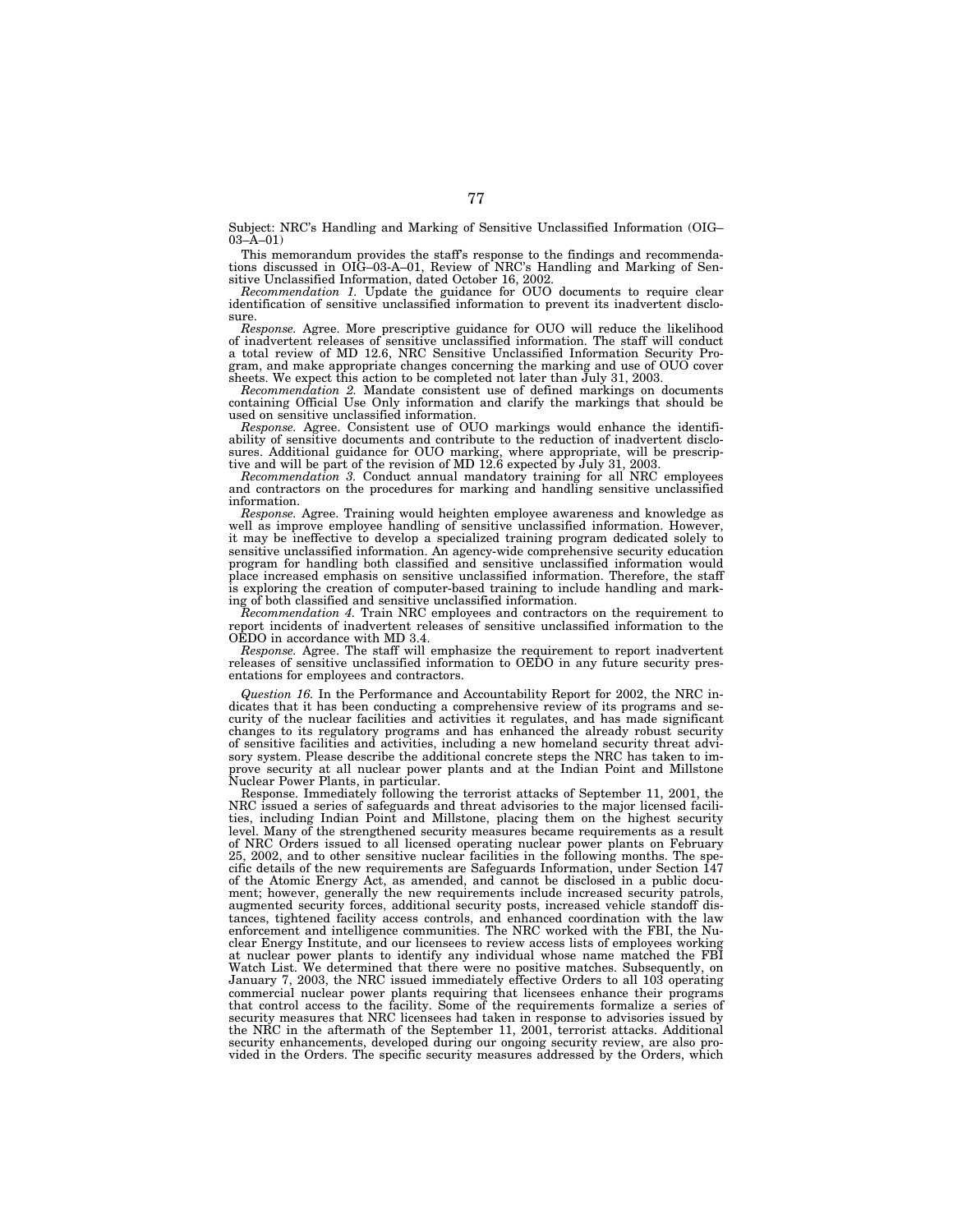Subject: NRC's Handling and Marking of Sensitive Unclassified Information (OIG–03–A–01)

This memorandum provides the staff's response to the findings and recommendations discussed in OIG–03-A–01, Review of NRC's Handling and Marking of Sensitive Unclassified Information, dated October 16, 2002.

*Recommendation 1.* Update the guidance for OUO documents to require clear identification of sensitive unclassified information to prevent its inadvertent disclosure.

*Response.* Agree. More prescriptive guidance for OUO will reduce the likelihood of inadvertent releases of sensitive unclassified information. The staff will conduct a total review of MD 12.6, NRC Sensitive Unclassified Information Security Program, and make appropriate changes concerning the marking and use of OUO cover sheets. We expect this action to be completed not later than July 31, 2003.

*Recommendation 2.* Mandate consistent use of defined markings on documents containing Official Use Only information and clarify the markings that should be used on sensitive unclassified information.

*Response.* Agree. Consistent use of OUO markings would enhance the identifiability of sensitive documents and contribute to the reduction of inadvertent disclosures. Additional guidance for OUO marking, where appropriate, will be prescriptive and will be part of the revision of MD 12.6 expected by July 31, 2003.

*Recommendation 3.* Conduct annual mandatory training for all NRC employees and contractors on the procedures for marking and handling sensitive unclassified information.

*Response.* Agree. Training would heighten employee awareness and knowledge as well as improve employee handling of sensitive unclassified information. However, it may be ineffective to develop a specialized training program dedicated solely to sensitive unclassified information. An agency-wide comprehensive security education program for handling both classified and sensitive unclassified information would place increased emphasis on sensitive unclassified information. Therefore, the staff is exploring the creation of computer-based training to include handling and marking of both classified and sensitive unclassified information.

*Recommendation 4.* Train NRC employees and contractors on the requirement to report incidents of inadvertent releases of sensitive unclassified information to the OEDO in accordance with MD 3.4.

*Response.* Agree. The staff will emphasize the requirement to report inadvertent releases of sensitive unclassified information to OEDO in any future security presentations for employees and contractors.

*Question 16.* In the Performance and Accountability Report for 2002, the NRC indicates that it has been conducting a comprehensive review of its programs and security of the nuclear facilities and activities it regulates, and has made significant changes to its regulatory programs and has enhanced the already robust security of sensitive facilities and activities, including a new homeland security threat advisory system. Please describe the additional concrete steps the NRC has taken to improve security at all nuclear power plants and at the Indian Point and Millstone Nuclear Power Plants, in particular.

Response. Immediately following the terrorist attacks of September 11, 2001, the NRC issued a series of safeguards and threat advisories to the major licensed facilities, including Indian Point and Millstone, placing them on the highest security level. Many of the strengthened security measures became requirements as a result of NRC Orders issued to all licensed operating nuclear power plants on February 25, 2002, and to other sensitive nuclear facilities in the following months. The specific details of the new requirements are Safeguards Information, under Section 147 of the Atomic Energy Act, as amended, and cannot be disclosed in a public document; however, generally the new requirements include increased security patrols, augmented security forces, additional security posts, increased vehicle standoff distances, tightened facility access controls, and enhanced coordination with the law enforcement and intelligence communities. The NRC worked with the FBI, the Nuclear Energy Institute, and our licensees to review access lists of employees working at nuclear power plants to identify any individual whose name matched the FBI Watch List. We determined that there were no positive matches. Subsequently, on January 7, 2003, the NRC issued immediately effective Orders to all 103 operating commercial nuclear power plants requiring that licensees enhance their programs that control access to the facility. Some of the requirements formalize a series of security measures that NRC licensees had taken in response to advisories issued by the NRC in the aftermath of the September 11, 2001, terrorist attacks. Additional security enhancements, developed during our ongoing security review, are also provided in the Orders. The specific security measures addressed by the Orders, which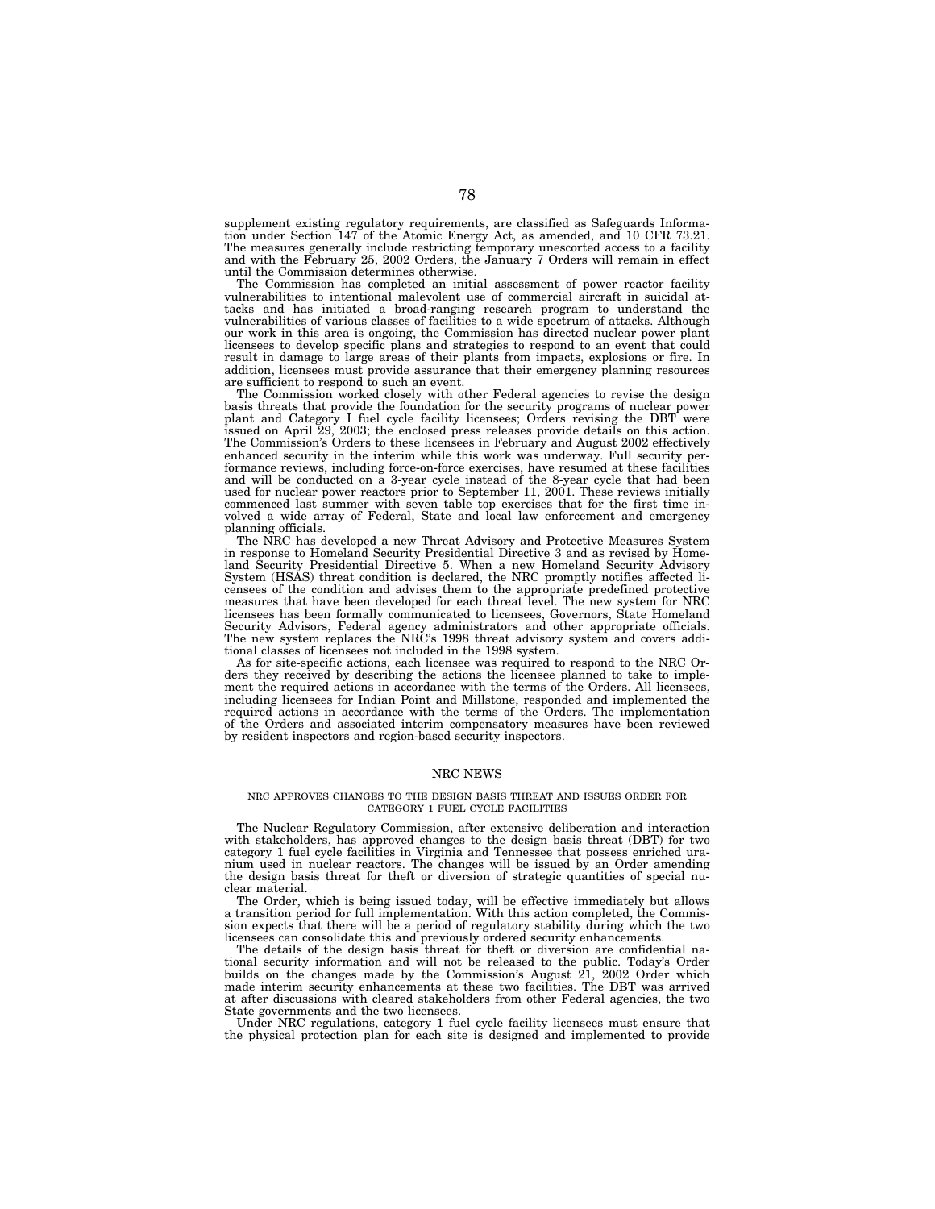supplement existing regulatory requirements, are classified as Safeguards Information under Section 147 of the Atomic Energy Act, as amended, and 10 CFR 73.21. The measures generally include restricting temporary unescorted access to a facility and with the February 25, 2002 Orders, the January 7 Orders will remain in effect until the Commission determines otherwise.

The Commission has completed an initial assessment of power reactor facility vulnerabilities to intentional malevolent use of commercial aircraft in suicidal attacks and has initiated a broad-ranging research program to understand the vulnerabilities of various classes of facilities to a wide spectrum of attacks. Although our work in this area is ongoing, the Commission has directed nuclear power plant licensees to develop specific plans and strategies to respond to an event that could result in damage to large areas of their plants from impacts, explosions or fire. In addition, licensees must provide assurance that their emergency planning resources are sufficient to respond to such an event.

The Commission worked closely with other Federal agencies to revise the design basis threats that provide the foundation for the security programs of nuclear power plant and Category I fuel cycle facility licensees; Orders revising the DBT were issued on April 29, 2003; the enclosed press releases provide details on this action. The Commission's Orders to these licensees in February and August 2002 effectively enhanced security in the interim while this work was underway. Full security performance reviews, including force-on-force exercises, have resumed at these facilities and will be conducted on a 3-year cycle instead of the 8-year cycle that had been used for nuclear power reactors prior to September 11, 2001. These reviews initially commenced last summer with seven table top exercises that for the first time involved a wide array of Federal, State and local law enforcement and emergency planning officials.

The NRC has developed a new Threat Advisory and Protective Measures System in response to Homeland Security Presidential Directive 3 and as revised by Homeland Security Presidential Directive 5. When a new Homeland Security Advisory System (HSAS) threat condition is declared, the NRC promptly notifies affected licensees of the condition and advises them to the appropriate predefined protective measures that have been developed for each threat level. The new system for NRC licensees has been formally communicated to licensees, Governors, State Homeland Security Advisors, Federal agency administrators and other appropriate officials. The new system replaces the NRC's 1998 threat advisory system and covers additional classes of licensees not included in the 1998 system.

As for site-specific actions, each licensee was required to respond to the NRC Orders they received by describing the actions the licensee planned to take to implement the required actions in accordance with the terms of the Orders. All licensees, including licensees for Indian Point and Millstone, responded and implemented the required actions in accordance with the terms of the Orders. The implementation of the Orders and associated interim compensatory measures have been reviewed by resident inspectors and region-based security inspectors.

---

## NRC NEWS

### NRC APPROVES CHANGES TO THE DESIGN BASIS THREAT AND ISSUES ORDER FOR CATEGORY 1 FUEL CYCLE FACILITIES

The Nuclear Regulatory Commission, after extensive deliberation and interaction with stakeholders, has approved changes to the design basis threat (DBT) for two category 1 fuel cycle facilities in Virginia and Tennessee that possess enriched uranium used in nuclear reactors. The changes will be issued by an Order amending the design basis threat for theft or diversion of strategic quantities of special nuclear material.

The Order, which is being issued today, will be effective immediately but allows a transition period for full implementation. With this action completed, the Commission expects that there will be a period of regulatory stability during which the two licensees can consolidate this and previously ordered security enhancements.

The details of the design basis threat for theft or diversion are confidential national security information and will not be released to the public. Today's Order builds on the changes made by the Commission's August 21, 2002 Order which made interim security enhancements at these two facilities. The DBT was arrived at after discussions with cleared stakeholders from other Federal agencies, the two State governments and the two licensees.

Under NRC regulations, category 1 fuel cycle facility licensees must ensure that the physical protection plan for each site is designed and implemented to provide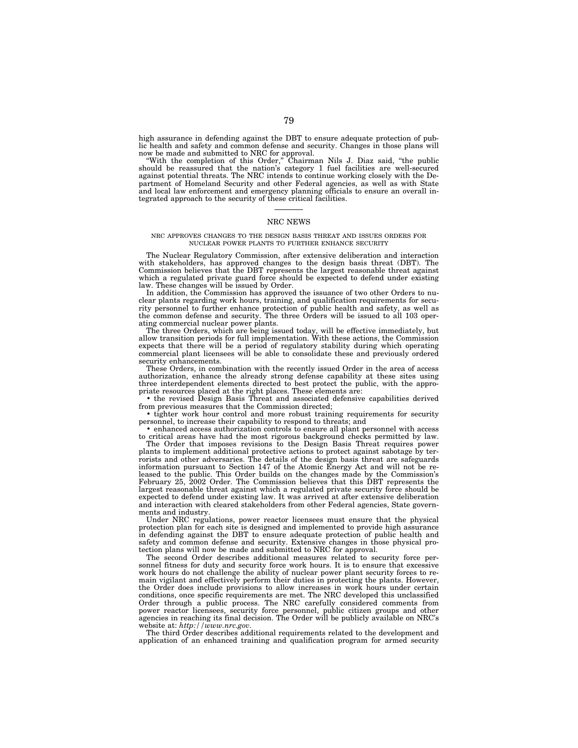high assurance in defending against the DBT to ensure adequate protection of public health and safety and common defense and security. Changes in those plans will now be made and submitted to NRC for approval.

"With the completion of this Order," Chairman Nils J. Diaz said, "the public should be reassured that the nation's category 1 fuel facilities are well-secured against potential threats. The NRC intends to continue working closely with the Department of Homeland Security and other Federal agencies, as well as with State and local law enforcement and emergency planning officials to ensure an overall integrated approach to the security of these critical facilities.

---

## NRC NEWS

### NRC APPROVES CHANGES TO THE DESIGN BASIS THREAT AND ISSUES ORDERS FOR NUCLEAR POWER PLANTS TO FURTHER ENHANCE SECURITY

The Nuclear Regulatory Commission, after extensive deliberation and interaction with stakeholders, has approved changes to the design basis threat (DBT). The Commission believes that the DBT represents the largest reasonable threat against which a regulated private guard force should be expected to defend under existing law. These changes will be issued by Order.

In addition, the Commission has approved the issuance of two other Orders to nuclear plants regarding work hours, training, and qualification requirements for security personnel to further enhance protection of public health and safety, as well as the common defense and security. The three Orders will be issued to all 103 operating commercial nuclear power plants.

The three Orders, which are being issued today, will be effective immediately, but allow transition periods for full implementation. With these actions, the Commission expects that there will be a period of regulatory stability during which operating commercial plant licensees will be able to consolidate these and previously ordered security enhancements.

These Orders, in combination with the recently issued Order in the area of access authorization, enhance the already strong defense capability at these sites using three interdependent elements directed to best protect the public, with the appropriate resources placed at the right places. These elements are:

- the revised Design Basis Threat and associated defensive capabilities derived from previous measures that the Commission directed;
- tighter work hour control and more robust training requirements for security personnel, to increase their capability to respond to threats; and
- enhanced access authorization controls to ensure all plant personnel with access to critical areas have had the most rigorous background checks permitted by law.

The Order that imposes revisions to the Design Basis Threat requires power plants to implement additional protective actions to protect against sabotage by terrorists and other adversaries. The details of the design basis threat are safeguards information pursuant to Section 147 of the Atomic Energy Act and will not be released to the public. This Order builds on the changes made by the Commission's February 25, 2002 Order. The Commission believes that this DBT represents the largest reasonable threat against which a regulated private security force should be expected to defend under existing law. It was arrived at after extensive deliberation and interaction with cleared stakeholders from other Federal agencies, State governments and industry.

Under NRC regulations, power reactor licensees must ensure that the physical protection plan for each site is designed and implemented to provide high assurance in defending against the DBT to ensure adequate protection of public health and safety and common defense and security. Extensive changes in those physical protection plans will now be made and submitted to NRC for approval.

The second Order describes additional measures related to security force personnel fitness for duty and security force work hours. It is to ensure that excessive work hours do not challenge the ability of nuclear power plant security forces to remain vigilant and effectively perform their duties in protecting the plants. However, the Order does include provisions to allow increases in work hours under certain conditions, once specific requirements are met. The NRC developed this unclassified Order through a public process. The NRC carefully considered comments from power reactor licensees, security force personnel, public citizen groups and other agencies in reaching its final decision. The Order will be publicly available on NRC's website at: *http://www.nrc.gov*.

The third Order describes additional requirements related to the development and application of an enhanced training and qualification program for armed security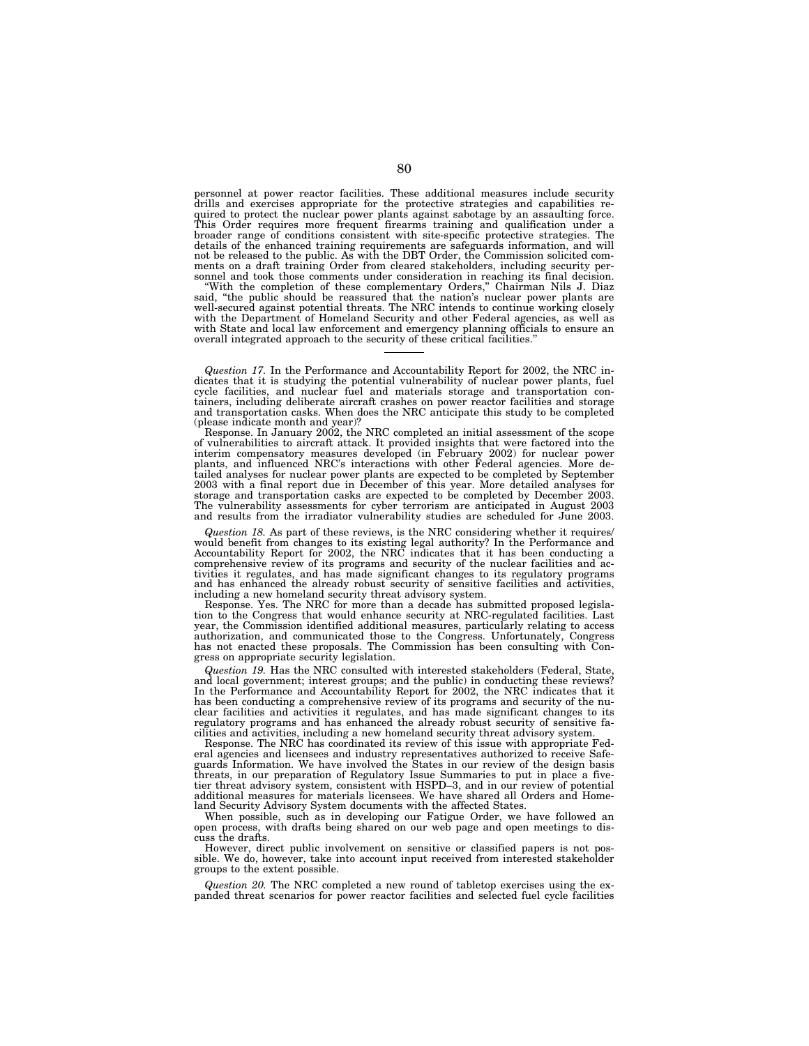personnel at power reactor facilities. These additional measures include security drills and exercises appropriate for the protective strategies and capabilities required to protect the nuclear power plants against sabotage by an assaulting force. This Order requires more frequent firearms training and qualification under a broader range of conditions consistent with site-specific protective strategies. The details of the enhanced training requirements are safeguards information, and will not be released to the public. As with the DBT Order, the Commission solicited comments on a draft training Order from cleared stakeholders, including security personnel and took those comments under consideration in reaching its final decision.

"With the completion of these complementary Orders," Chairman Nils J. Diaz said, "the public should be reassured that the nation's nuclear power plants are well-secured against potential threats. The NRC intends to continue working closely with the Department of Homeland Security and other Federal agencies, as well as with State and local law enforcement and emergency planning officials to ensure an overall integrated approach to the security of these critical facilities."

---

*Question 17.* In the Performance and Accountability Report for 2002, the NRC indicates that it is studying the potential vulnerability of nuclear power plants, fuel cycle facilities, and nuclear fuel and materials storage and transportation containers, including deliberate aircraft crashes on power reactor facilities and storage and transportation casks. When does the NRC anticipate this study to be completed (please indicate month and year)?

Response. In January 2002, the NRC completed an initial assessment of the scope of vulnerabilities to aircraft attack. It provided insights that were factored into the interim compensatory measures developed (in February 2002) for nuclear power plants, and influenced NRC's interactions with other Federal agencies. More detailed analyses for nuclear power plants are expected to be completed by September 2003 with a final report due in December of this year. More detailed analyses for storage and transportation casks are expected to be completed by December 2003. The vulnerability assessments for cyber terrorism are anticipated in August 2003 and results from the irradiator vulnerability studies are scheduled for June 2003.

*Question 18.* As part of these reviews, is the NRC considering whether it requires/would benefit from changes to its existing legal authority? In the Performance and Accountability Report for 2002, the NRC indicates that it has been conducting a comprehensive review of its programs and security of the nuclear facilities and activities it regulates, and has made significant changes to its regulatory programs and has enhanced the already robust security of sensitive facilities and activities, including a new homeland security threat advisory system.

Response. Yes. The NRC for more than a decade has submitted proposed legislation to the Congress that would enhance security at NRC-regulated facilities. Last year, the Commission identified additional measures, particularly relating to access authorization, and communicated those to the Congress. Unfortunately, Congress has not enacted these proposals. The Commission has been consulting with Congress on appropriate security legislation.

*Question 19.* Has the NRC consulted with interested stakeholders (Federal, State, and local government; interest groups; and the public) in conducting these reviews? In the Performance and Accountability Report for 2002, the NRC indicates that it has been conducting a comprehensive review of its programs and security of the nuclear facilities and activities it regulates, and has made significant changes to its regulatory programs and has enhanced the already robust security of sensitive facilities and activities, including a new homeland security threat advisory system.

Response. The NRC has coordinated its review of this issue with appropriate Federal agencies and licensees and industry representatives authorized to receive Safeguards Information. We have involved the States in our review of the design basis threats, in our preparation of Regulatory Issue Summaries to put in place a five-tier threat advisory system, consistent with HSPD–3, and in our review of potential additional measures for materials licensees. We have shared all Orders and Homeland Security Advisory System documents with the affected States.

When possible, such as in developing our Fatigue Order, we have followed an open process, with drafts being shared on our web page and open meetings to discuss the drafts.

However, direct public involvement on sensitive or classified papers is not possible. We do, however, take into account input received from interested stakeholder groups to the extent possible.

*Question 20.* The NRC completed a new round of tabletop exercises using the expanded threat scenarios for power reactor facilities and selected fuel cycle facilities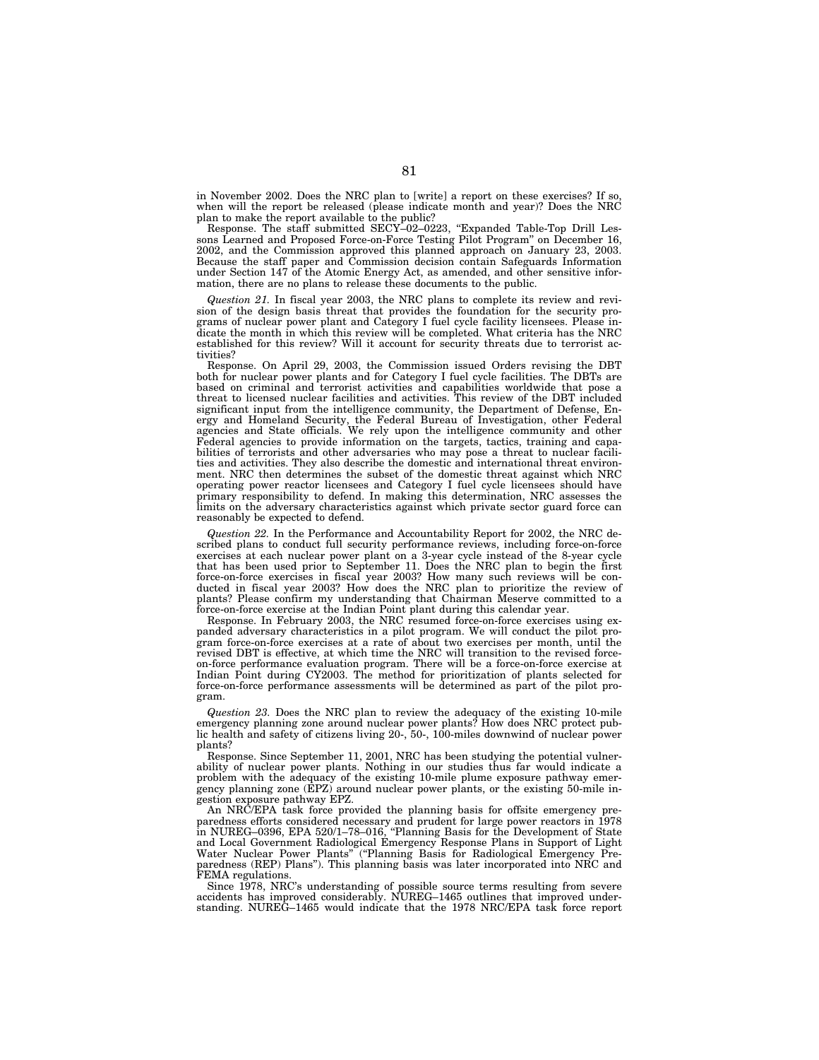in November 2002. Does the NRC plan to [write] a report on these exercises? If so, when will the report be released (please indicate month and year)? Does the NRC plan to make the report available to the public?

Response. The staff submitted SECY–02–0223, "Expanded Table-Top Drill Lessons Learned and Proposed Force-on-Force Testing Pilot Program" on December 16, 2002, and the Commission approved this planned approach on January 23, 2003. Because the staff paper and Commission decision contain Safeguards Information under Section 147 of the Atomic Energy Act, as amended, and other sensitive information, there are no plans to release these documents to the public.

*Question 21.* In fiscal year 2003, the NRC plans to complete its review and revision of the design basis threat that provides the foundation for the security programs of nuclear power plant and Category I fuel cycle facility licensees. Please indicate the month in which this review will be completed. What criteria has the NRC established for this review? Will it account for security threats due to terrorist activities?

Response. On April 29, 2003, the Commission issued Orders revising the DBT both for nuclear power plants and for Category I fuel cycle facilities. The DBTs are based on criminal and terrorist activities and capabilities worldwide that pose a threat to licensed nuclear facilities and activities. This review of the DBT included significant input from the intelligence community, the Department of Defense, Energy and Homeland Security, the Federal Bureau of Investigation, other Federal agencies and State officials. We rely upon the intelligence community and other Federal agencies to provide information on the targets, tactics, training and capabilities of terrorists and other adversaries who may pose a threat to nuclear facilities and activities. They also describe the domestic and international threat environment. NRC then determines the subset of the domestic threat against which NRC operating power reactor licensees and Category I fuel cycle licensees should have primary responsibility to defend. In making this determination, NRC assesses the limits on the adversary characteristics against which private sector guard force can reasonably be expected to defend.

*Question 22.* In the Performance and Accountability Report for 2002, the NRC described plans to conduct full security performance reviews, including force-on-force exercises at each nuclear power plant on a 3-year cycle instead of the 8-year cycle that has been used prior to September 11. Does the NRC plan to begin the first force-on-force exercises in fiscal year 2003? How many such reviews will be conducted in fiscal year 2003? How does the NRC plan to prioritize the review of plants? Please confirm my understanding that Chairman Meserve committed to a force-on-force exercise at the Indian Point plant during this calendar year.

Response. In February 2003, the NRC resumed force-on-force exercises using expanded adversary characteristics in a pilot program. We will conduct the pilot program force-on-force exercises at a rate of about two exercises per month, until the revised DBT is effective, at which time the NRC will transition to the revised force-on-force performance evaluation program. There will be a force-on-force exercise at Indian Point during CY2003. The method for prioritization of plants selected for force-on-force performance assessments will be determined as part of the pilot program.

*Question 23.* Does the NRC plan to review the adequacy of the existing 10-mile emergency planning zone around nuclear power plants? How does NRC protect public health and safety of citizens living 20-, 50-, 100-miles downwind of nuclear power plants?

Response. Since September 11, 2001, NRC has been studying the potential vulnerability of nuclear power plants. Nothing in our studies thus far would indicate a problem with the adequacy of the existing 10-mile plume exposure pathway emergency planning zone (EPZ) around nuclear power plants, or the existing 50-mile ingestion exposure pathway EPZ.

An NRC/EPA task force provided the planning basis for offsite emergency preparedness efforts considered necessary and prudent for large power reactors in 1978 in NUREG–0396, EPA 520/1–78–016, "Planning Basis for the Development of State and Local Government Radiological Emergency Response Plans in Support of Light Water Nuclear Power Plants" ("Planning Basis for Radiological Emergency Preparedness (REP) Plans"). This planning basis was later incorporated into NRC and FEMA regulations.

Since 1978, NRC's understanding of possible source terms resulting from severe accidents has improved considerably. NUREG–1465 outlines that improved understanding. NUREG–1465 would indicate that the 1978 NRC/EPA task force report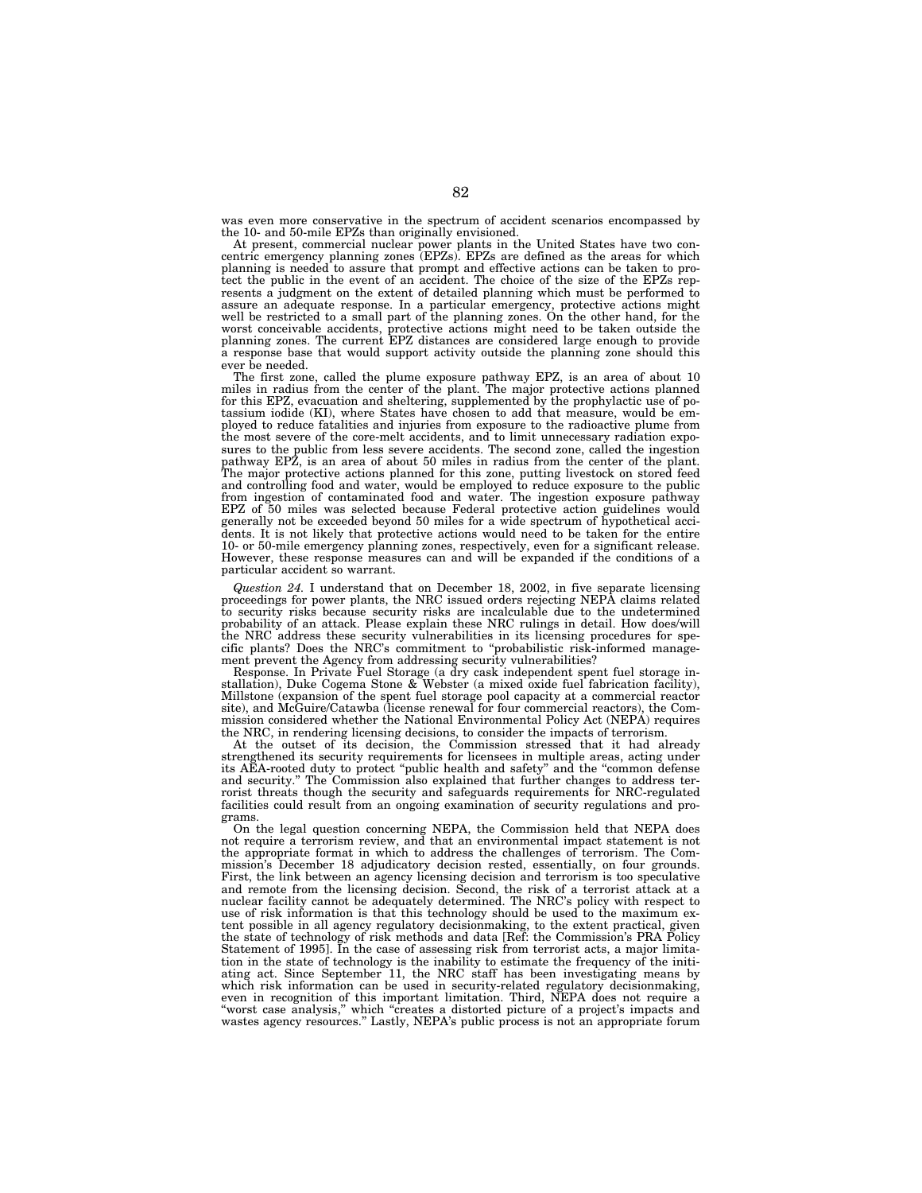was even more conservative in the spectrum of accident scenarios encompassed by the 10- and 50-mile EPZs than originally envisioned.

At present, commercial nuclear power plants in the United States have two concentric emergency planning zones (EPZs). EPZs are defined as the areas for which planning is needed to assure that prompt and effective actions can be taken to protect the public in the event of an accident. The choice of the size of the EPZs represents a judgment on the extent of detailed planning which must be performed to assure an adequate response. In a particular emergency, protective actions might well be restricted to a small part of the planning zones. On the other hand, for the worst conceivable accidents, protective actions might need to be taken outside the planning zones. The current EPZ distances are considered large enough to provide a response base that would support activity outside the planning zone should this ever be needed.

The first zone, called the plume exposure pathway EPZ, is an area of about 10 miles in radius from the center of the plant. The major protective actions planned for this EPZ, evacuation and sheltering, supplemented by the prophylactic use of potassium iodide (KI), where States have chosen to add that measure, would be employed to reduce fatalities and injuries from exposure to the radioactive plume from the most severe of the core-melt accidents, and to limit unnecessary radiation exposures to the public from less severe accidents. The second zone, called the ingestion pathway EPZ, is an area of about 50 miles in radius from the center of the plant. The major protective actions planned for this zone, putting livestock on stored feed and controlling food and water, would be employed to reduce exposure to the public from ingestion of contaminated food and water. The ingestion exposure pathway EPZ of 50 miles was selected because Federal protective action guidelines would generally not be exceeded beyond 50 miles for a wide spectrum of hypothetical accidents. It is not likely that protective actions would need to be taken for the entire 10- or 50-mile emergency planning zones, respectively, even for a significant release. However, these response measures can and will be expanded if the conditions of a particular accident so warrant.

*Question 24.* I understand that on December 18, 2002, in five separate licensing proceedings for power plants, the NRC issued orders rejecting NEPA claims related to security risks because security risks are incalculable due to the undetermined probability of an attack. Please explain these NRC rulings in detail. How does/will the NRC address these security vulnerabilities in its licensing procedures for specific plants? Does the NRC's commitment to "probabilistic risk-informed management prevent the Agency from addressing security vulnerabilities?

Response. In Private Fuel Storage (a dry cask independent spent fuel storage installation), Duke Cogema Stone & Webster (a mixed oxide fuel fabrication facility), Millstone (expansion of the spent fuel storage pool capacity at a commercial reactor site), and McGuire/Catawba (license renewal for four commercial reactors), the Commission considered whether the National Environmental Policy Act (NEPA) requires the NRC, in rendering licensing decisions, to consider the impacts of terrorism.

At the outset of its decision, the Commission stressed that it had already strengthened its security requirements for licensees in multiple areas, acting under its AEA-rooted duty to protect "public health and safety" and the "common defense and security." The Commission also explained that further changes to address terrorist threats though the security and safeguards requirements for NRC-regulated facilities could result from an ongoing examination of security regulations and programs.

On the legal question concerning NEPA, the Commission held that NEPA does not require a terrorism review, and that an environmental impact statement is not the appropriate format in which to address the challenges of terrorism. The Commission's December 18 adjudicatory decision rested, essentially, on four grounds. First, the link between an agency licensing decision and terrorism is too speculative and remote from the licensing decision. Second, the risk of a terrorist attack at a nuclear facility cannot be adequately determined. The NRC's policy with respect to use of risk information is that this technology should be used to the maximum extent possible in all agency regulatory decisionmaking, to the extent practical, given the state of technology of risk methods and data [Ref: the Commission's PRA Policy Statement of 1995]. In the case of assessing risk from terrorist acts, a major limitation in the state of technology is the inability to estimate the frequency of the initiating act. Since September 11, the NRC staff has been investigating means by which risk information can be used in security-related regulatory decisionmaking, even in recognition of this important limitation. Third, NEPA does not require a "worst case analysis," which "creates a distorted picture of a project's impacts and wastes agency resources." Lastly, NEPA's public process is not an appropriate forum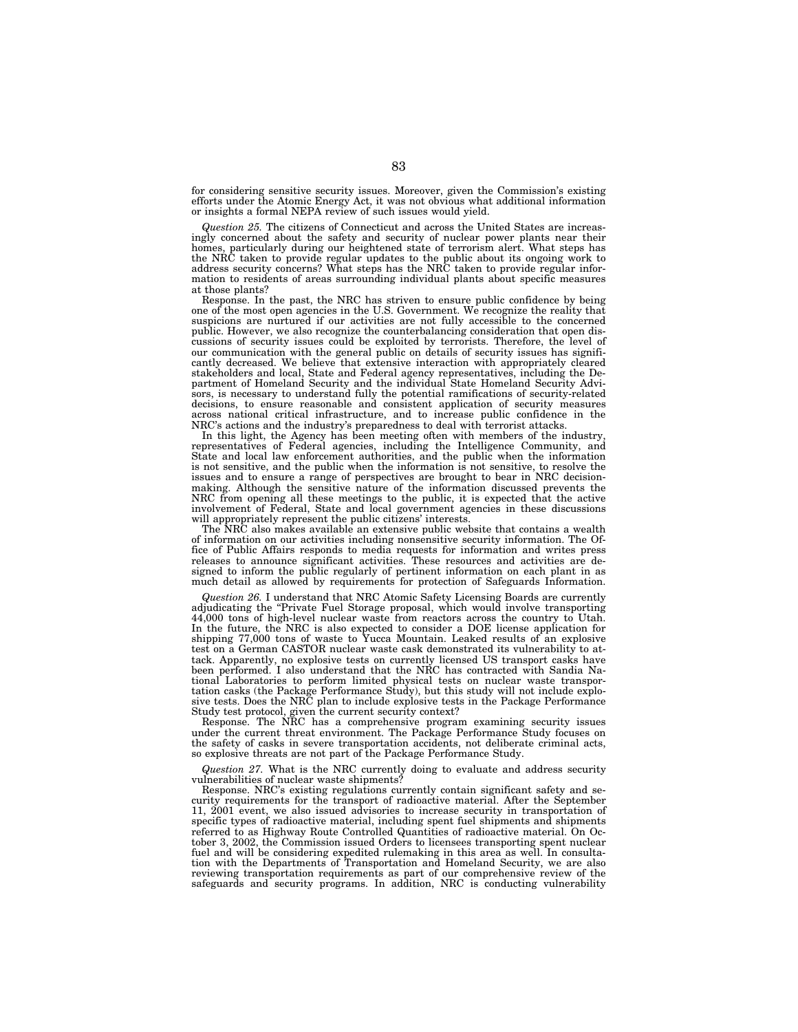for considering sensitive security issues. Moreover, given the Commission's existing efforts under the Atomic Energy Act, it was not obvious what additional information or insights a formal NEPA review of such issues would yield.

*Question 25.* The citizens of Connecticut and across the United States are increasingly concerned about the safety and security of nuclear power plants near their homes, particularly during our heightened state of terrorism alert. What steps has the NRC taken to provide regular updates to the public about its ongoing work to address security concerns? What steps has the NRC taken to provide regular information to residents of areas surrounding individual plants about specific measures at those plants?

Response. In the past, the NRC has striven to ensure public confidence by being one of the most open agencies in the U.S. Government. We recognize the reality that suspicions are nurtured if our activities are not fully accessible to the concerned public. However, we also recognize the counterbalancing consideration that open discussions of security issues could be exploited by terrorists. Therefore, the level of our communication with the general public on details of security issues has significantly decreased. We believe that extensive interaction with appropriately cleared stakeholders and local, State and Federal agency representatives, including the Department of Homeland Security and the individual State Homeland Security Advisors, is necessary to understand fully the potential ramifications of security-related decisions, to ensure reasonable and consistent application of security measures across national critical infrastructure, and to increase public confidence in the NRC's actions and the industry's preparedness to deal with terrorist attacks.

In this light, the Agency has been meeting often with members of the industry, representatives of Federal agencies, including the Intelligence Community, and State and local law enforcement authorities, and the public when the information is not sensitive, and the public when the information is not sensitive, to resolve the issues and to ensure a range of perspectives are brought to bear in NRC decisionmaking. Although the sensitive nature of the information discussed prevents the NRC from opening all these meetings to the public, it is expected that the active involvement of Federal, State and local government agencies in these discussions will appropriately represent the public citizens' interests.

The NRC also makes available an extensive public website that contains a wealth of information on our activities including nonsensitive security information. The Office of Public Affairs responds to media requests for information and writes press releases to announce significant activities. These resources and activities are designed to inform the public regularly of pertinent information on each plant in as much detail as allowed by requirements for protection of Safeguards Information.

*Question 26.* I understand that NRC Atomic Safety Licensing Boards are currently adjudicating the "Private Fuel Storage proposal, which would involve transporting 44,000 tons of high-level nuclear waste from reactors across the country to Utah. In the future, the NRC is also expected to consider a DOE license application for shipping 77,000 tons of waste to Yucca Mountain. Leaked results of an explosive test on a German CASTOR nuclear waste cask demonstrated its vulnerability to attack. Apparently, no explosive tests on currently licensed US transport casks have been performed. I also understand that the NRC has contracted with Sandia National Laboratories to perform limited physical tests on nuclear waste transportation casks (the Package Performance Study), but this study will not include explosive tests. Does the NRC plan to include explosive tests in the Package Performance Study test protocol, given the current security context?

Response. The NRC has a comprehensive program examining security issues under the current threat environment. The Package Performance Study focuses on the safety of casks in severe transportation accidents, not deliberate criminal acts, so explosive threats are not part of the Package Performance Study.

*Question 27.* What is the NRC currently doing to evaluate and address security vulnerabilities of nuclear waste shipments?

Response. NRC's existing regulations currently contain significant safety and security requirements for the transport of radioactive material. After the September 11, 2001 event, we also issued advisories to increase security in transportation of specific types of radioactive material, including spent fuel shipments and shipments referred to as Highway Route Controlled Quantities of radioactive material. On October 3, 2002, the Commission issued Orders to licensees transporting spent nuclear fuel and will be considering expedited rulemaking in this area as well. In consultation with the Departments of Transportation and Homeland Security, we are also reviewing transportation requirements as part of our comprehensive review of the safeguards and security programs. In addition, NRC is conducting vulnerability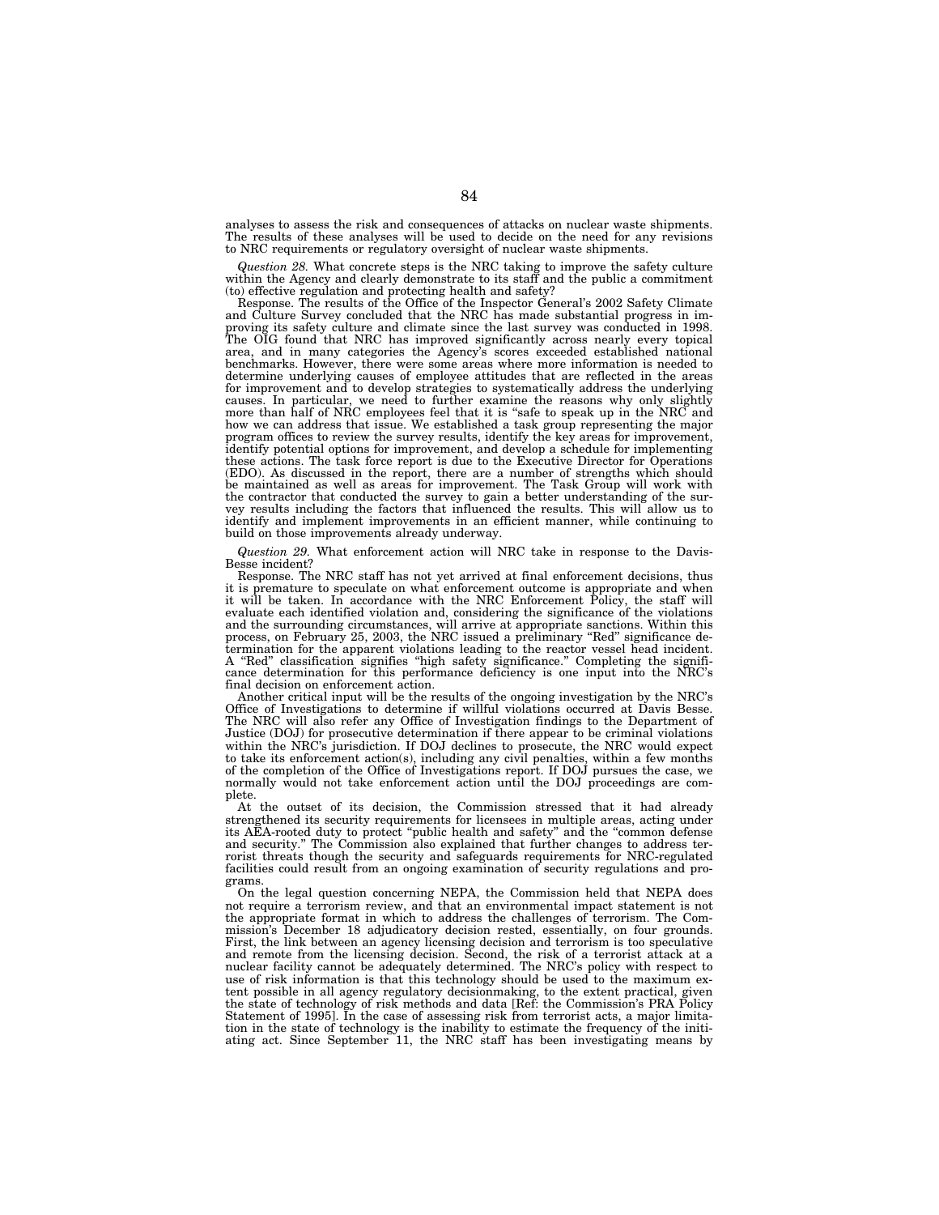analyses to assess the risk and consequences of attacks on nuclear waste shipments. The results of these analyses will be used to decide on the need for any revisions to NRC requirements or regulatory oversight of nuclear waste shipments.

*Question 28.* What concrete steps is the NRC taking to improve the safety culture within the Agency and clearly demonstrate to its staff and the public a commitment (to) effective regulation and protecting health and safety?

Response. The results of the Office of the Inspector General's 2002 Safety Climate and Culture Survey concluded that the NRC has made substantial progress in improving its safety culture and climate since the last survey was conducted in 1998. The OIG found that NRC has improved significantly across nearly every topical area, and in many categories the Agency's scores exceeded established national benchmarks. However, there were some areas where more information is needed to determine underlying causes of employee attitudes that are reflected in the areas for improvement and to develop strategies to systematically address the underlying causes. In particular, we need to further examine the reasons why only slightly more than half of NRC employees feel that it is "safe to speak up in the NRC and how we can address that issue. We established a task group representing the major program offices to review the survey results, identify the key areas for improvement, identify potential options for improvement, and develop a schedule for implementing these actions. The task force report is due to the Executive Director for Operations (EDO). As discussed in the report, there are a number of strengths which should be maintained as well as areas for improvement. The Task Group will work with the contractor that conducted the survey to gain a better understanding of the survey results including the factors that influenced the results. This will allow us to identify and implement improvements in an efficient manner, while continuing to build on those improvements already underway.

*Question 29.* What enforcement action will NRC take in response to the Davis-Besse incident?

Response. The NRC staff has not yet arrived at final enforcement decisions, thus it is premature to speculate on what enforcement outcome is appropriate and when it will be taken. In accordance with the NRC Enforcement Policy, the staff will evaluate each identified violation and, considering the significance of the violations and the surrounding circumstances, will arrive at appropriate sanctions. Within this process, on February 25, 2003, the NRC issued a preliminary "Red" significance determination for the apparent violations leading to the reactor vessel head incident. A "Red" classification signifies "high safety significance." Completing the significance determination for this performance deficiency is one input into the NRC's final decision on enforcement action.

Another critical input will be the results of the ongoing investigation by the NRC's Office of Investigations to determine if willful violations occurred at Davis Besse. The NRC will also refer any Office of Investigation findings to the Department of Justice (DOJ) for prosecutive determination if there appear to be criminal violations within the NRC's jurisdiction. If DOJ declines to prosecute, the NRC would expect to take its enforcement action(s), including any civil penalties, within a few months of the completion of the Office of Investigations report. If DOJ pursues the case, we normally would not take enforcement action until the DOJ proceedings are complete.

At the outset of its decision, the Commission stressed that it had already strengthened its security requirements for licensees in multiple areas, acting under its AEA-rooted duty to protect "public health and safety" and the "common defense and security." The Commission also explained that further changes to address terrorist threats though the security and safeguards requirements for NRC-regulated facilities could result from an ongoing examination of security regulations and programs.

On the legal question concerning NEPA, the Commission held that NEPA does not require a terrorism review, and that an environmental impact statement is not the appropriate format in which to address the challenges of terrorism. The Commission's December 18 adjudicatory decision rested, essentially, on four grounds. First, the link between an agency licensing decision and terrorism is too speculative and remote from the licensing decision. Second, the risk of a terrorist attack at a nuclear facility cannot be adequately determined. The NRC's policy with respect to use of risk information is that this technology should be used to the maximum extent possible in all agency regulatory decisionmaking, to the extent practical, given the state of technology of risk methods and data [Ref: the Commission's PRA Policy Statement of 1995]. In the case of assessing risk from terrorist acts, a major limitation in the state of technology is the inability to estimate the frequency of the initiating act. Since September 11, the NRC staff has been investigating means by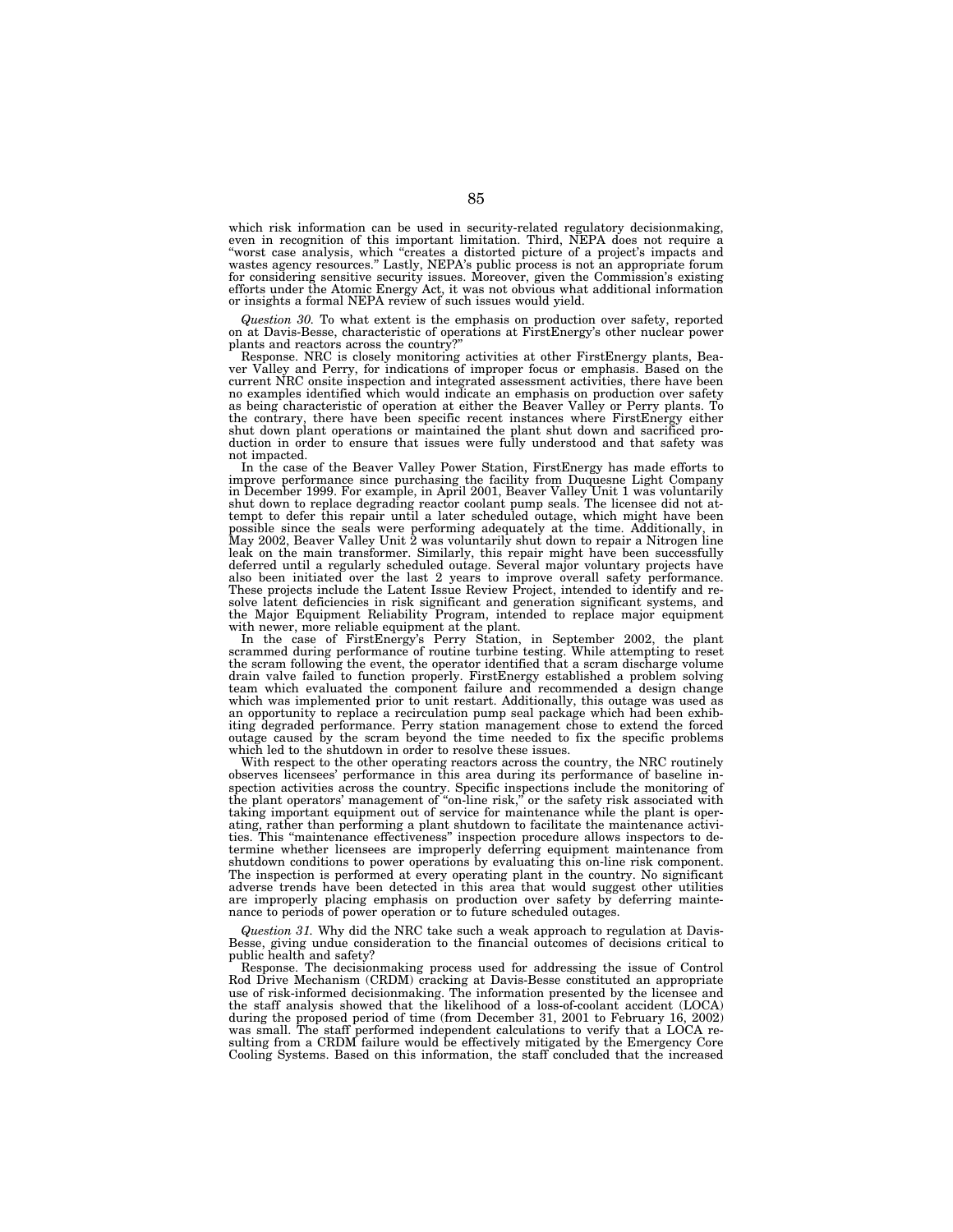which risk information can be used in security-related regulatory decisionmaking, even in recognition of this important limitation. Third, NEPA does not require a "worst case analysis, which "creates a distorted picture of a project's impacts and wastes agency resources." Lastly, NEPA's public process is not an appropriate forum for considering sensitive security issues. Moreover, given the Commission's existing efforts under the Atomic Energy Act, it was not obvious what additional information or insights a formal NEPA review of such issues would yield.

*Question 30.* To what extent is the emphasis on production over safety, reported on at Davis-Besse, characteristic of operations at FirstEnergy's other nuclear power plants and reactors across the country?"

Response. NRC is closely monitoring activities at other FirstEnergy plants, Beaver Valley and Perry, for indications of improper focus or emphasis. Based on the current NRC onsite inspection and integrated assessment activities, there have been no examples identified which would indicate an emphasis on production over safety as being characteristic of operation at either the Beaver Valley or Perry plants. To the contrary, there have been specific recent instances where FirstEnergy either shut down plant operations or maintained the plant shut down and sacrificed production in order to ensure that issues were fully understood and that safety was not impacted.

In the case of the Beaver Valley Power Station, FirstEnergy has made efforts to improve performance since purchasing the facility from Duquesne Light Company in December 1999. For example, in April 2001, Beaver Valley Unit 1 was voluntarily shut down to replace degrading reactor coolant pump seals. The licensee did not attempt to defer this repair until a later scheduled outage, which might have been possible since the seals were performing adequately at the time. Additionally, in May 2002, Beaver Valley Unit 2 was voluntarily shut down to repair a Nitrogen line leak on the main transformer. Similarly, this repair might have been successfully deferred until a regularly scheduled outage. Several major voluntary projects have also been initiated over the last 2 years to improve overall safety performance. These projects include the Latent Issue Review Project, intended to identify and resolve latent deficiencies in risk significant and generation significant systems, and the Major Equipment Reliability Program, intended to replace major equipment with newer, more reliable equipment at the plant.

In the case of FirstEnergy's Perry Station, in September 2002, the plant scrammed during performance of routine turbine testing. While attempting to reset the scram following the event, the operator identified that a scram discharge volume drain valve failed to function properly. FirstEnergy established a problem solving team which evaluated the component failure and recommended a design change which was implemented prior to unit restart. Additionally, this outage was used as an opportunity to replace a recirculation pump seal package which had been exhibiting degraded performance. Perry station management chose to extend the forced outage caused by the scram beyond the time needed to fix the specific problems which led to the shutdown in order to resolve these issues.

With respect to the other operating reactors across the country, the NRC routinely observes licensees' performance in this area during its performance of baseline inspection activities across the country. Specific inspections include the monitoring of the plant operators' management of "on-line risk," or the safety risk associated with taking important equipment out of service for maintenance while the plant is operating, rather than performing a plant shutdown to facilitate the maintenance activities. This "maintenance effectiveness" inspection procedure allows inspectors to determine whether licensees are improperly deferring equipment maintenance from shutdown conditions to power operations by evaluating this on-line risk component. The inspection is performed at every operating plant in the country. No significant adverse trends have been detected in this area that would suggest other utilities are improperly placing emphasis on production over safety by deferring maintenance to periods of power operation or to future scheduled outages.

*Question 31.* Why did the NRC take such a weak approach to regulation at Davis-Besse, giving undue consideration to the financial outcomes of decisions critical to public health and safety?

Response. The decisionmaking process used for addressing the issue of Control Rod Drive Mechanism (CRDM) cracking at Davis-Besse constituted an appropriate use of risk-informed decisionmaking. The information presented by the licensee and the staff analysis showed that the likelihood of a loss-of-coolant accident (LOCA) during the proposed period of time (from December 31, 2001 to February 16, 2002) was small. The staff performed independent calculations to verify that a LOCA resulting from a CRDM failure would be effectively mitigated by the Emergency Core Cooling Systems. Based on this information, the staff concluded that the increased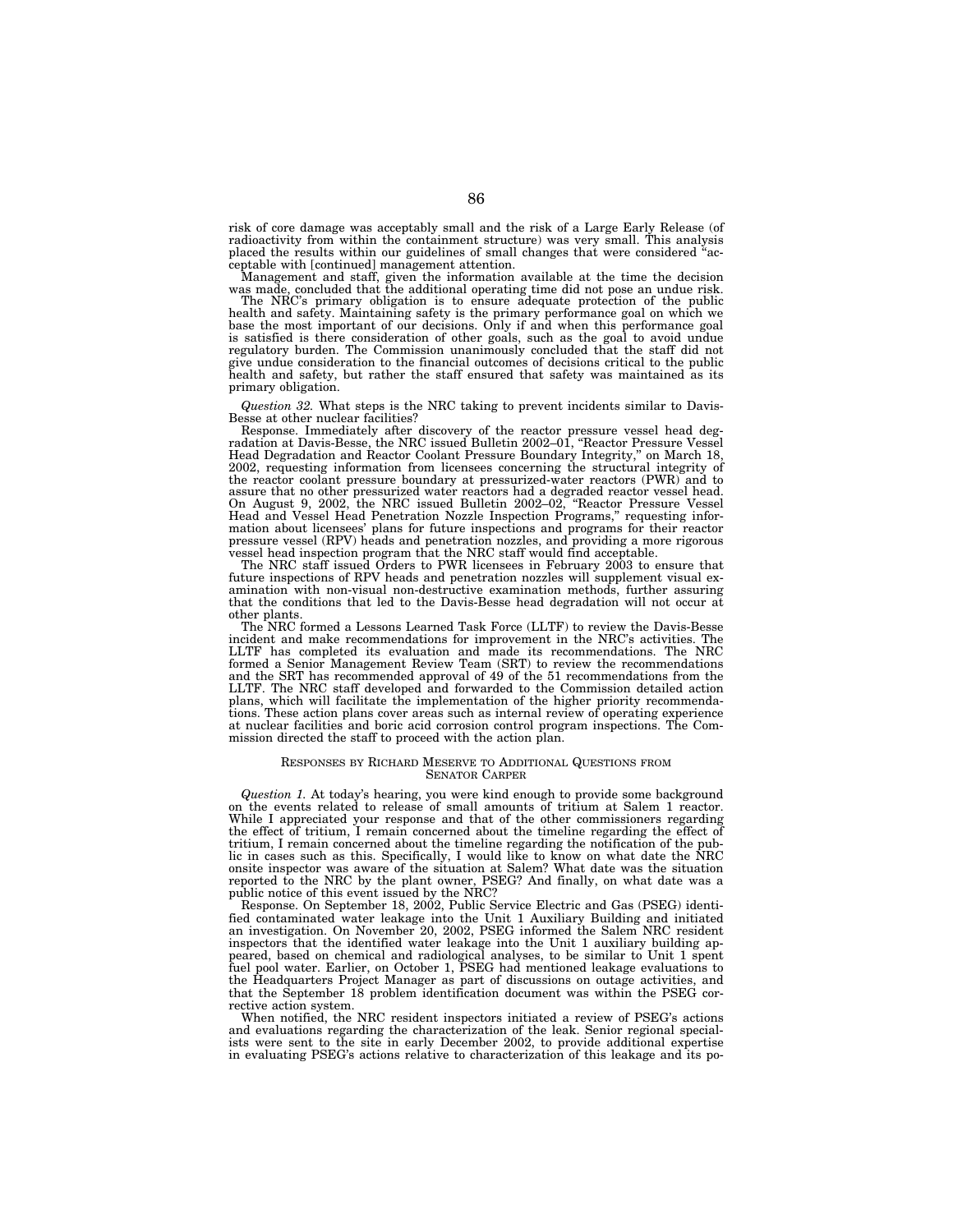risk of core damage was acceptably small and the risk of a Large Early Release (of radioactivity from within the containment structure) was very small. This analysis placed the results within our guidelines of small changes that were considered "acceptable with [continued] management attention.

Management and staff, given the information available at the time the decision was made, concluded that the additional operating time did not pose an undue risk.

The NRC's primary obligation is to ensure adequate protection of the public health and safety. Maintaining safety is the primary performance goal on which we base the most important of our decisions. Only if and when this performance goal is satisfied is there consideration of other goals, such as the goal to avoid undue regulatory burden. The Commission unanimously concluded that the staff did not give undue consideration to the financial outcomes of decisions critical to the public health and safety, but rather the staff ensured that safety was maintained as its primary obligation.

*Question 32.* What steps is the NRC taking to prevent incidents similar to Davis-Besse at other nuclear facilities?

Response. Immediately after discovery of the reactor pressure vessel head degradation at Davis-Besse, the NRC issued Bulletin 2002–01, "Reactor Pressure Vessel Head Degradation and Reactor Coolant Pressure Boundary Integrity," on March 18, 2002, requesting information from licensees concerning the structural integrity of the reactor coolant pressure boundary at pressurized-water reactors (PWR) and to assure that no other pressurized water reactors had a degraded reactor vessel head. On August 9, 2002, the NRC issued Bulletin 2002–02, "Reactor Pressure Vessel Head and Vessel Head Penetration Nozzle Inspection Programs," requesting information about licensees' plans for future inspections and programs for their reactor pressure vessel (RPV) heads and penetration nozzles, and providing a more rigorous vessel head inspection program that the NRC staff would find acceptable.

The NRC staff issued Orders to PWR licensees in February 2003 to ensure that future inspections of RPV heads and penetration nozzles will supplement visual examination with non-visual non-destructive examination methods, further assuring that the conditions that led to the Davis-Besse head degradation will not occur at other plants.

The NRC formed a Lessons Learned Task Force (LLTF) to review the Davis-Besse incident and make recommendations for improvement in the NRC's activities. The LLTF has completed its evaluation and made its recommendations. The NRC formed a Senior Management Review Team (SRT) to review the recommendations and the SRT has recommended approval of 49 of the 51 recommendations from the LLTF. The NRC staff developed and forwarded to the Commission detailed action plans, which will facilitate the implementation of the higher priority recommendations. These action plans cover areas such as internal review of operating experience at nuclear facilities and boric acid corrosion control program inspections. The Commission directed the staff to proceed with the action plan.

## RESPONSES BY RICHARD MESERVE TO ADDITIONAL QUESTIONS FROM SENATOR CARPER

*Question 1.* At today's hearing, you were kind enough to provide some background on the events related to release of small amounts of tritium at Salem 1 reactor. While I appreciated your response and that of the other commissioners regarding the effect of tritium, I remain concerned about the timeline regarding the effect of tritium, I remain concerned about the timeline regarding the notification of the public in cases such as this. Specifically, I would like to know on what date the NRC onsite inspector was aware of the situation at Salem? What date was the situation reported to the NRC by the plant owner, PSEG? And finally, on what date was a public notice of this event issued by the NRC?

Response. On September 18, 2002, Public Service Electric and Gas (PSEG) identified contaminated water leakage into the Unit 1 Auxiliary Building and initiated an investigation. On November 20, 2002, PSEG informed the Salem NRC resident inspectors that the identified water leakage into the Unit 1 auxiliary building appeared, based on chemical and radiological analyses, to be similar to Unit 1 spent fuel pool water. Earlier, on October 1, PSEG had mentioned leakage evaluations to the Headquarters Project Manager as part of discussions on outage activities, and that the September 18 problem identification document was within the PSEG corrective action system.

When notified, the NRC resident inspectors initiated a review of PSEG's actions and evaluations regarding the characterization of the leak. Senior regional specialists were sent to the site in early December 2002, to provide additional expertise in evaluating PSEG's actions relative to characterization of this leakage and its po-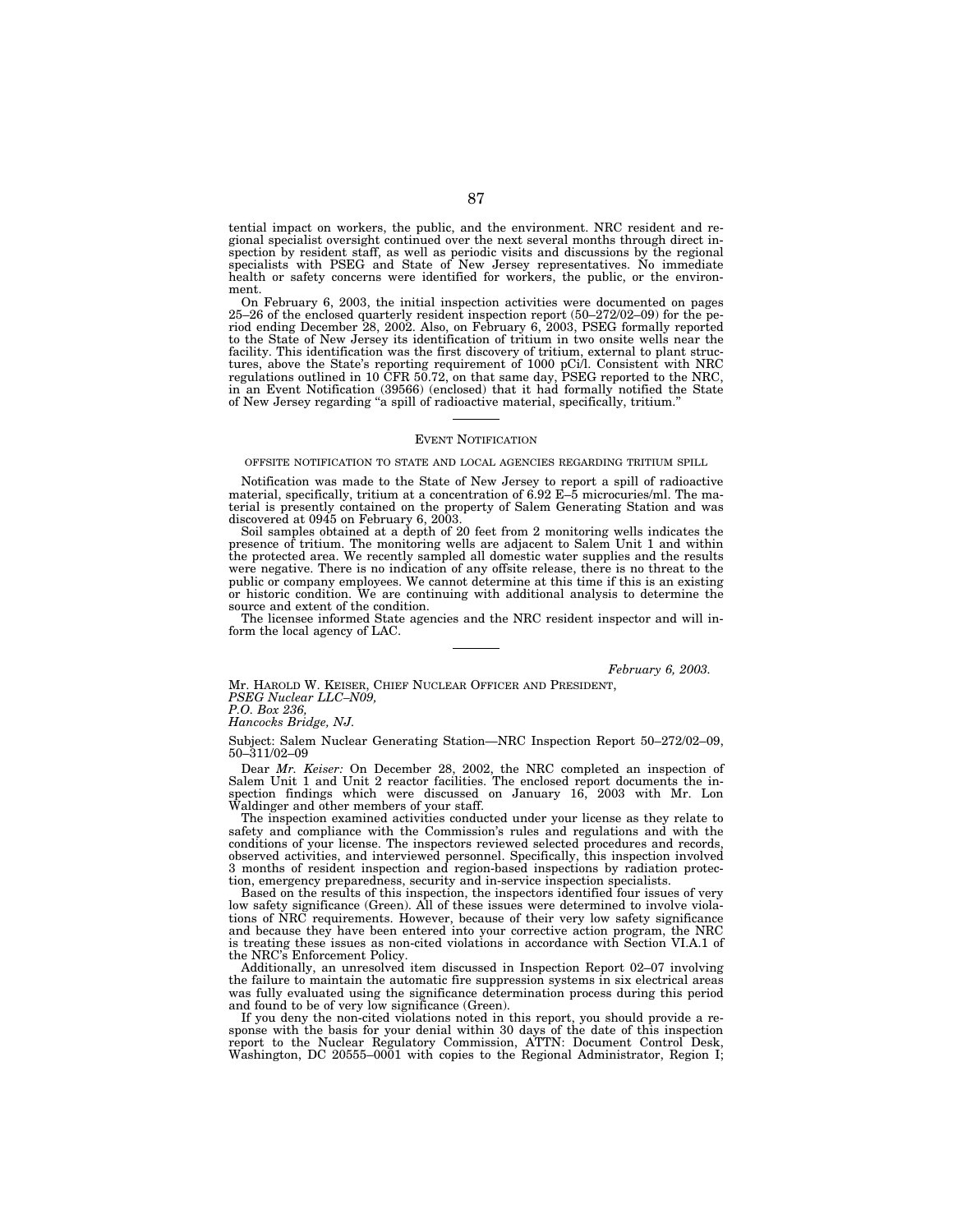tential impact on workers, the public, and the environment. NRC resident and regional specialist oversight continued over the next several months through direct inspection by resident staff, as well as periodic visits and discussions by the regional specialists with PSEG and State of New Jersey representatives. No immediate health or safety concerns were identified for workers, the public, or the environment.

On February 6, 2003, the initial inspection activities were documented on pages 25–26 of the enclosed quarterly resident inspection report (50–272/02–09) for the period ending December 28, 2002. Also, on February 6, 2003, PSEG formally reported to the State of New Jersey its identification of tritium in two onsite wells near the facility. This identification was the first discovery of tritium, external to plant structures, above the State's reporting requirement of 1000 pCi/l. Consistent with NRC regulations outlined in 10 CFR 50.72, on that same day, PSEG reported to the NRC, in an Event Notification (39566) (enclosed) that it had formally notified the State of New Jersey regarding "a spill of radioactive material, specifically, tritium."

---

## EVENT NOTIFICATION

### OFFSITE NOTIFICATION TO STATE AND LOCAL AGENCIES REGARDING TRITIUM SPILL

Notification was made to the State of New Jersey to report a spill of radioactive material, specifically, tritium at a concentration of 6.92 E–5 microcuries/ml. The material is presently contained on the property of Salem Generating Station and was discovered at 0945 on February 6, 2003.

Soil samples obtained at a depth of 20 feet from 2 monitoring wells indicates the presence of tritium. The monitoring wells are adjacent to Salem Unit 1 and within the protected area. We recently sampled all domestic water supplies and the results were negative. There is no indication of any offsite release, there is no threat to the public or company employees. We cannot determine at this time if this is an existing or historic condition. We are continuing with additional analysis to determine the source and extent of the condition.

The licensee informed State agencies and the NRC resident inspector and will inform the local agency of LAC.

---

*February 6, 2003.*

Mr. HAROLD W. KEISER, CHIEF NUCLEAR OFFICER AND PRESIDENT,
*PSEG Nuclear LLC–N09,*
*P.O. Box 236,*
*Hancocks Bridge, NJ.*

Subject: Salem Nuclear Generating Station—NRC Inspection Report 50–272/02–09, 50–311/02–09

Dear *Mr. Keiser:* On December 28, 2002, the NRC completed an inspection of Salem Unit 1 and Unit 2 reactor facilities. The enclosed report documents the inspection findings which were discussed on January 16, 2003 with Mr. Lon Waldinger and other members of your staff.

The inspection examined activities conducted under your license as they relate to safety and compliance with the Commission's rules and regulations and with the conditions of your license. The inspectors reviewed selected procedures and records, observed activities, and interviewed personnel. Specifically, this inspection involved 3 months of resident inspection and region-based inspections by radiation protection, emergency preparedness, security and in-service inspection specialists.

Based on the results of this inspection, the inspectors identified four issues of very low safety significance (Green). All of these issues were determined to involve violations of NRC requirements. However, because of their very low safety significance and because they have been entered into your corrective action program, the NRC is treating these issues as non-cited violations in accordance with Section VI.A.1 of the NRC's Enforcement Policy.

Additionally, an unresolved item discussed in Inspection Report 02–07 involving the failure to maintain the automatic fire suppression systems in six electrical areas was fully evaluated using the significance determination process during this period and found to be of very low significance (Green).

If you deny the non-cited violations noted in this report, you should provide a response with the basis for your denial within 30 days of the date of this inspection report to the Nuclear Regulatory Commission, ATTN: Document Control Desk, Washington, DC 20555–0001 with copies to the Regional Administrator, Region I;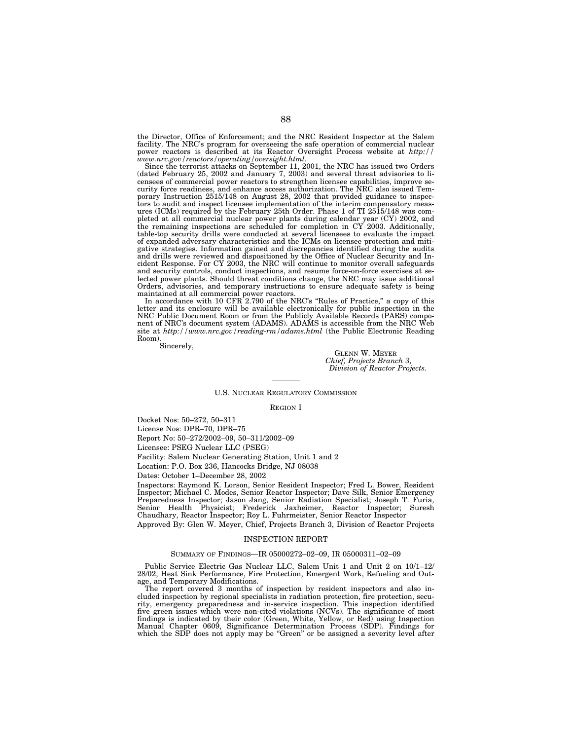the Director, Office of Enforcement; and the NRC Resident Inspector at the Salem facility. The NRC's program for overseeing the safe operation of commercial nuclear power reactors is described at its Reactor Oversight Process website at *http://www.nrc.gov/reactors/operating/oversight.html.*

Since the terrorist attacks on September 11, 2001, the NRC has issued two Orders (dated February 25, 2002 and January 7, 2003) and several threat advisories to licensees of commercial power reactors to strengthen licensee capabilities, improve security force readiness, and enhance access authorization. The NRC also issued Temporary Instruction 2515/148 on August 28, 2002 that provided guidance to inspectors to audit and inspect licensee implementation of the interim compensatory measures (ICMs) required by the February 25th Order. Phase 1 of TI 2515/148 was completed at all commercial nuclear power plants during calendar year (CY) 2002, and the remaining inspections are scheduled for completion in CY 2003. Additionally, table-top security drills were conducted at several licensees to evaluate the impact of expanded adversary characteristics and the ICMs on licensee protection and mitigative strategies. Information gained and discrepancies identified during the audits and drills were reviewed and dispositioned by the Office of Nuclear Security and Incident Response. For CY 2003, the NRC will continue to monitor overall safeguards and security controls, conduct inspections, and resume force-on-force exercises at selected power plants. Should threat conditions change, the NRC may issue additional Orders, advisories, and temporary instructions to ensure adequate safety is being maintained at all commercial power reactors.

In accordance with 10 CFR 2.790 of the NRC's "Rules of Practice," a copy of this letter and its enclosure will be available electronically for public inspection in the NRC Public Document Room or from the Publicly Available Records (PARS) component of NRC's document system (ADAMS). ADAMS is accessible from the NRC Web site at *http://www.nrc.gov/reading-rm/adams.html* (the Public Electronic Reading Room).

Sincerely,

GLENN W. MEYER
*Chief, Projects Branch 3,*
*Division of Reactor Projects.*

---

U.S. NUCLEAR REGULATORY COMMISSION

REGION I

Docket Nos: 50–272, 50–311

License Nos: DPR–70, DPR–75

Report No: 50–272/2002–09, 50–311/2002–09

Licensee: PSEG Nuclear LLC (PSEG)

Facility: Salem Nuclear Generating Station, Unit 1 and 2

Location: P.O. Box 236, Hancocks Bridge, NJ 08038

Dates: October 1–December 28, 2002

Inspectors: Raymond K. Lorson, Senior Resident Inspector; Fred L. Bower, Resident Inspector; Michael C. Modes, Senior Reactor Inspector; Dave Silk, Senior Emergency Preparedness Inspector; Jason Jang, Senior Radiation Specialist; Joseph T. Furia, Senior Health Physicist; Frederick Jaxheimer, Reactor Inspector; Suresh Chaudhary, Reactor Inspector; Roy L. Fuhrmeister, Senior Reactor Inspector

Approved By: Glen W. Meyer, Chief, Projects Branch 3, Division of Reactor Projects

## INSPECTION REPORT

### SUMMARY OF FINDINGS—IR 05000272–02–09, IR 05000311–02–09

Public Service Electric Gas Nuclear LLC, Salem Unit 1 and Unit 2 on 10/1–12/28/02, Heat Sink Performance, Fire Protection, Emergent Work, Refueling and Outage, and Temporary Modifications.

The report covered 3 months of inspection by resident inspectors and also included inspection by regional specialists in radiation protection, fire protection, security, emergency preparedness and in-service inspection. This inspection identified five green issues which were non-cited violations (NCVs). The significance of most findings is indicated by their color (Green, White, Yellow, or Red) using Inspection Manual Chapter 0609, Significance Determination Process (SDP). Findings for which the SDP does not apply may be "Green" or be assigned a severity level after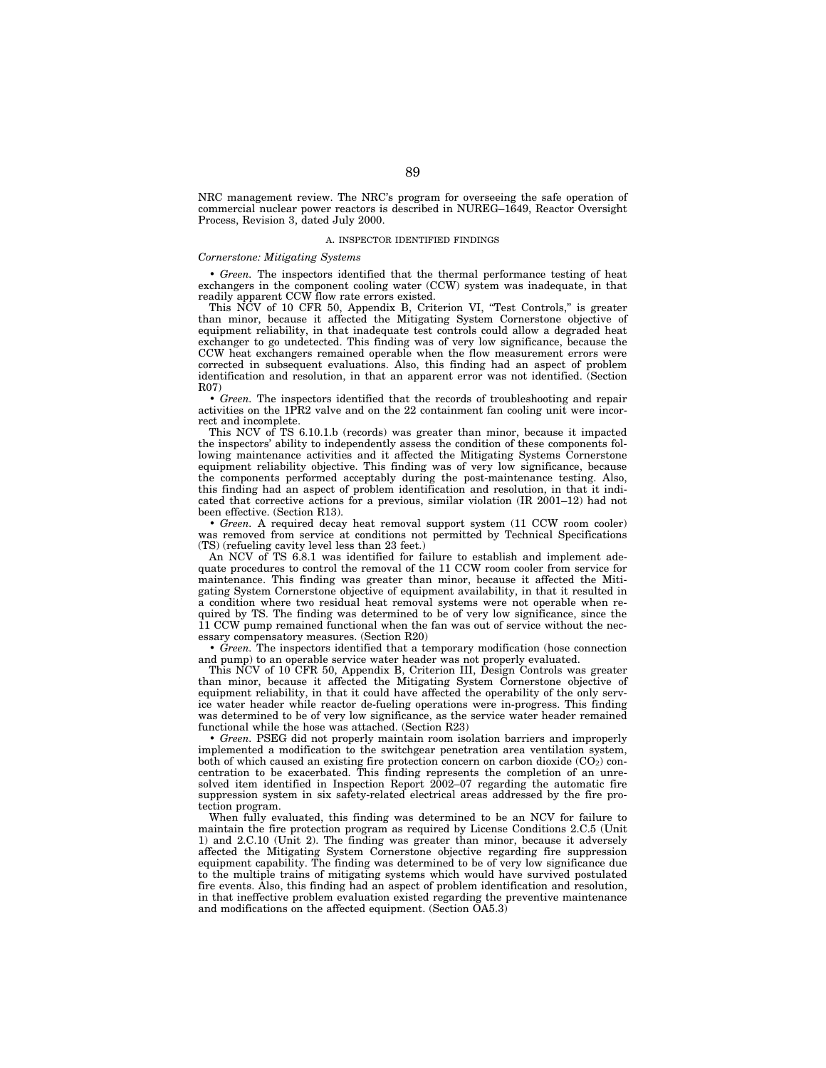NRC management review. The NRC's program for overseeing the safe operation of commercial nuclear power reactors is described in NUREG–1649, Reactor Oversight Process, Revision 3, dated July 2000.

### A. INSPECTOR IDENTIFIED FINDINGS

*Cornerstone: Mitigating Systems*

• *Green.* The inspectors identified that the thermal performance testing of heat exchangers in the component cooling water (CCW) system was inadequate, in that readily apparent CCW flow rate errors existed.

This NCV of 10 CFR 50, Appendix B, Criterion VI, "Test Controls," is greater than minor, because it affected the Mitigating System Cornerstone objective of equipment reliability, in that inadequate test controls could allow a degraded heat exchanger to go undetected. This finding was of very low significance, because the CCW heat exchangers remained operable when the flow measurement errors were corrected in subsequent evaluations. Also, this finding had an aspect of problem identification and resolution, in that an apparent error was not identified. (Section R07)

• *Green.* The inspectors identified that the records of troubleshooting and repair activities on the 1PR2 valve and on the 22 containment fan cooling unit were incorrect and incomplete.

This NCV of TS 6.10.1.b (records) was greater than minor, because it impacted the inspectors' ability to independently assess the condition of these components following maintenance activities and it affected the Mitigating Systems Cornerstone equipment reliability objective. This finding was of very low significance, because the components performed acceptably during the post-maintenance testing. Also, this finding had an aspect of problem identification and resolution, in that it indicated that corrective actions for a previous, similar violation (IR 2001–12) had not been effective. (Section R13).

• *Green.* A required decay heat removal support system (11 CCW room cooler) was removed from service at conditions not permitted by Technical Specifications (TS) (refueling cavity level less than 23 feet.)

An NCV of TS 6.8.1 was identified for failure to establish and implement adequate procedures to control the removal of the 11 CCW room cooler from service for maintenance. This finding was greater than minor, because it affected the Mitigating System Cornerstone objective of equipment availability, in that it resulted in a condition where two residual heat removal systems were not operable when required by TS. The finding was determined to be of very low significance, since the 11 CCW pump remained functional when the fan was out of service without the necessary compensatory measures. (Section R20)

• *Green.* The inspectors identified that a temporary modification (hose connection and pump) to an operable service water header was not properly evaluated.

This NCV of 10 CFR 50, Appendix B, Criterion III, Design Controls was greater than minor, because it affected the Mitigating System Cornerstone objective of equipment reliability, in that it could have affected the operability of the only service water header while reactor de-fueling operations were in-progress. This finding was determined to be of very low significance, as the service water header remained functional while the hose was attached. (Section R23)

• *Green.* PSEG did not properly maintain room isolation barriers and improperly implemented a modification to the switchgear penetration area ventilation system, both of which caused an existing fire protection concern on carbon dioxide ($CO_2$) concentration to be exacerbated. This finding represents the completion of an unresolved item identified in Inspection Report 2002–07 regarding the automatic fire suppression system in six safety-related electrical areas addressed by the fire protection program.

When fully evaluated, this finding was determined to be an NCV for failure to maintain the fire protection program as required by License Conditions 2.C.5 (Unit 1) and 2.C.10 (Unit 2). The finding was greater than minor, because it adversely affected the Mitigating System Cornerstone objective regarding fire suppression equipment capability. The finding was determined to be of very low significance due to the multiple trains of mitigating systems which would have survived postulated fire events. Also, this finding had an aspect of problem identification and resolution, in that ineffective problem evaluation existed regarding the preventive maintenance and modifications on the affected equipment. (Section OA5.3)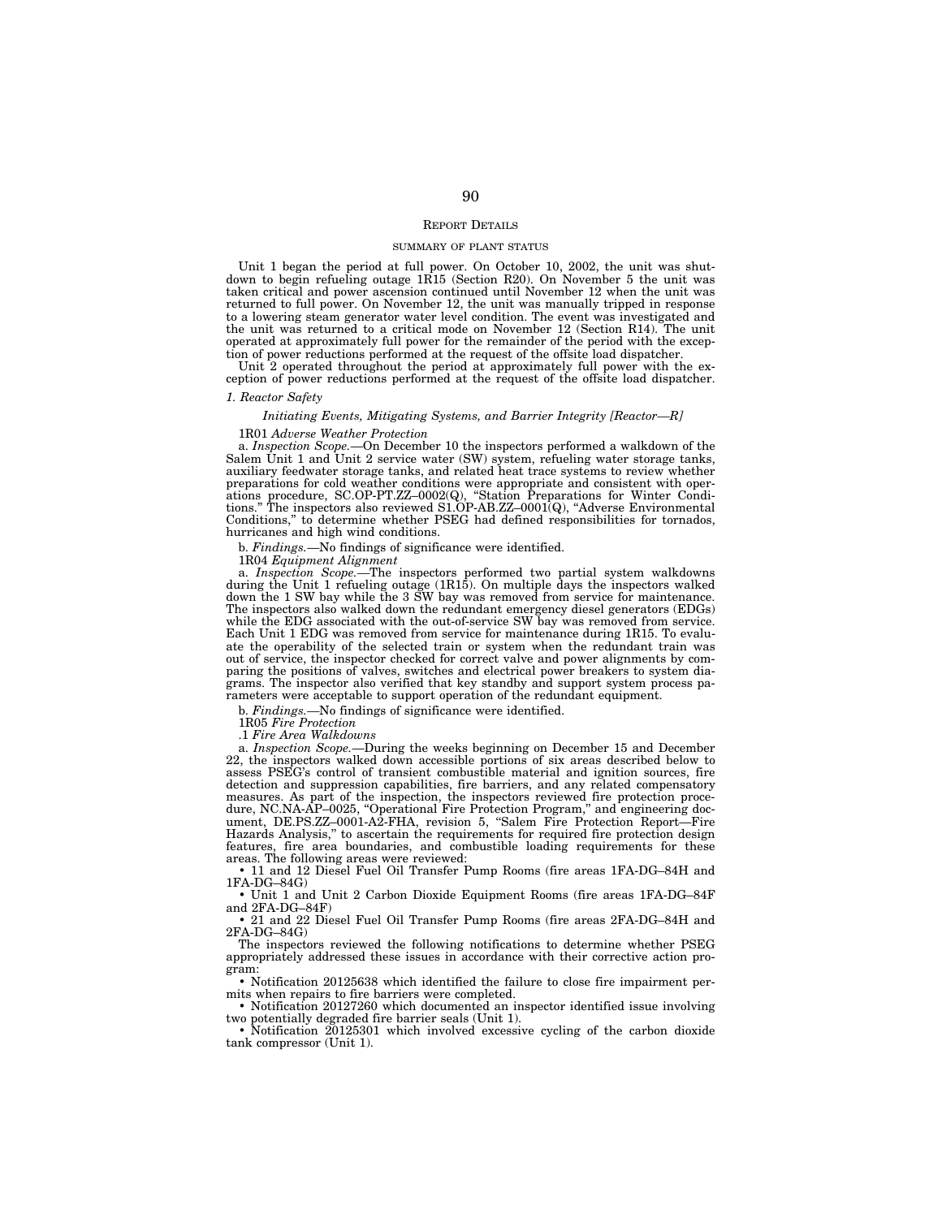REPORT DETAILS

SUMMARY OF PLANT STATUS

Unit 1 began the period at full power. On October 10, 2002, the unit was shutdown to begin refueling outage 1R15 (Section R20). On November 5 the unit was taken critical and power ascension continued until November 12 when the unit was returned to full power. On November 12, the unit was manually tripped in response to a lowering steam generator water level condition. The event was investigated and the unit was returned to a critical mode on November 12 (Section R14). The unit operated at approximately full power for the remainder of the period with the exception of power reductions performed at the request of the offsite load dispatcher.

Unit 2 operated throughout the period at approximately full power with the exception of power reductions performed at the request of the offsite load dispatcher.

*1. Reactor Safety*

*Initiating Events, Mitigating Systems, and Barrier Integrity [Reactor—R]*

1R01 *Adverse Weather Protection*

a. *Inspection Scope.*—On December 10 the inspectors performed a walkdown of the Salem Unit 1 and Unit 2 service water (SW) system, refueling water storage tanks, auxiliary feedwater storage tanks, and related heat trace systems to review whether preparations for cold weather conditions were appropriate and consistent with operations procedure, SC.OP-PT.ZZ–0002(Q), "Station Preparations for Winter Conditions." The inspectors also reviewed S1.OP-AB.ZZ–0001(Q), "Adverse Environmental Conditions," to determine whether PSEG had defined responsibilities for tornados, hurricanes and high wind conditions.

b. *Findings.*—No findings of significance were identified.

1R04 *Equipment Alignment*

a. *Inspection Scope.*—The inspectors performed two partial system walkdowns during the Unit 1 refueling outage (1R15). On multiple days the inspectors walked down the 1 SW bay while the 3 SW bay was removed from service for maintenance. The inspectors also walked down the redundant emergency diesel generators (EDGs) while the EDG associated with the out-of-service SW bay was removed from service. Each Unit 1 EDG was removed from service for maintenance during 1R15. To evaluate the operability of the selected train or system when the redundant train was out of service, the inspector checked for correct valve and power alignments by comparing the positions of valves, switches and electrical power breakers to system diagrams. The inspector also verified that key standby and support system process parameters were acceptable to support operation of the redundant equipment.

b. *Findings.*—No findings of significance were identified.

1R05 *Fire Protection*

.1 *Fire Area Walkdowns*

a. *Inspection Scope.*—During the weeks beginning on December 15 and December 22, the inspectors walked down accessible portions of six areas described below to assess PSEG's control of transient combustible material and ignition sources, fire detection and suppression capabilities, fire barriers, and any related compensatory measures. As part of the inspection, the inspectors reviewed fire protection procedure, NC.NA-AP–0025, "Operational Fire Protection Program," and engineering document, DE.PS.ZZ–0001-A2-FHA, revision 5, "Salem Fire Protection Report—Fire Hazards Analysis," to ascertain the requirements for required fire protection design features, fire area boundaries, and combustible loading requirements for these areas. The following areas were reviewed:

- 11 and 12 Diesel Fuel Oil Transfer Pump Rooms (fire areas 1FA-DG–84H and 1FA-DG–84G)
- Unit 1 and Unit 2 Carbon Dioxide Equipment Rooms (fire areas 1FA-DG–84F and 2FA-DG–84F)
- 21 and 22 Diesel Fuel Oil Transfer Pump Rooms (fire areas 2FA-DG–84H and 2FA-DG–84G)

The inspectors reviewed the following notifications to determine whether PSEG appropriately addressed these issues in accordance with their corrective action program:

- Notification 20125638 which identified the failure to close fire impairment permits when repairs to fire barriers were completed.
- Notification 20127260 which documented an inspector identified issue involving two potentially degraded fire barrier seals (Unit 1).
- Notification 20125301 which involved excessive cycling of the carbon dioxide tank compressor (Unit 1).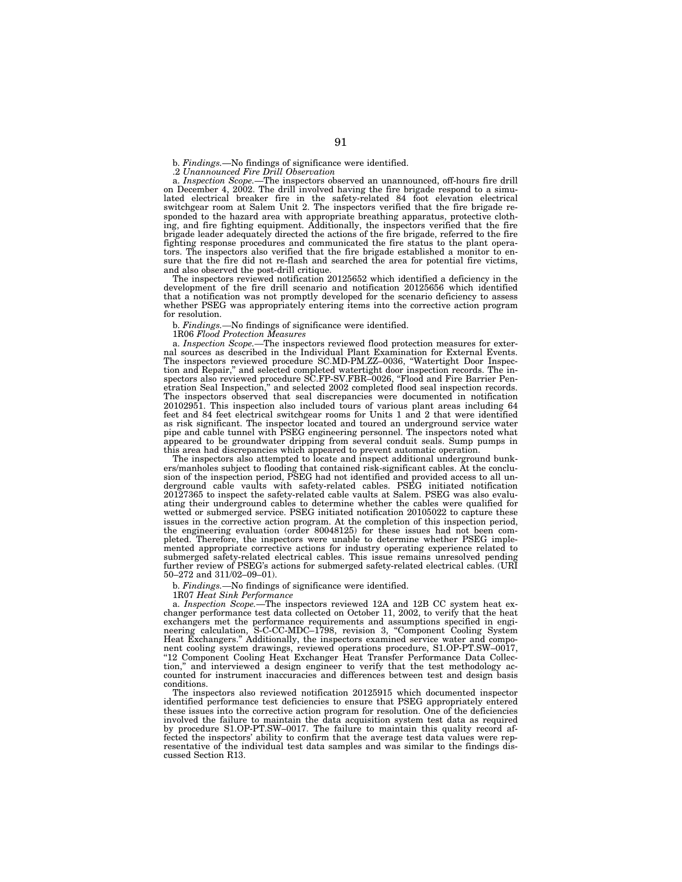b. *Findings.*—No findings of significance were identified.

.2 *Unannounced Fire Drill Observation*

a. *Inspection Scope.*—The inspectors observed an unannounced, off-hours fire drill on December 4, 2002. The drill involved having the fire brigade respond to a simulated electrical breaker fire in the safety-related 84 foot elevation electrical switchgear room at Salem Unit 2. The inspectors verified that the fire brigade responded to the hazard area with appropriate breathing apparatus, protective clothing, and fire fighting equipment. Additionally, the inspectors verified that the fire brigade leader adequately directed the actions of the fire brigade, referred to the fire fighting response procedures and communicated the fire status to the plant operators. The inspectors also verified that the fire brigade established a monitor to ensure that the fire did not re-flash and searched the area for potential fire victims, and also observed the post-drill critique.

The inspectors reviewed notification 20125652 which identified a deficiency in the development of the fire drill scenario and notification 20125656 which identified that a notification was not promptly developed for the scenario deficiency to assess whether PSEG was appropriately entering items into the corrective action program for resolution.

b. *Findings.*—No findings of significance were identified.

1R06 *Flood Protection Measures*

a. *Inspection Scope.*—The inspectors reviewed flood protection measures for external sources as described in the Individual Plant Examination for External Events. The inspectors reviewed procedure SC.MD-PM.ZZ–0036, "Watertight Door Inspection and Repair," and selected completed watertight door inspection records. The inspectors also reviewed procedure SC.FP-SV.FBR–0026, "Flood and Fire Barrier Penetration Seal Inspection," and selected 2002 completed flood seal inspection records. The inspectors observed that seal discrepancies were documented in notification 20102951. This inspection also included tours of various plant areas including 64 feet and 84 feet electrical switchgear rooms for Units 1 and 2 that were identified as risk significant. The inspector located and toured an underground service water pipe and cable tunnel with PSEG engineering personnel. The inspectors noted what appeared to be groundwater dripping from several conduit seals. Sump pumps in this area had discrepancies which appeared to prevent automatic operation.

The inspectors also attempted to locate and inspect additional underground bunkers/manholes subject to flooding that contained risk-significant cables. At the conclusion of the inspection period, PSEG had not identified and provided access to all underground cable vaults with safety-related cables. PSEG initiated notification 20127365 to inspect the safety-related cable vaults at Salem. PSEG was also evaluating their underground cables to determine whether the cables were qualified for wetted or submerged service. PSEG initiated notification 20105022 to capture these issues in the corrective action program. At the completion of this inspection period, the engineering evaluation (order 80048125) for these issues had not been completed. Therefore, the inspectors were unable to determine whether PSEG implemented appropriate corrective actions for industry operating experience related to submerged safety-related electrical cables. This issue remains unresolved pending further review of PSEG's actions for submerged safety-related electrical cables. (URI 50–272 and 311/02–09–01).

b. *Findings.*—No findings of significance were identified.

1R07 *Heat Sink Performance*

a. *Inspection Scope.*—The inspectors reviewed 12A and 12B CC system heat exchanger performance test data collected on October 11, 2002, to verify that the heat exchangers met the performance requirements and assumptions specified in engineering calculation, S-C-CC-MDC–1798, revision 3, "Component Cooling System Heat Exchangers." Additionally, the inspectors examined service water and component cooling system drawings, reviewed operations procedure, S1.OP-PT.SW–0017, "12 Component Cooling Heat Exchanger Heat Transfer Performance Data Collection," and interviewed a design engineer to verify that the test methodology accounted for instrument inaccuracies and differences between test and design basis conditions.

The inspectors also reviewed notification 20125915 which documented inspector identified performance test deficiencies to ensure that PSEG appropriately entered these issues into the corrective action program for resolution. One of the deficiencies involved the failure to maintain the data acquisition system test data as required by procedure S1.OP-PT.SW–0017. The failure to maintain this quality record affected the inspectors' ability to confirm that the average test data values were representative of the individual test data samples and was similar to the findings discussed Section R13.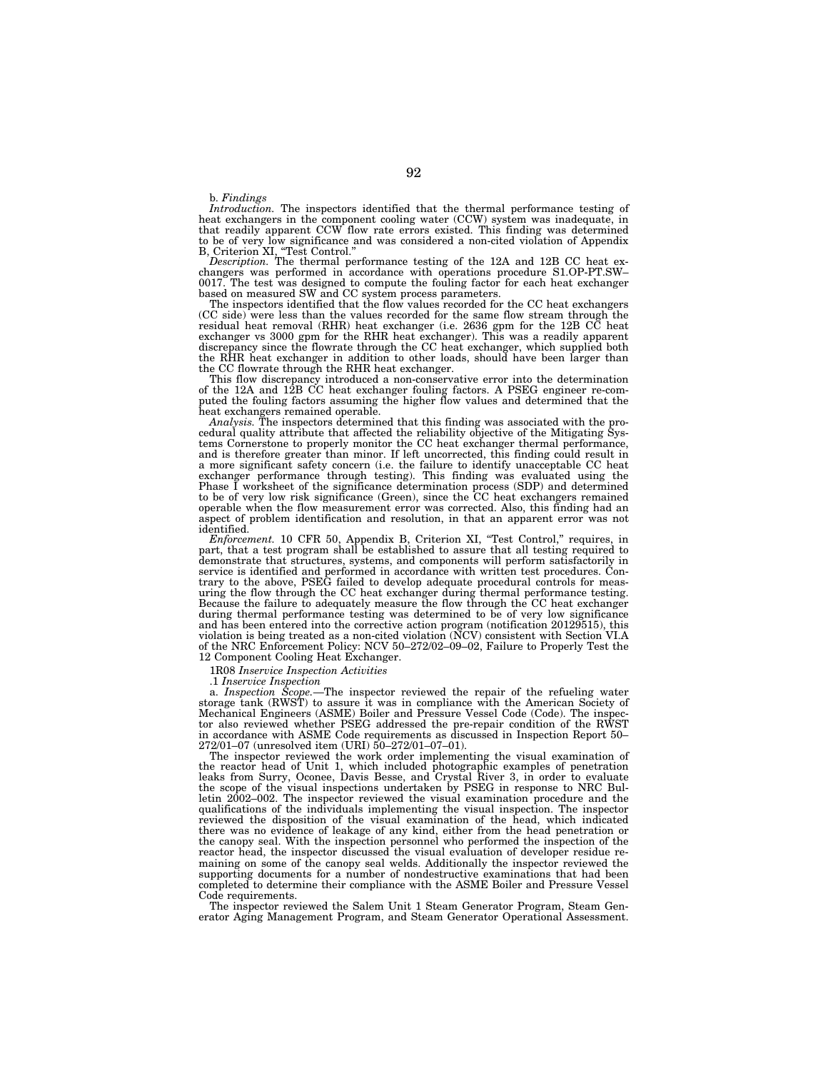b. *Findings*

*Introduction.* The inspectors identified that the thermal performance testing of heat exchangers in the component cooling water (CCW) system was inadequate, in that readily apparent CCW flow rate errors existed. This finding was determined to be of very low significance and was considered a non-cited violation of Appendix B, Criterion XI, "Test Control."

*Description.* The thermal performance testing of the 12A and 12B CC heat exchangers was performed in accordance with operations procedure S1.OP-PT.SW–0017. The test was designed to compute the fouling factor for each heat exchanger based on measured SW and CC system process parameters.

The inspectors identified that the flow values recorded for the CC heat exchangers (CC side) were less than the values recorded for the same flow stream through the residual heat removal (RHR) heat exchanger (i.e. 2636 gpm for the 12B CC heat exchanger vs 3000 gpm for the RHR heat exchanger). This was a readily apparent discrepancy since the flowrate through the CC heat exchanger, which supplied both the RHR heat exchanger in addition to other loads, should have been larger than the CC flowrate through the RHR heat exchanger.

This flow discrepancy introduced a non-conservative error into the determination of the 12A and 12B CC heat exchanger fouling factors. A PSEG engineer re-computed the fouling factors assuming the higher flow values and determined that the heat exchangers remained operable.

*Analysis.* The inspectors determined that this finding was associated with the procedural quality attribute that affected the reliability objective of the Mitigating Systems Cornerstone to properly monitor the CC heat exchanger thermal performance, and is therefore greater than minor. If left uncorrected, this finding could result in a more significant safety concern (i.e. the failure to identify unacceptable CC heat exchanger performance through testing). This finding was evaluated using the Phase I worksheet of the significance determination process (SDP) and determined to be of very low risk significance (Green), since the CC heat exchangers remained operable when the flow measurement error was corrected. Also, this finding had an aspect of problem identification and resolution, in that an apparent error was not identified.

*Enforcement.* 10 CFR 50, Appendix B, Criterion XI, "Test Control," requires, in part, that a test program shall be established to assure that all testing required to demonstrate that structures, systems, and components will perform satisfactorily in service is identified and performed in accordance with written test procedures. Contrary to the above, PSEG failed to develop adequate procedural controls for measuring the flow through the CC heat exchanger during thermal performance testing. Because the failure to adequately measure the flow through the CC heat exchanger during thermal performance testing was determined to be of very low significance and has been entered into the corrective action program (notification 20129515), this violation is being treated as a non-cited violation (NCV) consistent with Section VI.A of the NRC Enforcement Policy: NCV 50–272/02–09–02, Failure to Properly Test the 12 Component Cooling Heat Exchanger.

1R08 *Inservice Inspection Activities*

.1 *Inservice Inspection*

a. *Inspection Scope.*—The inspector reviewed the repair of the refueling water storage tank (RWST) to assure it was in compliance with the American Society of Mechanical Engineers (ASME) Boiler and Pressure Vessel Code (Code). The inspector also reviewed whether PSEG addressed the pre-repair condition of the RWST in accordance with ASME Code requirements as discussed in Inspection Report 50–272/01–07 (unresolved item (URI) 50–272/01–07–01).

The inspector reviewed the work order implementing the visual examination of the reactor head of Unit 1, which included photographic examples of penetration leaks from Surry, Oconee, Davis Besse, and Crystal River 3, in order to evaluate the scope of the visual inspections undertaken by PSEG in response to NRC Bulletin 2002–002. The inspector reviewed the visual examination procedure and the qualifications of the individuals implementing the visual inspection. The inspector reviewed the disposition of the visual examination of the head, which indicated there was no evidence of leakage of any kind, either from the head penetration or the canopy seal. With the inspection personnel who performed the inspection of the reactor head, the inspector discussed the visual evaluation of developer residue remaining on some of the canopy seal welds. Additionally the inspector reviewed the supporting documents for a number of nondestructive examinations that had been completed to determine their compliance with the ASME Boiler and Pressure Vessel Code requirements.

The inspector reviewed the Salem Unit 1 Steam Generator Program, Steam Generator Aging Management Program, and Steam Generator Operational Assessment.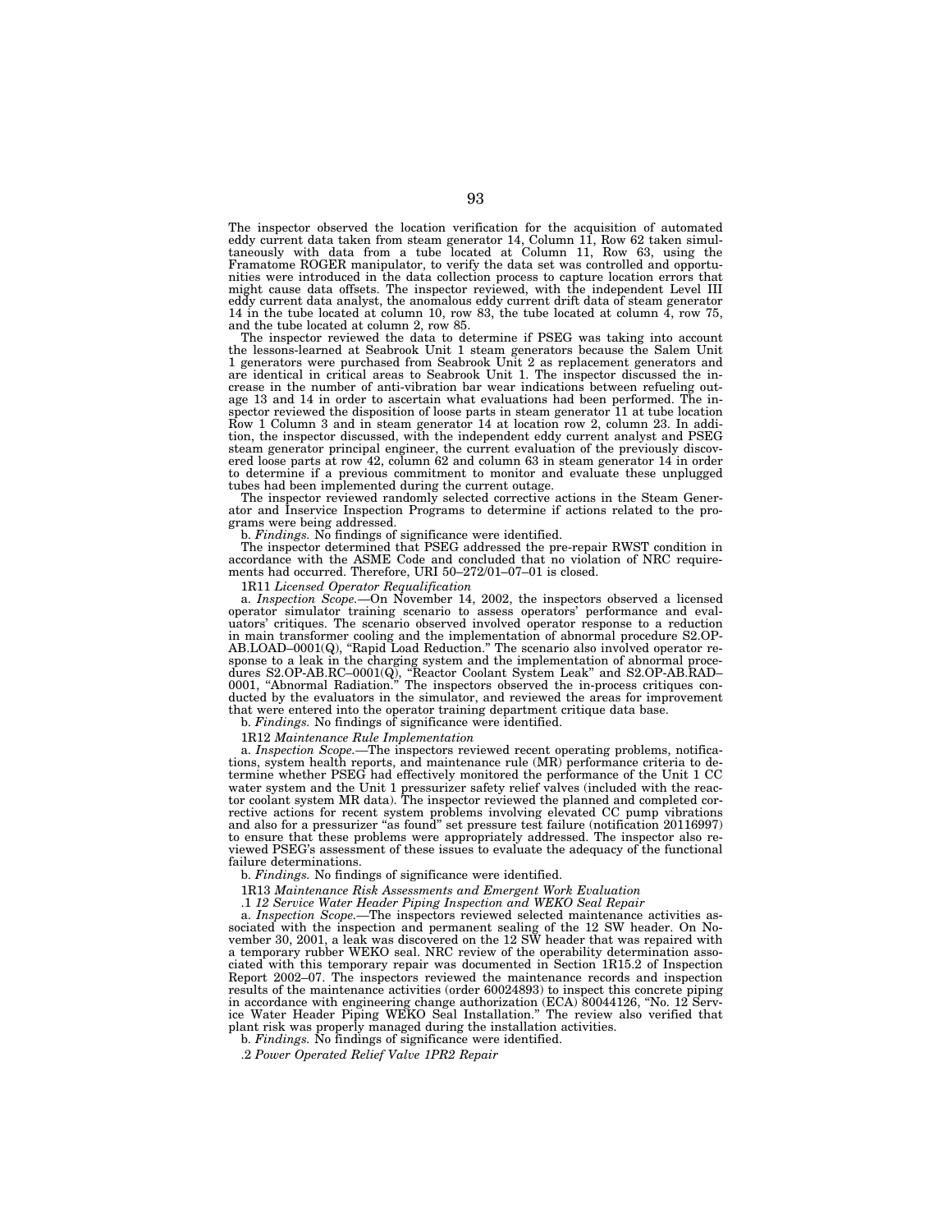The inspector observed the location verification for the acquisition of automated eddy current data taken from steam generator 14, Column 11, Row 62 taken simultaneously with data from a tube located at Column 11, Row 63, using the Framatome ROGER manipulator, to verify the data set was controlled and opportunities were introduced in the data collection process to capture location errors that might cause data offsets. The inspector reviewed, with the independent Level III eddy current data analyst, the anomalous eddy current drift data of steam generator 14 in the tube located at column 10, row 83, the tube located at column 4, row 75, and the tube located at column 2, row 85.

The inspector reviewed the data to determine if PSEG was taking into account the lessons-learned at Seabrook Unit 1 steam generators because the Salem Unit 1 generators were purchased from Seabrook Unit 2 as replacement generators and are identical in critical areas to Seabrook Unit 1. The inspector discussed the increase in the number of anti-vibration bar wear indications between refueling outage 13 and 14 in order to ascertain what evaluations had been performed. The inspector reviewed the disposition of loose parts in steam generator 11 at tube location Row 1 Column 3 and in steam generator 14 at location row 2, column 23. In addition, the inspector discussed, with the independent eddy current analyst and PSEG steam generator principal engineer, the current evaluation of the previously discovered loose parts at row 42, column 62 and column 63 in steam generator 14 in order to determine if a previous commitment to monitor and evaluate these unplugged tubes had been implemented during the current outage.

The inspector reviewed randomly selected corrective actions in the Steam Generator and Inservice Inspection Programs to determine if actions related to the programs were being addressed.

b. *Findings.* No findings of significance were identified.

The inspector determined that PSEG addressed the pre-repair RWST condition in accordance with the ASME Code and concluded that no violation of NRC requirements had occurred. Therefore, URI 50–272/01–07–01 is closed.

1R11 *Licensed Operator Requalification*

a. *Inspection Scope.*—On November 14, 2002, the inspectors observed a licensed operator simulator training scenario to assess operators' performance and evaluators' critiques. The scenario observed involved operator response to a reduction in main transformer cooling and the implementation of abnormal procedure S2.OP-AB.LOAD–0001(Q), "Rapid Load Reduction." The scenario also involved operator response to a leak in the charging system and the implementation of abnormal procedures S2.OP-AB.RC–0001(Q), "Reactor Coolant System Leak" and S2.OP-AB.RAD–0001, "Abnormal Radiation." The inspectors observed the in-process critiques conducted by the evaluators in the simulator, and reviewed the areas for improvement that were entered into the operator training department critique data base.

b. *Findings.* No findings of significance were identified.

1R12 *Maintenance Rule Implementation*

a. *Inspection Scope.*—The inspectors reviewed recent operating problems, notifications, system health reports, and maintenance rule (MR) performance criteria to determine whether PSEG had effectively monitored the performance of the Unit 1 CC water system and the Unit 1 pressurizer safety relief valves (included with the reactor coolant system MR data). The inspector reviewed the planned and completed corrective actions for recent system problems involving elevated CC pump vibrations and also for a pressurizer "as found" set pressure test failure (notification 20116997) to ensure that these problems were appropriately addressed. The inspector also reviewed PSEG's assessment of these issues to evaluate the adequacy of the functional failure determinations.

b. *Findings.* No findings of significance were identified.

1R13 *Maintenance Risk Assessments and Emergent Work Evaluation*

.1 *12 Service Water Header Piping Inspection and WEKO Seal Repair*

a. *Inspection Scope.*—The inspectors reviewed selected maintenance activities associated with the inspection and permanent sealing of the 12 SW header. On November 30, 2001, a leak was discovered on the 12 SW header that was repaired with a temporary rubber WEKO seal. NRC review of the operability determination associated with this temporary repair was documented in Section 1R15.2 of Inspection Report 2002–07. The inspectors reviewed the maintenance records and inspection results of the maintenance activities (order 60024893) to inspect this concrete piping in accordance with engineering change authorization (ECA) 80044126, "No. 12 Service Water Header Piping WEKO Seal Installation." The review also verified that plant risk was properly managed during the installation activities.

b. *Findings.* No findings of significance were identified.

.2 *Power Operated Relief Valve 1PR2 Repair*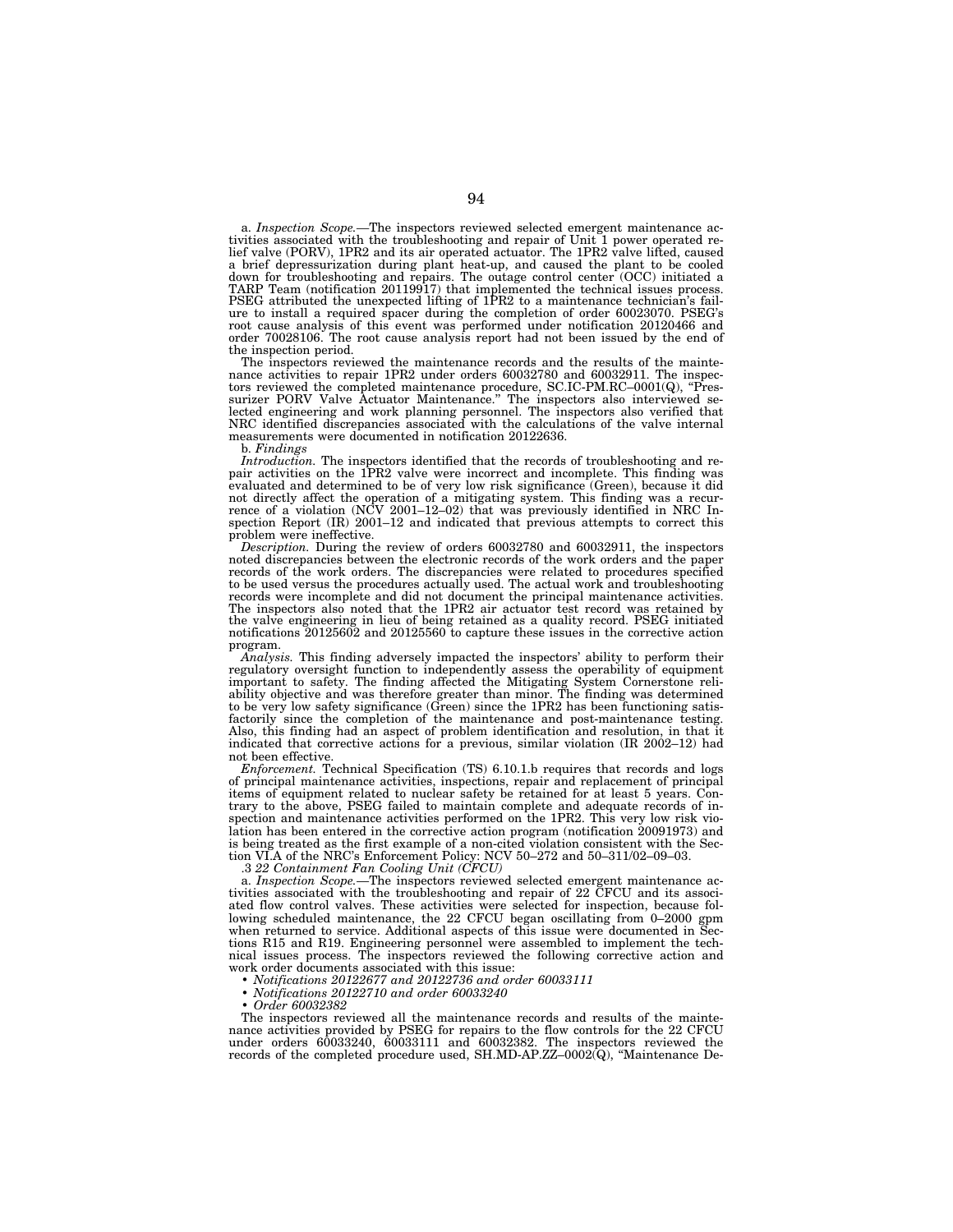a. *Inspection Scope.*—The inspectors reviewed selected emergent maintenance activities associated with the troubleshooting and repair of Unit 1 power operated relief valve (PORV), 1PR2 and its air operated actuator. The 1PR2 valve lifted, caused a brief depressurization during plant heat-up, and caused the plant to be cooled down for troubleshooting and repairs. The outage control center (OCC) initiated a TARP Team (notification 20119917) that implemented the technical issues process. PSEG attributed the unexpected lifting of 1PR2 to a maintenance technician's failure to install a required spacer during the completion of order 60023070. PSEG's root cause analysis of this event was performed under notification 20120466 and order 70028106. The root cause analysis report had not been issued by the end of the inspection period.

The inspectors reviewed the maintenance records and the results of the maintenance activities to repair 1PR2 under orders 60032780 and 60032911. The inspectors reviewed the completed maintenance procedure, SC.IC-PM.RC–0001(Q), "Pressurizer PORV Valve Actuator Maintenance." The inspectors also interviewed selected engineering and work planning personnel. The inspectors also verified that NRC identified discrepancies associated with the calculations of the valve internal measurements were documented in notification 20122636.

b. *Findings*

*Introduction.* The inspectors identified that the records of troubleshooting and repair activities on the 1PR2 valve were incorrect and incomplete. This finding was evaluated and determined to be of very low risk significance (Green), because it did not directly affect the operation of a mitigating system. This finding was a recurrence of a violation (NCV 2001–12–02) that was previously identified in NRC Inspection Report (IR) 2001–12 and indicated that previous attempts to correct this problem were ineffective.

*Description.* During the review of orders 60032780 and 60032911, the inspectors noted discrepancies between the electronic records of the work orders and the paper records of the work orders. The discrepancies were related to procedures specified to be used versus the procedures actually used. The actual work and troubleshooting records were incomplete and did not document the principal maintenance activities. The inspectors also noted that the 1PR2 air actuator test record was retained by the valve engineering in lieu of being retained as a quality record. PSEG initiated notifications 20125602 and 20125560 to capture these issues in the corrective action program.

*Analysis.* This finding adversely impacted the inspectors' ability to perform their regulatory oversight function to independently assess the operability of equipment important to safety. The finding affected the Mitigating System Cornerstone reliability objective and was therefore greater than minor. The finding was determined to be very low safety significance (Green) since the 1PR2 has been functioning satisfactorily since the completion of the maintenance and post-maintenance testing. Also, this finding had an aspect of problem identification and resolution, in that it indicated that corrective actions for a previous, similar violation (IR 2002–12) had not been effective.

*Enforcement.* Technical Specification (TS) 6.10.1.b requires that records and logs of principal maintenance activities, inspections, repair and replacement of principal items of equipment related to nuclear safety be retained for at least 5 years. Contrary to the above, PSEG failed to maintain complete and adequate records of inspection and maintenance activities performed on the 1PR2. This very low risk violation has been entered in the corrective action program (notification 20091973) and is being treated as the first example of a non-cited violation consistent with the Section VI.A of the NRC's Enforcement Policy: NCV 50–272 and 50–311/02–09–03.

.3 *22 Containment Fan Cooling Unit (CFCU)*

a. *Inspection Scope.*—The inspectors reviewed selected emergent maintenance activities associated with the troubleshooting and repair of 22 CFCU and its associated flow control valves. These activities were selected for inspection, because following scheduled maintenance, the 22 CFCU began oscillating from 0–2000 gpm when returned to service. Additional aspects of this issue were documented in Sections R15 and R19. Engineering personnel were assembled to implement the technical issues process. The inspectors reviewed the following corrective action and work order documents associated with this issue:

- *Notifications 20122677 and 20122736 and order 60033111*
- *Notifications 20122710 and order 60033240*
- *Order 60032382*

The inspectors reviewed all the maintenance records and results of the maintenance activities provided by PSEG for repairs to the flow controls for the 22 CFCU under orders 60033240, 60033111 and 60032382. The inspectors reviewed the records of the completed procedure used, SH.MD-AP.ZZ–0002(Q), "Maintenance De-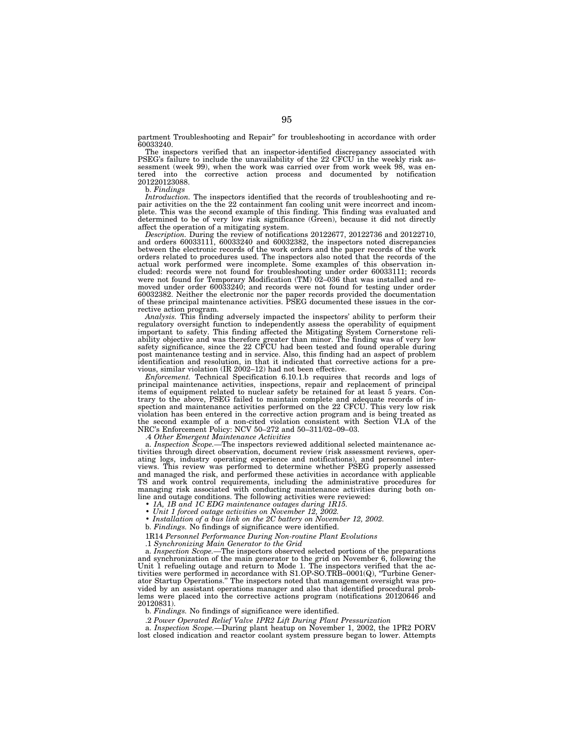partment Troubleshooting and Repair" for troubleshooting in accordance with order 60033240.

The inspectors verified that an inspector-identified discrepancy associated with PSEG's failure to include the unavailability of the 22 CFCU in the weekly risk assessment (week 99), when the work was carried over from work week 98, was entered into the corrective action process and documented by notification 201220123088.

b. *Findings*

*Introduction.* The inspectors identified that the records of troubleshooting and repair activities on the the 22 containment fan cooling unit were incorrect and incomplete. This was the second example of this finding. This finding was evaluated and determined to be of very low risk significance (Green), because it did not directly affect the operation of a mitigating system.

*Description.* During the review of notifications 20122677, 20122736 and 20122710, and orders 60033111, 60033240 and 60032382, the inspectors noted discrepancies between the electronic records of the work orders and the paper records of the work orders related to procedures used. The inspectors also noted that the records of the actual work performed were incomplete. Some examples of this observation included: records were not found for troubleshooting under order 60033111; records were not found for Temporary Modification (TM) 02–036 that was installed and removed under order 60033240; and records were not found for testing under order 60032382. Neither the electronic nor the paper records provided the documentation of these principal maintenance activities. PSEG documented these issues in the corrective action program.

*Analysis.* This finding adversely impacted the inspectors' ability to perform their regulatory oversight function to independently assess the operability of equipment important to safety. This finding affected the Mitigating System Cornerstone reliability objective and was therefore greater than minor. The finding was of very low safety significance, since the 22 CFCU had been tested and found operable during post maintenance testing and in service. Also, this finding had an aspect of problem identification and resolution, in that it indicated that corrective actions for a previous, similar violation (IR 2002–12) had not been effective.

*Enforcement.* Technical Specification 6.10.1.b requires that records and logs of principal maintenance activities, inspections, repair and replacement of principal items of equipment related to nuclear safety be retained for at least 5 years. Contrary to the above, PSEG failed to maintain complete and adequate records of inspection and maintenance activities performed on the 22 CFCU. This very low risk violation has been entered in the corrective action program and is being treated as the second example of a non-cited violation consistent with Section VI.A of the NRC's Enforcement Policy: NCV 50–272 and 50–311/02–09–03.

.4 *Other Emergent Maintenance Activities*

a. *Inspection Scope.*—The inspectors reviewed additional selected maintenance activities through direct observation, document review (risk assessment reviews, operating logs, industry operating experience and notifications), and personnel interviews. This review was performed to determine whether PSEG properly assessed and managed the risk, and performed these activities in accordance with applicable TS and work control requirements, including the administrative procedures for managing risk associated with conducting maintenance activities during both online and outage conditions. The following activities were reviewed:

- *1A, 1B and 1C EDG maintenance outages during 1R15.*
- *Unit 1 forced outage activities on November 12, 2002.*
- *Installation of a bus link on the 2C battery on November 12, 2002.*

b. *Findings.* No findings of significance were identified.

1R14 *Personnel Performance During Non-routine Plant Evolutions*

.1 *Synchronizing Main Generator to the Grid*

a. *Inspection Scope.*—The inspectors observed selected portions of the preparations and synchronization of the main generator to the grid on November 6, following the Unit 1 refueling outage and return to Mode 1. The inspectors verified that the activities were performed in accordance with S1.OP-SO.TRB–0001(Q), "Turbine Generator Startup Operations." The inspectors noted that management oversight was provided by an assistant operations manager and also that identified procedural problems were placed into the corrective actions program (notifications 20120646 and 20120831).

b. *Findings.* No findings of significance were identified.

.2 *Power Operated Relief Valve 1PR2 Lift During Plant Pressurization*

a. *Inspection Scope.*—During plant heatup on November 1, 2002, the 1PR2 PORV lost closed indication and reactor coolant system pressure began to lower. Attempts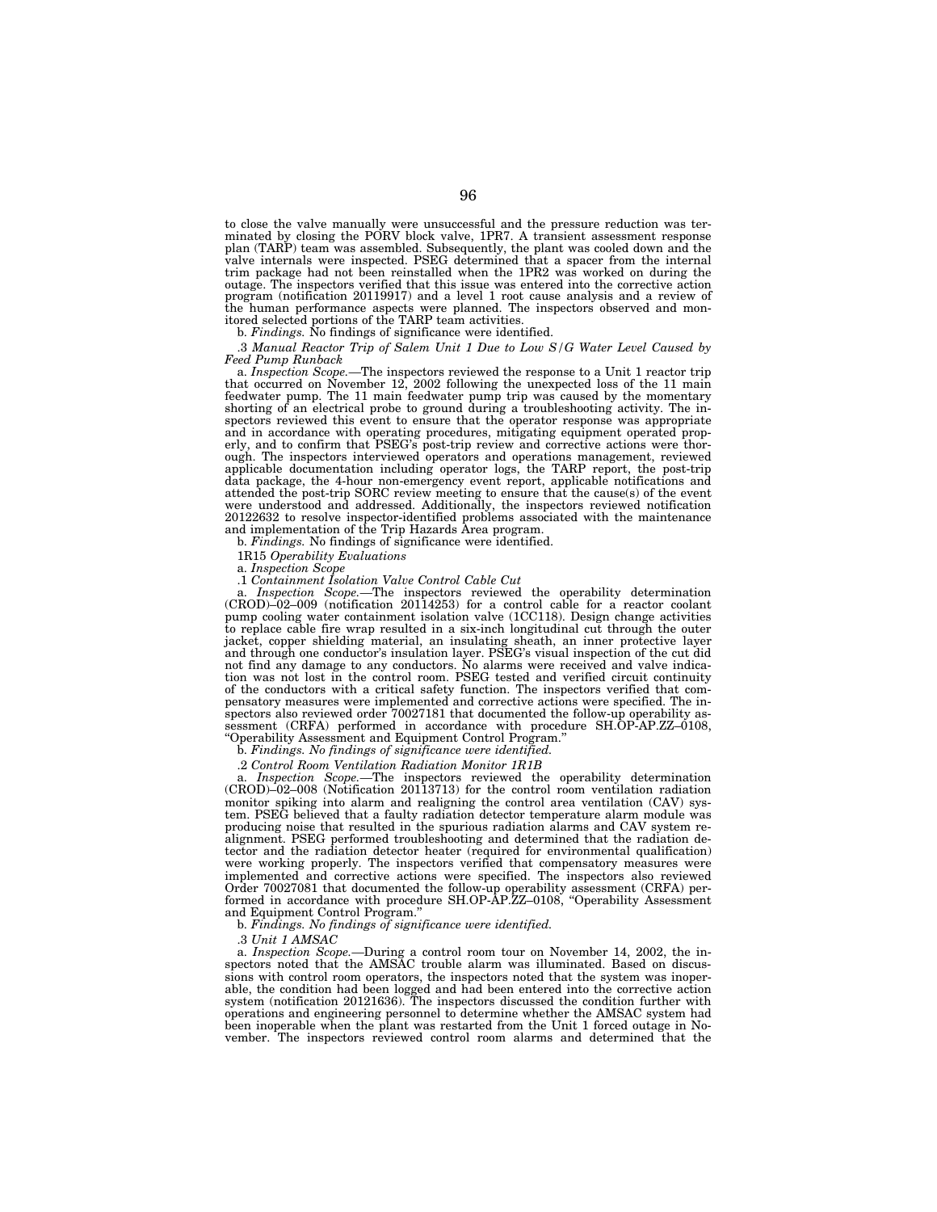to close the valve manually were unsuccessful and the pressure reduction was terminated by closing the PORV block valve, 1PR7. A transient assessment response plan (TARP) team was assembled. Subsequently, the plant was cooled down and the valve internals were inspected. PSEG determined that a spacer from the internal trim package had not been reinstalled when the 1PR2 was worked on during the outage. The inspectors verified that this issue was entered into the corrective action program (notification 20119917) and a level 1 root cause analysis and a review of the human performance aspects were planned. The inspectors observed and monitored selected portions of the TARP team activities.

b. *Findings.* No findings of significance were identified.

.3 *Manual Reactor Trip of Salem Unit 1 Due to Low S/G Water Level Caused by Feed Pump Runback*

a. *Inspection Scope.*—The inspectors reviewed the response to a Unit 1 reactor trip that occurred on November 12, 2002 following the unexpected loss of the 11 main feedwater pump. The 11 main feedwater pump trip was caused by the momentary shorting of an electrical probe to ground during a troubleshooting activity. The inspectors reviewed this event to ensure that the operator response was appropriate and in accordance with operating procedures, mitigating equipment operated properly, and to confirm that PSEG's post-trip review and corrective actions were thorough. The inspectors interviewed operators and operations management, reviewed applicable documentation including operator logs, the TARP report, the post-trip data package, the 4-hour non-emergency event report, applicable notifications and attended the post-trip SORC review meeting to ensure that the cause(s) of the event were understood and addressed. Additionally, the inspectors reviewed notification 20122632 to resolve inspector-identified problems associated with the maintenance and implementation of the Trip Hazards Area program.

b. *Findings.* No findings of significance were identified.

1R15 *Operability Evaluations*

a. *Inspection Scope*

.1 *Containment Isolation Valve Control Cable Cut*

a. *Inspection Scope.*—The inspectors reviewed the operability determination (CROD)–02–009 (notification 20114253) for a control cable for a reactor coolant pump cooling water containment isolation valve (1CC118). Design change activities to replace cable fire wrap resulted in a six-inch longitudinal cut through the outer jacket, copper shielding material, an insulating sheath, an inner protective layer and through one conductor's insulation layer. PSEG's visual inspection of the cut did not find any damage to any conductors. No alarms were received and valve indication was not lost in the control room. PSEG tested and verified circuit continuity of the conductors with a critical safety function. The inspectors verified that compensatory measures were implemented and corrective actions were specified. The inspectors also reviewed order 70027181 that documented the follow-up operability assessment (CRFA) performed in accordance with procedure SH.OP-AP.ZZ–0108, "Operability Assessment and Equipment Control Program."

b. *Findings. No findings of significance were identified.*

.2 *Control Room Ventilation Radiation Monitor 1R1B*

a. *Inspection Scope.*—The inspectors reviewed the operability determination (CROD)–02–008 (Notification 20113713) for the control room ventilation radiation monitor spiking into alarm and realigning the control area ventilation (CAV) system. PSEG believed that a faulty radiation detector temperature alarm module was producing noise that resulted in the spurious radiation alarms and CAV system realignment. PSEG performed troubleshooting and determined that the radiation detector and the radiation detector heater (required for environmental qualification) were working properly. The inspectors verified that compensatory measures were implemented and corrective actions were specified. The inspectors also reviewed Order 70027081 that documented the follow-up operability assessment (CRFA) performed in accordance with procedure SH.OP-AP.ZZ–0108, "Operability Assessment and Equipment Control Program."

b. *Findings. No findings of significance were identified.*

.3 *Unit 1 AMSAC*

a. *Inspection Scope.*—During a control room tour on November 14, 2002, the inspectors noted that the AMSAC trouble alarm was illuminated. Based on discussions with control room operators, the inspectors noted that the system was inoperable, the condition had been logged and had been entered into the corrective action system (notification 20121636). The inspectors discussed the condition further with operations and engineering personnel to determine whether the AMSAC system had been inoperable when the plant was restarted from the Unit 1 forced outage in November. The inspectors reviewed control room alarms and determined that the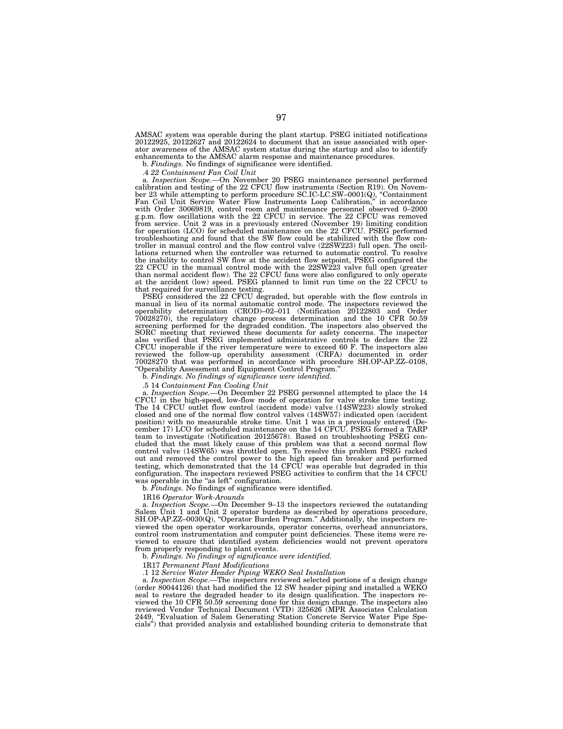AMSAC system was operable during the plant startup. PSEG initiated notifications 20122925, 20122627 and 20122624 to document that an issue associated with operator awareness of the AMSAC system status during the startup and also to identify enhancements to the AMSAC alarm response and maintenance procedures.

b. *Findings.* No findings of significance were identified.

.4 *22 Containment Fan Coil Unit*

a. *Inspection Scope.*—On November 20 PSEG maintenance personnel performed calibration and testing of the 22 CFCU flow instruments (Section R19). On November 23 while attempting to perform procedure SC.IC-LC.SW–0001(Q), "Containment Fan Coil Unit Service Water Flow Instruments Loop Calibration," in accordance with Order 30069819, control room and maintenance personnel observed 0–2000 g.p.m. flow oscillations with the 22 CFCU in service. The 22 CFCU was removed from service. Unit 2 was in a previously entered (November 19) limiting condition for operation (LCO) for scheduled maintenance on the 22 CFCU. PSEG performed troubleshooting and found that the SW flow could be stabilized with the flow controller in manual control and the flow control valve (22SW223) full open. The oscillations returned when the controller was returned to automatic control. To resolve the inability to control SW flow at the accident flow setpoint, PSEG configured the 22 CFCU in the manual control mode with the 22SW223 valve full open (greater than normal accident flow). The 22 CFCU fans were also configured to only operate at the accident (low) speed. PSEG planned to limit run time on the 22 CFCU to that required for surveillance testing.

PSEG considered the 22 CFCU degraded, but operable with the flow controls in manual in lieu of its normal automatic control mode. The inspectors reviewed the operability determination (CROD)–02–011 (Notification 20122803 and Order 70028270), the regulatory change process determination and the 10 CFR 50.59 screening performed for the degraded condition. The inspectors also observed the SORC meeting that reviewed these documents for safety concerns. The inspector also verified that PSEG implemented administrative controls to declare the 22 CFCU inoperable if the river temperature were to exceed 60 F. The inspectors also reviewed the follow-up operability assessment (CRFA) documented in order 70028270 that was performed in accordance with procedure SH.OP-AP.ZZ–0108, "Operability Assessment and Equipment Control Program."

b. *Findings. No findings of significance were identified.*

.5 14 *Containment Fan Cooling Unit*

a. *Inspection Scope.*—On December 22 PSEG personnel attempted to place the 14 CFCU in the high-speed, low-flow mode of operation for valve stroke time testing. The 14 CFCU outlet flow control (accident mode) valve (14SW223) slowly stroked closed and one of the normal flow control valves (14SW57) indicated open (accident position) with no measurable stroke time. Unit 1 was in a previously entered (December 17) LCO for scheduled maintenance on the 14 CFCU. PSEG formed a TARP team to investigate (Notification 20125678). Based on troubleshooting PSEG concluded that the most likely cause of this problem was that a second normal flow control valve (14SW65) was throttled open. To resolve this problem PSEG racked out and removed the control power to the high speed fan breaker and performed testing, which demonstrated that the 14 CFCU was operable but degraded in this configuration. The inspectors reviewed PSEG activities to confirm that the 14 CFCU was operable in the "as left" configuration.

b. *Findings.* No findings of significance were identified.

1R16 *Operator Work-Arounds*

a. *Inspection Scope.*—On December 9–13 the inspectors reviewed the outstanding Salem Unit 1 and Unit 2 operator burdens as described by operations procedure, SH.OP-AP.ZZ–0030(Q), "Operator Burden Program." Additionally, the inspectors reviewed the open operator workarounds, operator concerns, overhead annunciators, control room instrumentation and computer point deficiencies. These items were reviewed to ensure that identified system deficiencies would not prevent operators from properly responding to plant events.

b. *Findings. No findings of significance were identified.*

1R17 *Permanent Plant Modifications*

.1 12 *Service Water Header Piping WEKO Seal Installation*

a. *Inspection Scope.*—The inspectors reviewed selected portions of a design change (order 80044126) that had modified the 12 SW header piping and installed a WEKO seal to restore the degraded header to its design qualification. The inspectors reviewed the 10 CFR 50.59 screening done for this design change. The inspectors also reviewed Vendor Technical Document (VTD) 325626 (MPR Associates Calculation 2449, "Evaluation of Salem Generating Station Concrete Service Water Pipe Specials") that provided analysis and established bounding criteria to demonstrate that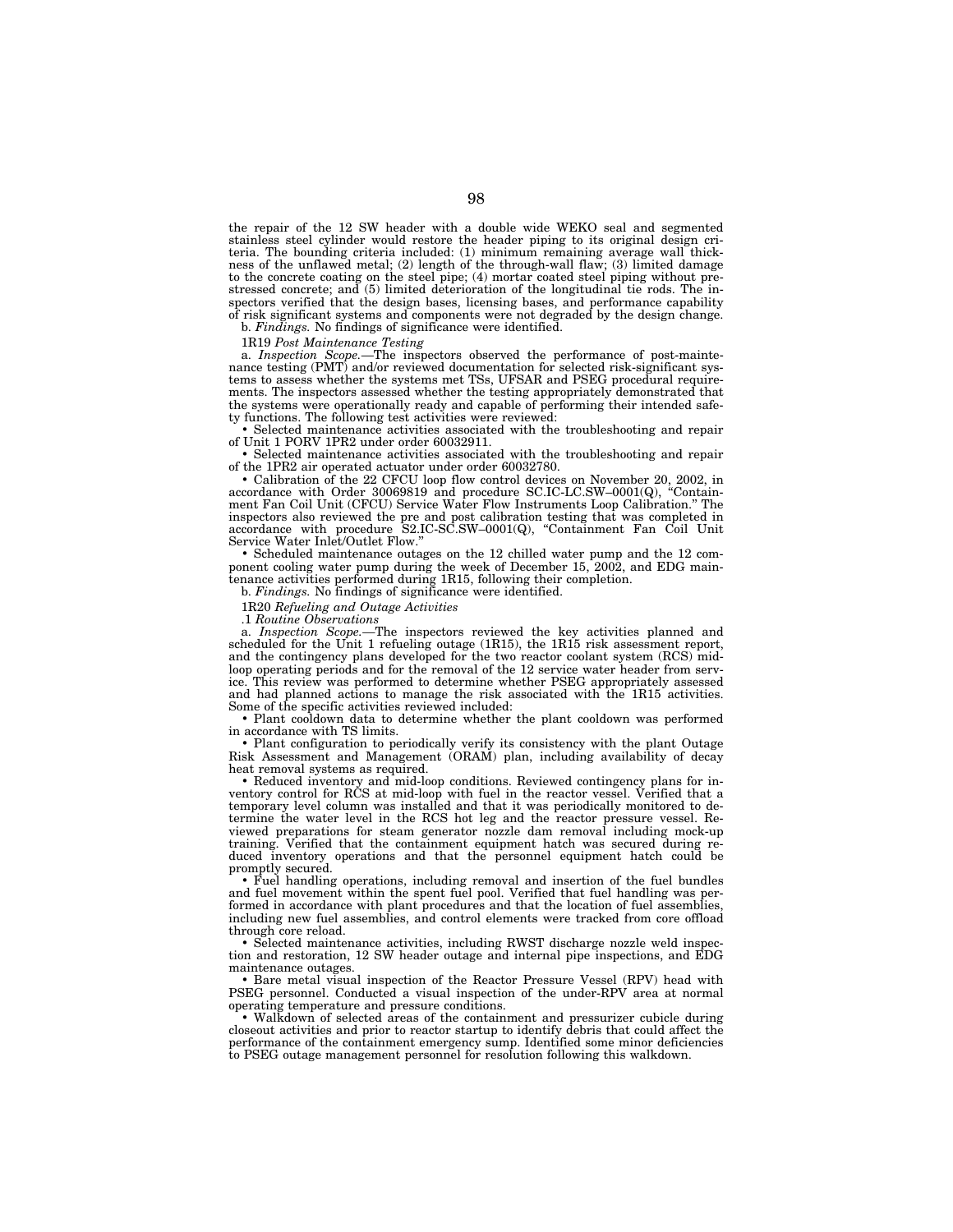the repair of the 12 SW header with a double wide WEKO seal and segmented stainless steel cylinder would restore the header piping to its original design criteria. The bounding criteria included: (1) minimum remaining average wall thickness of the unflawed metal; (2) length of the through-wall flaw; (3) limited damage to the concrete coating on the steel pipe; (4) mortar coated steel piping without prestressed concrete; and (5) limited deterioration of the longitudinal tie rods. The inspectors verified that the design bases, licensing bases, and performance capability of risk significant systems and components were not degraded by the design change.

b. *Findings.* No findings of significance were identified.

1R19 *Post Maintenance Testing*

a. *Inspection Scope.*—The inspectors observed the performance of post-maintenance testing (PMT) and/or reviewed documentation for selected risk-significant systems to assess whether the systems met TSs, UFSAR and PSEG procedural requirements. The inspectors assessed whether the testing appropriately demonstrated that the systems were operationally ready and capable of performing their intended safety functions. The following test activities were reviewed:

• Selected maintenance activities associated with the troubleshooting and repair of Unit 1 PORV 1PR2 under order 60032911.

• Selected maintenance activities associated with the troubleshooting and repair of the 1PR2 air operated actuator under order 60032780.

• Calibration of the 22 CFCU loop flow control devices on November 20, 2002, in accordance with Order 30069819 and procedure SC.IC-LC.SW–0001(Q), "Containment Fan Coil Unit (CFCU) Service Water Flow Instruments Loop Calibration." The inspectors also reviewed the pre and post calibration testing that was completed in accordance with procedure S2.IC-SC.SW–0001(Q), "Containment Fan Coil Unit Service Water Inlet/Outlet Flow."

• Scheduled maintenance outages on the 12 chilled water pump and the 12 component cooling water pump during the week of December 15, 2002, and EDG maintenance activities performed during 1R15, following their completion.

b. *Findings.* No findings of significance were identified.

1R20 *Refueling and Outage Activities*

.1 *Routine Observations*

a. *Inspection Scope.*—The inspectors reviewed the key activities planned and scheduled for the Unit 1 refueling outage (1R15), the 1R15 risk assessment report, and the contingency plans developed for the two reactor coolant system (RCS) mid-loop operating periods and for the removal of the 12 service water header from service. This review was performed to determine whether PSEG appropriately assessed and had planned actions to manage the risk associated with the 1R15 activities. Some of the specific activities reviewed included:

• Plant cooldown data to determine whether the plant cooldown was performed in accordance with TS limits.

• Plant configuration to periodically verify its consistency with the plant Outage Risk Assessment and Management (ORAM) plan, including availability of decay heat removal systems as required.

• Reduced inventory and mid-loop conditions. Reviewed contingency plans for inventory control for RCS at mid-loop with fuel in the reactor vessel. Verified that a temporary level column was installed and that it was periodically monitored to determine the water level in the RCS hot leg and the reactor pressure vessel. Reviewed preparations for steam generator nozzle dam removal including mock-up training. Verified that the containment equipment hatch was secured during reduced inventory operations and that the personnel equipment hatch could be promptly secured.

• Fuel handling operations, including removal and insertion of the fuel bundles and fuel movement within the spent fuel pool. Verified that fuel handling was performed in accordance with plant procedures and that the location of fuel assemblies, including new fuel assemblies, and control elements were tracked from core offload through core reload.

• Selected maintenance activities, including RWST discharge nozzle weld inspection and restoration, 12 SW header outage and internal pipe inspections, and EDG maintenance outages.

• Bare metal visual inspection of the Reactor Pressure Vessel (RPV) head with PSEG personnel. Conducted a visual inspection of the under-RPV area at normal operating temperature and pressure conditions.

• Walkdown of selected areas of the containment and pressurizer cubicle during closeout activities and prior to reactor startup to identify debris that could affect the performance of the containment emergency sump. Identified some minor deficiencies to PSEG outage management personnel for resolution following this walkdown.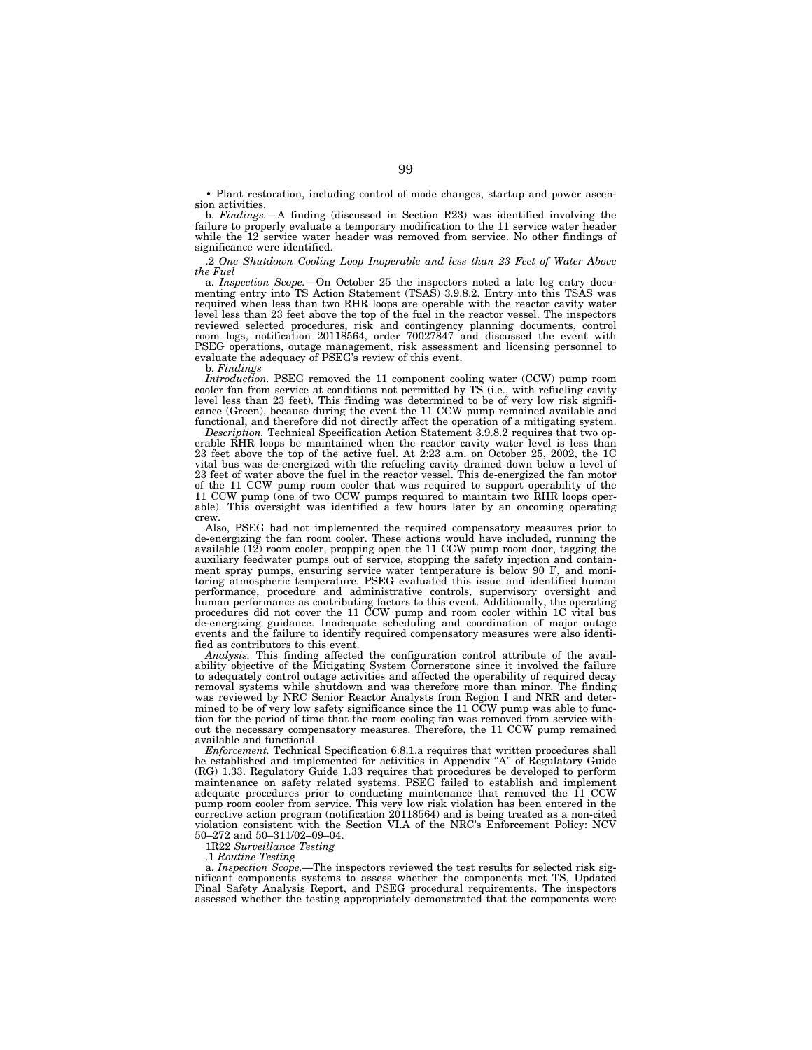• Plant restoration, including control of mode changes, startup and power ascension activities.

b. *Findings.*—A finding (discussed in Section R23) was identified involving the failure to properly evaluate a temporary modification to the 11 service water header while the 12 service water header was removed from service. No other findings of significance were identified.

.2 *One Shutdown Cooling Loop Inoperable and less than 23 Feet of Water Above the Fuel*

a. *Inspection Scope.*—On October 25 the inspectors noted a late log entry documenting entry into TS Action Statement (TSAS) 3.9.8.2. Entry into this TSAS was required when less than two RHR loops are operable with the reactor cavity water level less than 23 feet above the top of the fuel in the reactor vessel. The inspectors reviewed selected procedures, risk and contingency planning documents, control room logs, notification 20118564, order 70027847 and discussed the event with PSEG operations, outage management, risk assessment and licensing personnel to evaluate the adequacy of PSEG's review of this event.

b. *Findings*

*Introduction.* PSEG removed the 11 component cooling water (CCW) pump room cooler fan from service at conditions not permitted by TS (i.e., with refueling cavity level less than 23 feet). This finding was determined to be of very low risk significance (Green), because during the event the 11 CCW pump remained available and functional, and therefore did not directly affect the operation of a mitigating system.

*Description.* Technical Specification Action Statement 3.9.8.2 requires that two operable RHR loops be maintained when the reactor cavity water level is less than 23 feet above the top of the active fuel. At 2:23 a.m. on October 25, 2002, the 1C vital bus was de-energized with the refueling cavity drained down below a level of 23 feet of water above the fuel in the reactor vessel. This de-energized the fan motor of the 11 CCW pump room cooler that was required to support operability of the 11 CCW pump (one of two CCW pumps required to maintain two RHR loops operable). This oversight was identified a few hours later by an oncoming operating crew.

Also, PSEG had not implemented the required compensatory measures prior to de-energizing the fan room cooler. These actions would have included, running the available (12) room cooler, propping open the 11 CCW pump room door, tagging the auxiliary feedwater pumps out of service, stopping the safety injection and containment spray pumps, ensuring service water temperature is below 90 F, and monitoring atmospheric temperature. PSEG evaluated this issue and identified human performance, procedure and administrative controls, supervisory oversight and human performance as contributing factors to this event. Additionally, the operating procedures did not cover the 11 CCW pump and room cooler within 1C vital bus de-energizing guidance. Inadequate scheduling and coordination of major outage events and the failure to identify required compensatory measures were also identified as contributors to this event.

*Analysis.* This finding affected the configuration control attribute of the availability objective of the Mitigating System Cornerstone since it involved the failure to adequately control outage activities and affected the operability of required decay removal systems while shutdown and was therefore more than minor. The finding was reviewed by NRC Senior Reactor Analysts from Region I and NRR and determined to be of very low safety significance since the 11 CCW pump was able to function for the period of time that the room cooling fan was removed from service without the necessary compensatory measures. Therefore, the 11 CCW pump remained available and functional.

*Enforcement.* Technical Specification 6.8.1.a requires that written procedures shall be established and implemented for activities in Appendix "A" of Regulatory Guide (RG) 1.33. Regulatory Guide 1.33 requires that procedures be developed to perform maintenance on safety related systems. PSEG failed to establish and implement adequate procedures prior to conducting maintenance that removed the 11 CCW pump room cooler from service. This very low risk violation has been entered in the corrective action program (notification 20118564) and is being treated as a non-cited violation consistent with the Section VI.A of the NRC's Enforcement Policy: NCV 50–272 and 50–311/02–09–04.

1R22 *Surveillance Testing*

.1 *Routine Testing*

a. *Inspection Scope.*—The inspectors reviewed the test results for selected risk significant components systems to assess whether the components met TS, Updated Final Safety Analysis Report, and PSEG procedural requirements. The inspectors assessed whether the testing appropriately demonstrated that the components were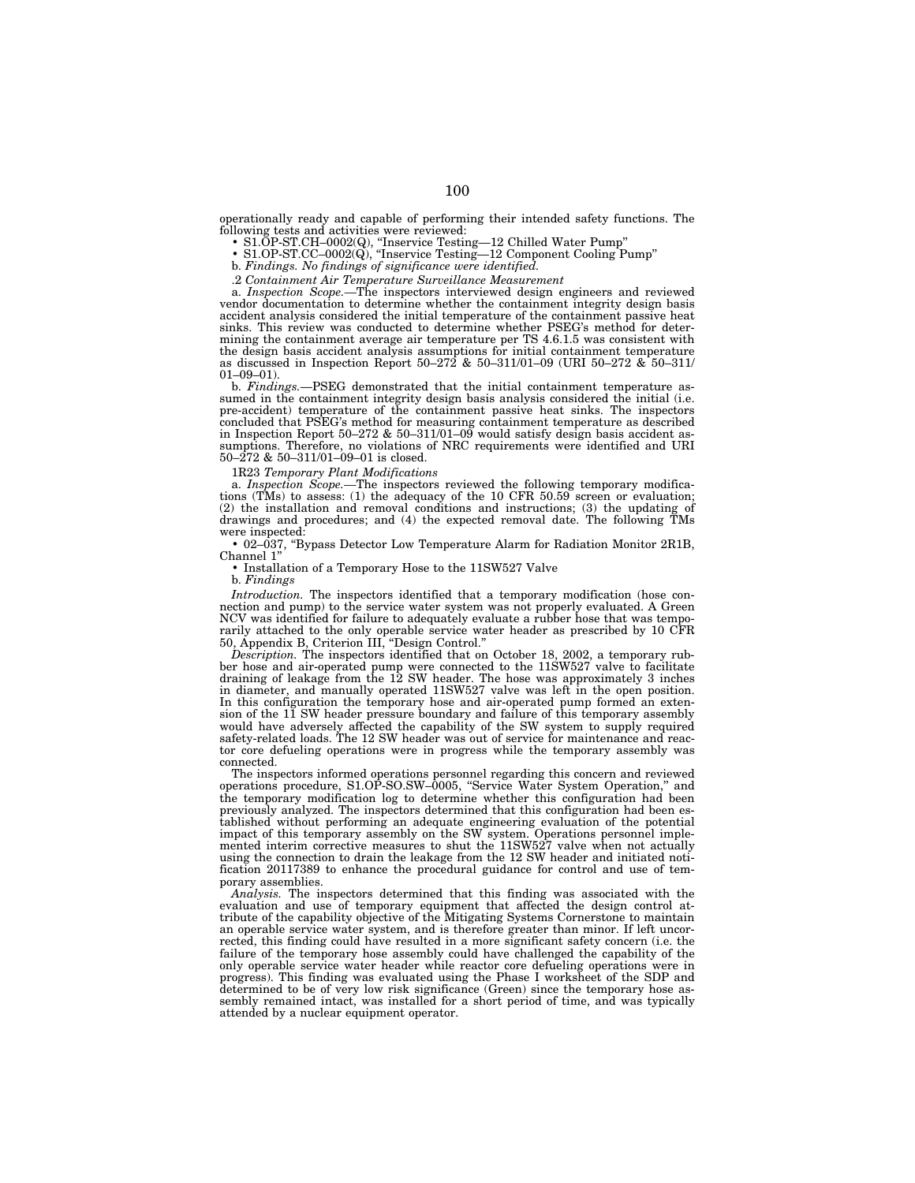operationally ready and capable of performing their intended safety functions. The following tests and activities were reviewed:

- S1.OP-ST.CH–0002(Q), "Inservice Testing—12 Chilled Water Pump"
- S1.OP-ST.CC–0002(Q), "Inservice Testing—12 Component Cooling Pump"

b. *Findings. No findings of significance were identified.*

.2 *Containment Air Temperature Surveillance Measurement*

a. *Inspection Scope.*—The inspectors interviewed design engineers and reviewed vendor documentation to determine whether the containment integrity design basis accident analysis considered the initial temperature of the containment passive heat sinks. This review was conducted to determine whether PSEG's method for determining the containment average air temperature per TS 4.6.1.5 was consistent with the design basis accident analysis assumptions for initial containment temperature as discussed in Inspection Report 50–272 & 50–311/01–09 (URI 50–272 & 50–311/01–09–01).

b. *Findings.*—PSEG demonstrated that the initial containment temperature assumed in the containment integrity design basis analysis considered the initial (i.e. pre-accident) temperature of the containment passive heat sinks. The inspectors concluded that PSEG's method for measuring containment temperature as described in Inspection Report 50–272 & 50–311/01–09 would satisfy design basis accident assumptions. Therefore, no violations of NRC requirements were identified and URI 50–272 & 50–311/01–09–01 is closed.

1R23 *Temporary Plant Modifications*

a. *Inspection Scope.*—The inspectors reviewed the following temporary modifications (TMs) to assess: (1) the adequacy of the 10 CFR 50.59 screen or evaluation; (2) the installation and removal conditions and instructions; (3) the updating of drawings and procedures; and (4) the expected removal date. The following TMs were inspected:

- 02–037, "Bypass Detector Low Temperature Alarm for Radiation Monitor 2R1B, Channel 1"
- Installation of a Temporary Hose to the 11SW527 Valve

b. *Findings*

*Introduction.* The inspectors identified that a temporary modification (hose connection and pump) to the service water system was not properly evaluated. A Green NCV was identified for failure to adequately evaluate a rubber hose that was temporarily attached to the only operable service water header as prescribed by 10 CFR 50, Appendix B, Criterion III, "Design Control."

*Description.* The inspectors identified that on October 18, 2002, a temporary rubber hose and air-operated pump were connected to the 11SW527 valve to facilitate draining of leakage from the 12 SW header. The hose was approximately 3 inches in diameter, and manually operated 11SW527 valve was left in the open position. In this configuration the temporary hose and air-operated pump formed an extension of the 11 SW header pressure boundary and failure of this temporary assembly would have adversely affected the capability of the SW system to supply required safety-related loads. The 12 SW header was out of service for maintenance and reactor core defueling operations were in progress while the temporary assembly was connected.

The inspectors informed operations personnel regarding this concern and reviewed operations procedure, S1.OP-SO.SW–0005, "Service Water System Operation," and the temporary modification log to determine whether this configuration had been previously analyzed. The inspectors determined that this configuration had been established without performing an adequate engineering evaluation of the potential impact of this temporary assembly on the SW system. Operations personnel implemented interim corrective measures to shut the 11SW527 valve when not actually using the connection to drain the leakage from the 12 SW header and initiated notification 20117389 to enhance the procedural guidance for control and use of temporary assemblies.

*Analysis.* The inspectors determined that this finding was associated with the evaluation and use of temporary equipment that affected the design control attribute of the capability objective of the Mitigating Systems Cornerstone to maintain an operable service water system, and is therefore greater than minor. If left uncorrected, this finding could have resulted in a more significant safety concern (i.e. the failure of the temporary hose assembly could have challenged the capability of the only operable service water header while reactor core defueling operations were in progress). This finding was evaluated using the Phase I worksheet of the SDP and determined to be of very low risk significance (Green) since the temporary hose assembly remained intact, was installed for a short period of time, and was typically attended by a nuclear equipment operator.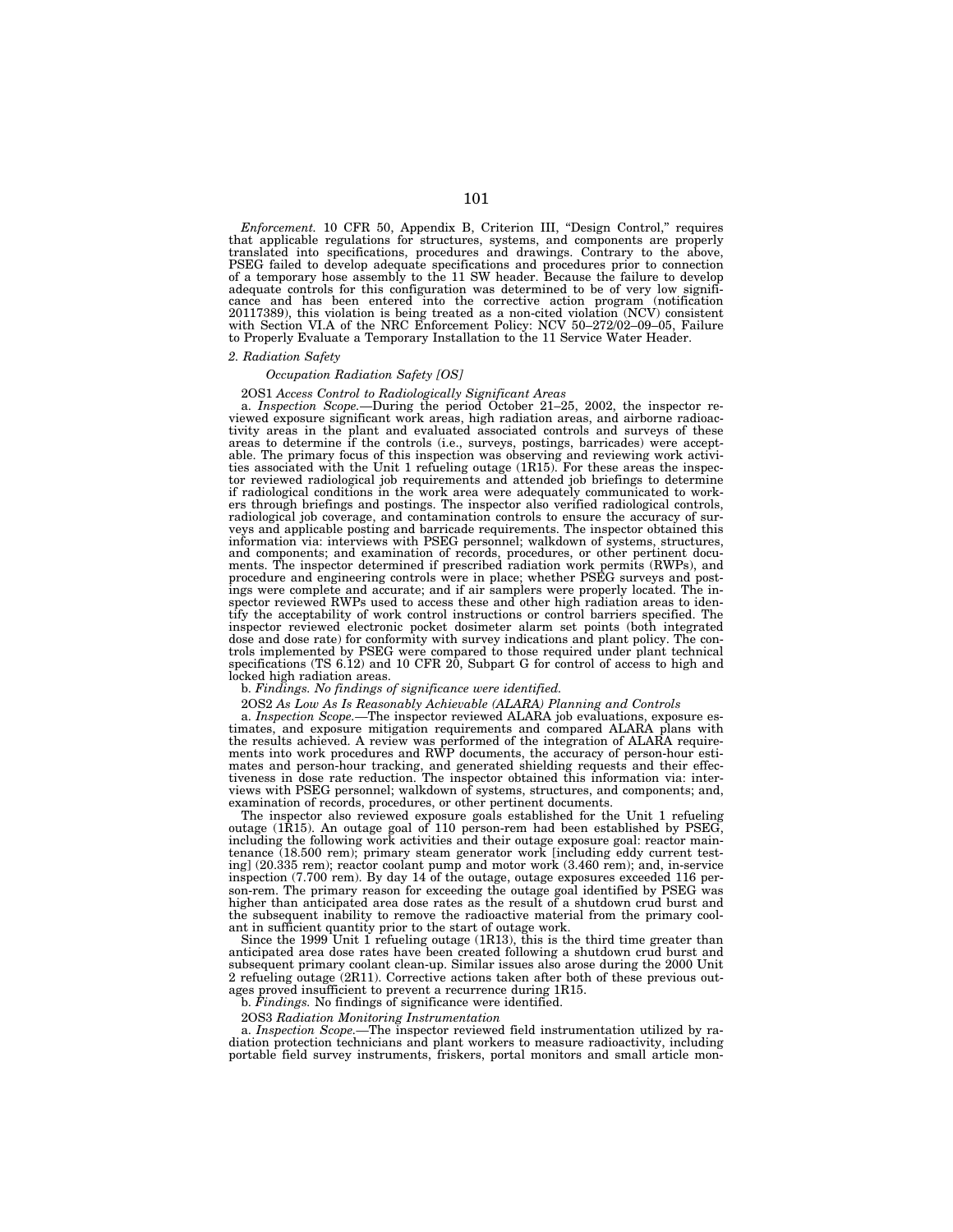*Enforcement.* 10 CFR 50, Appendix B, Criterion III, "Design Control," requires that applicable regulations for structures, systems, and components are properly translated into specifications, procedures and drawings. Contrary to the above, PSEG failed to develop adequate specifications and procedures prior to connection of a temporary hose assembly to the 11 SW header. Because the failure to develop adequate controls for this configuration was determined to be of very low significance and has been entered into the corrective action program (notification 20117389), this violation is being treated as a non-cited violation (NCV) consistent with Section VI.A of the NRC Enforcement Policy: NCV 50–272/02–09–05, Failure to Properly Evaluate a Temporary Installation to the 11 Service Water Header.

*2. Radiation Safety*

*Occupation Radiation Safety [OS]*

2OS1 *Access Control to Radiologically Significant Areas*

a. *Inspection Scope.*—During the period October 21–25, 2002, the inspector reviewed exposure significant work areas, high radiation areas, and airborne radioactivity areas in the plant and evaluated associated controls and surveys of these areas to determine if the controls (i.e., surveys, postings, barricades) were acceptable. The primary focus of this inspection was observing and reviewing work activities associated with the Unit 1 refueling outage (1R15). For these areas the inspector reviewed radiological job requirements and attended job briefings to determine if radiological conditions in the work area were adequately communicated to workers through briefings and postings. The inspector also verified radiological controls, radiological job coverage, and contamination controls to ensure the accuracy of surveys and applicable posting and barricade requirements. The inspector obtained this information via: interviews with PSEG personnel; walkdown of systems, structures, and components; and examination of records, procedures, or other pertinent documents. The inspector determined if prescribed radiation work permits (RWPs), and procedure and engineering controls were in place; whether PSEG surveys and postings were complete and accurate; and if air samplers were properly located. The inspector reviewed RWPs used to access these and other high radiation areas to identify the acceptability of work control instructions or control barriers specified. The inspector reviewed electronic pocket dosimeter alarm set points (both integrated dose and dose rate) for conformity with survey indications and plant policy. The controls implemented by PSEG were compared to those required under plant technical specifications (TS 6.12) and 10 CFR 20, Subpart G for control of access to high and locked high radiation areas.

b. *Findings. No findings of significance were identified.*

2OS2 *As Low As Is Reasonably Achievable (ALARA) Planning and Controls*

a. *Inspection Scope.*—The inspector reviewed ALARA job evaluations, exposure estimates, and exposure mitigation requirements and compared ALARA plans with the results achieved. A review was performed of the integration of ALARA requirements into work procedures and RWP documents, the accuracy of person-hour estimates and person-hour tracking, and generated shielding requests and their effectiveness in dose rate reduction. The inspector obtained this information via: interviews with PSEG personnel; walkdown of systems, structures, and components; and, examination of records, procedures, or other pertinent documents.

The inspector also reviewed exposure goals established for the Unit 1 refueling outage (1R15). An outage goal of 110 person-rem had been established by PSEG, including the following work activities and their outage exposure goal: reactor maintenance (18.500 rem); primary steam generator work [including eddy current testing] (20.335 rem); reactor coolant pump and motor work (3.460 rem); and, in-service inspection (7.700 rem). By day 14 of the outage, outage exposures exceeded 116 person-rem. The primary reason for exceeding the outage goal identified by PSEG was higher than anticipated area dose rates as the result of a shutdown crud burst and the subsequent inability to remove the radioactive material from the primary coolant in sufficient quantity prior to the start of outage work.

Since the 1999 Unit 1 refueling outage (1R13), this is the third time greater than anticipated area dose rates have been created following a shutdown crud burst and subsequent primary coolant clean-up. Similar issues also arose during the 2000 Unit 2 refueling outage (2R11). Corrective actions taken after both of these previous outages proved insufficient to prevent a recurrence during 1R15.

b. *Findings.* No findings of significance were identified.

2OS3 *Radiation Monitoring Instrumentation*

a. *Inspection Scope.*—The inspector reviewed field instrumentation utilized by radiation protection technicians and plant workers to measure radioactivity, including portable field survey instruments, friskers, portal monitors and small article mon-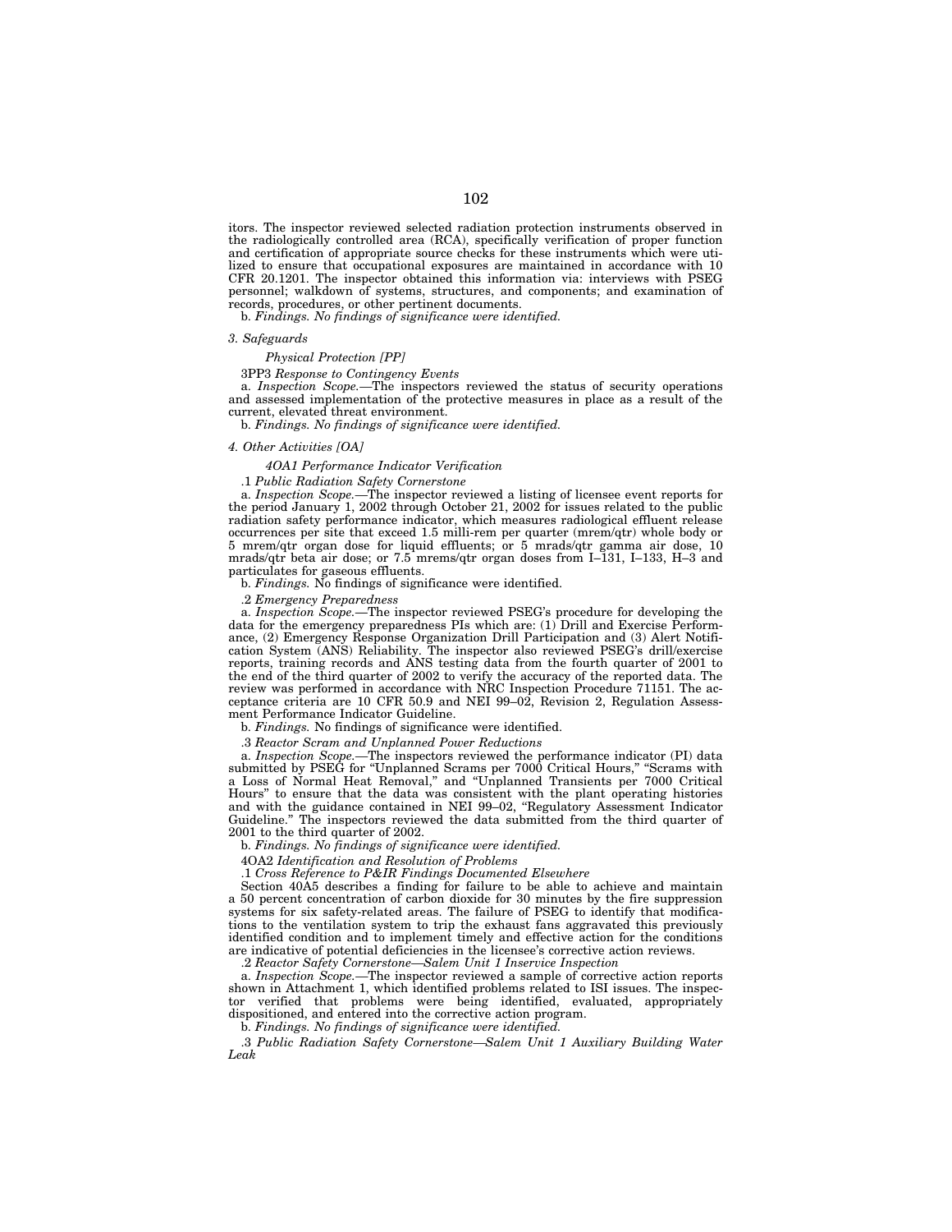itors. The inspector reviewed selected radiation protection instruments observed in the radiologically controlled area (RCA), specifically verification of proper function and certification of appropriate source checks for these instruments which were utilized to ensure that occupational exposures are maintained in accordance with 10 CFR 20.1201. The inspector obtained this information via: interviews with PSEG personnel; walkdown of systems, structures, and components; and examination of records, procedures, or other pertinent documents.

b. *Findings. No findings of significance were identified.*

*3. Safeguards*

*Physical Protection [PP]*

3PP3 *Response to Contingency Events*

a. *Inspection Scope.*—The inspectors reviewed the status of security operations and assessed implementation of the protective measures in place as a result of the current, elevated threat environment.

b. *Findings. No findings of significance were identified.*

*4. Other Activities [OA]*

*4OA1 Performance Indicator Verification*

.1 *Public Radiation Safety Cornerstone*

a. *Inspection Scope.*—The inspector reviewed a listing of licensee event reports for the period January 1, 2002 through October 21, 2002 for issues related to the public radiation safety performance indicator, which measures radiological effluent release occurrences per site that exceed 1.5 milli-rem per quarter (mrem/qtr) whole body or 5 mrem/qtr organ dose for liquid effluents; or 5 mrads/qtr gamma air dose, 10 mrads/qtr beta air dose; or 7.5 mrems/qtr organ doses from I–131, I–133, H–3 and particulates for gaseous effluents.

b. *Findings.* No findings of significance were identified.

.2 *Emergency Preparedness*

a. *Inspection Scope.*—The inspector reviewed PSEG's procedure for developing the data for the emergency preparedness PIs which are: (1) Drill and Exercise Performance, (2) Emergency Response Organization Drill Participation and (3) Alert Notification System (ANS) Reliability. The inspector also reviewed PSEG's drill/exercise reports, training records and ANS testing data from the fourth quarter of 2001 to the end of the third quarter of 2002 to verify the accuracy of the reported data. The review was performed in accordance with NRC Inspection Procedure 71151. The acceptance criteria are 10 CFR 50.9 and NEI 99–02, Revision 2, Regulation Assessment Performance Indicator Guideline.

b. *Findings.* No findings of significance were identified.

.3 *Reactor Scram and Unplanned Power Reductions*

a. *Inspection Scope.*—The inspectors reviewed the performance indicator (PI) data submitted by PSEG for "Unplanned Scrams per 7000 Critical Hours," "Scrams with a Loss of Normal Heat Removal," and "Unplanned Transients per 7000 Critical Hours" to ensure that the data was consistent with the plant operating histories and with the guidance contained in NEI 99–02, "Regulatory Assessment Indicator Guideline." The inspectors reviewed the data submitted from the third quarter of 2001 to the third quarter of 2002.

b. *Findings. No findings of significance were identified.*

4OA2 *Identification and Resolution of Problems*

.1 *Cross Reference to P&IR Findings Documented Elsewhere*

Section 40A5 describes a finding for failure to be able to achieve and maintain a 50 percent concentration of carbon dioxide for 30 minutes by the fire suppression systems for six safety-related areas. The failure of PSEG to identify that modifications to the ventilation system to trip the exhaust fans aggravated this previously identified condition and to implement timely and effective action for the conditions are indicative of potential deficiencies in the licensee's corrective action reviews.

.2 *Reactor Safety Cornerstone—Salem Unit 1 Inservice Inspection*

a. *Inspection Scope.*—The inspector reviewed a sample of corrective action reports shown in Attachment 1, which identified problems related to ISI issues. The inspector verified that problems were being identified, evaluated, appropriately dispositioned, and entered into the corrective action program.

b. *Findings. No findings of significance were identified.*

.3 *Public Radiation Safety Cornerstone—Salem Unit 1 Auxiliary Building Water Leak*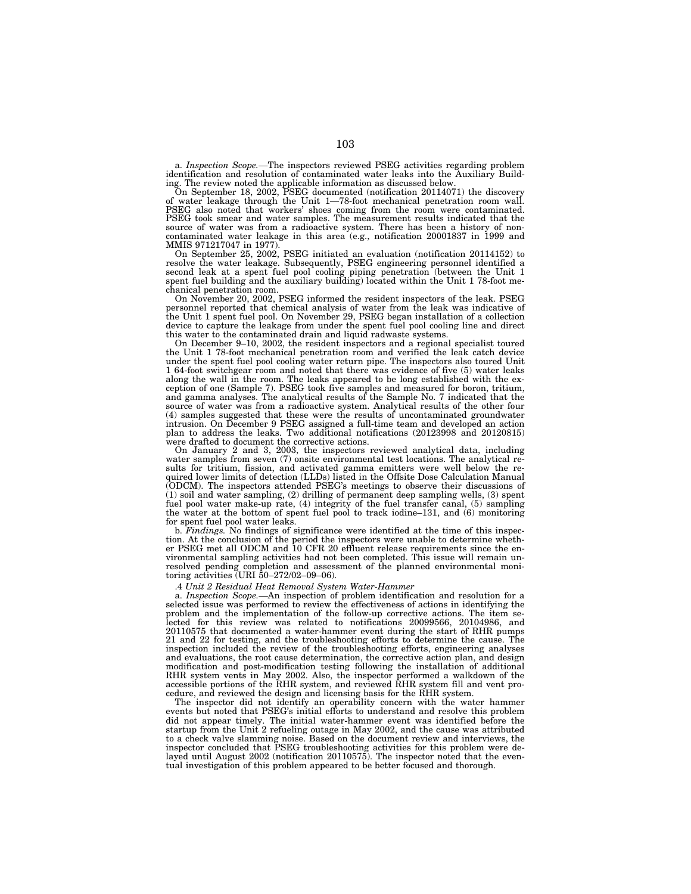a. *Inspection Scope.*—The inspectors reviewed PSEG activities regarding problem identification and resolution of contaminated water leaks into the Auxiliary Building. The review noted the applicable information as discussed below.

On September 18, 2002, PSEG documented (notification 20114071) the discovery of water leakage through the Unit 1—78-foot mechanical penetration room wall. PSEG also noted that workers' shoes coming from the room were contaminated. PSEG took smear and water samples. The measurement results indicated that the source of water was from a radioactive system. There has been a history of non-contaminated water leakage in this area (e.g., notification 20001837 in 1999 and MMIS 971217047 in 1977).

On September 25, 2002, PSEG initiated an evaluation (notification 20114152) to resolve the water leakage. Subsequently, PSEG engineering personnel identified a second leak at a spent fuel pool cooling piping penetration (between the Unit 1 spent fuel building and the auxiliary building) located within the Unit 1 78-foot mechanical penetration room.

On November 20, 2002, PSEG informed the resident inspectors of the leak. PSEG personnel reported that chemical analysis of water from the leak was indicative of the Unit 1 spent fuel pool. On November 29, PSEG began installation of a collection device to capture the leakage from under the spent fuel pool cooling line and direct this water to the contaminated drain and liquid radwaste systems.

On December 9–10, 2002, the resident inspectors and a regional specialist toured the Unit 1 78-foot mechanical penetration room and verified the leak catch device under the spent fuel pool cooling water return pipe. The inspectors also toured Unit 1 64-foot switchgear room and noted that there was evidence of five (5) water leaks along the wall in the room. The leaks appeared to be long established with the exception of one (Sample 7). PSEG took five samples and measured for boron, tritium, and gamma analyses. The analytical results of the Sample No. 7 indicated that the source of water was from a radioactive system. Analytical results of the other four (4) samples suggested that these were the results of uncontaminated groundwater intrusion. On December 9 PSEG assigned a full-time team and developed an action plan to address the leaks. Two additional notifications (20123998 and 20120815) were drafted to document the corrective actions.

On January 2 and 3, 2003, the inspectors reviewed analytical data, including water samples from seven (7) onsite environmental test locations. The analytical results for tritium, fission, and activated gamma emitters were well below the required lower limits of detection (LLDs) listed in the Offsite Dose Calculation Manual (ODCM). The inspectors attended PSEG's meetings to observe their discussions of (1) soil and water sampling, (2) drilling of permanent deep sampling wells, (3) spent fuel pool water make-up rate, (4) integrity of the fuel transfer canal, (5) sampling the water at the bottom of spent fuel pool to track iodine–131, and (6) monitoring for spent fuel pool water leaks.

b. *Findings.* No findings of significance were identified at the time of this inspection. At the conclusion of the period the inspectors were unable to determine whether PSEG met all ODCM and 10 CFR 20 effluent release requirements since the environmental sampling activities had not been completed. This issue will remain unresolved pending completion and assessment of the planned environmental monitoring activities (URI 50–272/02–09–06).

*.4 Unit 2 Residual Heat Removal System Water-Hammer*

a. *Inspection Scope.*—An inspection of problem identification and resolution for a selected issue was performed to review the effectiveness of actions in identifying the problem and the implementation of the follow-up corrective actions. The item selected for this review was related to notifications 20099566, 20104986, and 20110575 that documented a water-hammer event during the start of RHR pumps 21 and 22 for testing, and the troubleshooting efforts to determine the cause. The inspection included the review of the troubleshooting efforts, engineering analyses and evaluations, the root cause determination, the corrective action plan, and design modification and post-modification testing following the installation of additional RHR system vents in May 2002. Also, the inspector performed a walkdown of the accessible portions of the RHR system, and reviewed RHR system fill and vent procedure, and reviewed the design and licensing basis for the RHR system.

The inspector did not identify an operability concern with the water hammer events but noted that PSEG's initial efforts to understand and resolve this problem did not appear timely. The initial water-hammer event was identified before the startup from the Unit 2 refueling outage in May 2002, and the cause was attributed to a check valve slamming noise. Based on the document review and interviews, the inspector concluded that PSEG troubleshooting activities for this problem were delayed until August 2002 (notification 20110575). The inspector noted that the eventual investigation of this problem appeared to be better focused and thorough.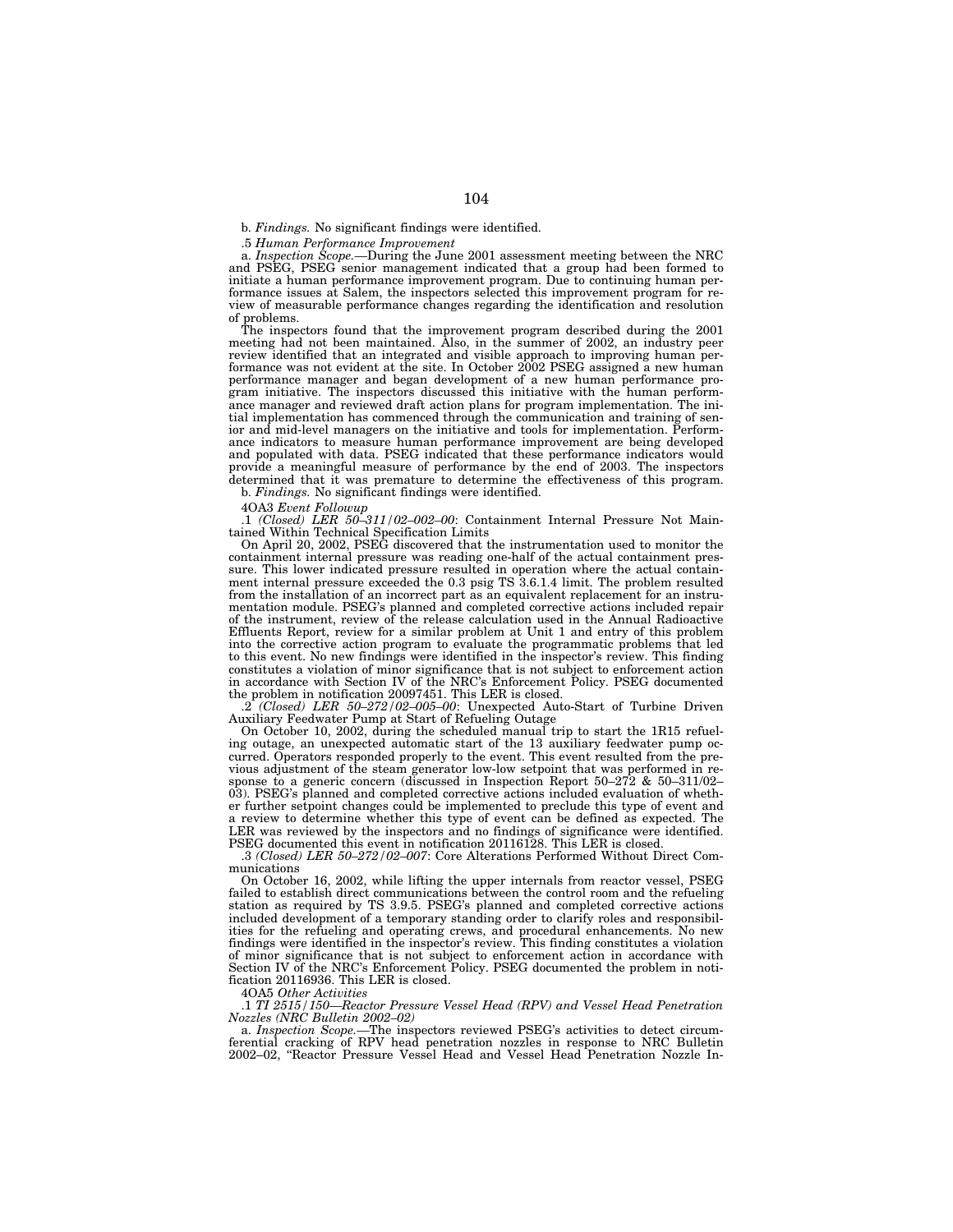b. *Findings.* No significant findings were identified.

.5 *Human Performance Improvement*

a. *Inspection Scope.*—During the June 2001 assessment meeting between the NRC and PSEG, PSEG senior management indicated that a group had been formed to initiate a human performance improvement program. Due to continuing human performance issues at Salem, the inspectors selected this improvement program for review of measurable performance changes regarding the identification and resolution of problems.

The inspectors found that the improvement program described during the 2001 meeting had not been maintained. Also, in the summer of 2002, an industry peer review identified that an integrated and visible approach to improving human performance was not evident at the site. In October 2002 PSEG assigned a new human performance manager and began development of a new human performance program initiative. The inspectors discussed this initiative with the human performance manager and reviewed draft action plans for program implementation. The initial implementation has commenced through the communication and training of senior and mid-level managers on the initiative and tools for implementation. Performance indicators to measure human performance improvement are being developed and populated with data. PSEG indicated that these performance indicators would provide a meaningful measure of performance by the end of 2003. The inspectors determined that it was premature to determine the effectiveness of this program.

b. *Findings.* No significant findings were identified.

4OA3 *Event Followup*

.1 *(Closed) LER 50–311/02–002–00*: Containment Internal Pressure Not Maintained Within Technical Specification Limits

On April 20, 2002, PSEG discovered that the instrumentation used to monitor the containment internal pressure was reading one-half of the actual containment pressure. This lower indicated pressure resulted in operation where the actual containment internal pressure exceeded the 0.3 psig TS 3.6.1.4 limit. The problem resulted from the installation of an incorrect part as an equivalent replacement for an instrumentation module. PSEG's planned and completed corrective actions included repair of the instrument, review of the release calculation used in the Annual Radioactive Effluents Report, review for a similar problem at Unit 1 and entry of this problem into the corrective action program to evaluate the programmatic problems that led to this event. No new findings were identified in the inspector's review. This finding constitutes a violation of minor significance that is not subject to enforcement action in accordance with Section IV of the NRC's Enforcement Policy. PSEG documented the problem in notification 20097451. This LER is closed.

.2 *(Closed) LER 50–272/02–005–00*: Unexpected Auto-Start of Turbine Driven Auxiliary Feedwater Pump at Start of Refueling Outage

On October 10, 2002, during the scheduled manual trip to start the 1R15 refueling outage, an unexpected automatic start of the 13 auxiliary feedwater pump occurred. Operators responded properly to the event. This event resulted from the previous adjustment of the steam generator low-low setpoint that was performed in response to a generic concern (discussed in Inspection Report 50–272 & 50–311/02–03). PSEG's planned and completed corrective actions included evaluation of whether further setpoint changes could be implemented to preclude this type of event and a review to determine whether this type of event can be defined as expected. The LER was reviewed by the inspectors and no findings of significance were identified. PSEG documented this event in notification 20116128. This LER is closed.

.3 *(Closed) LER 50–272/02–007*: Core Alterations Performed Without Direct Communications

On October 16, 2002, while lifting the upper internals from reactor vessel, PSEG failed to establish direct communications between the control room and the refueling station as required by TS 3.9.5. PSEG's planned and completed corrective actions included development of a temporary standing order to clarify roles and responsibilities for the refueling and operating crews, and procedural enhancements. No new findings were identified in the inspector's review. This finding constitutes a violation of minor significance that is not subject to enforcement action in accordance with Section IV of the NRC's Enforcement Policy. PSEG documented the problem in notification 20116936. This LER is closed.

4OA5 *Other Activities*

.1 *TI 2515/150—Reactor Pressure Vessel Head (RPV) and Vessel Head Penetration Nozzles (NRC Bulletin 2002–02)*

a. *Inspection Scope.*—The inspectors reviewed PSEG's activities to detect circumferential cracking of RPV head penetration nozzles in response to NRC Bulletin 2002–02, "Reactor Pressure Vessel Head and Vessel Head Penetration Nozzle In-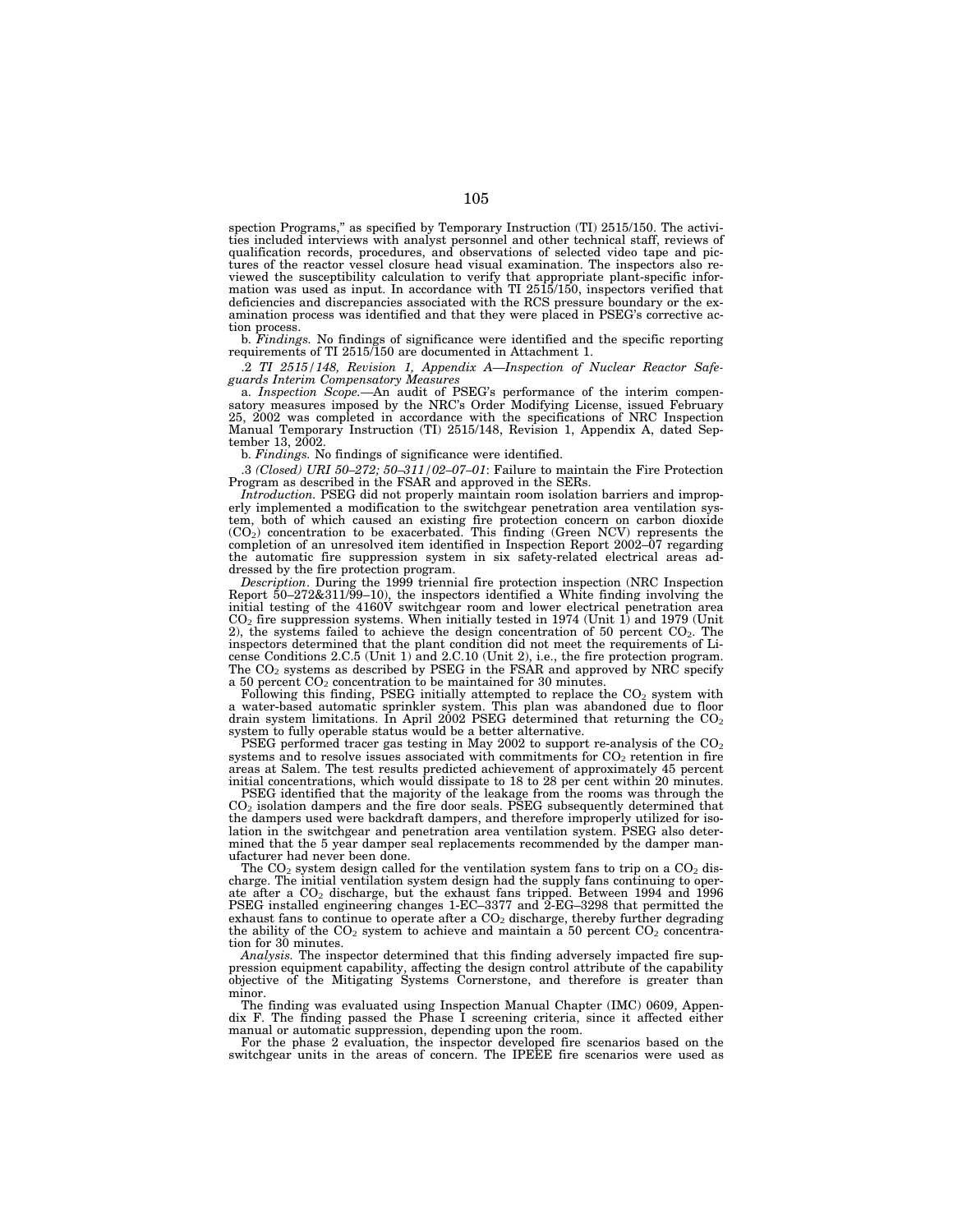spection Programs," as specified by Temporary Instruction (TI) 2515/150. The activities included interviews with analyst personnel and other technical staff, reviews of qualification records, procedures, and observations of selected video tape and pictures of the reactor vessel closure head visual examination. The inspectors also reviewed the susceptibility calculation to verify that appropriate plant-specific information was used as input. In accordance with TI 2515/150, inspectors verified that deficiencies and discrepancies associated with the RCS pressure boundary or the examination process was identified and that they were placed in PSEG's corrective action process.

b. *Findings.* No findings of significance were identified and the specific reporting requirements of TI 2515/150 are documented in Attachment 1.

*.2 TI 2515/148, Revision 1, Appendix A—Inspection of Nuclear Reactor Safeguards Interim Compensatory Measures*

a. *Inspection Scope.*—An audit of PSEG's performance of the interim compensatory measures imposed by the NRC's Order Modifying License, issued February 25, 2002 was completed in accordance with the specifications of NRC Inspection Manual Temporary Instruction (TI) 2515/148, Revision 1, Appendix A, dated September 13, 2002.

b. *Findings.* No findings of significance were identified.

*.3 (Closed) URI 50–272; 50–311/02–07–01*: Failure to maintain the Fire Protection Program as described in the FSAR and approved in the SERs.

*Introduction.* PSEG did not properly maintain room isolation barriers and improperly implemented a modification to the switchgear penetration area ventilation system, both of which caused an existing fire protection concern on carbon dioxide ($CO_2$) concentration to be exacerbated. This finding (Green NCV) represents the completion of an unresolved item identified in Inspection Report 2002–07 regarding the automatic fire suppression system in six safety-related electrical areas addressed by the fire protection program.

*Description*. During the 1999 triennial fire protection inspection (NRC Inspection Report 50–272&311/99–10), the inspectors identified a White finding involving the initial testing of the 4160V switchgear room and lower electrical penetration area $CO_2$ fire suppression systems. When initially tested in 1974 (Unit 1) and 1979 (Unit 2), the systems failed to achieve the design concentration of 50 percent $CO_2$. The inspectors determined that the plant condition did not meet the requirements of License Conditions 2.C.5 (Unit 1) and 2.C.10 (Unit 2), i.e., the fire protection program. The $CO_2$ systems as described by PSEG in the FSAR and approved by NRC specify a 50 percent $CO_2$ concentration to be maintained for 30 minutes.

Following this finding, PSEG initially attempted to replace the $CO_2$ system with a water-based automatic sprinkler system. This plan was abandoned due to floor drain system limitations. In April 2002 PSEG determined that returning the $CO_2$ system to fully operable status would be a better alternative.

PSEG performed tracer gas testing in May 2002 to support re-analysis of the $CO_2$ systems and to resolve issues associated with commitments for $CO_2$ retention in fire areas at Salem. The test results predicted achievement of approximately 45 percent initial concentrations, which would dissipate to 18 to 28 per cent within 20 minutes.

PSEG identified that the majority of the leakage from the rooms was through the $CO_2$ isolation dampers and the fire door seals. PSEG subsequently determined that the dampers used were backdraft dampers, and therefore improperly utilized for isolation in the switchgear and penetration area ventilation system. PSEG also determined that the 5 year damper seal replacements recommended by the damper manufacturer had never been done.

The $CO_2$ system design called for the ventilation system fans to trip on a $CO_2$ discharge. The initial ventilation system design had the supply fans continuing to operate after a $CO_2$ discharge, but the exhaust fans tripped. Between 1994 and 1996 PSEG installed engineering changes 1-EC–3377 and 2-EG–3298 that permitted the exhaust fans to continue to operate after a $CO_2$ discharge, thereby further degrading the ability of the $CO_2$ system to achieve and maintain a 50 percent $CO_2$ concentration for 30 minutes.

*Analysis.* The inspector determined that this finding adversely impacted fire suppression equipment capability, affecting the design control attribute of the capability objective of the Mitigating Systems Cornerstone, and therefore is greater than minor.

The finding was evaluated using Inspection Manual Chapter (IMC) 0609, Appendix F. The finding passed the Phase I screening criteria, since it affected either manual or automatic suppression, depending upon the room.

For the phase 2 evaluation, the inspector developed fire scenarios based on the switchgear units in the areas of concern. The IPEEE fire scenarios were used as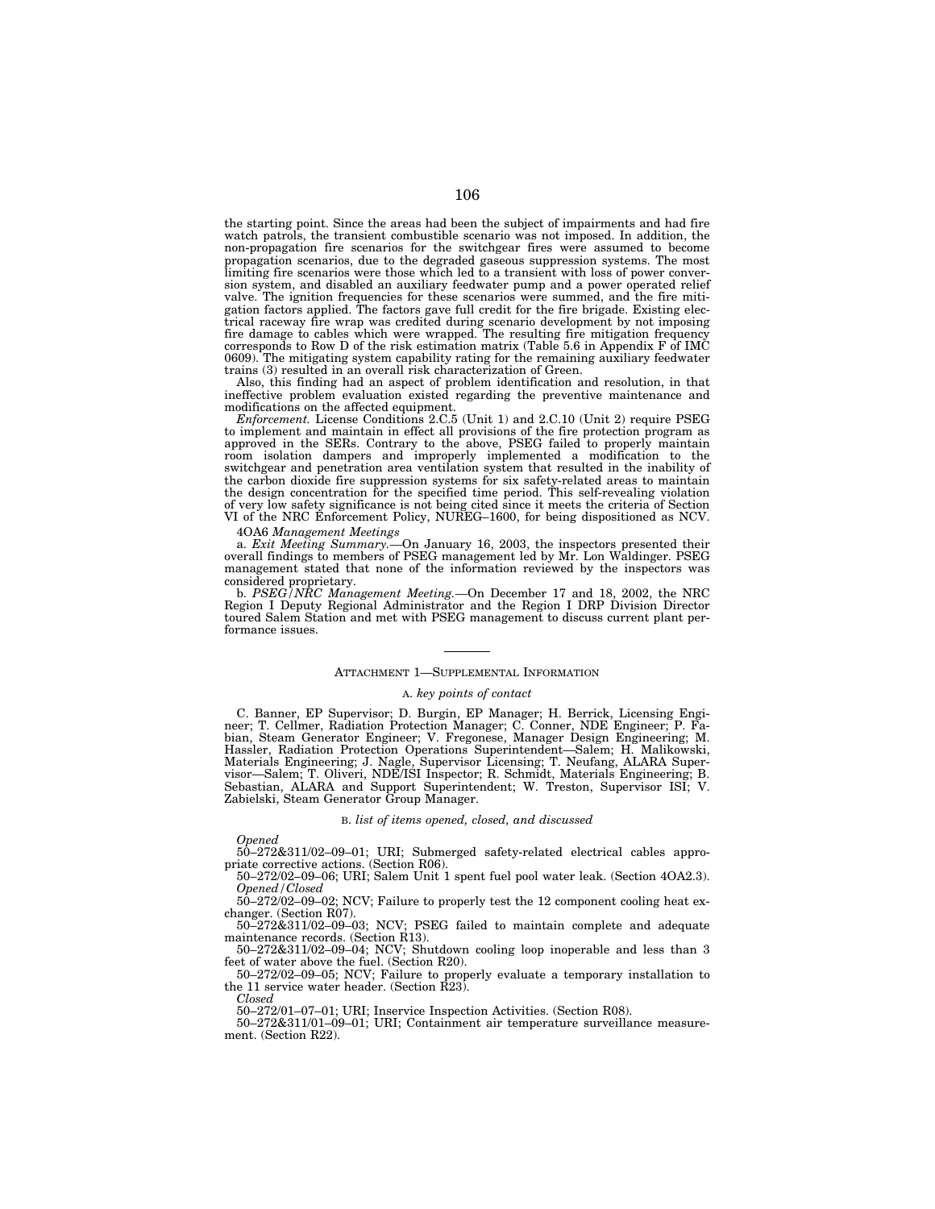the starting point. Since the areas had been the subject of impairments and had fire watch patrols, the transient combustible scenario was not imposed. In addition, the non-propagation fire scenarios for the switchgear fires were assumed to become propagation scenarios, due to the degraded gaseous suppression systems. The most limiting fire scenarios were those which led to a transient with loss of power conversion system, and disabled an auxiliary feedwater pump and a power operated relief valve. The ignition frequencies for these scenarios were summed, and the fire mitigation factors applied. The factors gave full credit for the fire brigade. Existing electrical raceway fire wrap was credited during scenario development by not imposing fire damage to cables which were wrapped. The resulting fire mitigation frequency corresponds to Row D of the risk estimation matrix (Table 5.6 in Appendix F of IMC 0609). The mitigating system capability rating for the remaining auxiliary feedwater trains (3) resulted in an overall risk characterization of Green.

Also, this finding had an aspect of problem identification and resolution, in that ineffective problem evaluation existed regarding the preventive maintenance and modifications on the affected equipment.

*Enforcement.* License Conditions 2.C.5 (Unit 1) and 2.C.10 (Unit 2) require PSEG to implement and maintain in effect all provisions of the fire protection program as approved in the SERs. Contrary to the above, PSEG failed to properly maintain room isolation dampers and improperly implemented a modification to the switchgear and penetration area ventilation system that resulted in the inability of the carbon dioxide fire suppression systems for six safety-related areas to maintain the design concentration for the specified time period. This self-revealing violation of very low safety significance is not being cited since it meets the criteria of Section VI of the NRC Enforcement Policy, NUREG–1600, for being dispositioned as NCV.

4OA6 *Management Meetings*

a. *Exit Meeting Summary.*—On January 16, 2003, the inspectors presented their overall findings to members of PSEG management led by Mr. Lon Waldinger. PSEG management stated that none of the information reviewed by the inspectors was considered proprietary.

b. *PSEG/NRC Management Meeting.*—On December 17 and 18, 2002, the NRC Region I Deputy Regional Administrator and the Region I DRP Division Director toured Salem Station and met with PSEG management to discuss current plant performance issues.

---

ATTACHMENT 1—SUPPLEMENTAL INFORMATION

A. *key points of contact*

C. Banner, EP Supervisor; D. Burgin, EP Manager; H. Berrick, Licensing Engineer; T. Cellmer, Radiation Protection Manager; C. Conner, NDE Engineer; P. Fabian, Steam Generator Engineer; V. Fregonese, Manager Design Engineering; M. Hassler, Radiation Protection Operations Superintendent—Salem; H. Malikowski, Materials Engineering; J. Nagle, Supervisor Licensing; T. Neufang, ALARA Supervisor—Salem; T. Oliveri, NDE/ISI Inspector; R. Schmidt, Materials Engineering; B. Sebastian, ALARA and Support Superintendent; W. Treston, Supervisor ISI; V. Zabielski, Steam Generator Group Manager.

B. *list of items opened, closed, and discussed*

*Opened*

50–272&311/02–09–01; URI; Submerged safety-related electrical cables appropriate corrective actions. (Section R06).

50–272/02–09–06; URI; Salem Unit 1 spent fuel pool water leak. (Section 4OA2.3).

*Opened/Closed*

50–272/02–09–02; NCV; Failure to properly test the 12 component cooling heat exchanger. (Section R07).

50–272&311/02–09–03; NCV; PSEG failed to maintain complete and adequate maintenance records. (Section R13).

50–272&311/02–09–04; NCV; Shutdown cooling loop inoperable and less than 3 feet of water above the fuel. (Section R20).

50–272/02–09–05; NCV; Failure to properly evaluate a temporary installation to the 11 service water header. (Section R23).

*Closed*

50–272/01–07–01; URI; Inservice Inspection Activities. (Section R08).

50–272&311/01–09–01; URI; Containment air temperature surveillance measurement. (Section R22).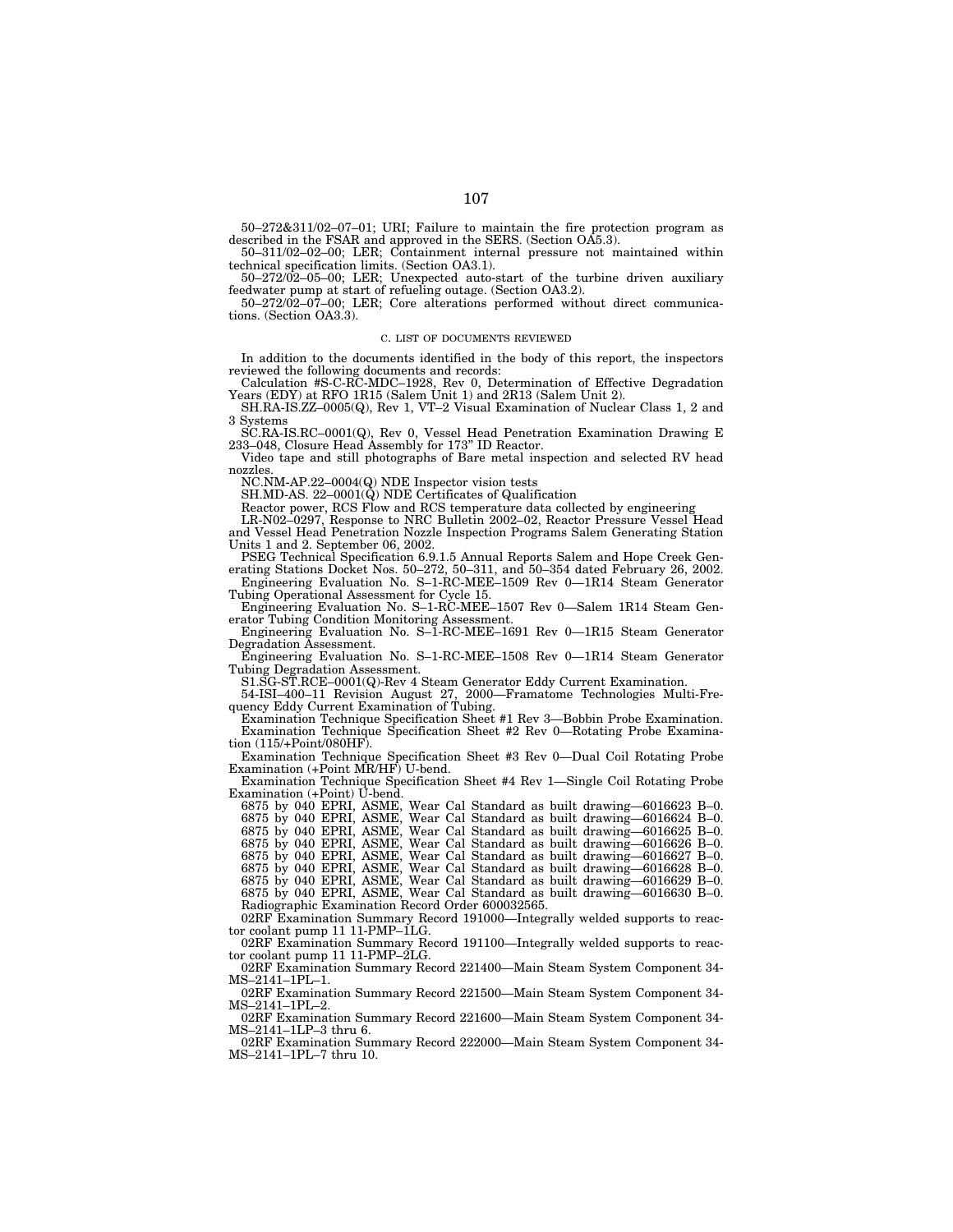50–272&311/02–07–01; URI; Failure to maintain the fire protection program as described in the FSAR and approved in the SERS. (Section OA5.3).

50–311/02–02–00; LER; Containment internal pressure not maintained within technical specification limits. (Section OA3.1).

50–272/02–05–00; LER; Unexpected auto-start of the turbine driven auxiliary feedwater pump at start of refueling outage. (Section OA3.2).

50–272/02–07–00; LER; Core alterations performed without direct communications. (Section OA3.3).

### C. LIST OF DOCUMENTS REVIEWED

In addition to the documents identified in the body of this report, the inspectors reviewed the following documents and records:

Calculation #S-C-RC-MDC–1928, Rev 0, Determination of Effective Degradation Years (EDY) at RFO 1R15 (Salem Unit 1) and 2R13 (Salem Unit 2).

SH.RA-IS.ZZ–0005(Q), Rev 1, VT–2 Visual Examination of Nuclear Class 1, 2 and 3 Systems

SC.RA-IS.RC–0001(Q), Rev 0, Vessel Head Penetration Examination Drawing E 233–048, Closure Head Assembly for 173" ID Reactor.

Video tape and still photographs of Bare metal inspection and selected RV head nozzles.

NC.NM-AP.22–0004(Q) NDE Inspector vision tests

SH.MD-AS. 22–0001(Q) NDE Certificates of Qualification

Reactor power, RCS Flow and RCS temperature data collected by engineering

LR-N02–0297, Response to NRC Bulletin 2002–02, Reactor Pressure Vessel Head and Vessel Head Penetration Nozzle Inspection Programs Salem Generating Station Units 1 and 2. September 06, 2002.

PSEG Technical Specification 6.9.1.5 Annual Reports Salem and Hope Creek Generating Stations Docket Nos. 50–272, 50–311, and 50–354 dated February 26, 2002.

Engineering Evaluation No. S–1-RC-MEE–1509 Rev 0—1R14 Steam Generator Tubing Operational Assessment for Cycle 15.

Engineering Evaluation No. S–1-RC-MEE–1507 Rev 0—Salem 1R14 Steam Generator Tubing Condition Monitoring Assessment.

Engineering Evaluation No. S–1-RC-MEE–1691 Rev 0—1R15 Steam Generator Degradation Assessment.

Engineering Evaluation No. S–1-RC-MEE–1508 Rev 0—1R14 Steam Generator Tubing Degradation Assessment.

S1.SG-ST.RCE–0001(Q)-Rev 4 Steam Generator Eddy Current Examination.

54-ISI–400–11 Revision August 27, 2000—Framatome Technologies Multi-Frequency Eddy Current Examination of Tubing.

Examination Technique Specification Sheet #1 Rev 3—Bobbin Probe Examination.

Examination Technique Specification Sheet #2 Rev 0—Rotating Probe Examination (115/+Point/080HF).

Examination Technique Specification Sheet #3 Rev 0—Dual Coil Rotating Probe Examination (+Point MR/HF) U-bend.

Examination Technique Specification Sheet #4 Rev 1—Single Coil Rotating Probe Examination (+Point) U-bend.

6875 by 040 EPRI, ASME, Wear Cal Standard as built drawing—6016623 B–0.
6875 by 040 EPRI, ASME, Wear Cal Standard as built drawing—6016624 B–0.
6875 by 040 EPRI, ASME, Wear Cal Standard as built drawing—6016625 B–0.
6875 by 040 EPRI, ASME, Wear Cal Standard as built drawing—6016626 B–0.
6875 by 040 EPRI, ASME, Wear Cal Standard as built drawing—6016627 B–0.
6875 by 040 EPRI, ASME, Wear Cal Standard as built drawing—6016628 B–0.
6875 by 040 EPRI, ASME, Wear Cal Standard as built drawing—6016629 B–0.
6875 by 040 EPRI, ASME, Wear Cal Standard as built drawing—6016630 B–0.

Radiographic Examination Record Order 600032565.

02RF Examination Summary Record 191000—Integrally welded supports to reactor coolant pump 11 11-PMP–1LG.

02RF Examination Summary Record 191100—Integrally welded supports to reactor coolant pump 11 11-PMP–2LG.

02RF Examination Summary Record 221400—Main Steam System Component 34-MS–2141–1PL–1.

02RF Examination Summary Record 221500—Main Steam System Component 34-MS–2141–1PL–2.

02RF Examination Summary Record 221600—Main Steam System Component 34-MS–2141–1LP–3 thru 6.

02RF Examination Summary Record 222000—Main Steam System Component 34-MS–2141–1PL–7 thru 10.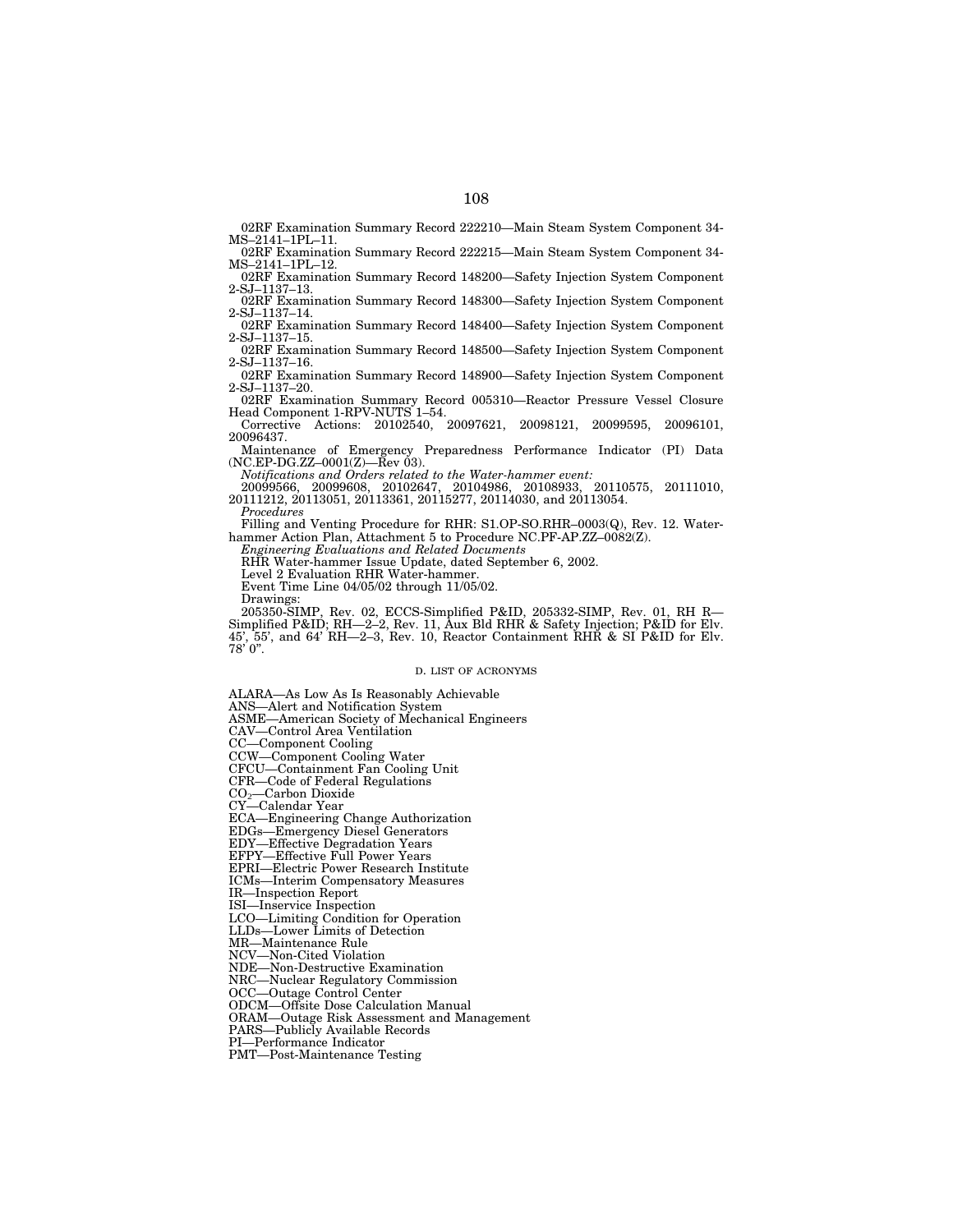02RF Examination Summary Record 222210—Main Steam System Component 34-MS–2141–1PL–11.

02RF Examination Summary Record 222215—Main Steam System Component 34-MS–2141–1PL–12.

02RF Examination Summary Record 148200—Safety Injection System Component 2-SJ–1137–13.

02RF Examination Summary Record 148300—Safety Injection System Component 2-SJ–1137–14.

02RF Examination Summary Record 148400—Safety Injection System Component 2-SJ–1137–15.

02RF Examination Summary Record 148500—Safety Injection System Component 2-SJ–1137–16.

02RF Examination Summary Record 148900—Safety Injection System Component 2-SJ–1137–20.

02RF Examination Summary Record 005310—Reactor Pressure Vessel Closure Head Component 1-RPV-NUTS 1–54.

Corrective Actions: 20102540, 20097621, 20098121, 20099595, 20096101, 20096437.

Maintenance of Emergency Preparedness Performance Indicator (PI) Data (NC.EP-DG.ZZ–0001(Z)—Rev 03).

*Notifications and Orders related to the Water-hammer event:*

20099566, 20099608, 20102647, 20104986, 20108933, 20110575, 20111010, 20111212, 20113051, 20113361, 20115277, 20114030, and 20113054.

*Procedures*

Filling and Venting Procedure for RHR: S1.OP-SO.RHR–0003(Q), Rev. 12. Water-hammer Action Plan, Attachment 5 to Procedure NC.PF-AP.ZZ–0082(Z).

*Engineering Evaluations and Related Documents*

RHR Water-hammer Issue Update, dated September 6, 2002.

Level 2 Evaluation RHR Water-hammer.

Event Time Line 04/05/02 through 11/05/02.

Drawings:

205350-SIMP, Rev. 02, ECCS-Simplified P&ID, 205332-SIMP, Rev. 01, RH R—Simplified P&ID; RH—2–2, Rev. 11, Aux Bld RHR & Safety Injection; P&ID for Elv. 45', 55', and 64' RH—2–3, Rev. 10, Reactor Containment RHR & SI P&ID for Elv. 78' 0".

## D. LIST OF ACRONYMS

ALARA—As Low As Is Reasonably Achievable
ANS—Alert and Notification System
ASME—American Society of Mechanical Engineers
CAV—Control Area Ventilation
CC—Component Cooling
CCW—Component Cooling Water
CFCU—Containment Fan Cooling Unit
CFR—Code of Federal Regulations
$CO_2$—Carbon Dioxide
CY—Calendar Year
ECA—Engineering Change Authorization
EDGs—Emergency Diesel Generators
EDY—Effective Degradation Years
EFPY—Effective Full Power Years
EPRI—Electric Power Research Institute
ICMs—Interim Compensatory Measures
IR—Inspection Report
ISI—Inservice Inspection
LCO—Limiting Condition for Operation
LLDs—Lower Limits of Detection
MR—Maintenance Rule
NCV—Non-Cited Violation
NDE—Non-Destructive Examination
NRC—Nuclear Regulatory Commission
OCC—Outage Control Center
ODCM—Offsite Dose Calculation Manual
ORAM—Outage Risk Assessment and Management
PARS—Publicly Available Records
PI—Performance Indicator
PMT—Post-Maintenance Testing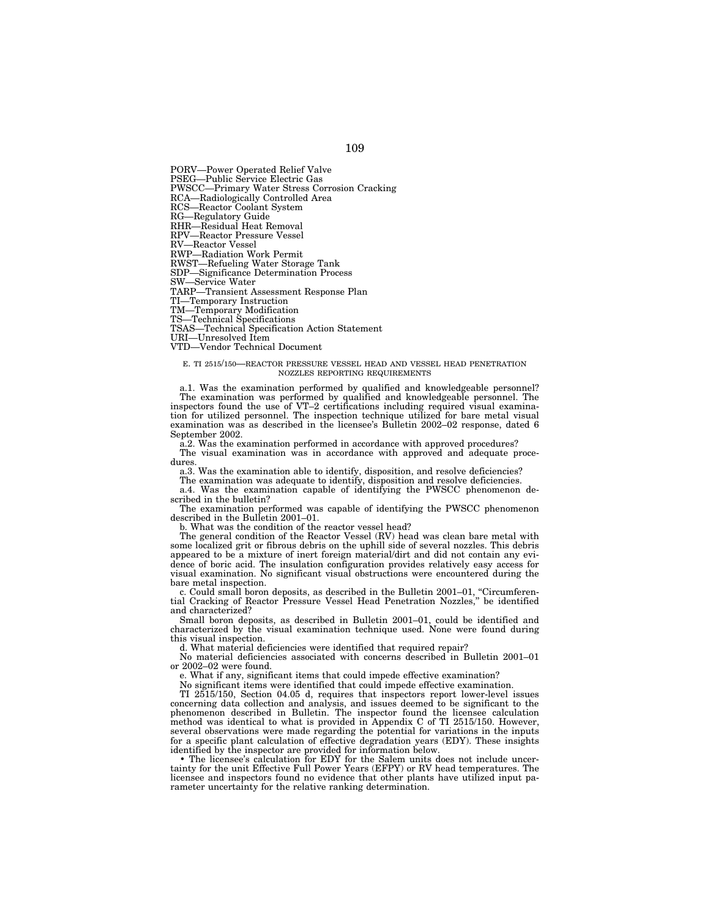PORV—Power Operated Relief Valve
PSEG—Public Service Electric Gas
PWSCC—Primary Water Stress Corrosion Cracking
RCA—Radiologically Controlled Area
RCS—Reactor Coolant System
RG—Regulatory Guide
RHR—Residual Heat Removal
RPV—Reactor Pressure Vessel
RV—Reactor Vessel
RWP—Radiation Work Permit
RWST—Refueling Water Storage Tank
SDP—Significance Determination Process
SW—Service Water
TARP—Transient Assessment Response Plan
TI—Temporary Instruction
TM—Temporary Modification
TS—Technical Specifications
TSAS—Technical Specification Action Statement
URI—Unresolved Item
VTD—Vendor Technical Document

### E. TI 2515/150—REACTOR PRESSURE VESSEL HEAD AND VESSEL HEAD PENETRATION NOZZLES REPORTING REQUIREMENTS

a.1. Was the examination performed by qualified and knowledgeable personnel?

The examination was performed by qualified and knowledgeable personnel. The inspectors found the use of VT–2 certifications including required visual examination for utilized personnel. The inspection technique utilized for bare metal visual examination was as described in the licensee's Bulletin 2002–02 response, dated 6 September 2002.

a.2. Was the examination performed in accordance with approved procedures?

The visual examination was in accordance with approved and adequate procedures.

a.3. Was the examination able to identify, disposition, and resolve deficiencies?

The examination was adequate to identify, disposition and resolve deficiencies.

a.4. Was the examination capable of identifying the PWSCC phenomenon described in the bulletin?

The examination performed was capable of identifying the PWSCC phenomenon described in the Bulletin 2001–01.

b. What was the condition of the reactor vessel head?

The general condition of the Reactor Vessel (RV) head was clean bare metal with some localized grit or fibrous debris on the uphill side of several nozzles. This debris appeared to be a mixture of inert foreign material/dirt and did not contain any evidence of boric acid. The insulation configuration provides relatively easy access for visual examination. No significant visual obstructions were encountered during the bare metal inspection.

c. Could small boron deposits, as described in the Bulletin 2001–01, "Circumferential Cracking of Reactor Pressure Vessel Head Penetration Nozzles," be identified and characterized?

Small boron deposits, as described in Bulletin 2001–01, could be identified and characterized by the visual examination technique used. None were found during this visual inspection.

d. What material deficiencies were identified that required repair?

No material deficiencies associated with concerns described in Bulletin 2001–01 or 2002–02 were found.

e. What if any, significant items that could impede effective examination?

No significant items were identified that could impede effective examination.

TI 2515/150, Section 04.05 d, requires that inspectors report lower-level issues concerning data collection and analysis, and issues deemed to be significant to the phenomenon described in Bulletin. The inspector found the licensee calculation method was identical to what is provided in Appendix C of TI 2515/150. However, several observations were made regarding the potential for variations in the inputs for a specific plant calculation of effective degradation years (EDY). These insights identified by the inspector are provided for information below.

- The licensee's calculation for EDY for the Salem units does not include uncertainty for the unit Effective Full Power Years (EFPY) or RV head temperatures. The licensee and inspectors found no evidence that other plants have utilized input parameter uncertainty for the relative ranking determination.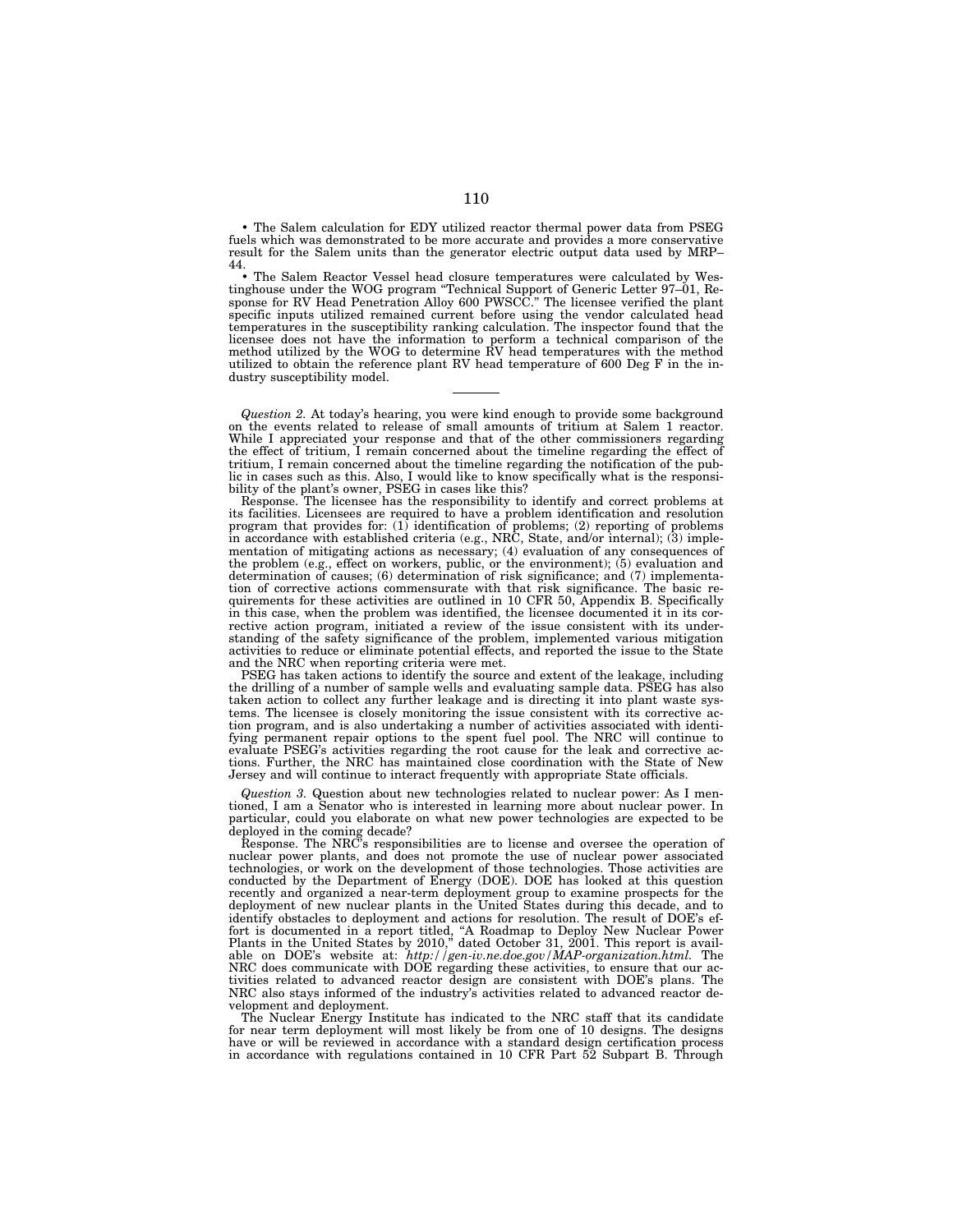• The Salem calculation for EDY utilized reactor thermal power data from PSEG fuels which was demonstrated to be more accurate and provides a more conservative result for the Salem units than the generator electric output data used by MRP–44.

• The Salem Reactor Vessel head closure temperatures were calculated by Westinghouse under the WOG program "Technical Support of Generic Letter 97–01, Response for RV Head Penetration Alloy 600 PWSCC." The licensee verified the plant specific inputs utilized remained current before using the vendor calculated head temperatures in the susceptibility ranking calculation. The inspector found that the licensee does not have the information to perform a technical comparison of the method utilized by the WOG to determine RV head temperatures with the method utilized to obtain the reference plant RV head temperature of 600 Deg F in the industry susceptibility model.

---

*Question 2.* At today's hearing, you were kind enough to provide some background on the events related to release of small amounts of tritium at Salem 1 reactor. While I appreciated your response and that of the other commissioners regarding the effect of tritium, I remain concerned about the timeline regarding the effect of tritium, I remain concerned about the timeline regarding the notification of the public in cases such as this. Also, I would like to know specifically what is the responsibility of the plant's owner, PSEG in cases like this?

Response. The licensee has the responsibility to identify and correct problems at its facilities. Licensees are required to have a problem identification and resolution program that provides for: (1) identification of problems; (2) reporting of problems in accordance with established criteria (e.g., NRC, State, and/or internal); (3) implementation of mitigating actions as necessary; (4) evaluation of any consequences of the problem (e.g., effect on workers, public, or the environment); (5) evaluation and determination of causes; (6) determination of risk significance; and (7) implementation of corrective actions commensurate with that risk significance. The basic requirements for these activities are outlined in 10 CFR 50, Appendix B. Specifically in this case, when the problem was identified, the licensee documented it in its corrective action program, initiated a review of the issue consistent with its understanding of the safety significance of the problem, implemented various mitigation activities to reduce or eliminate potential effects, and reported the issue to the State and the NRC when reporting criteria were met.

PSEG has taken actions to identify the source and extent of the leakage, including the drilling of a number of sample wells and evaluating sample data. PSEG has also taken action to collect any further leakage and is directing it into plant waste systems. The licensee is closely monitoring the issue consistent with its corrective action program, and is also undertaking a number of activities associated with identifying permanent repair options to the spent fuel pool. The NRC will continue to evaluate PSEG's activities regarding the root cause for the leak and corrective actions. Further, the NRC has maintained close coordination with the State of New Jersey and will continue to interact frequently with appropriate State officials.

*Question 3.* Question about new technologies related to nuclear power: As I mentioned, I am a Senator who is interested in learning more about nuclear power. In particular, could you elaborate on what new power technologies are expected to be deployed in the coming decade?

Response. The NRC's responsibilities are to license and oversee the operation of nuclear power plants, and does not promote the use of nuclear power associated technologies, or work on the development of those technologies. Those activities are conducted by the Department of Energy (DOE). DOE has looked at this question recently and organized a near-term deployment group to examine prospects for the deployment of new nuclear plants in the United States during this decade, and to identify obstacles to deployment and actions for resolution. The result of DOE's effort is documented in a report titled, "A Roadmap to Deploy New Nuclear Power Plants in the United States by 2010," dated October 31, 2001. This report is available on DOE's website at: *http://gen-iv.ne.doe.gov/MAP-organization.html.* The NRC does communicate with DOE regarding these activities, to ensure that our activities related to advanced reactor design are consistent with DOE's plans. The NRC also stays informed of the industry's activities related to advanced reactor development and deployment.

The Nuclear Energy Institute has indicated to the NRC staff that its candidate for near term deployment will most likely be from one of 10 designs. The designs have or will be reviewed in accordance with a standard design certification process in accordance with regulations contained in 10 CFR Part 52 Subpart B. Through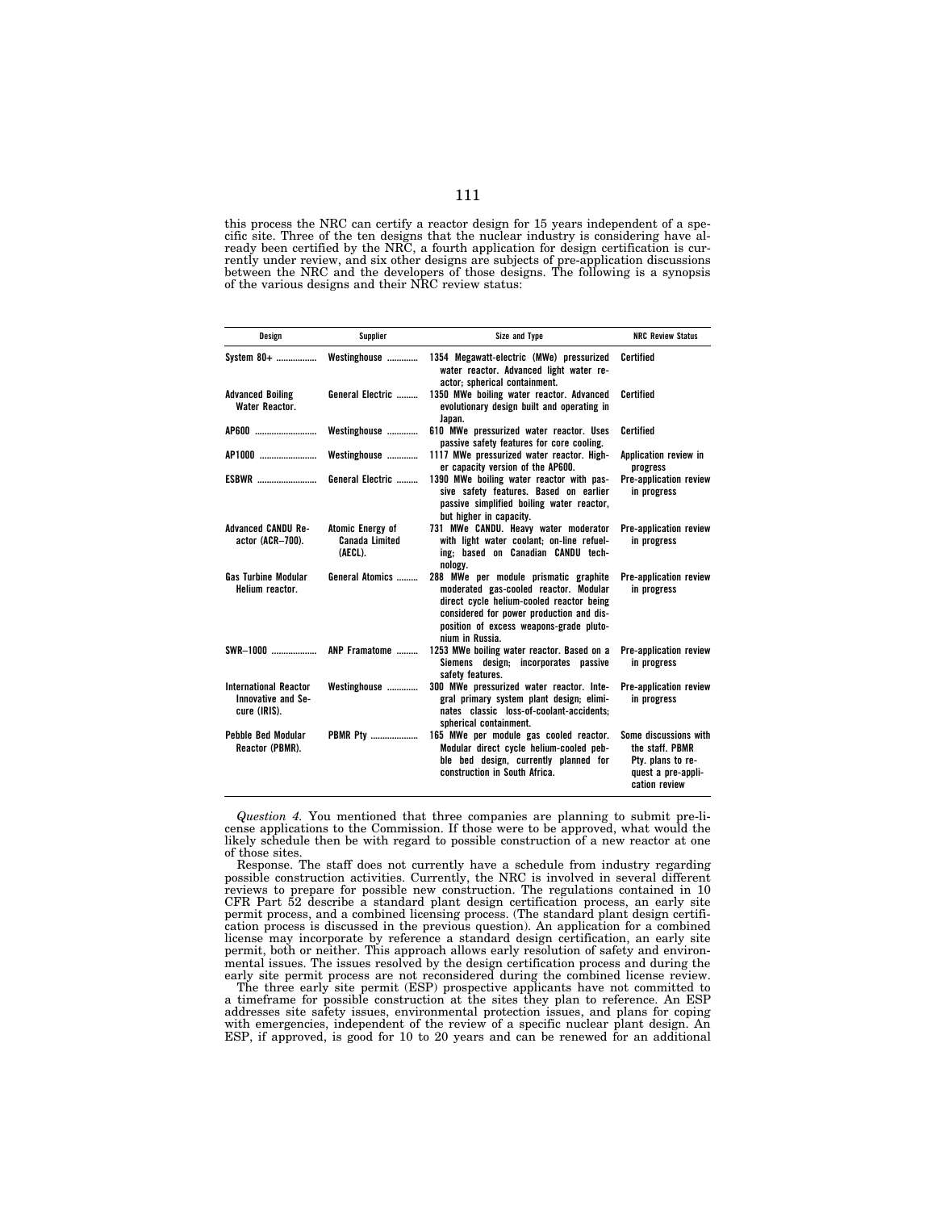this process the NRC can certify a reactor design for 15 years independent of a specific site. Three of the ten designs that the nuclear industry is considering have already been certified by the NRC, a fourth application for design certification is currently under review, and six other designs are subjects of pre-application discussions between the NRC and the developers of those designs. The following is a synopsis of the various designs and their NRC review status:

| Design | Supplier | Size and Type | NRC Review Status |
|---|---|---|---|
| System 80+ | Westinghouse | 1354 Megawatt-electric (MWe) pressurized water reactor. Advanced light water reactor; spherical containment. | Certified |
| Advanced Boiling Water Reactor. | General Electric | 1350 MWe boiling water reactor. Advanced evolutionary design built and operating in Japan. | Certified |
| AP600 | Westinghouse | 610 MWe pressurized water reactor. Uses passive safety features for core cooling. | Certified |
| AP1000 | Westinghouse | 1117 MWe pressurized water reactor. Higher capacity version of the AP600. | Application review in progress |
| ESBWR | General Electric | 1390 MWe boiling water reactor with passive safety features. Based on earlier passive simplified boiling water reactor, but higher in capacity. | Pre-application review in progress |
| Advanced CANDU Reactor (ACR–700). | Atomic Energy of Canada Limited (AECL). | 731 MWe CANDU. Heavy water moderator with light water coolant; on-line refueling; based on Canadian CANDU technology. | Pre-application review in progress |
| Gas Turbine Modular Helium reactor. | General Atomics | 288 MWe per module prismatic graphite moderated gas-cooled reactor. Modular direct cycle helium-cooled reactor being considered for power production and disposition of excess weapons-grade plutonium in Russia. | Pre-application review in progress |
| SWR–1000 | ANP Framatome | 1253 MWe boiling water reactor. Based on a Siemens design; incorporates passive safety features. | Pre-application review in progress |
| International Reactor Innovative and Secure (IRIS). | Westinghouse | 300 MWe pressurized water reactor. Integral primary system plant design; eliminates classic loss-of-coolant-accidents; spherical containment. | Pre-application review in progress |
| Pebble Bed Modular Reactor (PBMR). | PBMR Pty | 165 MWe per module gas cooled reactor. Modular direct cycle helium-cooled pebble bed design, currently planned for construction in South Africa. | Some discussions with the staff. PBMR Pty. plans to request a pre-application review |

*Question 4.* You mentioned that three companies are planning to submit pre-license applications to the Commission. If those were to be approved, what would the likely schedule then be with regard to possible construction of a new reactor at one of those sites.

Response. The staff does not currently have a schedule from industry regarding possible construction activities. Currently, the NRC is involved in several different reviews to prepare for possible new construction. The regulations contained in 10 CFR Part 52 describe a standard plant design certification process, an early site permit process, and a combined licensing process. (The standard plant design certification process is discussed in the previous question). An application for a combined license may incorporate by reference a standard design certification, an early site permit, both or neither. This approach allows early resolution of safety and environmental issues. The issues resolved by the design certification process and during the early site permit process are not reconsidered during the combined license review.

The three early site permit (ESP) prospective applicants have not committed to a timeframe for possible construction at the sites they plan to reference. An ESP addresses site safety issues, environmental protection issues, and plans for coping with emergencies, independent of the review of a specific nuclear plant design. An ESP, if approved, is good for 10 to 20 years and can be renewed for an additional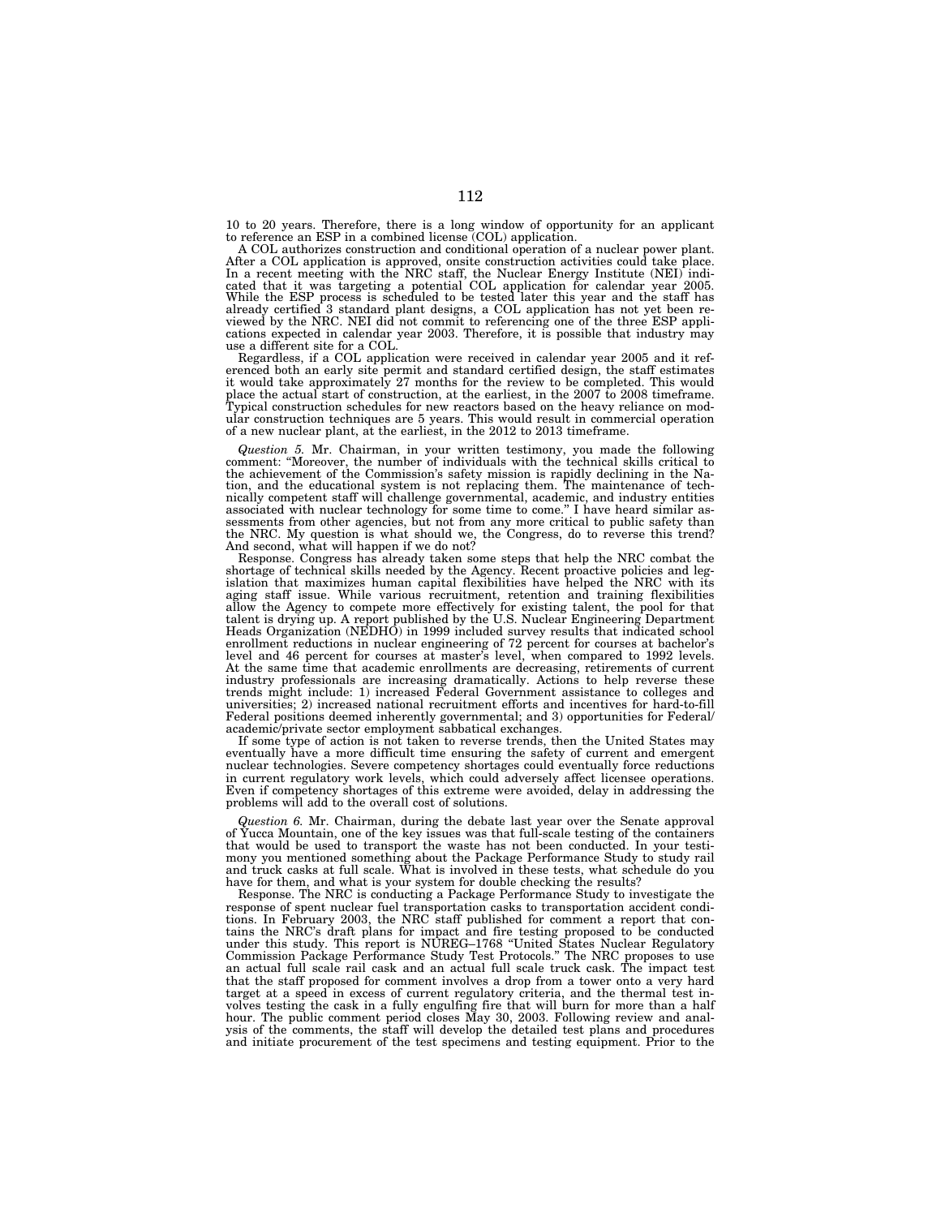10 to 20 years. Therefore, there is a long window of opportunity for an applicant to reference an ESP in a combined license (COL) application.

A COL authorizes construction and conditional operation of a nuclear power plant. After a COL application is approved, onsite construction activities could take place. In a recent meeting with the NRC staff, the Nuclear Energy Institute (NEI) indicated that it was targeting a potential COL application for calendar year 2005. While the ESP process is scheduled to be tested later this year and the staff has already certified 3 standard plant designs, a COL application has not yet been reviewed by the NRC. NEI did not commit to referencing one of the three ESP applications expected in calendar year 2003. Therefore, it is possible that industry may use a different site for a COL.

Regardless, if a COL application were received in calendar year 2005 and it referenced both an early site permit and standard certified design, the staff estimates it would take approximately 27 months for the review to be completed. This would place the actual start of construction, at the earliest, in the 2007 to 2008 timeframe. Typical construction schedules for new reactors based on the heavy reliance on modular construction techniques are 5 years. This would result in commercial operation of a new nuclear plant, at the earliest, in the 2012 to 2013 timeframe.

*Question 5.* Mr. Chairman, in your written testimony, you made the following comment: "Moreover, the number of individuals with the technical skills critical to the achievement of the Commission's safety mission is rapidly declining in the Nation, and the educational system is not replacing them. The maintenance of technically competent staff will challenge governmental, academic, and industry entities associated with nuclear technology for some time to come." I have heard similar assessments from other agencies, but not from any more critical to public safety than the NRC. My question is what should we, the Congress, do to reverse this trend? And second, what will happen if we do not?

Response. Congress has already taken some steps that help the NRC combat the shortage of technical skills needed by the Agency. Recent proactive policies and legislation that maximizes human capital flexibilities have helped the NRC with its aging staff issue. While various recruitment, retention and training flexibilities allow the Agency to compete more effectively for existing talent, the pool for that talent is drying up. A report published by the U.S. Nuclear Engineering Department Heads Organization (NEDHO) in 1999 included survey results that indicated school enrollment reductions in nuclear engineering of 72 percent for courses at bachelor's level and 46 percent for courses at master's level, when compared to 1992 levels. At the same time that academic enrollments are decreasing, retirements of current industry professionals are increasing dramatically. Actions to help reverse these trends might include: 1) increased Federal Government assistance to colleges and universities; 2) increased national recruitment efforts and incentives for hard-to-fill Federal positions deemed inherently governmental; and 3) opportunities for Federal/academic/private sector employment sabbatical exchanges.

If some type of action is not taken to reverse trends, then the United States may eventually have a more difficult time ensuring the safety of current and emergent nuclear technologies. Severe competency shortages could eventually force reductions in current regulatory work levels, which could adversely affect licensee operations. Even if competency shortages of this extreme were avoided, delay in addressing the problems will add to the overall cost of solutions.

*Question 6.* Mr. Chairman, during the debate last year over the Senate approval of Yucca Mountain, one of the key issues was that full-scale testing of the containers that would be used to transport the waste has not been conducted. In your testimony you mentioned something about the Package Performance Study to study rail and truck casks at full scale. What is involved in these tests, what schedule do you have for them, and what is your system for double checking the results?

Response. The NRC is conducting a Package Performance Study to investigate the response of spent nuclear fuel transportation casks to transportation accident conditions. In February 2003, the NRC staff published for comment a report that contains the NRC's draft plans for impact and fire testing proposed to be conducted under this study. This report is NUREG–1768 "United States Nuclear Regulatory Commission Package Performance Study Test Protocols." The NRC proposes to use an actual full scale rail cask and an actual full scale truck cask. The impact test that the staff proposed for comment involves a drop from a tower onto a very hard target at a speed in excess of current regulatory criteria, and the thermal test involves testing the cask in a fully engulfing fire that will burn for more than a half hour. The public comment period closes May 30, 2003. Following review and analysis of the comments, the staff will develop the detailed test plans and procedures and initiate procurement of the test specimens and testing equipment. Prior to the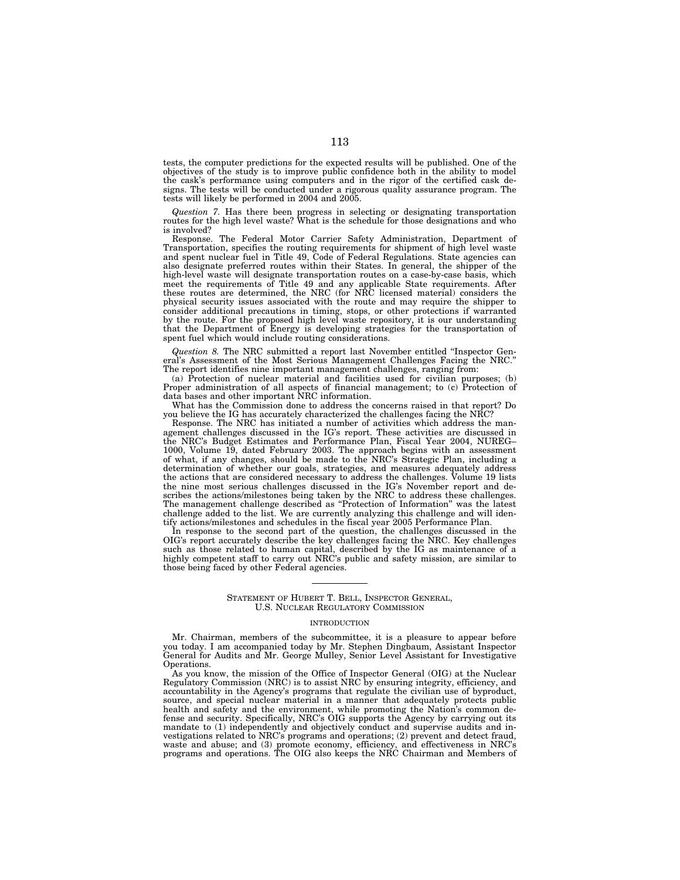tests, the computer predictions for the expected results will be published. One of the objectives of the study is to improve public confidence both in the ability to model the cask's performance using computers and in the rigor of the certified cask designs. The tests will be conducted under a rigorous quality assurance program. The tests will likely be performed in 2004 and 2005.

*Question 7.* Has there been progress in selecting or designating transportation routes for the high level waste? What is the schedule for those designations and who is involved?

Response. The Federal Motor Carrier Safety Administration, Department of Transportation, specifies the routing requirements for shipment of high level waste and spent nuclear fuel in Title 49, Code of Federal Regulations. State agencies can also designate preferred routes within their States. In general, the shipper of the high-level waste will designate transportation routes on a case-by-case basis, which meet the requirements of Title 49 and any applicable State requirements. After these routes are determined, the NRC (for NRC licensed material) considers the physical security issues associated with the route and may require the shipper to consider additional precautions in timing, stops, or other protections if warranted by the route. For the proposed high level waste repository, it is our understanding that the Department of Energy is developing strategies for the transportation of spent fuel which would include routing considerations.

*Question 8.* The NRC submitted a report last November entitled "Inspector General's Assessment of the Most Serious Management Challenges Facing the NRC." The report identifies nine important management challenges, ranging from:

(a) Protection of nuclear material and facilities used for civilian purposes; (b) Proper administration of all aspects of financial management; to (c) Protection of data bases and other important NRC information.

What has the Commission done to address the concerns raised in that report? Do you believe the IG has accurately characterized the challenges facing the NRC?

Response. The NRC has initiated a number of activities which address the management challenges discussed in the IG's report. These activities are discussed in the NRC's Budget Estimates and Performance Plan, Fiscal Year 2004, NUREG–1000, Volume 19, dated February 2003. The approach begins with an assessment of what, if any changes, should be made to the NRC's Strategic Plan, including a determination of whether our goals, strategies, and measures adequately address the actions that are considered necessary to address the challenges. Volume 19 lists the nine most serious challenges discussed in the IG's November report and describes the actions/milestones being taken by the NRC to address these challenges. The management challenge described as "Protection of Information" was the latest challenge added to the list. We are currently analyzing this challenge and will identify actions/milestones and schedules in the fiscal year 2005 Performance Plan.

In response to the second part of the question, the challenges discussed in the OIG's report accurately describe the key challenges facing the NRC. Key challenges such as those related to human capital, described by the IG as maintenance of a highly competent staff to carry out NRC's public and safety mission, are similar to those being faced by other Federal agencies.

---

## STATEMENT OF HUBERT T. BELL, INSPECTOR GENERAL, U.S. NUCLEAR REGULATORY COMMISSION

### INTRODUCTION

Mr. Chairman, members of the subcommittee, it is a pleasure to appear before you today. I am accompanied today by Mr. Stephen Dingbaum, Assistant Inspector General for Audits and Mr. George Mulley, Senior Level Assistant for Investigative Operations.

As you know, the mission of the Office of Inspector General (OIG) at the Nuclear Regulatory Commission (NRC) is to assist NRC by ensuring integrity, efficiency, and accountability in the Agency's programs that regulate the civilian use of byproduct, source, and special nuclear material in a manner that adequately protects public health and safety and the environment, while promoting the Nation's common defense and security. Specifically, NRC's OIG supports the Agency by carrying out its mandate to (1) independently and objectively conduct and supervise audits and investigations related to NRC's programs and operations; (2) prevent and detect fraud, waste and abuse; and (3) promote economy, efficiency, and effectiveness in NRC's programs and operations. The OIG also keeps the NRC Chairman and Members of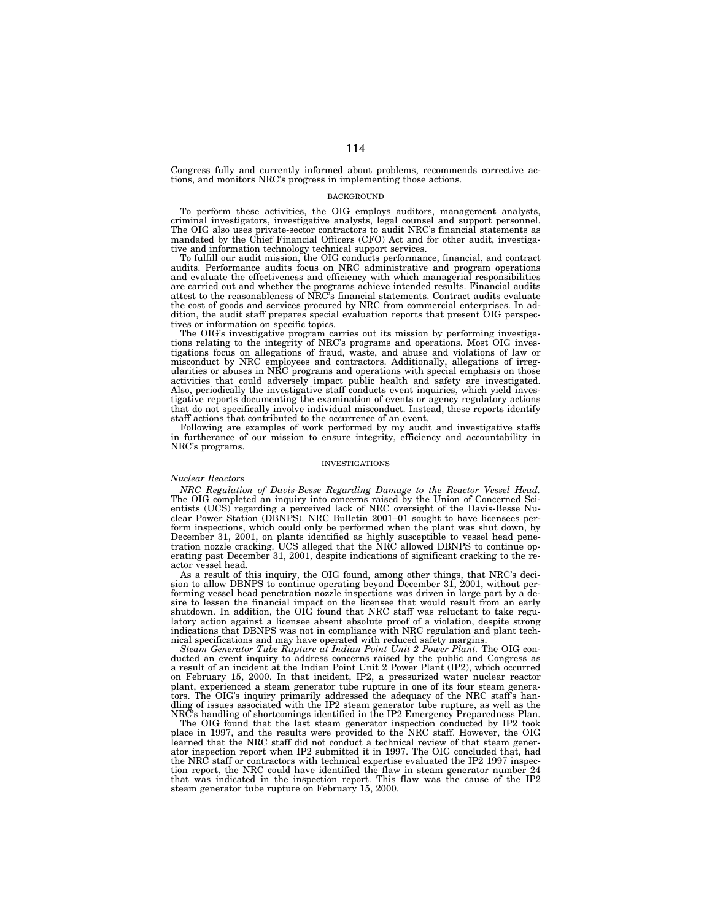Congress fully and currently informed about problems, recommends corrective actions, and monitors NRC's progress in implementing those actions.

## BACKGROUND

To perform these activities, the OIG employs auditors, management analysts, criminal investigators, investigative analysts, legal counsel and support personnel. The OIG also uses private-sector contractors to audit NRC's financial statements as mandated by the Chief Financial Officers (CFO) Act and for other audit, investigative and information technology technical support services.

To fulfill our audit mission, the OIG conducts performance, financial, and contract audits. Performance audits focus on NRC administrative and program operations and evaluate the effectiveness and efficiency with which managerial responsibilities are carried out and whether the programs achieve intended results. Financial audits attest to the reasonableness of NRC's financial statements. Contract audits evaluate the cost of goods and services procured by NRC from commercial enterprises. In addition, the audit staff prepares special evaluation reports that present OIG perspectives or information on specific topics.

The OIG's investigative program carries out its mission by performing investigations relating to the integrity of NRC's programs and operations. Most OIG investigations focus on allegations of fraud, waste, and abuse and violations of law or misconduct by NRC employees and contractors. Additionally, allegations of irregularities or abuses in NRC programs and operations with special emphasis on those activities that could adversely impact public health and safety are investigated. Also, periodically the investigative staff conducts event inquiries, which yield investigative reports documenting the examination of events or agency regulatory actions that do not specifically involve individual misconduct. Instead, these reports identify staff actions that contributed to the occurrence of an event.

Following are examples of work performed by my audit and investigative staffs in furtherance of our mission to ensure integrity, efficiency and accountability in NRC's programs.

## INVESTIGATIONS

### *Nuclear Reactors*

*NRC Regulation of Davis-Besse Regarding Damage to the Reactor Vessel Head.* The OIG completed an inquiry into concerns raised by the Union of Concerned Scientists (UCS) regarding a perceived lack of NRC oversight of the Davis-Besse Nuclear Power Station (DBNPS). NRC Bulletin 2001–01 sought to have licensees perform inspections, which could only be performed when the plant was shut down, by December 31, 2001, on plants identified as highly susceptible to vessel head penetration nozzle cracking. UCS alleged that the NRC allowed DBNPS to continue operating past December 31, 2001, despite indications of significant cracking to the reactor vessel head.

As a result of this inquiry, the OIG found, among other things, that NRC's decision to allow DBNPS to continue operating beyond December 31, 2001, without performing vessel head penetration nozzle inspections was driven in large part by a desire to lessen the financial impact on the licensee that would result from an early shutdown. In addition, the OIG found that NRC staff was reluctant to take regulatory action against a licensee absent absolute proof of a violation, despite strong indications that DBNPS was not in compliance with NRC regulation and plant technical specifications and may have operated with reduced safety margins.

*Steam Generator Tube Rupture at Indian Point Unit 2 Power Plant.* The OIG conducted an event inquiry to address concerns raised by the public and Congress as a result of an incident at the Indian Point Unit 2 Power Plant (IP2), which occurred on February 15, 2000. In that incident, IP2, a pressurized water nuclear reactor plant, experienced a steam generator tube rupture in one of its four steam generators. The OIG's inquiry primarily addressed the adequacy of the NRC staff's handling of issues associated with the IP2 steam generator tube rupture, as well as the NRC's handling of shortcomings identified in the IP2 Emergency Preparedness Plan.

The OIG found that the last steam generator inspection conducted by IP2 took place in 1997, and the results were provided to the NRC staff. However, the OIG learned that the NRC staff did not conduct a technical review of that steam generator inspection report when IP2 submitted it in 1997. The OIG concluded that, had the NRC staff or contractors with technical expertise evaluated the IP2 1997 inspection report, the NRC could have identified the flaw in steam generator number 24 that was indicated in the inspection report. This flaw was the cause of the IP2 steam generator tube rupture on February 15, 2000.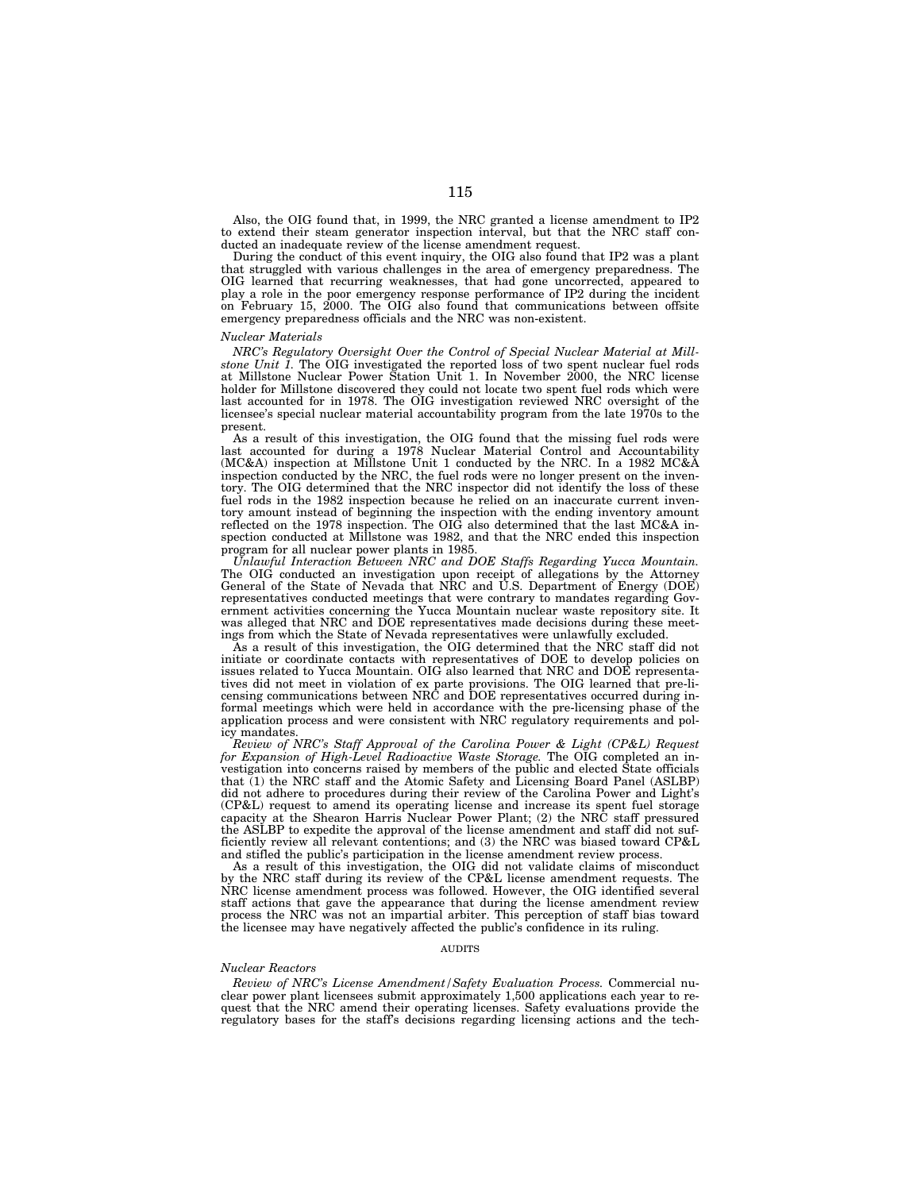Also, the OIG found that, in 1999, the NRC granted a license amendment to IP2 to extend their steam generator inspection interval, but that the NRC staff conducted an inadequate review of the license amendment request.

During the conduct of this event inquiry, the OIG also found that IP2 was a plant that struggled with various challenges in the area of emergency preparedness. The OIG learned that recurring weaknesses, that had gone uncorrected, appeared to play a role in the poor emergency response performance of IP2 during the incident on February 15, 2000. The OIG also found that communications between offsite emergency preparedness officials and the NRC was non-existent.

*Nuclear Materials*

*NRC's Regulatory Oversight Over the Control of Special Nuclear Material at Millstone Unit 1.* The OIG investigated the reported loss of two spent nuclear fuel rods at Millstone Nuclear Power Station Unit 1. In November 2000, the NRC license holder for Millstone discovered they could not locate two spent fuel rods which were last accounted for in 1978. The OIG investigation reviewed NRC oversight of the licensee's special nuclear material accountability program from the late 1970s to the present.

As a result of this investigation, the OIG found that the missing fuel rods were last accounted for during a 1978 Nuclear Material Control and Accountability (MC&A) inspection at Millstone Unit 1 conducted by the NRC. In a 1982 MC&A inspection conducted by the NRC, the fuel rods were no longer present on the inventory. The OIG determined that the NRC inspector did not identify the loss of these fuel rods in the 1982 inspection because he relied on an inaccurate current inventory amount instead of beginning the inspection with the ending inventory amount reflected on the 1978 inspection. The OIG also determined that the last MC&A inspection conducted at Millstone was 1982, and that the NRC ended this inspection program for all nuclear power plants in 1985.

*Unlawful Interaction Between NRC and DOE Staffs Regarding Yucca Mountain.* The OIG conducted an investigation upon receipt of allegations by the Attorney General of the State of Nevada that NRC and U.S. Department of Energy (DOE) representatives conducted meetings that were contrary to mandates regarding Government activities concerning the Yucca Mountain nuclear waste repository site. It was alleged that NRC and DOE representatives made decisions during these meetings from which the State of Nevada representatives were unlawfully excluded.

As a result of this investigation, the OIG determined that the NRC staff did not initiate or coordinate contacts with representatives of DOE to develop policies on issues related to Yucca Mountain. OIG also learned that NRC and DOE representatives did not meet in violation of ex parte provisions. The OIG learned that pre-licensing communications between NRC and DOE representatives occurred during informal meetings which were held in accordance with the pre-licensing phase of the application process and were consistent with NRC regulatory requirements and policy mandates.

*Review of NRC's Staff Approval of the Carolina Power & Light (CP&L) Request for Expansion of High-Level Radioactive Waste Storage.* The OIG completed an investigation into concerns raised by members of the public and elected State officials that (1) the NRC staff and the Atomic Safety and Licensing Board Panel (ASLBP) did not adhere to procedures during their review of the Carolina Power and Light's (CP&L) request to amend its operating license and increase its spent fuel storage capacity at the Shearon Harris Nuclear Power Plant; (2) the NRC staff pressured the ASLBP to expedite the approval of the license amendment and staff did not sufficiently review all relevant contentions; and (3) the NRC was biased toward CP&L and stifled the public's participation in the license amendment review process.

As a result of this investigation, the OIG did not validate claims of misconduct by the NRC staff during its review of the CP&L license amendment requests. The NRC license amendment process was followed. However, the OIG identified several staff actions that gave the appearance that during the license amendment review process the NRC was not an impartial arbiter. This perception of staff bias toward the licensee may have negatively affected the public's confidence in its ruling.

AUDITS

*Nuclear Reactors*

*Review of NRC's License Amendment/Safety Evaluation Process.* Commercial nuclear power plant licensees submit approximately 1,500 applications each year to request that the NRC amend their operating licenses. Safety evaluations provide the regulatory bases for the staff's decisions regarding licensing actions and the tech-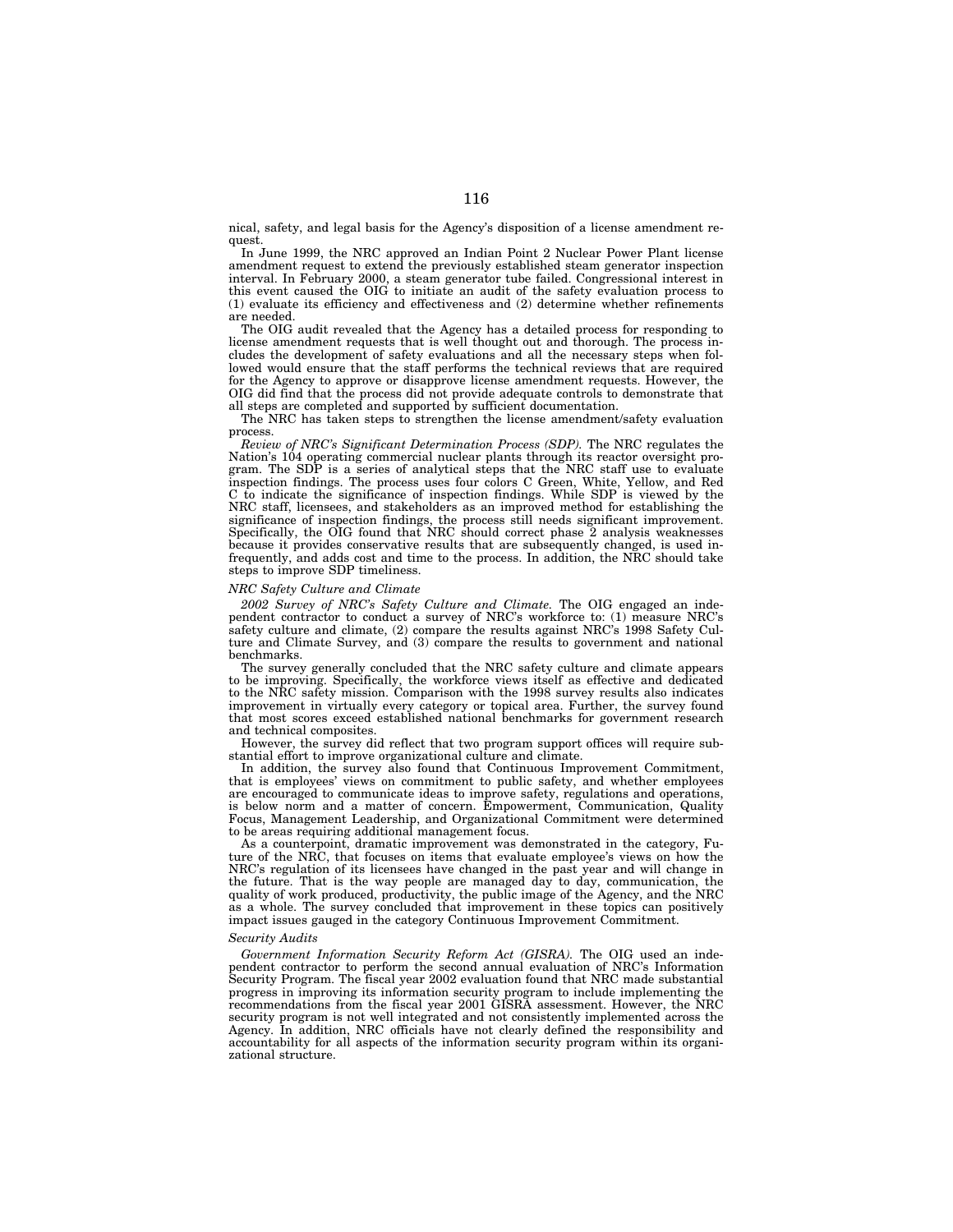nical, safety, and legal basis for the Agency's disposition of a license amendment request.

In June 1999, the NRC approved an Indian Point 2 Nuclear Power Plant license amendment request to extend the previously established steam generator inspection interval. In February 2000, a steam generator tube failed. Congressional interest in this event caused the OIG to initiate an audit of the safety evaluation process to (1) evaluate its efficiency and effectiveness and (2) determine whether refinements are needed.

The OIG audit revealed that the Agency has a detailed process for responding to license amendment requests that is well thought out and thorough. The process includes the development of safety evaluations and all the necessary steps when followed would ensure that the staff performs the technical reviews that are required for the Agency to approve or disapprove license amendment requests. However, the OIG did find that the process did not provide adequate controls to demonstrate that all steps are completed and supported by sufficient documentation.

The NRC has taken steps to strengthen the license amendment/safety evaluation process.

*Review of NRC's Significant Determination Process (SDP).* The NRC regulates the Nation's 104 operating commercial nuclear plants through its reactor oversight program. The SDP is a series of analytical steps that the NRC staff use to evaluate inspection findings. The process uses four colors C Green, White, Yellow, and Red C to indicate the significance of inspection findings. While SDP is viewed by the NRC staff, licensees, and stakeholders as an improved method for establishing the significance of inspection findings, the process still needs significant improvement. Specifically, the OIG found that NRC should correct phase 2 analysis weaknesses because it provides conservative results that are subsequently changed, is used infrequently, and adds cost and time to the process. In addition, the NRC should take steps to improve SDP timeliness.

*NRC Safety Culture and Climate*

*2002 Survey of NRC's Safety Culture and Climate.* The OIG engaged an independent contractor to conduct a survey of NRC's workforce to: (1) measure NRC's safety culture and climate, (2) compare the results against NRC's 1998 Safety Culture and Climate Survey, and (3) compare the results to government and national benchmarks.

The survey generally concluded that the NRC safety culture and climate appears to be improving. Specifically, the workforce views itself as effective and dedicated to the NRC safety mission. Comparison with the 1998 survey results also indicates improvement in virtually every category or topical area. Further, the survey found that most scores exceed established national benchmarks for government research and technical composites.

However, the survey did reflect that two program support offices will require substantial effort to improve organizational culture and climate.

In addition, the survey also found that Continuous Improvement Commitment, that is employees' views on commitment to public safety, and whether employees are encouraged to communicate ideas to improve safety, regulations and operations, is below norm and a matter of concern. Empowerment, Communication, Quality Focus, Management Leadership, and Organizational Commitment were determined to be areas requiring additional management focus.

As a counterpoint, dramatic improvement was demonstrated in the category, Future of the NRC, that focuses on items that evaluate employee's views on how the NRC's regulation of its licensees have changed in the past year and will change in the future. That is the way people are managed day to day, communication, the quality of work produced, productivity, the public image of the Agency, and the NRC as a whole. The survey concluded that improvement in these topics can positively impact issues gauged in the category Continuous Improvement Commitment.

*Security Audits*

*Government Information Security Reform Act (GISRA).* The OIG used an independent contractor to perform the second annual evaluation of NRC's Information Security Program. The fiscal year 2002 evaluation found that NRC made substantial progress in improving its information security program to include implementing the recommendations from the fiscal year 2001 GISRA assessment. However, the NRC security program is not well integrated and not consistently implemented across the Agency. In addition, NRC officials have not clearly defined the responsibility and accountability for all aspects of the information security program within its organizational structure.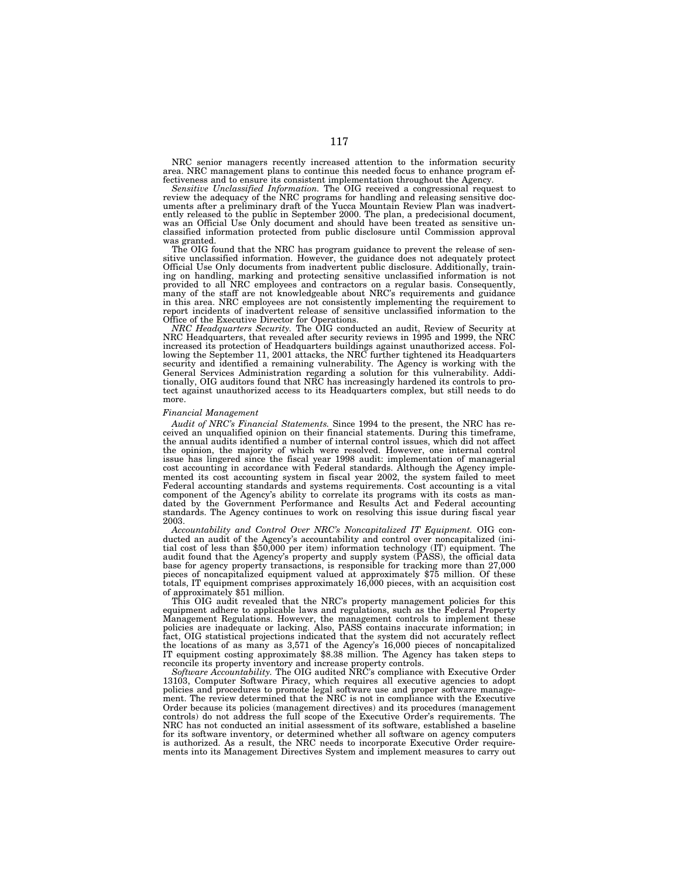NRC senior managers recently increased attention to the information security area. NRC management plans to continue this needed focus to enhance program effectiveness and to ensure its consistent implementation throughout the Agency.

*Sensitive Unclassified Information.* The OIG received a congressional request to review the adequacy of the NRC programs for handling and releasing sensitive documents after a preliminary draft of the Yucca Mountain Review Plan was inadvertently released to the public in September 2000. The plan, a predecisional document, was an Official Use Only document and should have been treated as sensitive unclassified information protected from public disclosure until Commission approval was granted.

The OIG found that the NRC has program guidance to prevent the release of sensitive unclassified information. However, the guidance does not adequately protect Official Use Only documents from inadvertent public disclosure. Additionally, training on handling, marking and protecting sensitive unclassified information is not provided to all NRC employees and contractors on a regular basis. Consequently, many of the staff are not knowledgeable about NRC's requirements and guidance in this area. NRC employees are not consistently implementing the requirement to report incidents of inadvertent release of sensitive unclassified information to the Office of the Executive Director for Operations.

*NRC Headquarters Security.* The OIG conducted an audit, Review of Security at NRC Headquarters, that revealed after security reviews in 1995 and 1999, the NRC increased its protection of Headquarters buildings against unauthorized access. Following the September 11, 2001 attacks, the NRC further tightened its Headquarters security and identified a remaining vulnerability. The Agency is working with the General Services Administration regarding a solution for this vulnerability. Additionally, OIG auditors found that NRC has increasingly hardened its controls to protect against unauthorized access to its Headquarters complex, but still needs to do more.

*Financial Management*

*Audit of NRC's Financial Statements.* Since 1994 to the present, the NRC has received an unqualified opinion on their financial statements. During this timeframe, the annual audits identified a number of internal control issues, which did not affect the opinion, the majority of which were resolved. However, one internal control issue has lingered since the fiscal year 1998 audit: implementation of managerial cost accounting in accordance with Federal standards. Although the Agency implemented its cost accounting system in fiscal year 2002, the system failed to meet Federal accounting standards and systems requirements. Cost accounting is a vital component of the Agency's ability to correlate its programs with its costs as mandated by the Government Performance and Results Act and Federal accounting standards. The Agency continues to work on resolving this issue during fiscal year 2003.

*Accountability and Control Over NRC's Noncapitalized IT Equipment.* OIG conducted an audit of the Agency's accountability and control over noncapitalized (initial cost of less than $50,000 per item) information technology (IT) equipment. The audit found that the Agency's property and supply system (PASS), the official data base for agency property transactions, is responsible for tracking more than 27,000 pieces of noncapitalized equipment valued at approximately $75 million. Of these totals, IT equipment comprises approximately 16,000 pieces, with an acquisition cost of approximately $51 million.

This OIG audit revealed that the NRC's property management policies for this equipment adhere to applicable laws and regulations, such as the Federal Property Management Regulations. However, the management controls to implement these policies are inadequate or lacking. Also, PASS contains inaccurate information; in fact, OIG statistical projections indicated that the system did not accurately reflect the locations of as many as 3,571 of the Agency's 16,000 pieces of noncapitalized IT equipment costing approximately $8.38 million. The Agency has taken steps to reconcile its property inventory and increase property controls.

*Software Accountability.* The OIG audited NRC's compliance with Executive Order 13103, Computer Software Piracy, which requires all executive agencies to adopt policies and procedures to promote legal software use and proper software management. The review determined that the NRC is not in compliance with the Executive Order because its policies (management directives) and its procedures (management controls) do not address the full scope of the Executive Order's requirements. The NRC has not conducted an initial assessment of its software, established a baseline for its software inventory, or determined whether all software on agency computers is authorized. As a result, the NRC needs to incorporate Executive Order requirements into its Management Directives System and implement measures to carry out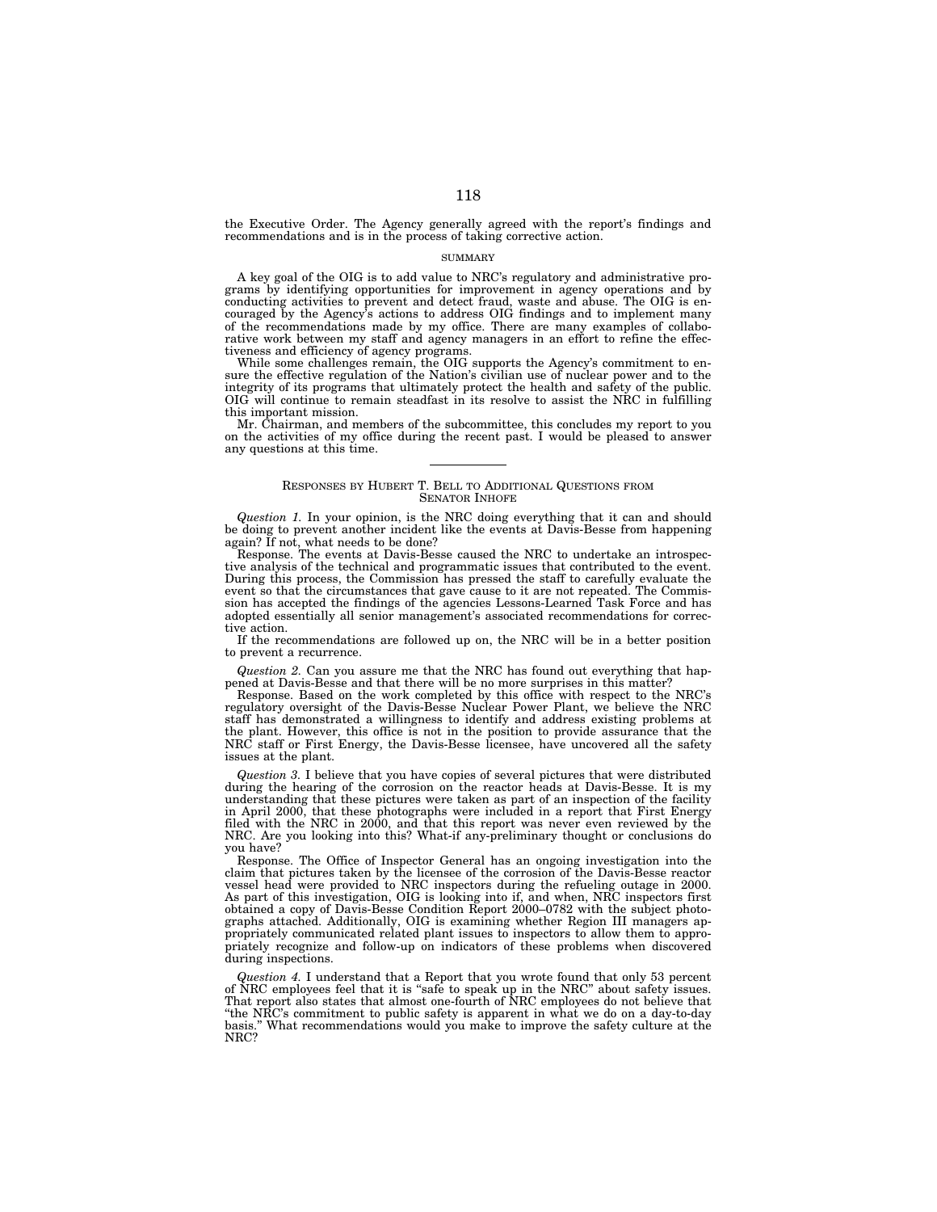the Executive Order. The Agency generally agreed with the report's findings and recommendations and is in the process of taking corrective action.

## SUMMARY

A key goal of the OIG is to add value to NRC's regulatory and administrative programs by identifying opportunities for improvement in agency operations and by conducting activities to prevent and detect fraud, waste and abuse. The OIG is encouraged by the Agency's actions to address OIG findings and to implement many of the recommendations made by my office. There are many examples of collaborative work between my staff and agency managers in an effort to refine the effectiveness and efficiency of agency programs.

While some challenges remain, the OIG supports the Agency's commitment to ensure the effective regulation of the Nation's civilian use of nuclear power and to the integrity of its programs that ultimately protect the health and safety of the public. OIG will continue to remain steadfast in its resolve to assist the NRC in fulfilling this important mission.

Mr. Chairman, and members of the subcommittee, this concludes my report to you on the activities of my office during the recent past. I would be pleased to answer any questions at this time.

---

## RESPONSES BY HUBERT T. BELL TO ADDITIONAL QUESTIONS FROM SENATOR INHOFE

*Question 1.* In your opinion, is the NRC doing everything that it can and should be doing to prevent another incident like the events at Davis-Besse from happening again? If not, what needs to be done?

Response. The events at Davis-Besse caused the NRC to undertake an introspective analysis of the technical and programmatic issues that contributed to the event. During this process, the Commission has pressed the staff to carefully evaluate the event so that the circumstances that gave cause to it are not repeated. The Commission has accepted the findings of the agencies Lessons-Learned Task Force and has adopted essentially all senior management's associated recommendations for corrective action.

If the recommendations are followed up on, the NRC will be in a better position to prevent a recurrence.

*Question 2.* Can you assure me that the NRC has found out everything that happened at Davis-Besse and that there will be no more surprises in this matter?

Response. Based on the work completed by this office with respect to the NRC's regulatory oversight of the Davis-Besse Nuclear Power Plant, we believe the NRC staff has demonstrated a willingness to identify and address existing problems at the plant. However, this office is not in the position to provide assurance that the NRC staff or First Energy, the Davis-Besse licensee, have uncovered all the safety issues at the plant.

*Question 3.* I believe that you have copies of several pictures that were distributed during the hearing of the corrosion on the reactor heads at Davis-Besse. It is my understanding that these pictures were taken as part of an inspection of the facility in April 2000, that these photographs were included in a report that First Energy filed with the NRC in 2000, and that this report was never even reviewed by the NRC. Are you looking into this? What-if any-preliminary thought or conclusions do you have?

Response. The Office of Inspector General has an ongoing investigation into the claim that pictures taken by the licensee of the corrosion of the Davis-Besse reactor vessel head were provided to NRC inspectors during the refueling outage in 2000. As part of this investigation, OIG is looking into if, and when, NRC inspectors first obtained a copy of Davis-Besse Condition Report 2000–0782 with the subject photographs attached. Additionally, OIG is examining whether Region III managers appropriately communicated related plant issues to inspectors to allow them to appropriately recognize and follow-up on indicators of these problems when discovered during inspections.

*Question 4.* I understand that a Report that you wrote found that only 53 percent of NRC employees feel that it is "safe to speak up in the NRC" about safety issues. That report also states that almost one-fourth of NRC employees do not believe that "the NRC's commitment to public safety is apparent in what we do on a day-to-day basis." What recommendations would you make to improve the safety culture at the NRC?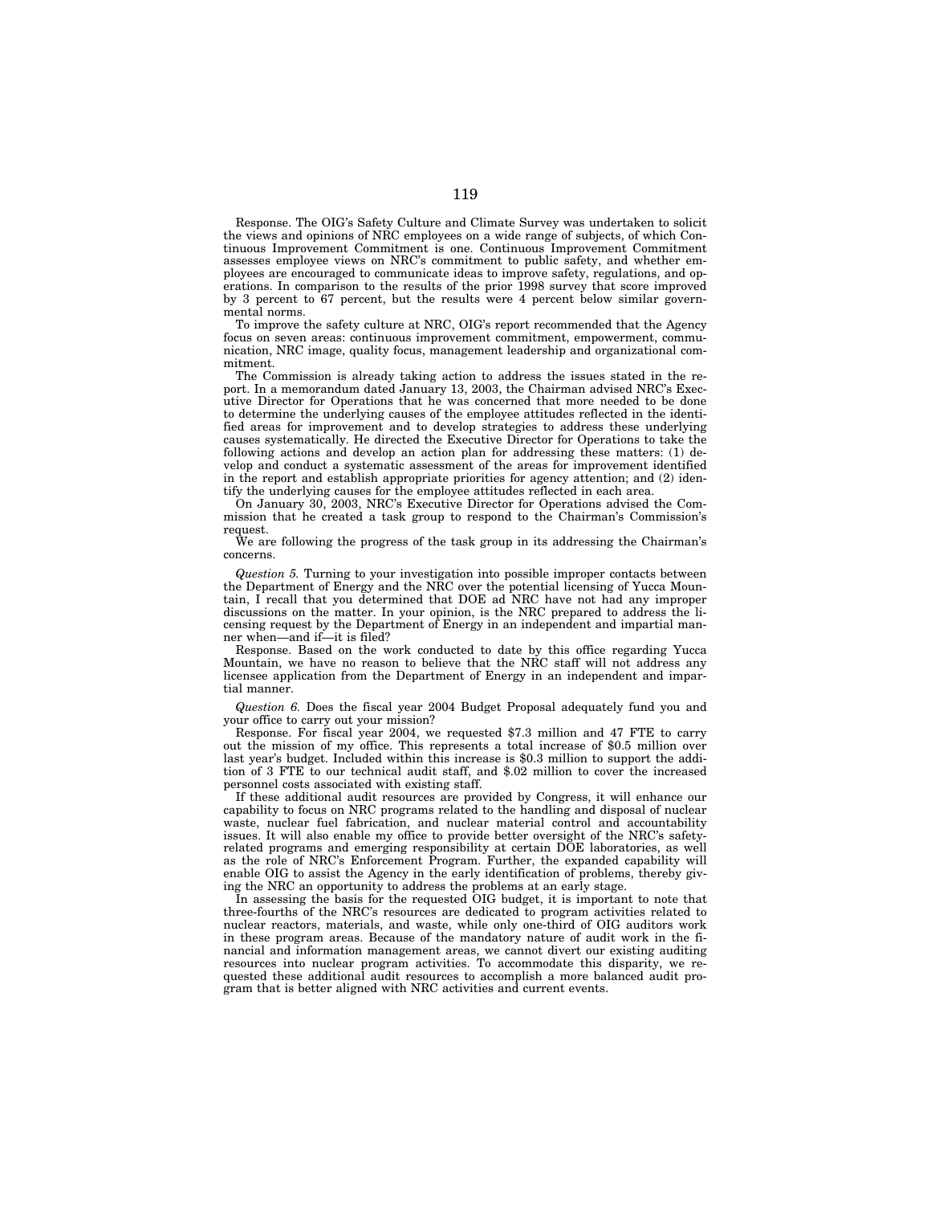Response. The OIG's Safety Culture and Climate Survey was undertaken to solicit the views and opinions of NRC employees on a wide range of subjects, of which Continuous Improvement Commitment is one. Continuous Improvement Commitment assesses employee views on NRC's commitment to public safety, and whether employees are encouraged to communicate ideas to improve safety, regulations, and operations. In comparison to the results of the prior 1998 survey that score improved by 3 percent to 67 percent, but the results were 4 percent below similar governmental norms.

To improve the safety culture at NRC, OIG's report recommended that the Agency focus on seven areas: continuous improvement commitment, empowerment, communication, NRC image, quality focus, management leadership and organizational commitment.

The Commission is already taking action to address the issues stated in the report. In a memorandum dated January 13, 2003, the Chairman advised NRC's Executive Director for Operations that he was concerned that more needed to be done to determine the underlying causes of the employee attitudes reflected in the identified areas for improvement and to develop strategies to address these underlying causes systematically. He directed the Executive Director for Operations to take the following actions and develop an action plan for addressing these matters: (1) develop and conduct a systematic assessment of the areas for improvement identified in the report and establish appropriate priorities for agency attention; and (2) identify the underlying causes for the employee attitudes reflected in each area.

On January 30, 2003, NRC's Executive Director for Operations advised the Commission that he created a task group to respond to the Chairman's Commission's request.

We are following the progress of the task group in its addressing the Chairman's concerns.

*Question 5.* Turning to your investigation into possible improper contacts between the Department of Energy and the NRC over the potential licensing of Yucca Mountain, I recall that you determined that DOE ad NRC have not had any improper discussions on the matter. In your opinion, is the NRC prepared to address the licensing request by the Department of Energy in an independent and impartial manner when—and if—it is filed?

Response. Based on the work conducted to date by this office regarding Yucca Mountain, we have no reason to believe that the NRC staff will not address any licensee application from the Department of Energy in an independent and impartial manner.

*Question 6.* Does the fiscal year 2004 Budget Proposal adequately fund you and your office to carry out your mission?

Response. For fiscal year 2004, we requested $7.3 million and 47 FTE to carry out the mission of my office. This represents a total increase of $0.5 million over last year's budget. Included within this increase is $0.3 million to support the addition of 3 FTE to our technical audit staff, and $.02 million to cover the increased personnel costs associated with existing staff.

If these additional audit resources are provided by Congress, it will enhance our capability to focus on NRC programs related to the handling and disposal of nuclear waste, nuclear fuel fabrication, and nuclear material control and accountability issues. It will also enable my office to provide better oversight of the NRC's safety-related programs and emerging responsibility at certain DOE laboratories, as well as the role of NRC's Enforcement Program. Further, the expanded capability will enable OIG to assist the Agency in the early identification of problems, thereby giving the NRC an opportunity to address the problems at an early stage.

In assessing the basis for the requested OIG budget, it is important to note that three-fourths of the NRC's resources are dedicated to program activities related to nuclear reactors, materials, and waste, while only one-third of OIG auditors work in these program areas. Because of the mandatory nature of audit work in the financial and information management areas, we cannot divert our existing auditing resources into nuclear program activities. To accommodate this disparity, we requested these additional audit resources to accomplish a more balanced audit program that is better aligned with NRC activities and current events.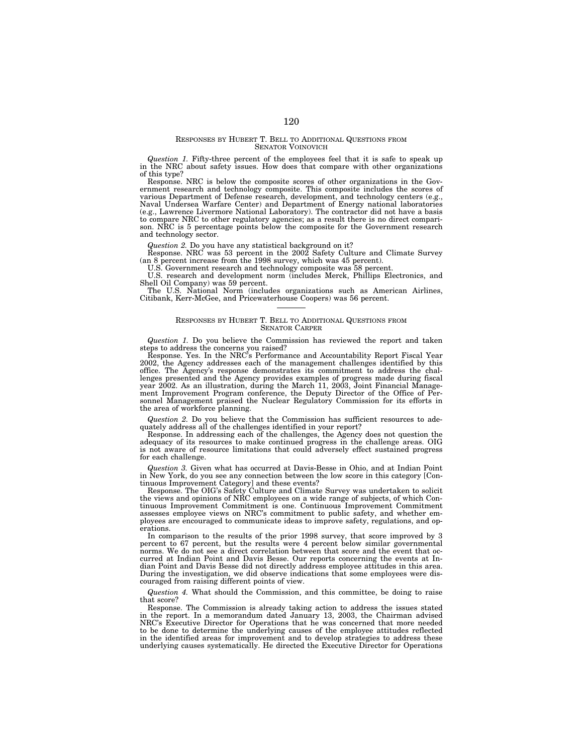## RESPONSES BY HUBERT T. BELL TO ADDITIONAL QUESTIONS FROM SENATOR VOINOVICH

*Question 1.* Fifty-three percent of the employees feel that it is safe to speak up in the NRC about safety issues. How does that compare with other organizations of this type?

Response. NRC is below the composite scores of other organizations in the Government research and technology composite. This composite includes the scores of various Department of Defense research, development, and technology centers (e.g., Naval Undersea Warfare Center) and Department of Energy national laboratories (e.g., Lawrence Livermore National Laboratory). The contractor did not have a basis to compare NRC to other regulatory agencies; as a result there is no direct comparison. NRC is 5 percentage points below the composite for the Government research and technology sector.

*Question 2.* Do you have any statistical background on it?

Response. NRC was 53 percent in the 2002 Safety Culture and Climate Survey (an 8 percent increase from the 1998 survey, which was 45 percent).

U.S. Government research and technology composite was 58 percent.

U.S. research and development norm (includes Merck, Phillips Electronics, and Shell Oil Company) was 59 percent.

The U.S. National Norm (includes organizations such as American Airlines, Citibank, Kerr-McGee, and Pricewaterhouse Coopers) was 56 percent.

---

## RESPONSES BY HUBERT T. BELL TO ADDITIONAL QUESTIONS FROM SENATOR CARPER

*Question 1.* Do you believe the Commission has reviewed the report and taken steps to address the concerns you raised?

Response. Yes. In the NRC's Performance and Accountability Report Fiscal Year 2002, the Agency addresses each of the management challenges identified by this office. The Agency's response demonstrates its commitment to address the challenges presented and the Agency provides examples of progress made during fiscal year 2002. As an illustration, during the March 11, 2003, Joint Financial Management Improvement Program conference, the Deputy Director of the Office of Personnel Management praised the Nuclear Regulatory Commission for its efforts in the area of workforce planning.

*Question 2.* Do you believe that the Commission has sufficient resources to adequately address all of the challenges identified in your report?

Response. In addressing each of the challenges, the Agency does not question the adequacy of its resources to make continued progress in the challenge areas. OIG is not aware of resource limitations that could adversely effect sustained progress for each challenge.

*Question 3.* Given what has occurred at Davis-Besse in Ohio, and at Indian Point in New York, do you see any connection between the low score in this category [Continuous Improvement Category] and these events?

Response. The OIG's Safety Culture and Climate Survey was undertaken to solicit the views and opinions of NRC employees on a wide range of subjects, of which Continuous Improvement Commitment is one. Continuous Improvement Commitment assesses employee views on NRC's commitment to public safety, and whether employees are encouraged to communicate ideas to improve safety, regulations, and operations.

In comparison to the results of the prior 1998 survey, that score improved by 3 percent to 67 percent, but the results were 4 percent below similar governmental norms. We do not see a direct correlation between that score and the event that occurred at Indian Point and Davis Besse. Our reports concerning the events at Indian Point and Davis Besse did not directly address employee attitudes in this area. During the investigation, we did observe indications that some employees were discouraged from raising different points of view.

*Question 4.* What should the Commission, and this committee, be doing to raise that score?

Response. The Commission is already taking action to address the issues stated in the report. In a memorandum dated January 13, 2003, the Chairman advised NRC's Executive Director for Operations that he was concerned that more needed to be done to determine the underlying causes of the employee attitudes reflected in the identified areas for improvement and to develop strategies to address these underlying causes systematically. He directed the Executive Director for Operations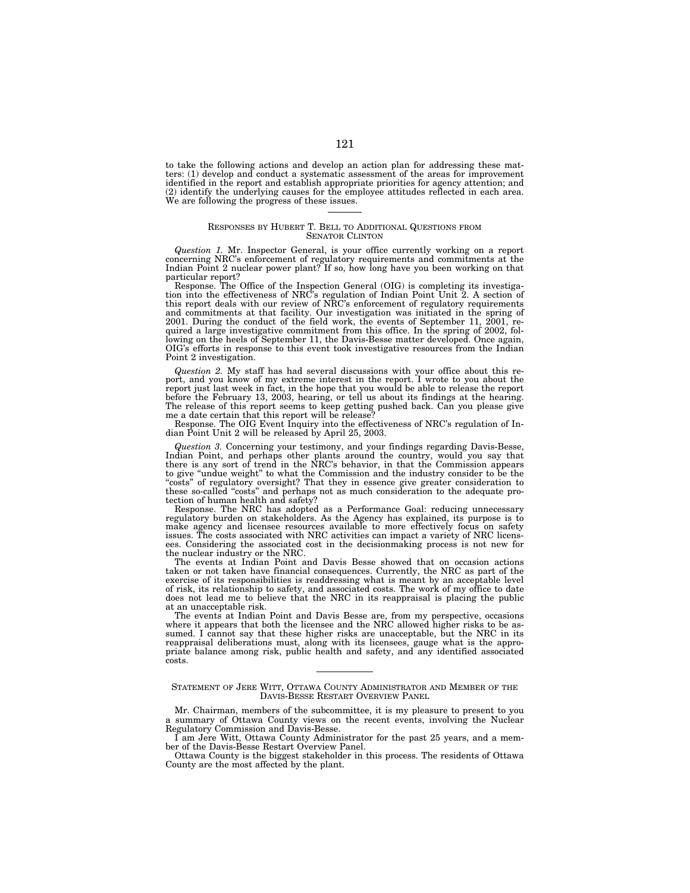to take the following actions and develop an action plan for addressing these matters: (1) develop and conduct a systematic assessment of the areas for improvement identified in the report and establish appropriate priorities for agency attention; and (2) identify the underlying causes for the employee attitudes reflected in each area. We are following the progress of these issues.

---

## RESPONSES BY HUBERT T. BELL TO ADDITIONAL QUESTIONS FROM SENATOR CLINTON

*Question 1.* Mr. Inspector General, is your office currently working on a report concerning NRC's enforcement of regulatory requirements and commitments at the Indian Point 2 nuclear power plant? If so, how long have you been working on that particular report?

Response. The Office of the Inspection General (OIG) is completing its investigation into the effectiveness of NRC's regulation of Indian Point Unit 2. A section of this report deals with our review of NRC's enforcement of regulatory requirements and commitments at that facility. Our investigation was initiated in the spring of 2001. During the conduct of the field work, the events of September 11, 2001, required a large investigative commitment from this office. In the spring of 2002, following on the heels of September 11, the Davis-Besse matter developed. Once again, OIG's efforts in response to this event took investigative resources from the Indian Point 2 investigation.

*Question 2.* My staff has had several discussions with your office about this report, and you know of my extreme interest in the report. I wrote to you about the report just last week in fact, in the hope that you would be able to release the report before the February 13, 2003, hearing, or tell us about its findings at the hearing. The release of this report seems to keep getting pushed back. Can you please give me a date certain that this report will be release?

Response. The OIG Event Inquiry into the effectiveness of NRC's regulation of Indian Point Unit 2 will be released by April 25, 2003.

*Question 3.* Concerning your testimony, and your findings regarding Davis-Besse, Indian Point, and perhaps other plants around the country, would you say that there is any sort of trend in the NRC's behavior, in that the Commission appears to give "undue weight" to what the Commission and the industry consider to be the "costs" of regulatory oversight? That they in essence give greater consideration to these so-called "costs" and perhaps not as much consideration to the adequate protection of human health and safety?

Response. The NRC has adopted as a Performance Goal: reducing unnecessary regulatory burden on stakeholders. As the Agency has explained, its purpose is to make agency and licensee resources available to more effectively focus on safety issues. The costs associated with NRC activities can impact a variety of NRC licensees. Considering the associated cost in the decisionmaking process is not new for the nuclear industry or the NRC.

The events at Indian Point and Davis Besse showed that on occasion actions taken or not taken have financial consequences. Currently, the NRC as part of the exercise of its responsibilities is readdressing what is meant by an acceptable level of risk, its relationship to safety, and associated costs. The work of my office to date does not lead me to believe that the NRC in its reappraisal is placing the public at an unacceptable risk.

The events at Indian Point and Davis Besse are, from my perspective, occasions where it appears that both the licensee and the NRC allowed higher risks to be assumed. I cannot say that these higher risks are unacceptable, but the NRC in its reappraisal deliberations must, along with its licensees, gauge what is the appropriate balance among risk, public health and safety, and any identified associated costs.

---

## STATEMENT OF JERE WITT, OTTAWA COUNTY ADMINISTRATOR AND MEMBER OF THE DAVIS-BESSE RESTART OVERVIEW PANEL

Mr. Chairman, members of the subcommittee, it is my pleasure to present to you a summary of Ottawa County views on the recent events, involving the Nuclear Regulatory Commission and Davis-Besse.

I am Jere Witt, Ottawa County Administrator for the past 25 years, and a member of the Davis-Besse Restart Overview Panel.

Ottawa County is the biggest stakeholder in this process. The residents of Ottawa County are the most affected by the plant.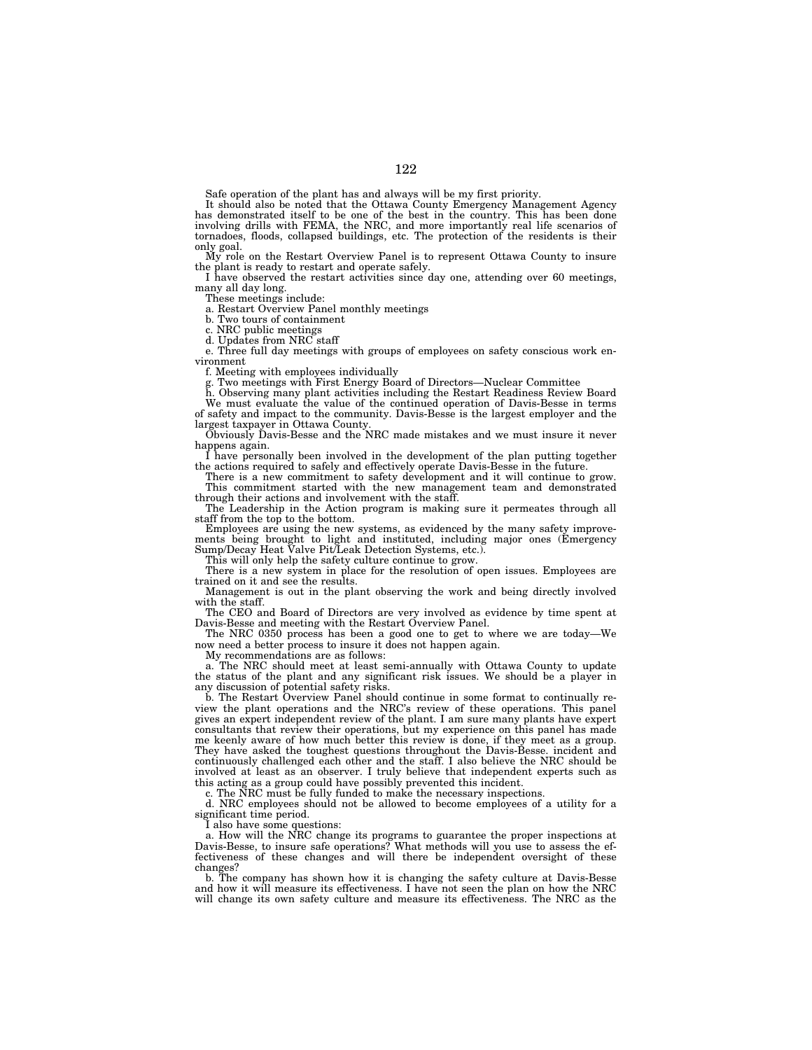Safe operation of the plant has and always will be my first priority.

It should also be noted that the Ottawa County Emergency Management Agency has demonstrated itself to be one of the best in the country. This has been done involving drills with FEMA, the NRC, and more importantly real life scenarios of tornadoes, floods, collapsed buildings, etc. The protection of the residents is their only goal.

My role on the Restart Overview Panel is to represent Ottawa County to insure the plant is ready to restart and operate safely.

I have observed the restart activities since day one, attending over 60 meetings, many all day long.

These meetings include:

a. Restart Overview Panel monthly meetings

b. Two tours of containment

c. NRC public meetings

d. Updates from NRC staff

e. Three full day meetings with groups of employees on safety conscious work environment

f. Meeting with employees individually

g. Two meetings with First Energy Board of Directors—Nuclear Committee

h. Observing many plant activities including the Restart Readiness Review Board

We must evaluate the value of the continued operation of Davis-Besse in terms of safety and impact to the community. Davis-Besse is the largest employer and the largest taxpayer in Ottawa County.

Obviously Davis-Besse and the NRC made mistakes and we must insure it never happens again.

I have personally been involved in the development of the plan putting together the actions required to safely and effectively operate Davis-Besse in the future.

There is a new commitment to safety development and it will continue to grow.

This commitment started with the new management team and demonstrated through their actions and involvement with the staff.

The Leadership in the Action program is making sure it permeates through all staff from the top to the bottom.

Employees are using the new systems, as evidenced by the many safety improvements being brought to light and instituted, including major ones (Emergency Sump/Decay Heat Valve Pit/Leak Detection Systems, etc.).

This will only help the safety culture continue to grow.

There is a new system in place for the resolution of open issues. Employees are trained on it and see the results.

Management is out in the plant observing the work and being directly involved with the staff.

The CEO and Board of Directors are very involved as evidence by time spent at Davis-Besse and meeting with the Restart Overview Panel.

The NRC 0350 process has been a good one to get to where we are today—We now need a better process to insure it does not happen again.

My recommendations are as follows:

a. The NRC should meet at least semi-annually with Ottawa County to update the status of the plant and any significant risk issues. We should be a player in any discussion of potential safety risks.

b. The Restart Overview Panel should continue in some format to continually review the plant operations and the NRC's review of these operations. This panel gives an expert independent review of the plant. I am sure many plants have expert consultants that review their operations, but my experience on this panel has made me keenly aware of how much better this review is done, if they meet as a group. They have asked the toughest questions throughout the Davis-Besse. incident and continuously challenged each other and the staff. I also believe the NRC should be involved at least as an observer. I truly believe that independent experts such as this acting as a group could have possibly prevented this incident.

c. The NRC must be fully funded to make the necessary inspections.

d. NRC employees should not be allowed to become employees of a utility for a significant time period.

I also have some questions:

a. How will the NRC change its programs to guarantee the proper inspections at Davis-Besse, to insure safe operations? What methods will you use to assess the effectiveness of these changes and will there be independent oversight of these changes?

b. The company has shown how it is changing the safety culture at Davis-Besse and how it will measure its effectiveness. I have not seen the plan on how the NRC will change its own safety culture and measure its effectiveness. The NRC as the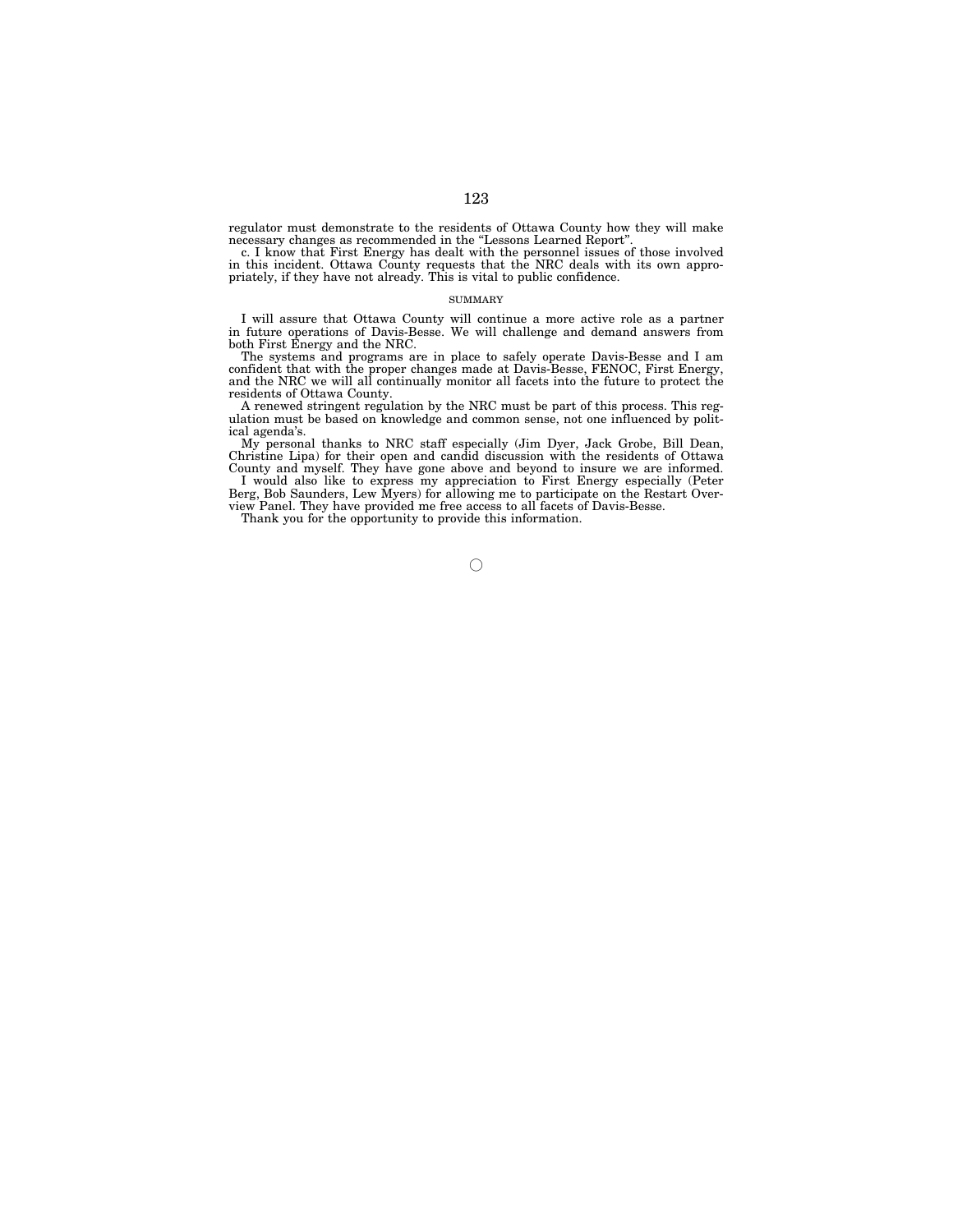regulator must demonstrate to the residents of Ottawa County how they will make necessary changes as recommended in the "Lessons Learned Report".

c. I know that First Energy has dealt with the personnel issues of those involved in this incident. Ottawa County requests that the NRC deals with its own appropriately, if they have not already. This is vital to public confidence.

SUMMARY

I will assure that Ottawa County will continue a more active role as a partner in future operations of Davis-Besse. We will challenge and demand answers from both First Energy and the NRC.

The systems and programs are in place to safely operate Davis-Besse and I am confident that with the proper changes made at Davis-Besse, FENOC, First Energy, and the NRC we will all continually monitor all facets into the future to protect the residents of Ottawa County.

A renewed stringent regulation by the NRC must be part of this process. This regulation must be based on knowledge and common sense, not one influenced by political agenda's.

My personal thanks to NRC staff especially (Jim Dyer, Jack Grobe, Bill Dean, Christine Lipa) for their open and candid discussion with the residents of Ottawa County and myself. They have gone above and beyond to insure we are informed.

I would also like to express my appreciation to First Energy especially (Peter Berg, Bob Saunders, Lew Myers) for allowing me to participate on the Restart Overview Panel. They have provided me free access to all facets of Davis-Besse.

Thank you for the opportunity to provide this information.